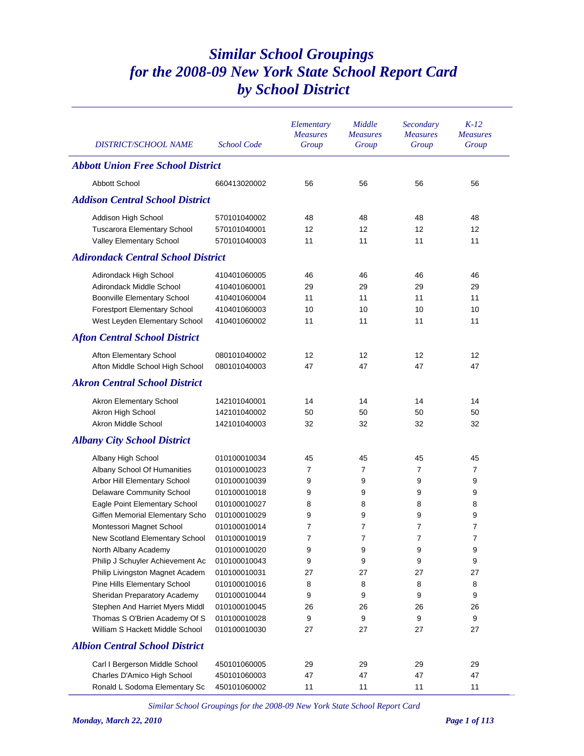# Similar School Groupings for the 2008-09 New York State School Report Card by School District

| DISTRICT/SCHOOL NAME | School Code | Elementary Measures Group | Middle Measures Group | Secondary Measures Group | K-12 Measures Group |
|---|---|---|---|---|---|
| ***Abbott Union Free School District*** | | | | | |
| Abbott School | 660413020002 | 56 | 56 | 56 | 56 |
| ***Addison Central School District*** | | | | | |
| Addison High School | 570101040002 | 48 | 48 | 48 | 48 |
| Tuscarora Elementary School | 570101040001 | 12 | 12 | 12 | 12 |
| Valley Elementary School | 570101040003 | 11 | 11 | 11 | 11 |
| ***Adirondack Central School District*** | | | | | |
| Adirondack High School | 410401060005 | 46 | 46 | 46 | 46 |
| Adirondack Middle School | 410401060001 | 29 | 29 | 29 | 29 |
| Boonville Elementary School | 410401060004 | 11 | 11 | 11 | 11 |
| Forestport Elementary School | 410401060003 | 10 | 10 | 10 | 10 |
| West Leyden Elementary School | 410401060002 | 11 | 11 | 11 | 11 |
| ***Afton Central School District*** | | | | | |
| Afton Elementary School | 080101040002 | 12 | 12 | 12 | 12 |
| Afton Middle School High School | 080101040003 | 47 | 47 | 47 | 47 |
| ***Akron Central School District*** | | | | | |
| Akron Elementary School | 142101040001 | 14 | 14 | 14 | 14 |
| Akron High School | 142101040002 | 50 | 50 | 50 | 50 |
| Akron Middle School | 142101040003 | 32 | 32 | 32 | 32 |
| ***Albany City School District*** | | | | | |
| Albany High School | 010100010034 | 45 | 45 | 45 | 45 |
| Albany School Of Humanities | 010100010023 | 7 | 7 | 7 | 7 |
| Arbor Hill Elementary School | 010100010039 | 9 | 9 | 9 | 9 |
| Delaware Community School | 010100010018 | 9 | 9 | 9 | 9 |
| Eagle Point Elementary School | 010100010027 | 8 | 8 | 8 | 8 |
| Giffen Memorial Elementary Scho | 010100010029 | 9 | 9 | 9 | 9 |
| Montessori Magnet School | 010100010014 | 7 | 7 | 7 | 7 |
| New Scotland Elementary School | 010100010019 | 7 | 7 | 7 | 7 |
| North Albany Academy | 010100010020 | 9 | 9 | 9 | 9 |
| Philip J Schuyler Achievement Ac | 010100010043 | 9 | 9 | 9 | 9 |
| Philip Livingston Magnet Academ | 010100010031 | 27 | 27 | 27 | 27 |
| Pine Hills Elementary School | 010100010016 | 8 | 8 | 8 | 8 |
| Sheridan Preparatory Academy | 010100010044 | 9 | 9 | 9 | 9 |
| Stephen And Harriet Myers Middl | 010100010045 | 26 | 26 | 26 | 26 |
| Thomas S O'Brien Academy Of S | 010100010028 | 9 | 9 | 9 | 9 |
| William S Hackett Middle School | 010100010030 | 27 | 27 | 27 | 27 |
| ***Albion Central School District*** | | | | | |
| Carl I Bergerson Middle School | 450101060005 | 29 | 29 | 29 | 29 |
| Charles D'Amico High School | 450101060003 | 47 | 47 | 47 | 47 |
| Ronald L Sodoma Elementary Sc | 450101060002 | 11 | 11 | 11 | 11 |

*Similar School Groupings for the 2008-09 New York State School Report Card*

***Monday, March 22, 2010***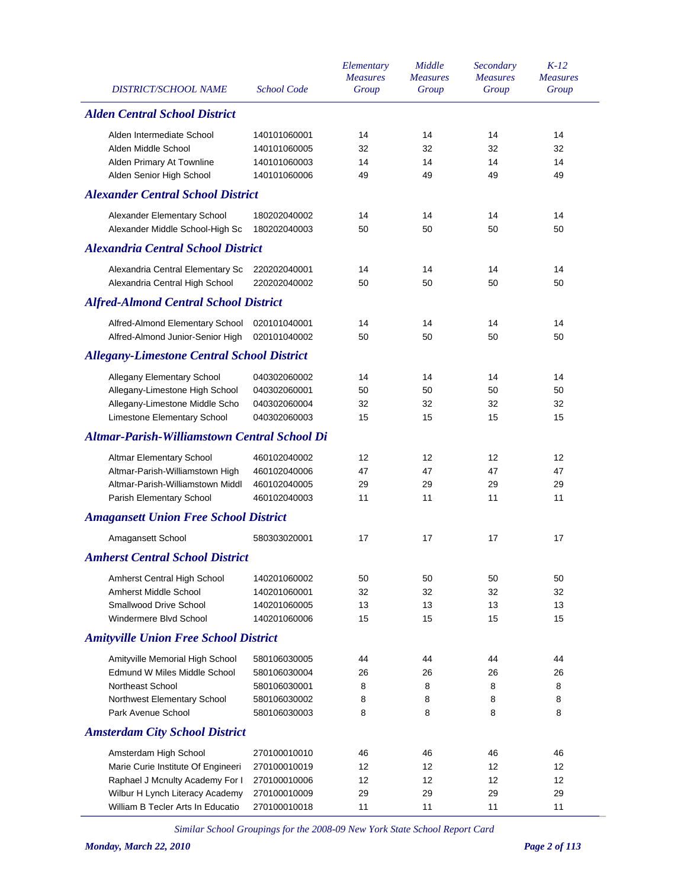| DISTRICT/SCHOOL NAME | School Code | Elementary Measures Group | Middle Measures Group | Secondary Measures Group | K-12 Measures Group |
|---|---|---|---|---|---|
| ***Alden Central School District*** | | | | | |
| Alden Intermediate School | 140101060001 | 14 | 14 | 14 | 14 |
| Alden Middle School | 140101060005 | 32 | 32 | 32 | 32 |
| Alden Primary At Townline | 140101060003 | 14 | 14 | 14 | 14 |
| Alden Senior High School | 140101060006 | 49 | 49 | 49 | 49 |
| ***Alexander Central School District*** | | | | | |
| Alexander Elementary School | 180202040002 | 14 | 14 | 14 | 14 |
| Alexander Middle School-High Sc | 180202040003 | 50 | 50 | 50 | 50 |
| ***Alexandria Central School District*** | | | | | |
| Alexandria Central Elementary Sc | 220202040001 | 14 | 14 | 14 | 14 |
| Alexandria Central High School | 220202040002 | 50 | 50 | 50 | 50 |
| ***Alfred-Almond Central School District*** | | | | | |
| Alfred-Almond Elementary School | 020101040001 | 14 | 14 | 14 | 14 |
| Alfred-Almond Junior-Senior High | 020101040002 | 50 | 50 | 50 | 50 |
| ***Allegany-Limestone Central School District*** | | | | | |
| Allegany Elementary School | 040302060002 | 14 | 14 | 14 | 14 |
| Allegany-Limestone High School | 040302060001 | 50 | 50 | 50 | 50 |
| Allegany-Limestone Middle Scho | 040302060004 | 32 | 32 | 32 | 32 |
| Limestone Elementary School | 040302060003 | 15 | 15 | 15 | 15 |
| ***Altmar-Parish-Williamstown Central School Di*** | | | | | |
| Altmar Elementary School | 460102040002 | 12 | 12 | 12 | 12 |
| Altmar-Parish-Williamstown High | 460102040006 | 47 | 47 | 47 | 47 |
| Altmar-Parish-Williamstown Middl | 460102040005 | 29 | 29 | 29 | 29 |
| Parish Elementary School | 460102040003 | 11 | 11 | 11 | 11 |
| ***Amagansett Union Free School District*** | | | | | |
| Amagansett School | 580303020001 | 17 | 17 | 17 | 17 |
| ***Amherst Central School District*** | | | | | |
| Amherst Central High School | 140201060002 | 50 | 50 | 50 | 50 |
| Amherst Middle School | 140201060001 | 32 | 32 | 32 | 32 |
| Smallwood Drive School | 140201060005 | 13 | 13 | 13 | 13 |
| Windermere Blvd School | 140201060006 | 15 | 15 | 15 | 15 |
| ***Amityville Union Free School District*** | | | | | |
| Amityville Memorial High School | 580106030005 | 44 | 44 | 44 | 44 |
| Edmund W Miles Middle School | 580106030004 | 26 | 26 | 26 | 26 |
| Northeast School | 580106030001 | 8 | 8 | 8 | 8 |
| Northwest Elementary School | 580106030002 | 8 | 8 | 8 | 8 |
| Park Avenue School | 580106030003 | 8 | 8 | 8 | 8 |
| ***Amsterdam City School District*** | | | | | |
| Amsterdam High School | 270100010010 | 46 | 46 | 46 | 46 |
| Marie Curie Institute Of Engineeri | 270100010019 | 12 | 12 | 12 | 12 |
| Raphael J Mcnulty Academy For I | 270100010006 | 12 | 12 | 12 | 12 |
| Wilbur H Lynch Literacy Academy | 270100010009 | 29 | 29 | 29 | 29 |
| William B Tecler Arts In Educatio | 270100010018 | 11 | 11 | 11 | 11 |

*Similar School Groupings for the 2008-09 New York State School Report Card*

*Monday, March 22, 2010*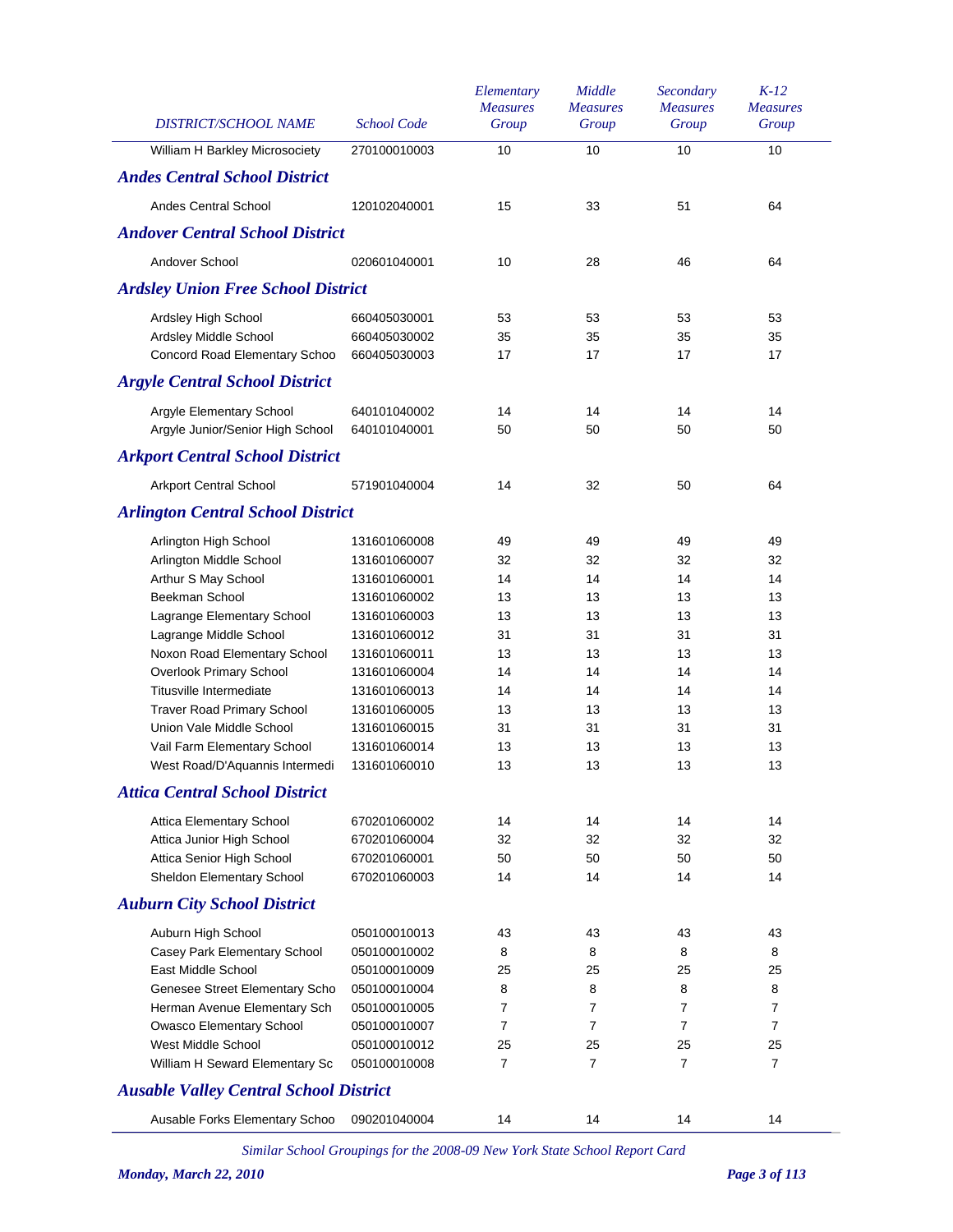| DISTRICT/SCHOOL NAME | School Code | Elementary Measures Group | Middle Measures Group | Secondary Measures Group | K-12 Measures Group |
|---|---|---|---|---|---|
| William H Barkley Microsociety | 270100010003 | 10 | 10 | 10 | 10 |
| ***Andes Central School District*** | | | | | |
| Andes Central School | 120102040001 | 15 | 33 | 51 | 64 |
| ***Andover Central School District*** | | | | | |
| Andover School | 020601040001 | 10 | 28 | 46 | 64 |
| ***Ardsley Union Free School District*** | | | | | |
| Ardsley High School | 660405030001 | 53 | 53 | 53 | 53 |
| Ardsley Middle School | 660405030002 | 35 | 35 | 35 | 35 |
| Concord Road Elementary Schoo | 660405030003 | 17 | 17 | 17 | 17 |
| ***Argyle Central School District*** | | | | | |
| Argyle Elementary School | 640101040002 | 14 | 14 | 14 | 14 |
| Argyle Junior/Senior High School | 640101040001 | 50 | 50 | 50 | 50 |
| ***Arkport Central School District*** | | | | | |
| Arkport Central School | 571901040004 | 14 | 32 | 50 | 64 |
| ***Arlington Central School District*** | | | | | |
| Arlington High School | 131601060008 | 49 | 49 | 49 | 49 |
| Arlington Middle School | 131601060007 | 32 | 32 | 32 | 32 |
| Arthur S May School | 131601060001 | 14 | 14 | 14 | 14 |
| Beekman School | 131601060002 | 13 | 13 | 13 | 13 |
| Lagrange Elementary School | 131601060003 | 13 | 13 | 13 | 13 |
| Lagrange Middle School | 131601060012 | 31 | 31 | 31 | 31 |
| Noxon Road Elementary School | 131601060011 | 13 | 13 | 13 | 13 |
| Overlook Primary School | 131601060004 | 14 | 14 | 14 | 14 |
| Titusville Intermediate | 131601060013 | 14 | 14 | 14 | 14 |
| Traver Road Primary School | 131601060005 | 13 | 13 | 13 | 13 |
| Union Vale Middle School | 131601060015 | 31 | 31 | 31 | 31 |
| Vail Farm Elementary School | 131601060014 | 13 | 13 | 13 | 13 |
| West Road/D'Aquannis Intermedi | 131601060010 | 13 | 13 | 13 | 13 |
| ***Attica Central School District*** | | | | | |
| Attica Elementary School | 670201060002 | 14 | 14 | 14 | 14 |
| Attica Junior High School | 670201060004 | 32 | 32 | 32 | 32 |
| Attica Senior High School | 670201060001 | 50 | 50 | 50 | 50 |
| Sheldon Elementary School | 670201060003 | 14 | 14 | 14 | 14 |
| ***Auburn City School District*** | | | | | |
| Auburn High School | 050100010013 | 43 | 43 | 43 | 43 |
| Casey Park Elementary School | 050100010002 | 8 | 8 | 8 | 8 |
| East Middle School | 050100010009 | 25 | 25 | 25 | 25 |
| Genesee Street Elementary Scho | 050100010004 | 8 | 8 | 8 | 8 |
| Herman Avenue Elementary Sch | 050100010005 | 7 | 7 | 7 | 7 |
| Owasco Elementary School | 050100010007 | 7 | 7 | 7 | 7 |
| West Middle School | 050100010012 | 25 | 25 | 25 | 25 |
| William H Seward Elementary Sc | 050100010008 | 7 | 7 | 7 | 7 |
| ***Ausable Valley Central School District*** | | | | | |
| Ausable Forks Elementary Schoo | 090201040004 | 14 | 14 | 14 | 14 |

*Similar School Groupings for the 2008-09 New York State School Report Card*

***Monday, March 22, 2010***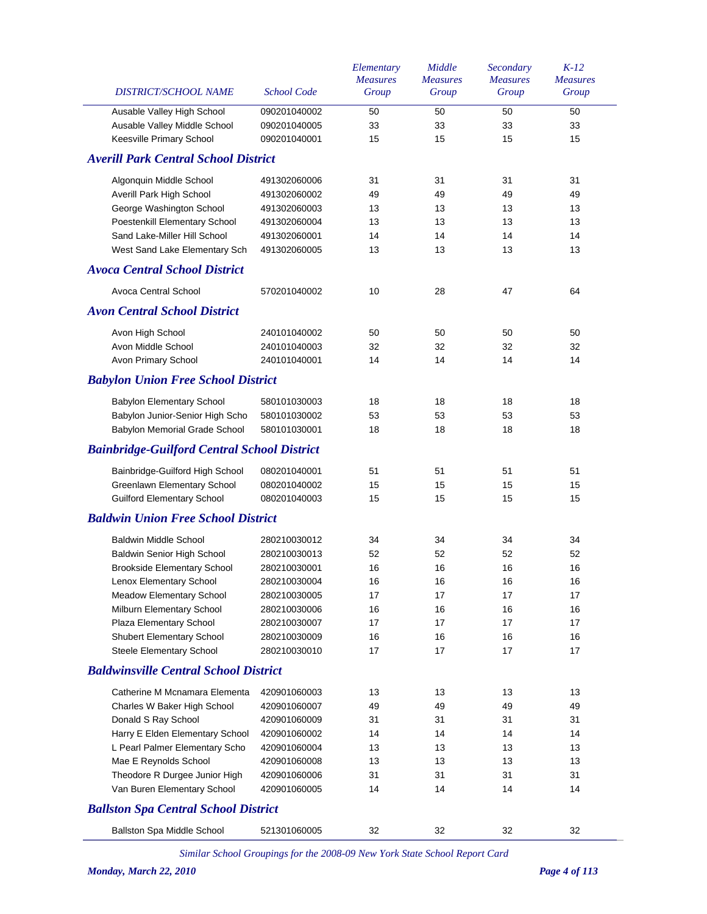| DISTRICT/SCHOOL NAME | School Code | Elementary Measures Group | Middle Measures Group | Secondary Measures Group | K-12 Measures Group |
|---|---|---|---|---|---|
| Ausable Valley High School | 090201040002 | 50 | 50 | 50 | 50 |
| Ausable Valley Middle School | 090201040005 | 33 | 33 | 33 | 33 |
| Keesville Primary School | 090201040001 | 15 | 15 | 15 | 15 |
| ***Averill Park Central School District*** | | | | | |
| Algonquin Middle School | 491302060006 | 31 | 31 | 31 | 31 |
| Averill Park High School | 491302060002 | 49 | 49 | 49 | 49 |
| George Washington School | 491302060003 | 13 | 13 | 13 | 13 |
| Poestenkill Elementary School | 491302060004 | 13 | 13 | 13 | 13 |
| Sand Lake-Miller Hill School | 491302060001 | 14 | 14 | 14 | 14 |
| West Sand Lake Elementary Sch | 491302060005 | 13 | 13 | 13 | 13 |
| ***Avoca Central School District*** | | | | | |
| Avoca Central School | 570201040002 | 10 | 28 | 47 | 64 |
| ***Avon Central School District*** | | | | | |
| Avon High School | 240101040002 | 50 | 50 | 50 | 50 |
| Avon Middle School | 240101040003 | 32 | 32 | 32 | 32 |
| Avon Primary School | 240101040001 | 14 | 14 | 14 | 14 |
| ***Babylon Union Free School District*** | | | | | |
| Babylon Elementary School | 580101030003 | 18 | 18 | 18 | 18 |
| Babylon Junior-Senior High Scho | 580101030002 | 53 | 53 | 53 | 53 |
| Babylon Memorial Grade School | 580101030001 | 18 | 18 | 18 | 18 |
| ***Bainbridge-Guilford Central School District*** | | | | | |
| Bainbridge-Guilford High School | 080201040001 | 51 | 51 | 51 | 51 |
| Greenlawn Elementary School | 080201040002 | 15 | 15 | 15 | 15 |
| Guilford Elementary School | 080201040003 | 15 | 15 | 15 | 15 |
| ***Baldwin Union Free School District*** | | | | | |
| Baldwin Middle School | 280210030012 | 34 | 34 | 34 | 34 |
| Baldwin Senior High School | 280210030013 | 52 | 52 | 52 | 52 |
| Brookside Elementary School | 280210030001 | 16 | 16 | 16 | 16 |
| Lenox Elementary School | 280210030004 | 16 | 16 | 16 | 16 |
| Meadow Elementary School | 280210030005 | 17 | 17 | 17 | 17 |
| Milburn Elementary School | 280210030006 | 16 | 16 | 16 | 16 |
| Plaza Elementary School | 280210030007 | 17 | 17 | 17 | 17 |
| Shubert Elementary School | 280210030009 | 16 | 16 | 16 | 16 |
| Steele Elementary School | 280210030010 | 17 | 17 | 17 | 17 |
| ***Baldwinsville Central School District*** | | | | | |
| Catherine M Mcnamara Elementa | 420901060003 | 13 | 13 | 13 | 13 |
| Charles W Baker High School | 420901060007 | 49 | 49 | 49 | 49 |
| Donald S Ray School | 420901060009 | 31 | 31 | 31 | 31 |
| Harry E Elden Elementary School | 420901060002 | 14 | 14 | 14 | 14 |
| L Pearl Palmer Elementary Scho | 420901060004 | 13 | 13 | 13 | 13 |
| Mae E Reynolds School | 420901060008 | 13 | 13 | 13 | 13 |
| Theodore R Durgee Junior High | 420901060006 | 31 | 31 | 31 | 31 |
| Van Buren Elementary School | 420901060005 | 14 | 14 | 14 | 14 |
| ***Ballston Spa Central School District*** | | | | | |
| Ballston Spa Middle School | 521301060005 | 32 | 32 | 32 | 32 |

*Similar School Groupings for the 2008-09 New York State School Report Card*

***Monday, March 22, 2010***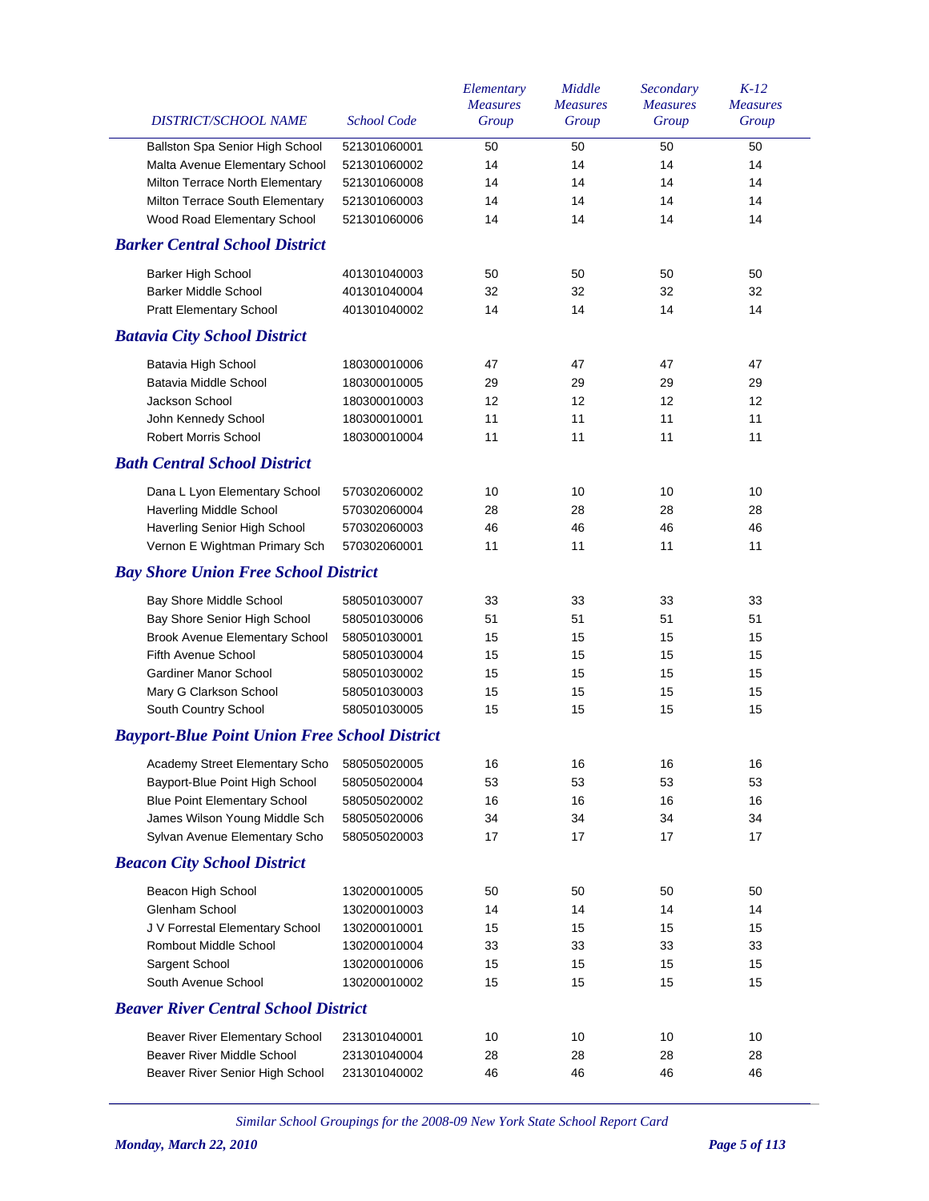| DISTRICT/SCHOOL NAME | School Code | Elementary Measures Group | Middle Measures Group | Secondary Measures Group | K-12 Measures Group |
|---|---|---|---|---|---|
| Ballston Spa Senior High School | 521301060001 | 50 | 50 | 50 | 50 |
| Malta Avenue Elementary School | 521301060002 | 14 | 14 | 14 | 14 |
| Milton Terrace North Elementary | 521301060008 | 14 | 14 | 14 | 14 |
| Milton Terrace South Elementary | 521301060003 | 14 | 14 | 14 | 14 |
| Wood Road Elementary School | 521301060006 | 14 | 14 | 14 | 14 |
| ***Barker Central School District*** | | | | | |
| Barker High School | 401301040003 | 50 | 50 | 50 | 50 |
| Barker Middle School | 401301040004 | 32 | 32 | 32 | 32 |
| Pratt Elementary School | 401301040002 | 14 | 14 | 14 | 14 |
| ***Batavia City School District*** | | | | | |
| Batavia High School | 180300010006 | 47 | 47 | 47 | 47 |
| Batavia Middle School | 180300010005 | 29 | 29 | 29 | 29 |
| Jackson School | 180300010003 | 12 | 12 | 12 | 12 |
| John Kennedy School | 180300010001 | 11 | 11 | 11 | 11 |
| Robert Morris School | 180300010004 | 11 | 11 | 11 | 11 |
| ***Bath Central School District*** | | | | | |
| Dana L Lyon Elementary School | 570302060002 | 10 | 10 | 10 | 10 |
| Haverling Middle School | 570302060004 | 28 | 28 | 28 | 28 |
| Haverling Senior High School | 570302060003 | 46 | 46 | 46 | 46 |
| Vernon E Wightman Primary Sch | 570302060001 | 11 | 11 | 11 | 11 |
| ***Bay Shore Union Free School District*** | | | | | |
| Bay Shore Middle School | 580501030007 | 33 | 33 | 33 | 33 |
| Bay Shore Senior High School | 580501030006 | 51 | 51 | 51 | 51 |
| Brook Avenue Elementary School | 580501030001 | 15 | 15 | 15 | 15 |
| Fifth Avenue School | 580501030004 | 15 | 15 | 15 | 15 |
| Gardiner Manor School | 580501030002 | 15 | 15 | 15 | 15 |
| Mary G Clarkson School | 580501030003 | 15 | 15 | 15 | 15 |
| South Country School | 580501030005 | 15 | 15 | 15 | 15 |
| ***Bayport-Blue Point Union Free School District*** | | | | | |
| Academy Street Elementary Scho | 580505020005 | 16 | 16 | 16 | 16 |
| Bayport-Blue Point High School | 580505020004 | 53 | 53 | 53 | 53 |
| Blue Point Elementary School | 580505020002 | 16 | 16 | 16 | 16 |
| James Wilson Young Middle Sch | 580505020006 | 34 | 34 | 34 | 34 |
| Sylvan Avenue Elementary Scho | 580505020003 | 17 | 17 | 17 | 17 |
| ***Beacon City School District*** | | | | | |
| Beacon High School | 130200010005 | 50 | 50 | 50 | 50 |
| Glenham School | 130200010003 | 14 | 14 | 14 | 14 |
| J V Forrestal Elementary School | 130200010001 | 15 | 15 | 15 | 15 |
| Rombout Middle School | 130200010004 | 33 | 33 | 33 | 33 |
| Sargent School | 130200010006 | 15 | 15 | 15 | 15 |
| South Avenue School | 130200010002 | 15 | 15 | 15 | 15 |
| ***Beaver River Central School District*** | | | | | |
| Beaver River Elementary School | 231301040001 | 10 | 10 | 10 | 10 |
| Beaver River Middle School | 231301040004 | 28 | 28 | 28 | 28 |
| Beaver River Senior High School | 231301040002 | 46 | 46 | 46 | 46 |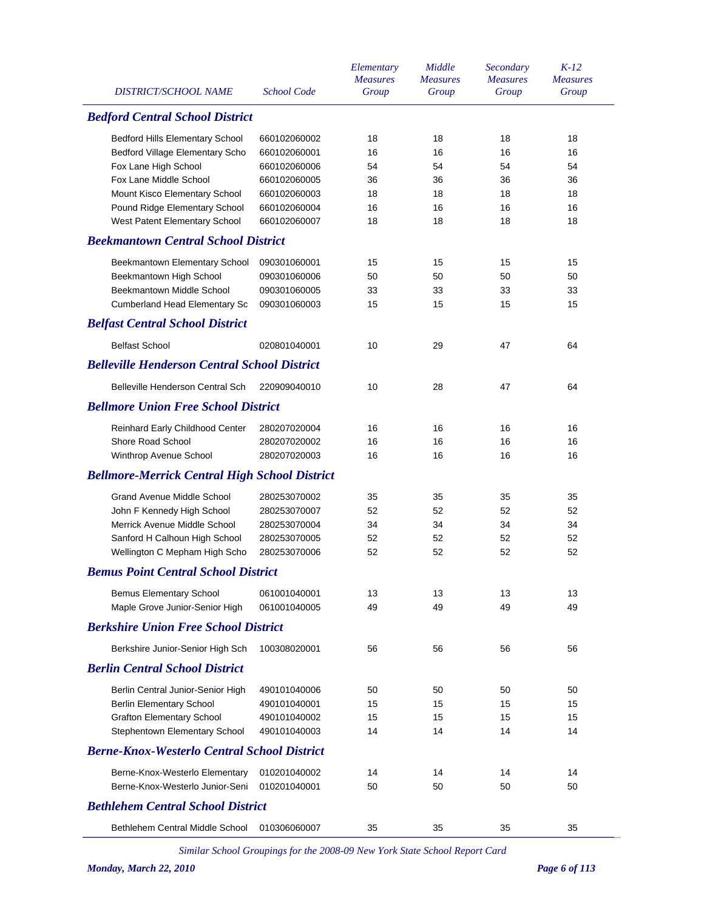| DISTRICT/SCHOOL NAME | School Code | Elementary Measures Group | Middle Measures Group | Secondary Measures Group | K-12 Measures Group |
|---|---|---|---|---|---|
| ***Bedford Central School District*** | | | | | |
| Bedford Hills Elementary School | 660102060002 | 18 | 18 | 18 | 18 |
| Bedford Village Elementary Scho | 660102060001 | 16 | 16 | 16 | 16 |
| Fox Lane High School | 660102060006 | 54 | 54 | 54 | 54 |
| Fox Lane Middle School | 660102060005 | 36 | 36 | 36 | 36 |
| Mount Kisco Elementary School | 660102060003 | 18 | 18 | 18 | 18 |
| Pound Ridge Elementary School | 660102060004 | 16 | 16 | 16 | 16 |
| West Patent Elementary School | 660102060007 | 18 | 18 | 18 | 18 |
| ***Beekmantown Central School District*** | | | | | |
| Beekmantown Elementary School | 090301060001 | 15 | 15 | 15 | 15 |
| Beekmantown High School | 090301060006 | 50 | 50 | 50 | 50 |
| Beekmantown Middle School | 090301060005 | 33 | 33 | 33 | 33 |
| Cumberland Head Elementary Sc | 090301060003 | 15 | 15 | 15 | 15 |
| ***Belfast Central School District*** | | | | | |
| Belfast School | 020801040001 | 10 | 29 | 47 | 64 |
| ***Belleville Henderson Central School District*** | | | | | |
| Belleville Henderson Central Sch | 220909040010 | 10 | 28 | 47 | 64 |
| ***Bellmore Union Free School District*** | | | | | |
| Reinhard Early Childhood Center | 280207020004 | 16 | 16 | 16 | 16 |
| Shore Road School | 280207020002 | 16 | 16 | 16 | 16 |
| Winthrop Avenue School | 280207020003 | 16 | 16 | 16 | 16 |
| ***Bellmore-Merrick Central High School District*** | | | | | |
| Grand Avenue Middle School | 280253070002 | 35 | 35 | 35 | 35 |
| John F Kennedy High School | 280253070007 | 52 | 52 | 52 | 52 |
| Merrick Avenue Middle School | 280253070004 | 34 | 34 | 34 | 34 |
| Sanford H Calhoun High School | 280253070005 | 52 | 52 | 52 | 52 |
| Wellington C Mepham High Scho | 280253070006 | 52 | 52 | 52 | 52 |
| ***Bemus Point Central School District*** | | | | | |
| Bemus Elementary School | 061001040001 | 13 | 13 | 13 | 13 |
| Maple Grove Junior-Senior High | 061001040005 | 49 | 49 | 49 | 49 |
| ***Berkshire Union Free School District*** | | | | | |
| Berkshire Junior-Senior High Sch | 100308020001 | 56 | 56 | 56 | 56 |
| ***Berlin Central School District*** | | | | | |
| Berlin Central Junior-Senior High | 490101040006 | 50 | 50 | 50 | 50 |
| Berlin Elementary School | 490101040001 | 15 | 15 | 15 | 15 |
| Grafton Elementary School | 490101040002 | 15 | 15 | 15 | 15 |
| Stephentown Elementary School | 490101040003 | 14 | 14 | 14 | 14 |
| ***Berne-Knox-Westerlo Central School District*** | | | | | |
| Berne-Knox-Westerlo Elementary | 010201040002 | 14 | 14 | 14 | 14 |
| Berne-Knox-Westerlo Junior-Seni | 010201040001 | 50 | 50 | 50 | 50 |
| ***Bethlehem Central School District*** | | | | | |
| Bethlehem Central Middle School | 010306060007 | 35 | 35 | 35 | 35 |

*Similar School Groupings for the 2008-09 New York State School Report Card*

***Monday, March 22, 2010***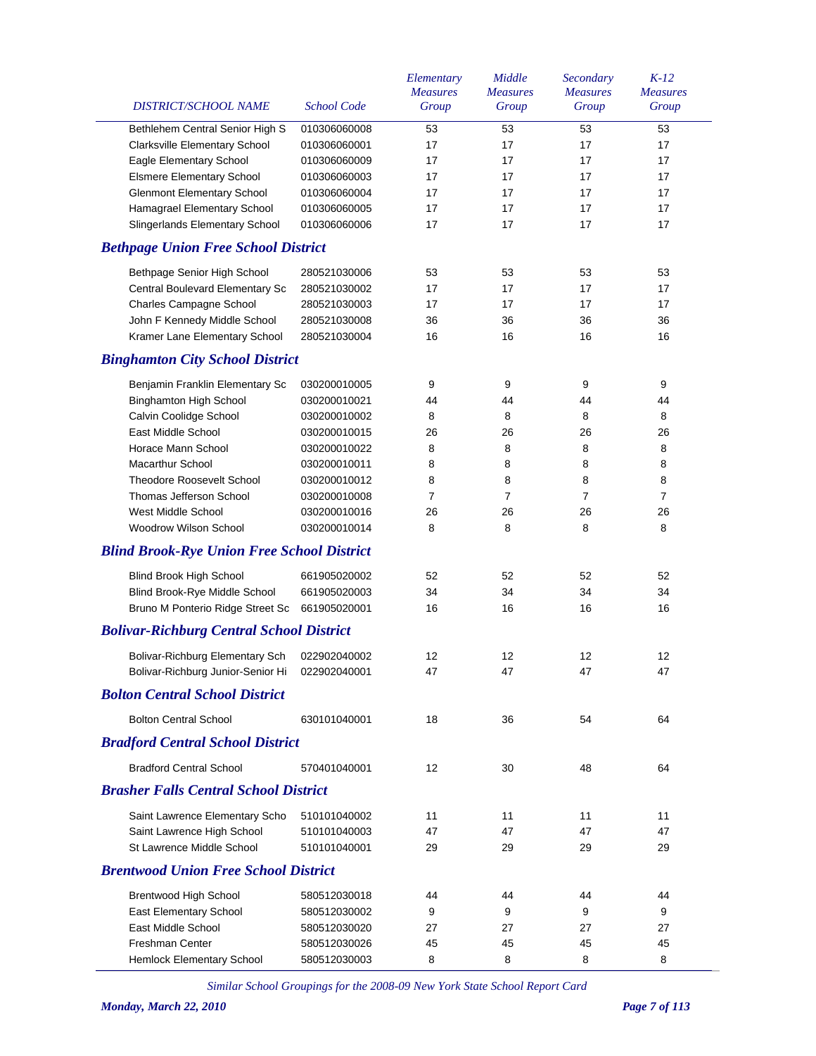| DISTRICT/SCHOOL NAME | School Code | Elementary Measures Group | Middle Measures Group | Secondary Measures Group | K-12 Measures Group |
|---|---|---|---|---|---|
| Bethlehem Central Senior High S | 010306060008 | 53 | 53 | 53 | 53 |
| Clarksville Elementary School | 010306060001 | 17 | 17 | 17 | 17 |
| Eagle Elementary School | 010306060009 | 17 | 17 | 17 | 17 |
| Elsmere Elementary School | 010306060003 | 17 | 17 | 17 | 17 |
| Glenmont Elementary School | 010306060004 | 17 | 17 | 17 | 17 |
| Hamagrael Elementary School | 010306060005 | 17 | 17 | 17 | 17 |
| Slingerlands Elementary School | 010306060006 | 17 | 17 | 17 | 17 |

## *Bethpage Union Free School District*

| DISTRICT/SCHOOL NAME | School Code | Elementary Measures Group | Middle Measures Group | Secondary Measures Group | K-12 Measures Group |
|---|---|---|---|---|---|
| Bethpage Senior High School | 280521030006 | 53 | 53 | 53 | 53 |
| Central Boulevard Elementary Sc | 280521030002 | 17 | 17 | 17 | 17 |
| Charles Campagne School | 280521030003 | 17 | 17 | 17 | 17 |
| John F Kennedy Middle School | 280521030008 | 36 | 36 | 36 | 36 |
| Kramer Lane Elementary School | 280521030004 | 16 | 16 | 16 | 16 |

## *Binghamton City School District*

| DISTRICT/SCHOOL NAME | School Code | Elementary Measures Group | Middle Measures Group | Secondary Measures Group | K-12 Measures Group |
|---|---|---|---|---|---|
| Benjamin Franklin Elementary Sc | 030200010005 | 9 | 9 | 9 | 9 |
| Binghamton High School | 030200010021 | 44 | 44 | 44 | 44 |
| Calvin Coolidge School | 030200010002 | 8 | 8 | 8 | 8 |
| East Middle School | 030200010015 | 26 | 26 | 26 | 26 |
| Horace Mann School | 030200010022 | 8 | 8 | 8 | 8 |
| Macarthur School | 030200010011 | 8 | 8 | 8 | 8 |
| Theodore Roosevelt School | 030200010012 | 8 | 8 | 8 | 8 |
| Thomas Jefferson School | 030200010008 | 7 | 7 | 7 | 7 |
| West Middle School | 030200010016 | 26 | 26 | 26 | 26 |
| Woodrow Wilson School | 030200010014 | 8 | 8 | 8 | 8 |

## *Blind Brook-Rye Union Free School District*

| DISTRICT/SCHOOL NAME | School Code | Elementary Measures Group | Middle Measures Group | Secondary Measures Group | K-12 Measures Group |
|---|---|---|---|---|---|
| Blind Brook High School | 661905020002 | 52 | 52 | 52 | 52 |
| Blind Brook-Rye Middle School | 661905020003 | 34 | 34 | 34 | 34 |
| Bruno M Ponterio Ridge Street Sc | 661905020001 | 16 | 16 | 16 | 16 |

## *Bolivar-Richburg Central School District*

| DISTRICT/SCHOOL NAME | School Code | Elementary Measures Group | Middle Measures Group | Secondary Measures Group | K-12 Measures Group |
|---|---|---|---|---|---|
| Bolivar-Richburg Elementary Sch | 022902040002 | 12 | 12 | 12 | 12 |
| Bolivar-Richburg Junior-Senior Hi | 022902040001 | 47 | 47 | 47 | 47 |

## *Bolton Central School District*

| DISTRICT/SCHOOL NAME | School Code | Elementary Measures Group | Middle Measures Group | Secondary Measures Group | K-12 Measures Group |
|---|---|---|---|---|---|
| Bolton Central School | 630101040001 | 18 | 36 | 54 | 64 |

## *Bradford Central School District*

| DISTRICT/SCHOOL NAME | School Code | Elementary Measures Group | Middle Measures Group | Secondary Measures Group | K-12 Measures Group |
|---|---|---|---|---|---|
| Bradford Central School | 570401040001 | 12 | 30 | 48 | 64 |

## *Brasher Falls Central School District*

| DISTRICT/SCHOOL NAME | School Code | Elementary Measures Group | Middle Measures Group | Secondary Measures Group | K-12 Measures Group |
|---|---|---|---|---|---|
| Saint Lawrence Elementary Scho | 510101040002 | 11 | 11 | 11 | 11 |
| Saint Lawrence High School | 510101040003 | 47 | 47 | 47 | 47 |
| St Lawrence Middle School | 510101040001 | 29 | 29 | 29 | 29 |

## *Brentwood Union Free School District*

| DISTRICT/SCHOOL NAME | School Code | Elementary Measures Group | Middle Measures Group | Secondary Measures Group | K-12 Measures Group |
|---|---|---|---|---|---|
| Brentwood High School | 580512030018 | 44 | 44 | 44 | 44 |
| East Elementary School | 580512030002 | 9 | 9 | 9 | 9 |
| East Middle School | 580512030020 | 27 | 27 | 27 | 27 |
| Freshman Center | 580512030026 | 45 | 45 | 45 | 45 |
| Hemlock Elementary School | 580512030003 | 8 | 8 | 8 | 8 |

*Similar School Groupings for the 2008-09 New York State School Report Card*

*Monday, March 22, 2010*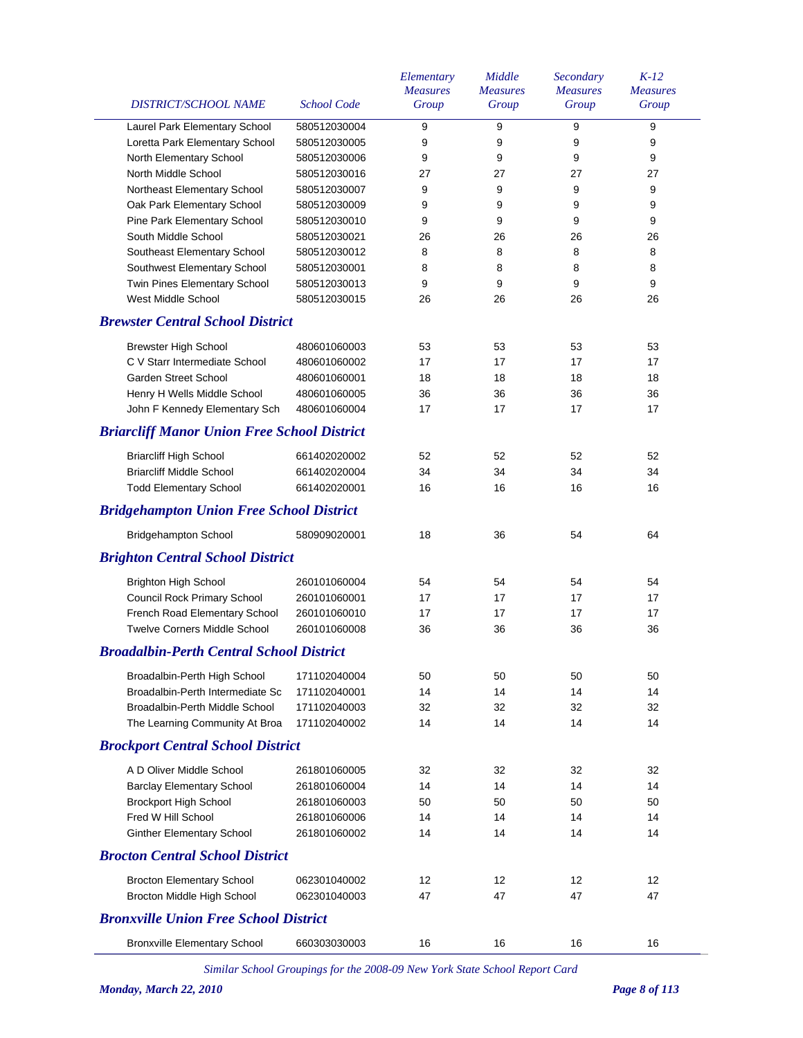| DISTRICT/SCHOOL NAME | School Code | Elementary Measures Group | Middle Measures Group | Secondary Measures Group | K-12 Measures Group |
|---|---|---|---|---|---|
| Laurel Park Elementary School | 580512030004 | 9 | 9 | 9 | 9 |
| Loretta Park Elementary School | 580512030005 | 9 | 9 | 9 | 9 |
| North Elementary School | 580512030006 | 9 | 9 | 9 | 9 |
| North Middle School | 580512030016 | 27 | 27 | 27 | 27 |
| Northeast Elementary School | 580512030007 | 9 | 9 | 9 | 9 |
| Oak Park Elementary School | 580512030009 | 9 | 9 | 9 | 9 |
| Pine Park Elementary School | 580512030010 | 9 | 9 | 9 | 9 |
| South Middle School | 580512030021 | 26 | 26 | 26 | 26 |
| Southeast Elementary School | 580512030012 | 8 | 8 | 8 | 8 |
| Southwest Elementary School | 580512030001 | 8 | 8 | 8 | 8 |
| Twin Pines Elementary School | 580512030013 | 9 | 9 | 9 | 9 |
| West Middle School | 580512030015 | 26 | 26 | 26 | 26 |
| ***Brewster Central School District*** | | | | | |
| Brewster High School | 480601060003 | 53 | 53 | 53 | 53 |
| C V Starr Intermediate School | 480601060002 | 17 | 17 | 17 | 17 |
| Garden Street School | 480601060001 | 18 | 18 | 18 | 18 |
| Henry H Wells Middle School | 480601060005 | 36 | 36 | 36 | 36 |
| John F Kennedy Elementary Sch | 480601060004 | 17 | 17 | 17 | 17 |
| ***Briarcliff Manor Union Free School District*** | | | | | |
| Briarcliff High School | 661402020002 | 52 | 52 | 52 | 52 |
| Briarcliff Middle School | 661402020004 | 34 | 34 | 34 | 34 |
| Todd Elementary School | 661402020001 | 16 | 16 | 16 | 16 |
| ***Bridgehampton Union Free School District*** | | | | | |
| Bridgehampton School | 580909020001 | 18 | 36 | 54 | 64 |
| ***Brighton Central School District*** | | | | | |
| Brighton High School | 260101060004 | 54 | 54 | 54 | 54 |
| Council Rock Primary School | 260101060001 | 17 | 17 | 17 | 17 |
| French Road Elementary School | 260101060010 | 17 | 17 | 17 | 17 |
| Twelve Corners Middle School | 260101060008 | 36 | 36 | 36 | 36 |
| ***Broadalbin-Perth Central School District*** | | | | | |
| Broadalbin-Perth High School | 171102040004 | 50 | 50 | 50 | 50 |
| Broadalbin-Perth Intermediate Sc | 171102040001 | 14 | 14 | 14 | 14 |
| Broadalbin-Perth Middle School | 171102040003 | 32 | 32 | 32 | 32 |
| The Learning Community At Broa | 171102040002 | 14 | 14 | 14 | 14 |
| ***Brockport Central School District*** | | | | | |
| A D Oliver Middle School | 261801060005 | 32 | 32 | 32 | 32 |
| Barclay Elementary School | 261801060004 | 14 | 14 | 14 | 14 |
| Brockport High School | 261801060003 | 50 | 50 | 50 | 50 |
| Fred W Hill School | 261801060006 | 14 | 14 | 14 | 14 |
| Ginther Elementary School | 261801060002 | 14 | 14 | 14 | 14 |
| ***Brocton Central School District*** | | | | | |
| Brocton Elementary School | 062301040002 | 12 | 12 | 12 | 12 |
| Brocton Middle High School | 062301040003 | 47 | 47 | 47 | 47 |
| ***Bronxville Union Free School District*** | | | | | |
| Bronxville Elementary School | 660303030003 | 16 | 16 | 16 | 16 |

*Similar School Groupings for the 2008-09 New York State School Report Card*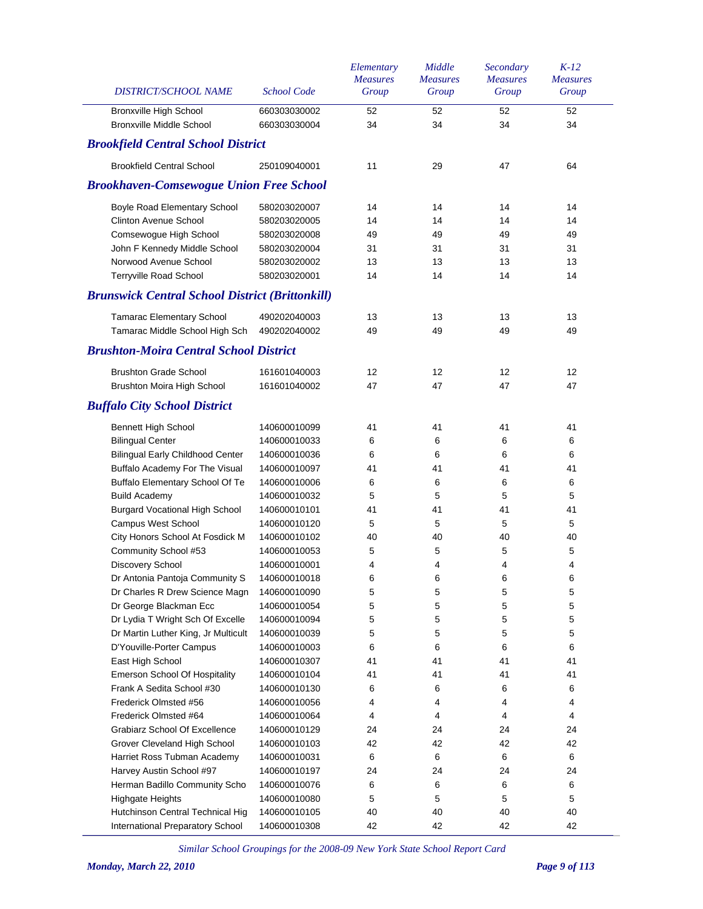| DISTRICT/SCHOOL NAME | School Code | Elementary Measures Group | Middle Measures Group | Secondary Measures Group | K-12 Measures Group |
|---|---|---|---|---|---|
| Bronxville High School | 660303030002 | 52 | 52 | 52 | 52 |
| Bronxville Middle School | 660303030004 | 34 | 34 | 34 | 34 |

## *Brookfield Central School District*

| DISTRICT/SCHOOL NAME | School Code | Elementary Measures Group | Middle Measures Group | Secondary Measures Group | K-12 Measures Group |
|---|---|---|---|---|---|
| Brookfield Central School | 250109040001 | 11 | 29 | 47 | 64 |

## *Brookhaven-Comsewogue Union Free School*

| DISTRICT/SCHOOL NAME | School Code | Elementary Measures Group | Middle Measures Group | Secondary Measures Group | K-12 Measures Group |
|---|---|---|---|---|---|
| Boyle Road Elementary School | 580203020007 | 14 | 14 | 14 | 14 |
| Clinton Avenue School | 580203020005 | 14 | 14 | 14 | 14 |
| Comsewogue High School | 580203020008 | 49 | 49 | 49 | 49 |
| John F Kennedy Middle School | 580203020004 | 31 | 31 | 31 | 31 |
| Norwood Avenue School | 580203020002 | 13 | 13 | 13 | 13 |
| Terryville Road School | 580203020001 | 14 | 14 | 14 | 14 |

## *Brunswick Central School District (Brittonkill)*

| DISTRICT/SCHOOL NAME | School Code | Elementary Measures Group | Middle Measures Group | Secondary Measures Group | K-12 Measures Group |
|---|---|---|---|---|---|
| Tamarac Elementary School | 490202040003 | 13 | 13 | 13 | 13 |
| Tamarac Middle School High Sch | 490202040002 | 49 | 49 | 49 | 49 |

## *Brushton-Moira Central School District*

| DISTRICT/SCHOOL NAME | School Code | Elementary Measures Group | Middle Measures Group | Secondary Measures Group | K-12 Measures Group |
|---|---|---|---|---|---|
| Brushton Grade School | 161601040003 | 12 | 12 | 12 | 12 |
| Brushton Moira High School | 161601040002 | 47 | 47 | 47 | 47 |

## *Buffalo City School District*

| DISTRICT/SCHOOL NAME | School Code | Elementary Measures Group | Middle Measures Group | Secondary Measures Group | K-12 Measures Group |
|---|---|---|---|---|---|
| Bennett High School | 140600010099 | 41 | 41 | 41 | 41 |
| Bilingual Center | 140600010033 | 6 | 6 | 6 | 6 |
| Bilingual Early Childhood Center | 140600010036 | 6 | 6 | 6 | 6 |
| Buffalo Academy For The Visual | 140600010097 | 41 | 41 | 41 | 41 |
| Buffalo Elementary School Of Te | 140600010006 | 6 | 6 | 6 | 6 |
| Build Academy | 140600010032 | 5 | 5 | 5 | 5 |
| Burgard Vocational High School | 140600010101 | 41 | 41 | 41 | 41 |
| Campus West School | 140600010120 | 5 | 5 | 5 | 5 |
| City Honors School At Fosdick M | 140600010102 | 40 | 40 | 40 | 40 |
| Community School #53 | 140600010053 | 5 | 5 | 5 | 5 |
| Discovery School | 140600010001 | 4 | 4 | 4 | 4 |
| Dr Antonia Pantoja Community S | 140600010018 | 6 | 6 | 6 | 6 |
| Dr Charles R Drew Science Magn | 140600010090 | 5 | 5 | 5 | 5 |
| Dr George Blackman Ecc | 140600010054 | 5 | 5 | 5 | 5 |
| Dr Lydia T Wright Sch Of Excelle | 140600010094 | 5 | 5 | 5 | 5 |
| Dr Martin Luther King, Jr Multicult | 140600010039 | 5 | 5 | 5 | 5 |
| D'Youville-Porter Campus | 140600010003 | 6 | 6 | 6 | 6 |
| East High School | 140600010307 | 41 | 41 | 41 | 41 |
| Emerson School Of Hospitality | 140600010104 | 41 | 41 | 41 | 41 |
| Frank A Sedita School #30 | 140600010130 | 6 | 6 | 6 | 6 |
| Frederick Olmsted #56 | 140600010056 | 4 | 4 | 4 | 4 |
| Frederick Olmsted #64 | 140600010064 | 4 | 4 | 4 | 4 |
| Grabiarz School Of Excellence | 140600010129 | 24 | 24 | 24 | 24 |
| Grover Cleveland High School | 140600010103 | 42 | 42 | 42 | 42 |
| Harriet Ross Tubman Academy | 140600010031 | 6 | 6 | 6 | 6 |
| Harvey Austin School #97 | 140600010197 | 24 | 24 | 24 | 24 |
| Herman Badillo Community Scho | 140600010076 | 6 | 6 | 6 | 6 |
| Highgate Heights | 140600010080 | 5 | 5 | 5 | 5 |
| Hutchinson Central Technical Hig | 140600010105 | 40 | 40 | 40 | 40 |
| International Preparatory School | 140600010308 | 42 | 42 | 42 | 42 |

*Similar School Groupings for the 2008-09 New York State School Report Card*

*Monday, March 22, 2010*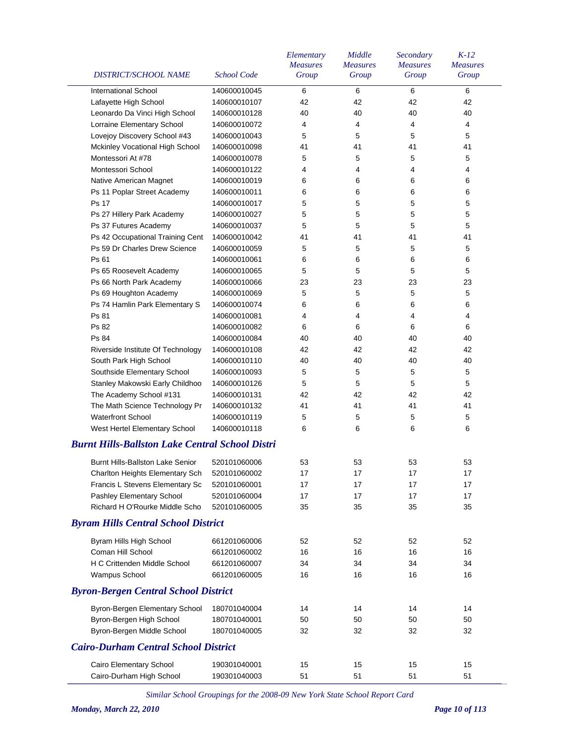| DISTRICT/SCHOOL NAME | School Code | Elementary Measures Group | Middle Measures Group | Secondary Measures Group | K-12 Measures Group |
|---|---|---|---|---|---|
| International School | 140600010045 | 6 | 6 | 6 | 6 |
| Lafayette High School | 140600010107 | 42 | 42 | 42 | 42 |
| Leonardo Da Vinci High School | 140600010128 | 40 | 40 | 40 | 40 |
| Lorraine Elementary School | 140600010072 | 4 | 4 | 4 | 4 |
| Lovejoy Discovery School #43 | 140600010043 | 5 | 5 | 5 | 5 |
| Mckinley Vocational High School | 140600010098 | 41 | 41 | 41 | 41 |
| Montessori At #78 | 140600010078 | 5 | 5 | 5 | 5 |
| Montessori School | 140600010122 | 4 | 4 | 4 | 4 |
| Native American Magnet | 140600010019 | 6 | 6 | 6 | 6 |
| Ps 11 Poplar Street Academy | 140600010011 | 6 | 6 | 6 | 6 |
| Ps 17 | 140600010017 | 5 | 5 | 5 | 5 |
| Ps 27 Hillery Park Academy | 140600010027 | 5 | 5 | 5 | 5 |
| Ps 37 Futures Academy | 140600010037 | 5 | 5 | 5 | 5 |
| Ps 42 Occupational Training Cent | 140600010042 | 41 | 41 | 41 | 41 |
| Ps 59 Dr Charles Drew Science | 140600010059 | 5 | 5 | 5 | 5 |
| Ps 61 | 140600010061 | 6 | 6 | 6 | 6 |
| Ps 65 Roosevelt Academy | 140600010065 | 5 | 5 | 5 | 5 |
| Ps 66 North Park Academy | 140600010066 | 23 | 23 | 23 | 23 |
| Ps 69 Houghton Academy | 140600010069 | 5 | 5 | 5 | 5 |
| Ps 74 Hamlin Park Elementary S | 140600010074 | 6 | 6 | 6 | 6 |
| Ps 81 | 140600010081 | 4 | 4 | 4 | 4 |
| Ps 82 | 140600010082 | 6 | 6 | 6 | 6 |
| Ps 84 | 140600010084 | 40 | 40 | 40 | 40 |
| Riverside Institute Of Technology | 140600010108 | 42 | 42 | 42 | 42 |
| South Park High School | 140600010110 | 40 | 40 | 40 | 40 |
| Southside Elementary School | 140600010093 | 5 | 5 | 5 | 5 |
| Stanley Makowski Early Childhoo | 140600010126 | 5 | 5 | 5 | 5 |
| The Academy School #131 | 140600010131 | 42 | 42 | 42 | 42 |
| The Math Science Technology Pr | 140600010132 | 41 | 41 | 41 | 41 |
| Waterfront School | 140600010119 | 5 | 5 | 5 | 5 |
| West Hertel Elementary School | 140600010118 | 6 | 6 | 6 | 6 |
| ***Burnt Hills-Ballston Lake Central School Distri*** | | | | | |
| Burnt Hills-Ballston Lake Senior | 520101060006 | 53 | 53 | 53 | 53 |
| Charlton Heights Elementary Sch | 520101060002 | 17 | 17 | 17 | 17 |
| Francis L Stevens Elementary Sc | 520101060001 | 17 | 17 | 17 | 17 |
| Pashley Elementary School | 520101060004 | 17 | 17 | 17 | 17 |
| Richard H O'Rourke Middle Scho | 520101060005 | 35 | 35 | 35 | 35 |
| ***Byram Hills Central School District*** | | | | | |
| Byram Hills High School | 661201060006 | 52 | 52 | 52 | 52 |
| Coman Hill School | 661201060002 | 16 | 16 | 16 | 16 |
| H C Crittenden Middle School | 661201060007 | 34 | 34 | 34 | 34 |
| Wampus School | 661201060005 | 16 | 16 | 16 | 16 |
| ***Byron-Bergen Central School District*** | | | | | |
| Byron-Bergen Elementary School | 180701040004 | 14 | 14 | 14 | 14 |
| Byron-Bergen High School | 180701040001 | 50 | 50 | 50 | 50 |
| Byron-Bergen Middle School | 180701040005 | 32 | 32 | 32 | 32 |
| ***Cairo-Durham Central School District*** | | | | | |
| Cairo Elementary School | 190301040001 | 15 | 15 | 15 | 15 |
| Cairo-Durham High School | 190301040003 | 51 | 51 | 51 | 51 |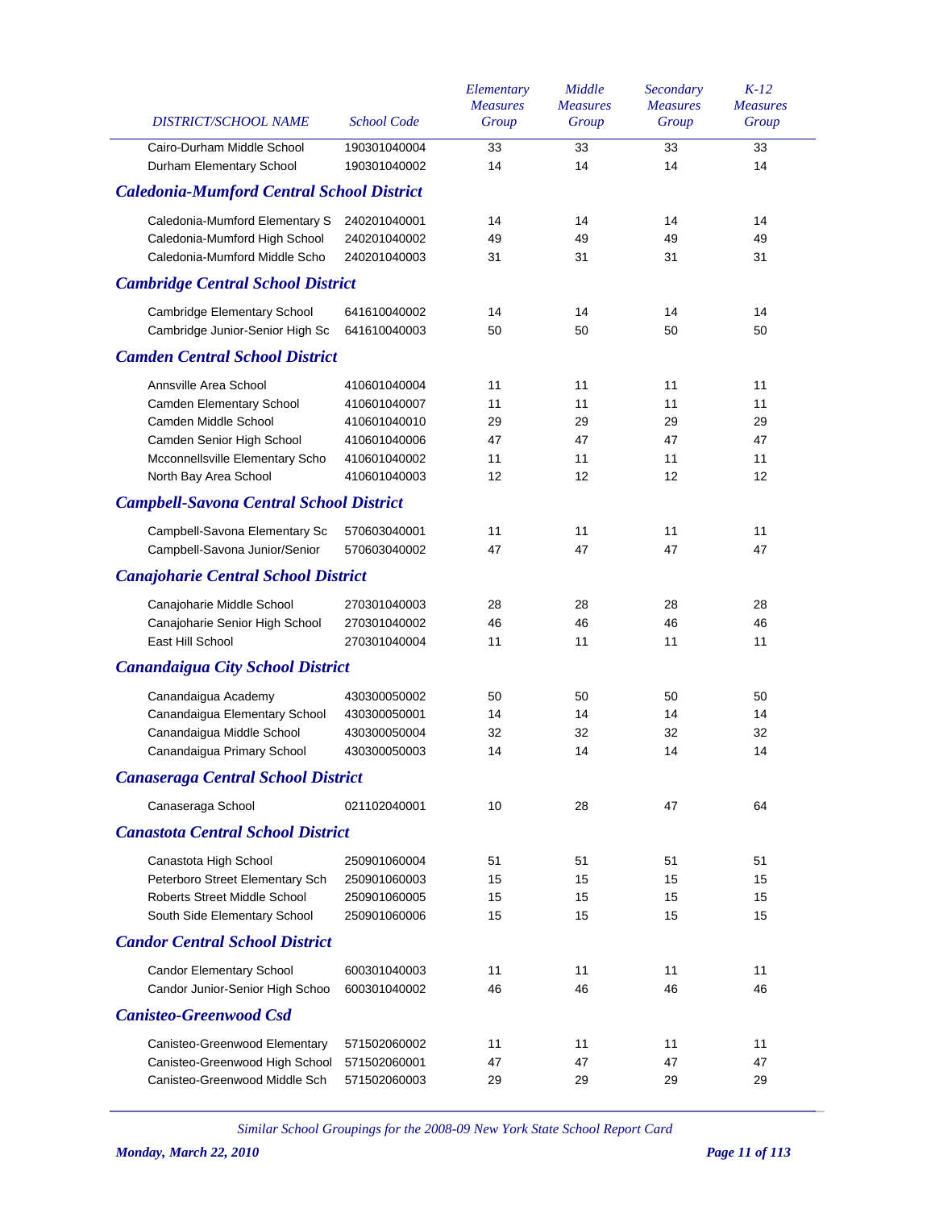| DISTRICT/SCHOOL NAME | School Code | Elementary Measures Group | Middle Measures Group | Secondary Measures Group | K-12 Measures Group |
|---|---|---|---|---|---|
| Cairo-Durham Middle School | 190301040004 | 33 | 33 | 33 | 33 |
| Durham Elementary School | 190301040002 | 14 | 14 | 14 | 14 |
| ***Caledonia-Mumford Central School District*** | | | | | |
| Caledonia-Mumford Elementary S | 240201040001 | 14 | 14 | 14 | 14 |
| Caledonia-Mumford High School | 240201040002 | 49 | 49 | 49 | 49 |
| Caledonia-Mumford Middle Scho | 240201040003 | 31 | 31 | 31 | 31 |
| ***Cambridge Central School District*** | | | | | |
| Cambridge Elementary School | 641610040002 | 14 | 14 | 14 | 14 |
| Cambridge Junior-Senior High Sc | 641610040003 | 50 | 50 | 50 | 50 |
| ***Camden Central School District*** | | | | | |
| Annsville Area School | 410601040004 | 11 | 11 | 11 | 11 |
| Camden Elementary School | 410601040007 | 11 | 11 | 11 | 11 |
| Camden Middle School | 410601040010 | 29 | 29 | 29 | 29 |
| Camden Senior High School | 410601040006 | 47 | 47 | 47 | 47 |
| Mcconnellsville Elementary Scho | 410601040002 | 11 | 11 | 11 | 11 |
| North Bay Area School | 410601040003 | 12 | 12 | 12 | 12 |
| ***Campbell-Savona Central School District*** | | | | | |
| Campbell-Savona Elementary Sc | 570603040001 | 11 | 11 | 11 | 11 |
| Campbell-Savona Junior/Senior | 570603040002 | 47 | 47 | 47 | 47 |
| ***Canajoharie Central School District*** | | | | | |
| Canajoharie Middle School | 270301040003 | 28 | 28 | 28 | 28 |
| Canajoharie Senior High School | 270301040002 | 46 | 46 | 46 | 46 |
| East Hill School | 270301040004 | 11 | 11 | 11 | 11 |
| ***Canandaigua City School District*** | | | | | |
| Canandaigua Academy | 430300050002 | 50 | 50 | 50 | 50 |
| Canandaigua Elementary School | 430300050001 | 14 | 14 | 14 | 14 |
| Canandaigua Middle School | 430300050004 | 32 | 32 | 32 | 32 |
| Canandaigua Primary School | 430300050003 | 14 | 14 | 14 | 14 |
| ***Canaseraga Central School District*** | | | | | |
| Canaseraga School | 021102040001 | 10 | 28 | 47 | 64 |
| ***Canastota Central School District*** | | | | | |
| Canastota High School | 250901060004 | 51 | 51 | 51 | 51 |
| Peterboro Street Elementary Sch | 250901060003 | 15 | 15 | 15 | 15 |
| Roberts Street Middle School | 250901060005 | 15 | 15 | 15 | 15 |
| South Side Elementary School | 250901060006 | 15 | 15 | 15 | 15 |
| ***Candor Central School District*** | | | | | |
| Candor Elementary School | 600301040003 | 11 | 11 | 11 | 11 |
| Candor Junior-Senior High Schoo | 600301040002 | 46 | 46 | 46 | 46 |
| ***Canisteo-Greenwood Csd*** | | | | | |
| Canisteo-Greenwood Elementary | 571502060002 | 11 | 11 | 11 | 11 |
| Canisteo-Greenwood High School | 571502060001 | 47 | 47 | 47 | 47 |
| Canisteo-Greenwood Middle Sch | 571502060003 | 29 | 29 | 29 | 29 |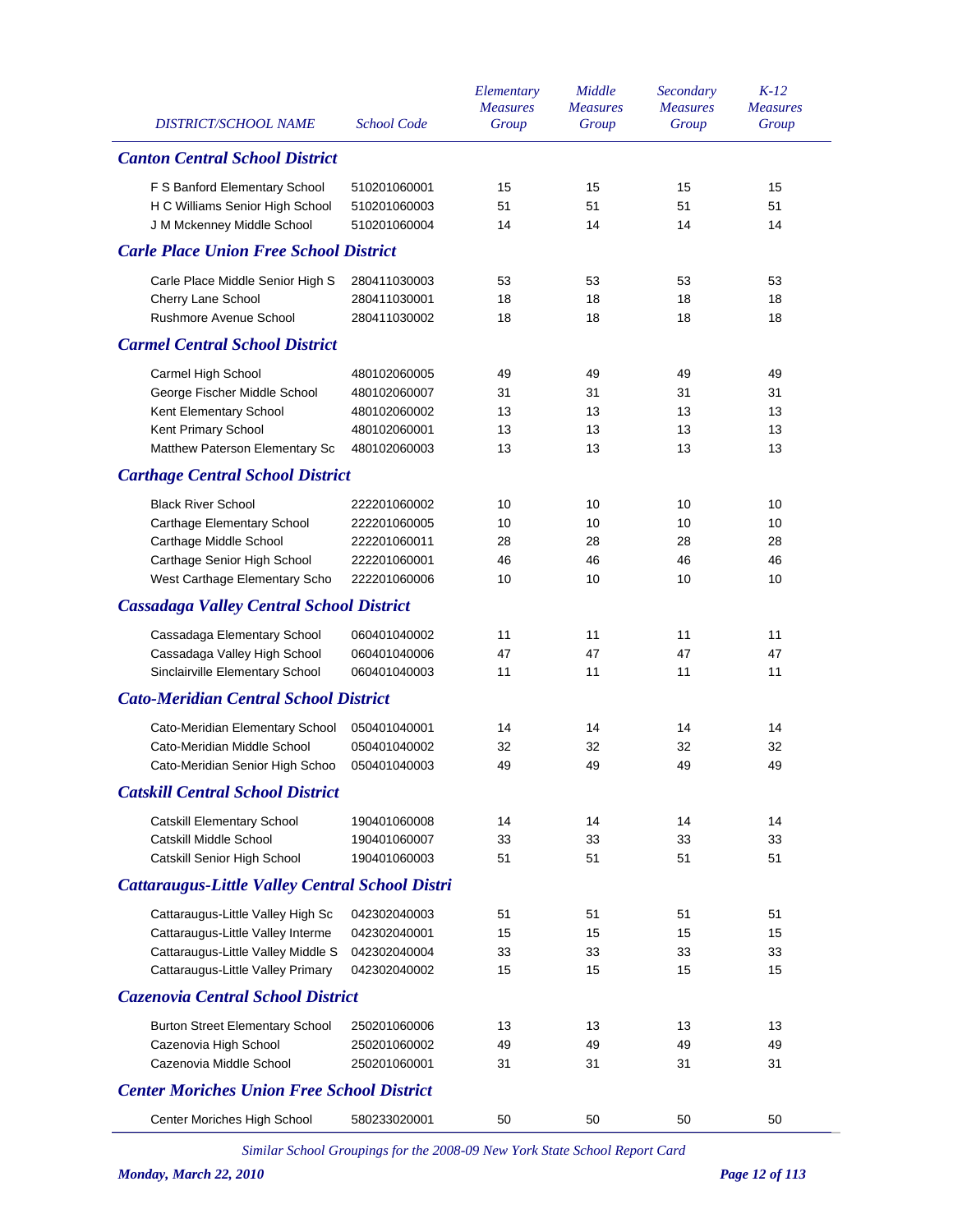| DISTRICT/SCHOOL NAME | School Code | Elementary Measures Group | Middle Measures Group | Secondary Measures Group | K-12 Measures Group |
|---|---|---|---|---|---|
| ***Canton Central School District*** | | | | | |
| F S Banford Elementary School | 510201060001 | 15 | 15 | 15 | 15 |
| H C Williams Senior High School | 510201060003 | 51 | 51 | 51 | 51 |
| J M Mckenney Middle School | 510201060004 | 14 | 14 | 14 | 14 |
| ***Carle Place Union Free School District*** | | | | | |
| Carle Place Middle Senior High S | 280411030003 | 53 | 53 | 53 | 53 |
| Cherry Lane School | 280411030001 | 18 | 18 | 18 | 18 |
| Rushmore Avenue School | 280411030002 | 18 | 18 | 18 | 18 |
| ***Carmel Central School District*** | | | | | |
| Carmel High School | 480102060005 | 49 | 49 | 49 | 49 |
| George Fischer Middle School | 480102060007 | 31 | 31 | 31 | 31 |
| Kent Elementary School | 480102060002 | 13 | 13 | 13 | 13 |
| Kent Primary School | 480102060001 | 13 | 13 | 13 | 13 |
| Matthew Paterson Elementary Sc | 480102060003 | 13 | 13 | 13 | 13 |
| ***Carthage Central School District*** | | | | | |
| Black River School | 222201060002 | 10 | 10 | 10 | 10 |
| Carthage Elementary School | 222201060005 | 10 | 10 | 10 | 10 |
| Carthage Middle School | 222201060011 | 28 | 28 | 28 | 28 |
| Carthage Senior High School | 222201060001 | 46 | 46 | 46 | 46 |
| West Carthage Elementary Scho | 222201060006 | 10 | 10 | 10 | 10 |
| ***Cassadaga Valley Central School District*** | | | | | |
| Cassadaga Elementary School | 060401040002 | 11 | 11 | 11 | 11 |
| Cassadaga Valley High School | 060401040006 | 47 | 47 | 47 | 47 |
| Sinclairville Elementary School | 060401040003 | 11 | 11 | 11 | 11 |
| ***Cato-Meridian Central School District*** | | | | | |
| Cato-Meridian Elementary School | 050401040001 | 14 | 14 | 14 | 14 |
| Cato-Meridian Middle School | 050401040002 | 32 | 32 | 32 | 32 |
| Cato-Meridian Senior High Schoo | 050401040003 | 49 | 49 | 49 | 49 |
| ***Catskill Central School District*** | | | | | |
| Catskill Elementary School | 190401060008 | 14 | 14 | 14 | 14 |
| Catskill Middle School | 190401060007 | 33 | 33 | 33 | 33 |
| Catskill Senior High School | 190401060003 | 51 | 51 | 51 | 51 |
| ***Cattaraugus-Little Valley Central School Distri*** | | | | | |
| Cattaraugus-Little Valley High Sc | 042302040003 | 51 | 51 | 51 | 51 |
| Cattaraugus-Little Valley Interme | 042302040001 | 15 | 15 | 15 | 15 |
| Cattaraugus-Little Valley Middle S | 042302040004 | 33 | 33 | 33 | 33 |
| Cattaraugus-Little Valley Primary | 042302040002 | 15 | 15 | 15 | 15 |
| ***Cazenovia Central School District*** | | | | | |
| Burton Street Elementary School | 250201060006 | 13 | 13 | 13 | 13 |
| Cazenovia High School | 250201060002 | 49 | 49 | 49 | 49 |
| Cazenovia Middle School | 250201060001 | 31 | 31 | 31 | 31 |
| ***Center Moriches Union Free School District*** | | | | | |
| Center Moriches High School | 580233020001 | 50 | 50 | 50 | 50 |

*Similar School Groupings for the 2008-09 New York State School Report Card*

*Monday, March 22, 2010*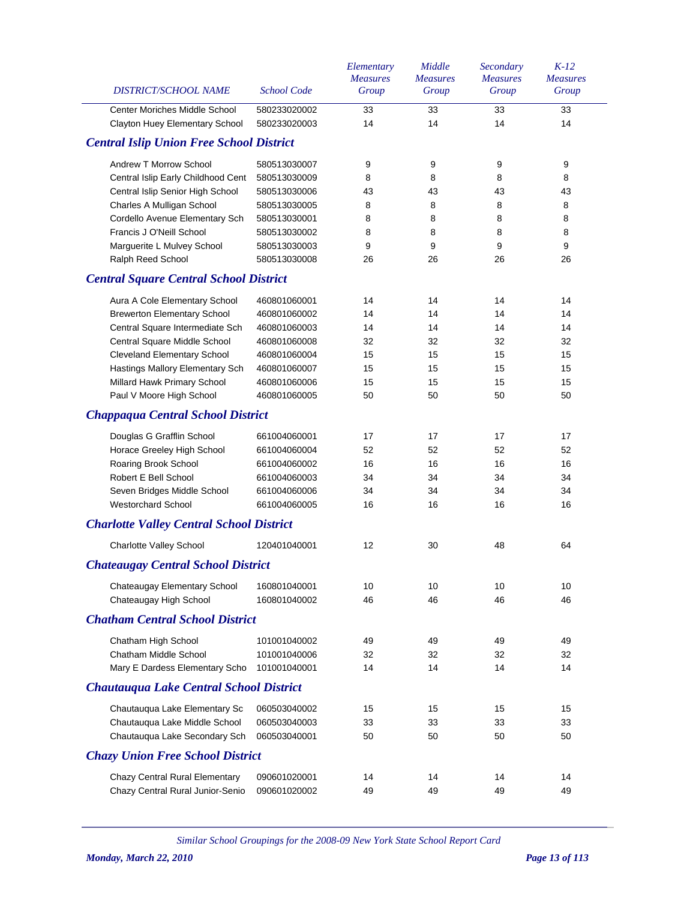| DISTRICT/SCHOOL NAME | School Code | Elementary Measures Group | Middle Measures Group | Secondary Measures Group | K-12 Measures Group |
|---|---|---|---|---|---|
| Center Moriches Middle School | 580233020002 | 33 | 33 | 33 | 33 |
| Clayton Huey Elementary School | 580233020003 | 14 | 14 | 14 | 14 |

## Central Islip Union Free School District

| DISTRICT/SCHOOL NAME | School Code | Elementary Measures Group | Middle Measures Group | Secondary Measures Group | K-12 Measures Group |
|---|---|---|---|---|---|
| Andrew T Morrow School | 580513030007 | 9 | 9 | 9 | 9 |
| Central Islip Early Childhood Cent | 580513030009 | 8 | 8 | 8 | 8 |
| Central Islip Senior High School | 580513030006 | 43 | 43 | 43 | 43 |
| Charles A Mulligan School | 580513030005 | 8 | 8 | 8 | 8 |
| Cordello Avenue Elementary Sch | 580513030001 | 8 | 8 | 8 | 8 |
| Francis J O'Neill School | 580513030002 | 8 | 8 | 8 | 8 |
| Marguerite L Mulvey School | 580513030003 | 9 | 9 | 9 | 9 |
| Ralph Reed School | 580513030008 | 26 | 26 | 26 | 26 |

## Central Square Central School District

| DISTRICT/SCHOOL NAME | School Code | Elementary Measures Group | Middle Measures Group | Secondary Measures Group | K-12 Measures Group |
|---|---|---|---|---|---|
| Aura A Cole Elementary School | 460801060001 | 14 | 14 | 14 | 14 |
| Brewerton Elementary School | 460801060002 | 14 | 14 | 14 | 14 |
| Central Square Intermediate Sch | 460801060003 | 14 | 14 | 14 | 14 |
| Central Square Middle School | 460801060008 | 32 | 32 | 32 | 32 |
| Cleveland Elementary School | 460801060004 | 15 | 15 | 15 | 15 |
| Hastings Mallory Elementary Sch | 460801060007 | 15 | 15 | 15 | 15 |
| Millard Hawk Primary School | 460801060006 | 15 | 15 | 15 | 15 |
| Paul V Moore High School | 460801060005 | 50 | 50 | 50 | 50 |

## Chappaqua Central School District

| DISTRICT/SCHOOL NAME | School Code | Elementary Measures Group | Middle Measures Group | Secondary Measures Group | K-12 Measures Group |
|---|---|---|---|---|---|
| Douglas G Grafflin School | 661004060001 | 17 | 17 | 17 | 17 |
| Horace Greeley High School | 661004060004 | 52 | 52 | 52 | 52 |
| Roaring Brook School | 661004060002 | 16 | 16 | 16 | 16 |
| Robert E Bell School | 661004060003 | 34 | 34 | 34 | 34 |
| Seven Bridges Middle School | 661004060006 | 34 | 34 | 34 | 34 |
| Westorchard School | 661004060005 | 16 | 16 | 16 | 16 |

## Charlotte Valley Central School District

| DISTRICT/SCHOOL NAME | School Code | Elementary Measures Group | Middle Measures Group | Secondary Measures Group | K-12 Measures Group |
|---|---|---|---|---|---|
| Charlotte Valley School | 120401040001 | 12 | 30 | 48 | 64 |

## Chateaugay Central School District

| DISTRICT/SCHOOL NAME | School Code | Elementary Measures Group | Middle Measures Group | Secondary Measures Group | K-12 Measures Group |
|---|---|---|---|---|---|
| Chateaugay Elementary School | 160801040001 | 10 | 10 | 10 | 10 |
| Chateaugay High School | 160801040002 | 46 | 46 | 46 | 46 |

## Chatham Central School District

| DISTRICT/SCHOOL NAME | School Code | Elementary Measures Group | Middle Measures Group | Secondary Measures Group | K-12 Measures Group |
|---|---|---|---|---|---|
| Chatham High School | 101001040002 | 49 | 49 | 49 | 49 |
| Chatham Middle School | 101001040006 | 32 | 32 | 32 | 32 |
| Mary E Dardess Elementary Scho | 101001040001 | 14 | 14 | 14 | 14 |

## Chautauqua Lake Central School District

| DISTRICT/SCHOOL NAME | School Code | Elementary Measures Group | Middle Measures Group | Secondary Measures Group | K-12 Measures Group |
|---|---|---|---|---|---|
| Chautauqua Lake Elementary Sc | 060503040002 | 15 | 15 | 15 | 15 |
| Chautauqua Lake Middle School | 060503040003 | 33 | 33 | 33 | 33 |
| Chautauqua Lake Secondary Sch | 060503040001 | 50 | 50 | 50 | 50 |

## Chazy Union Free School District

| DISTRICT/SCHOOL NAME | School Code | Elementary Measures Group | Middle Measures Group | Secondary Measures Group | K-12 Measures Group |
|---|---|---|---|---|---|
| Chazy Central Rural Elementary | 090601020001 | 14 | 14 | 14 | 14 |
| Chazy Central Rural Junior-Senio | 090601020002 | 49 | 49 | 49 | 49 |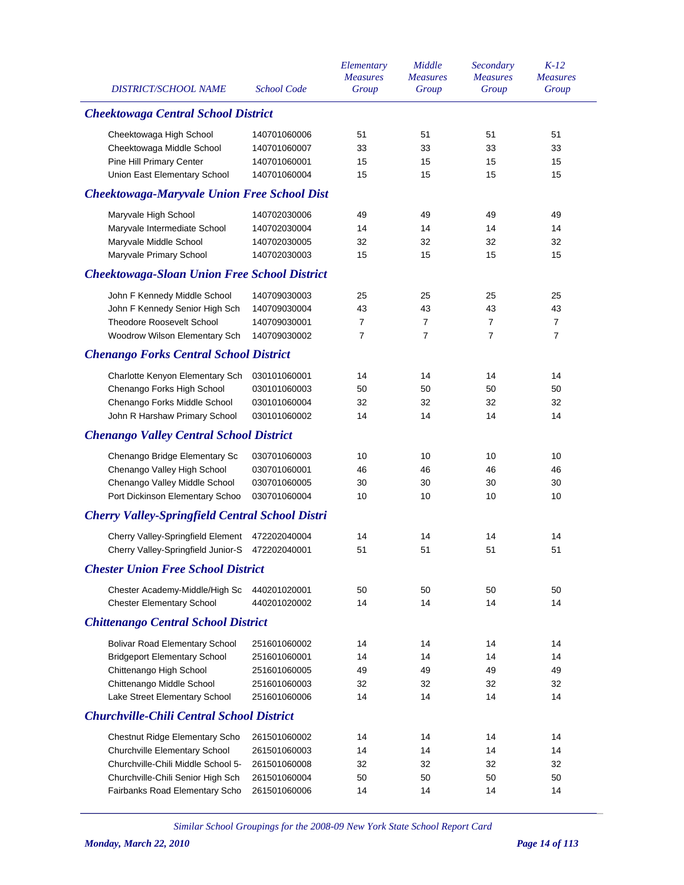| DISTRICT/SCHOOL NAME | School Code | Elementary Measures Group | Middle Measures Group | Secondary Measures Group | K-12 Measures Group |
|---|---|---|---|---|---|
| ***Cheektowaga Central School District*** | | | | | |
| Cheektowaga High School | 140701060006 | 51 | 51 | 51 | 51 |
| Cheektowaga Middle School | 140701060007 | 33 | 33 | 33 | 33 |
| Pine Hill Primary Center | 140701060001 | 15 | 15 | 15 | 15 |
| Union East Elementary School | 140701060004 | 15 | 15 | 15 | 15 |
| ***Cheektowaga-Maryvale Union Free School Dist*** | | | | | |
| Maryvale High School | 140702030006 | 49 | 49 | 49 | 49 |
| Maryvale Intermediate School | 140702030004 | 14 | 14 | 14 | 14 |
| Maryvale Middle School | 140702030005 | 32 | 32 | 32 | 32 |
| Maryvale Primary School | 140702030003 | 15 | 15 | 15 | 15 |
| ***Cheektowaga-Sloan Union Free School District*** | | | | | |
| John F Kennedy Middle School | 140709030003 | 25 | 25 | 25 | 25 |
| John F Kennedy Senior High Sch | 140709030004 | 43 | 43 | 43 | 43 |
| Theodore Roosevelt School | 140709030001 | 7 | 7 | 7 | 7 |
| Woodrow Wilson Elementary Sch | 140709030002 | 7 | 7 | 7 | 7 |
| ***Chenango Forks Central School District*** | | | | | |
| Charlotte Kenyon Elementary Sch | 030101060001 | 14 | 14 | 14 | 14 |
| Chenango Forks High School | 030101060003 | 50 | 50 | 50 | 50 |
| Chenango Forks Middle School | 030101060004 | 32 | 32 | 32 | 32 |
| John R Harshaw Primary School | 030101060002 | 14 | 14 | 14 | 14 |
| ***Chenango Valley Central School District*** | | | | | |
| Chenango Bridge Elementary Sc | 030701060003 | 10 | 10 | 10 | 10 |
| Chenango Valley High School | 030701060001 | 46 | 46 | 46 | 46 |
| Chenango Valley Middle School | 030701060005 | 30 | 30 | 30 | 30 |
| Port Dickinson Elementary Schoo | 030701060004 | 10 | 10 | 10 | 10 |
| ***Cherry Valley-Springfield Central School Distri*** | | | | | |
| Cherry Valley-Springfield Element | 472202040004 | 14 | 14 | 14 | 14 |
| Cherry Valley-Springfield Junior-S | 472202040001 | 51 | 51 | 51 | 51 |
| ***Chester Union Free School District*** | | | | | |
| Chester Academy-Middle/High Sc | 440201020001 | 50 | 50 | 50 | 50 |
| Chester Elementary School | 440201020002 | 14 | 14 | 14 | 14 |
| ***Chittenango Central School District*** | | | | | |
| Bolivar Road Elementary School | 251601060002 | 14 | 14 | 14 | 14 |
| Bridgeport Elementary School | 251601060001 | 14 | 14 | 14 | 14 |
| Chittenango High School | 251601060005 | 49 | 49 | 49 | 49 |
| Chittenango Middle School | 251601060003 | 32 | 32 | 32 | 32 |
| Lake Street Elementary School | 251601060006 | 14 | 14 | 14 | 14 |
| ***Churchville-Chili Central School District*** | | | | | |
| Chestnut Ridge Elementary Scho | 261501060002 | 14 | 14 | 14 | 14 |
| Churchville Elementary School | 261501060003 | 14 | 14 | 14 | 14 |
| Churchville-Chili Middle School 5- | 261501060008 | 32 | 32 | 32 | 32 |
| Churchville-Chili Senior High Sch | 261501060004 | 50 | 50 | 50 | 50 |
| Fairbanks Road Elementary Scho | 261501060006 | 14 | 14 | 14 | 14 |

*Similar School Groupings for the 2008-09 New York State School Report Card*

*Monday, March 22, 2010*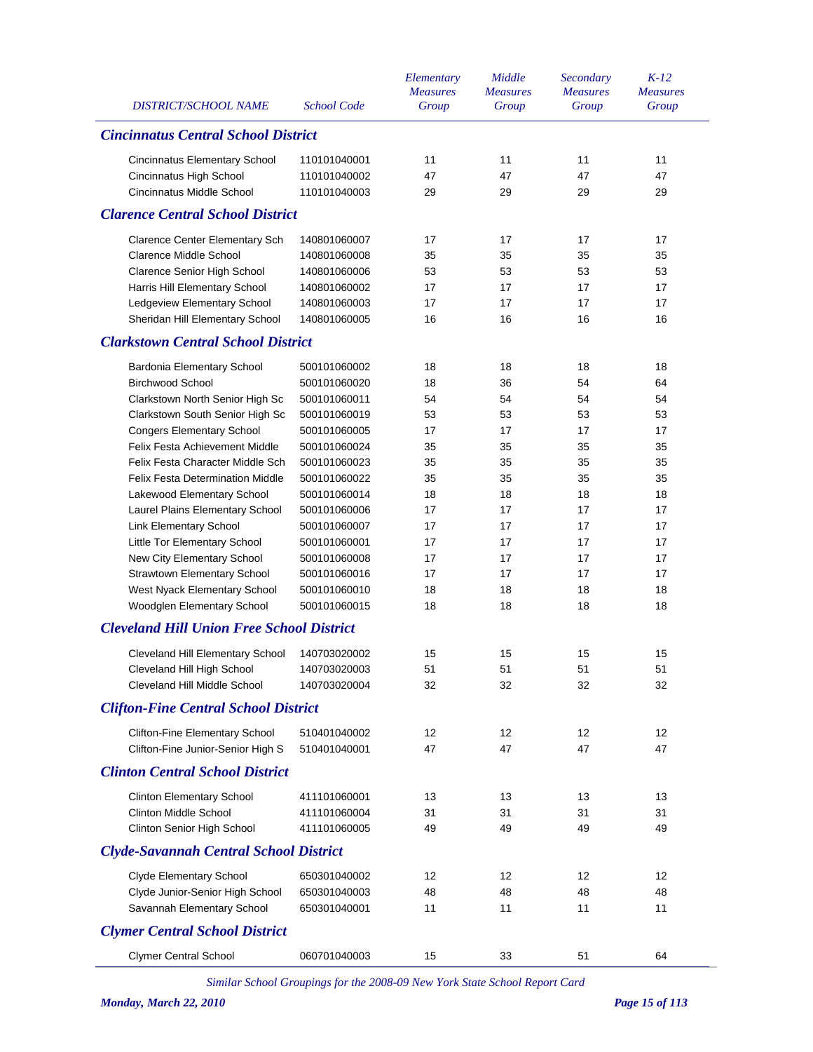| DISTRICT/SCHOOL NAME | School Code | Elementary Measures Group | Middle Measures Group | Secondary Measures Group | K-12 Measures Group |
|---|---|---|---|---|---|
| ***Cincinnatus Central School District*** | | | | | |
| Cincinnatus Elementary School | 110101040001 | 11 | 11 | 11 | 11 |
| Cincinnatus High School | 110101040002 | 47 | 47 | 47 | 47 |
| Cincinnatus Middle School | 110101040003 | 29 | 29 | 29 | 29 |
| ***Clarence Central School District*** | | | | | |
| Clarence Center Elementary Sch | 140801060007 | 17 | 17 | 17 | 17 |
| Clarence Middle School | 140801060008 | 35 | 35 | 35 | 35 |
| Clarence Senior High School | 140801060006 | 53 | 53 | 53 | 53 |
| Harris Hill Elementary School | 140801060002 | 17 | 17 | 17 | 17 |
| Ledgeview Elementary School | 140801060003 | 17 | 17 | 17 | 17 |
| Sheridan Hill Elementary School | 140801060005 | 16 | 16 | 16 | 16 |
| ***Clarkstown Central School District*** | | | | | |
| Bardonia Elementary School | 500101060002 | 18 | 18 | 18 | 18 |
| Birchwood School | 500101060020 | 18 | 36 | 54 | 64 |
| Clarkstown North Senior High Sc | 500101060011 | 54 | 54 | 54 | 54 |
| Clarkstown South Senior High Sc | 500101060019 | 53 | 53 | 53 | 53 |
| Congers Elementary School | 500101060005 | 17 | 17 | 17 | 17 |
| Felix Festa Achievement Middle | 500101060024 | 35 | 35 | 35 | 35 |
| Felix Festa Character Middle Sch | 500101060023 | 35 | 35 | 35 | 35 |
| Felix Festa Determination Middle | 500101060022 | 35 | 35 | 35 | 35 |
| Lakewood Elementary School | 500101060014 | 18 | 18 | 18 | 18 |
| Laurel Plains Elementary School | 500101060006 | 17 | 17 | 17 | 17 |
| Link Elementary School | 500101060007 | 17 | 17 | 17 | 17 |
| Little Tor Elementary School | 500101060001 | 17 | 17 | 17 | 17 |
| New City Elementary School | 500101060008 | 17 | 17 | 17 | 17 |
| Strawtown Elementary School | 500101060016 | 17 | 17 | 17 | 17 |
| West Nyack Elementary School | 500101060010 | 18 | 18 | 18 | 18 |
| Woodglen Elementary School | 500101060015 | 18 | 18 | 18 | 18 |
| ***Cleveland Hill Union Free School District*** | | | | | |
| Cleveland Hill Elementary School | 140703020002 | 15 | 15 | 15 | 15 |
| Cleveland Hill High School | 140703020003 | 51 | 51 | 51 | 51 |
| Cleveland Hill Middle School | 140703020004 | 32 | 32 | 32 | 32 |
| ***Clifton-Fine Central School District*** | | | | | |
| Clifton-Fine Elementary School | 510401040002 | 12 | 12 | 12 | 12 |
| Clifton-Fine Junior-Senior High S | 510401040001 | 47 | 47 | 47 | 47 |
| ***Clinton Central School District*** | | | | | |
| Clinton Elementary School | 411101060001 | 13 | 13 | 13 | 13 |
| Clinton Middle School | 411101060004 | 31 | 31 | 31 | 31 |
| Clinton Senior High School | 411101060005 | 49 | 49 | 49 | 49 |
| ***Clyde-Savannah Central School District*** | | | | | |
| Clyde Elementary School | 650301040002 | 12 | 12 | 12 | 12 |
| Clyde Junior-Senior High School | 650301040003 | 48 | 48 | 48 | 48 |
| Savannah Elementary School | 650301040001 | 11 | 11 | 11 | 11 |
| ***Clymer Central School District*** | | | | | |
| Clymer Central School | 060701040003 | 15 | 33 | 51 | 64 |

*Similar School Groupings for the 2008-09 New York State School Report Card*

***Monday, March 22, 2010***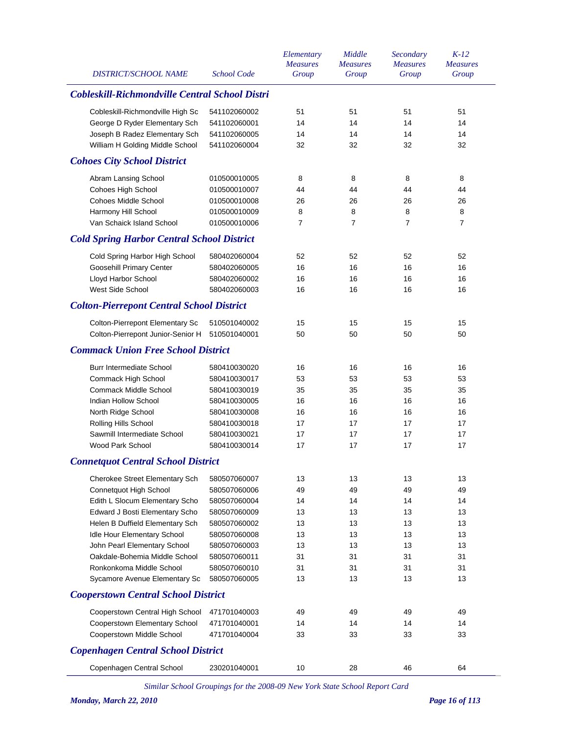| DISTRICT/SCHOOL NAME | School Code | Elementary Measures Group | Middle Measures Group | Secondary Measures Group | K-12 Measures Group |
|---|---|---|---|---|---|
| ***Cobleskill-Richmondville Central School Distri*** | | | | | |
| Cobleskill-Richmondville High Sc | 541102060002 | 51 | 51 | 51 | 51 |
| George D Ryder Elementary Sch | 541102060001 | 14 | 14 | 14 | 14 |
| Joseph B Radez Elementary Sch | 541102060005 | 14 | 14 | 14 | 14 |
| William H Golding Middle School | 541102060004 | 32 | 32 | 32 | 32 |
| ***Cohoes City School District*** | | | | | |
| Abram Lansing School | 010500010005 | 8 | 8 | 8 | 8 |
| Cohoes High School | 010500010007 | 44 | 44 | 44 | 44 |
| Cohoes Middle School | 010500010008 | 26 | 26 | 26 | 26 |
| Harmony Hill School | 010500010009 | 8 | 8 | 8 | 8 |
| Van Schaick Island School | 010500010006 | 7 | 7 | 7 | 7 |
| ***Cold Spring Harbor Central School District*** | | | | | |
| Cold Spring Harbor High School | 580402060004 | 52 | 52 | 52 | 52 |
| Goosehill Primary Center | 580402060005 | 16 | 16 | 16 | 16 |
| Lloyd Harbor School | 580402060002 | 16 | 16 | 16 | 16 |
| West Side School | 580402060003 | 16 | 16 | 16 | 16 |
| ***Colton-Pierrepont Central School District*** | | | | | |
| Colton-Pierrepont Elementary Sc | 510501040002 | 15 | 15 | 15 | 15 |
| Colton-Pierrepont Junior-Senior H | 510501040001 | 50 | 50 | 50 | 50 |
| ***Commack Union Free School District*** | | | | | |
| Burr Intermediate School | 580410030020 | 16 | 16 | 16 | 16 |
| Commack High School | 580410030017 | 53 | 53 | 53 | 53 |
| Commack Middle School | 580410030019 | 35 | 35 | 35 | 35 |
| Indian Hollow School | 580410030005 | 16 | 16 | 16 | 16 |
| North Ridge School | 580410030008 | 16 | 16 | 16 | 16 |
| Rolling Hills School | 580410030018 | 17 | 17 | 17 | 17 |
| Sawmill Intermediate School | 580410030021 | 17 | 17 | 17 | 17 |
| Wood Park School | 580410030014 | 17 | 17 | 17 | 17 |
| ***Connetquot Central School District*** | | | | | |
| Cherokee Street Elementary Sch | 580507060007 | 13 | 13 | 13 | 13 |
| Connetquot High School | 580507060006 | 49 | 49 | 49 | 49 |
| Edith L Slocum Elementary Scho | 580507060004 | 14 | 14 | 14 | 14 |
| Edward J Bosti Elementary Scho | 580507060009 | 13 | 13 | 13 | 13 |
| Helen B Duffield Elementary Sch | 580507060002 | 13 | 13 | 13 | 13 |
| Idle Hour Elementary School | 580507060008 | 13 | 13 | 13 | 13 |
| John Pearl Elementary School | 580507060003 | 13 | 13 | 13 | 13 |
| Oakdale-Bohemia Middle School | 580507060011 | 31 | 31 | 31 | 31 |
| Ronkonkoma Middle School | 580507060010 | 31 | 31 | 31 | 31 |
| Sycamore Avenue Elementary Sc | 580507060005 | 13 | 13 | 13 | 13 |
| ***Cooperstown Central School District*** | | | | | |
| Cooperstown Central High School | 471701040003 | 49 | 49 | 49 | 49 |
| Cooperstown Elementary School | 471701040001 | 14 | 14 | 14 | 14 |
| Cooperstown Middle School | 471701040004 | 33 | 33 | 33 | 33 |
| ***Copenhagen Central School District*** | | | | | |
| Copenhagen Central School | 230201040001 | 10 | 28 | 46 | 64 |

*Similar School Groupings for the 2008-09 New York State School Report Card*

***Monday, March 22, 2010***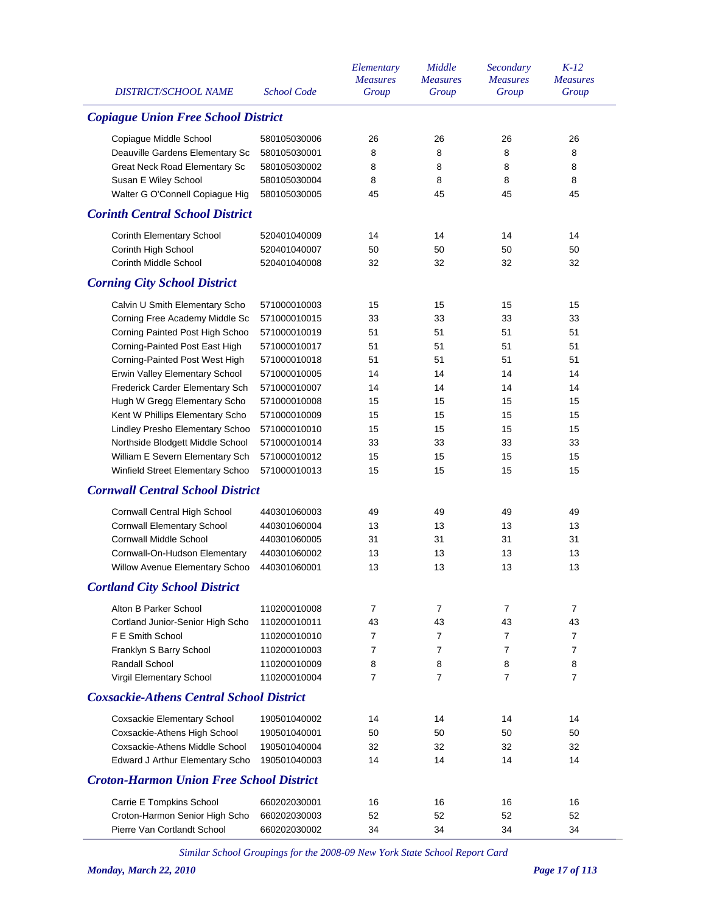| DISTRICT/SCHOOL NAME | School Code | Elementary Measures Group | Middle Measures Group | Secondary Measures Group | K-12 Measures Group |
|---|---|---|---|---|---|
| ***Copiague Union Free School District*** | | | | | |
| Copiague Middle School | 580105030006 | 26 | 26 | 26 | 26 |
| Deauville Gardens Elementary Sc | 580105030001 | 8 | 8 | 8 | 8 |
| Great Neck Road Elementary Sc | 580105030002 | 8 | 8 | 8 | 8 |
| Susan E Wiley School | 580105030004 | 8 | 8 | 8 | 8 |
| Walter G O'Connell Copiague Hig | 580105030005 | 45 | 45 | 45 | 45 |
| ***Corinth Central School District*** | | | | | |
| Corinth Elementary School | 520401040009 | 14 | 14 | 14 | 14 |
| Corinth High School | 520401040007 | 50 | 50 | 50 | 50 |
| Corinth Middle School | 520401040008 | 32 | 32 | 32 | 32 |
| ***Corning City School District*** | | | | | |
| Calvin U Smith Elementary Scho | 571000010003 | 15 | 15 | 15 | 15 |
| Corning Free Academy Middle Sc | 571000010015 | 33 | 33 | 33 | 33 |
| Corning Painted Post High Schoo | 571000010019 | 51 | 51 | 51 | 51 |
| Corning-Painted Post East High | 571000010017 | 51 | 51 | 51 | 51 |
| Corning-Painted Post West High | 571000010018 | 51 | 51 | 51 | 51 |
| Erwin Valley Elementary School | 571000010005 | 14 | 14 | 14 | 14 |
| Frederick Carder Elementary Sch | 571000010007 | 14 | 14 | 14 | 14 |
| Hugh W Gregg Elementary Scho | 571000010008 | 15 | 15 | 15 | 15 |
| Kent W Phillips Elementary Scho | 571000010009 | 15 | 15 | 15 | 15 |
| Lindley Presho Elementary Schoo | 571000010010 | 15 | 15 | 15 | 15 |
| Northside Blodgett Middle School | 571000010014 | 33 | 33 | 33 | 33 |
| William E Severn Elementary Sch | 571000010012 | 15 | 15 | 15 | 15 |
| Winfield Street Elementary Schoo | 571000010013 | 15 | 15 | 15 | 15 |
| ***Cornwall Central School District*** | | | | | |
| Cornwall Central High School | 440301060003 | 49 | 49 | 49 | 49 |
| Cornwall Elementary School | 440301060004 | 13 | 13 | 13 | 13 |
| Cornwall Middle School | 440301060005 | 31 | 31 | 31 | 31 |
| Cornwall-On-Hudson Elementary | 440301060002 | 13 | 13 | 13 | 13 |
| Willow Avenue Elementary Schoo | 440301060001 | 13 | 13 | 13 | 13 |
| ***Cortland City School District*** | | | | | |
| Alton B Parker School | 110200010008 | 7 | 7 | 7 | 7 |
| Cortland Junior-Senior High Scho | 110200010011 | 43 | 43 | 43 | 43 |
| F E Smith School | 110200010010 | 7 | 7 | 7 | 7 |
| Franklyn S Barry School | 110200010003 | 7 | 7 | 7 | 7 |
| Randall School | 110200010009 | 8 | 8 | 8 | 8 |
| Virgil Elementary School | 110200010004 | 7 | 7 | 7 | 7 |
| ***Coxsackie-Athens Central School District*** | | | | | |
| Coxsackie Elementary School | 190501040002 | 14 | 14 | 14 | 14 |
| Coxsackie-Athens High School | 190501040001 | 50 | 50 | 50 | 50 |
| Coxsackie-Athens Middle School | 190501040004 | 32 | 32 | 32 | 32 |
| Edward J Arthur Elementary Scho | 190501040003 | 14 | 14 | 14 | 14 |
| ***Croton-Harmon Union Free School District*** | | | | | |
| Carrie E Tompkins School | 660202030001 | 16 | 16 | 16 | 16 |
| Croton-Harmon Senior High Scho | 660202030003 | 52 | 52 | 52 | 52 |
| Pierre Van Cortlandt School | 660202030002 | 34 | 34 | 34 | 34 |

*Similar School Groupings for the 2008-09 New York State School Report Card*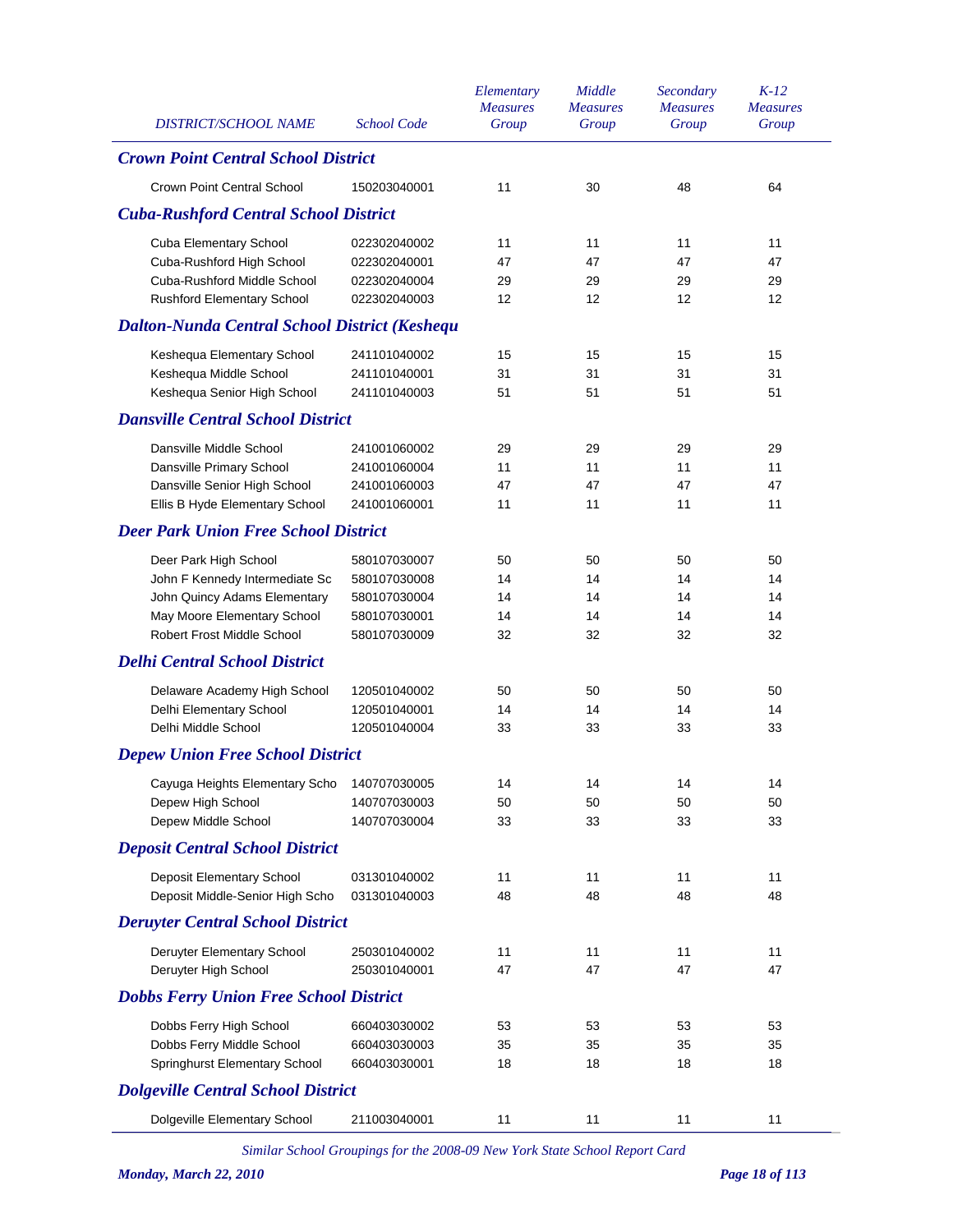| DISTRICT/SCHOOL NAME | School Code | Elementary Measures Group | Middle Measures Group | Secondary Measures Group | K-12 Measures Group |
|---|---|---|---|---|---|
| ***Crown Point Central School District*** | | | | | |
| Crown Point Central School | 150203040001 | 11 | 30 | 48 | 64 |
| ***Cuba-Rushford Central School District*** | | | | | |
| Cuba Elementary School | 022302040002 | 11 | 11 | 11 | 11 |
| Cuba-Rushford High School | 022302040001 | 47 | 47 | 47 | 47 |
| Cuba-Rushford Middle School | 022302040004 | 29 | 29 | 29 | 29 |
| Rushford Elementary School | 022302040003 | 12 | 12 | 12 | 12 |
| ***Dalton-Nunda Central School District (Keshequ*** | | | | | |
| Keshequa Elementary School | 241101040002 | 15 | 15 | 15 | 15 |
| Keshequa Middle School | 241101040001 | 31 | 31 | 31 | 31 |
| Keshequa Senior High School | 241101040003 | 51 | 51 | 51 | 51 |
| ***Dansville Central School District*** | | | | | |
| Dansville Middle School | 241001060002 | 29 | 29 | 29 | 29 |
| Dansville Primary School | 241001060004 | 11 | 11 | 11 | 11 |
| Dansville Senior High School | 241001060003 | 47 | 47 | 47 | 47 |
| Ellis B Hyde Elementary School | 241001060001 | 11 | 11 | 11 | 11 |
| ***Deer Park Union Free School District*** | | | | | |
| Deer Park High School | 580107030007 | 50 | 50 | 50 | 50 |
| John F Kennedy Intermediate Sc | 580107030008 | 14 | 14 | 14 | 14 |
| John Quincy Adams Elementary | 580107030004 | 14 | 14 | 14 | 14 |
| May Moore Elementary School | 580107030001 | 14 | 14 | 14 | 14 |
| Robert Frost Middle School | 580107030009 | 32 | 32 | 32 | 32 |
| ***Delhi Central School District*** | | | | | |
| Delaware Academy High School | 120501040002 | 50 | 50 | 50 | 50 |
| Delhi Elementary School | 120501040001 | 14 | 14 | 14 | 14 |
| Delhi Middle School | 120501040004 | 33 | 33 | 33 | 33 |
| ***Depew Union Free School District*** | | | | | |
| Cayuga Heights Elementary Scho | 140707030005 | 14 | 14 | 14 | 14 |
| Depew High School | 140707030003 | 50 | 50 | 50 | 50 |
| Depew Middle School | 140707030004 | 33 | 33 | 33 | 33 |
| ***Deposit Central School District*** | | | | | |
| Deposit Elementary School | 031301040002 | 11 | 11 | 11 | 11 |
| Deposit Middle-Senior High Scho | 031301040003 | 48 | 48 | 48 | 48 |
| ***Deruyter Central School District*** | | | | | |
| Deruyter Elementary School | 250301040002 | 11 | 11 | 11 | 11 |
| Deruyter High School | 250301040001 | 47 | 47 | 47 | 47 |
| ***Dobbs Ferry Union Free School District*** | | | | | |
| Dobbs Ferry High School | 660403030002 | 53 | 53 | 53 | 53 |
| Dobbs Ferry Middle School | 660403030003 | 35 | 35 | 35 | 35 |
| Springhurst Elementary School | 660403030001 | 18 | 18 | 18 | 18 |
| ***Dolgeville Central School District*** | | | | | |
| Dolgeville Elementary School | 211003040001 | 11 | 11 | 11 | 11 |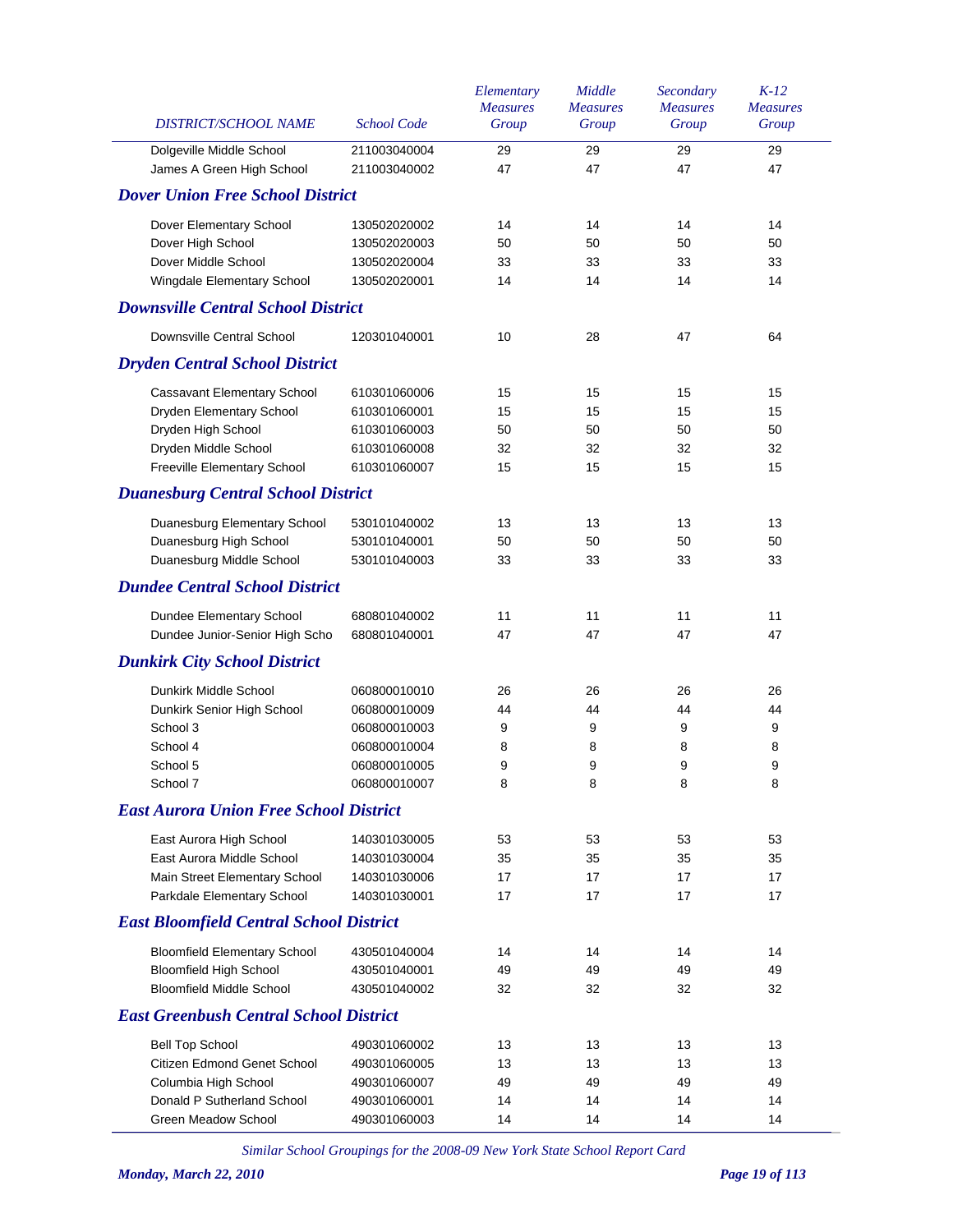| DISTRICT/SCHOOL NAME | School Code | Elementary Measures Group | Middle Measures Group | Secondary Measures Group | K-12 Measures Group |
|---|---|---|---|---|---|
| Dolgeville Middle School | 211003040004 | 29 | 29 | 29 | 29 |
| James A Green High School | 211003040002 | 47 | 47 | 47 | 47 |
| ***Dover Union Free School District*** | | | | | |
| Dover Elementary School | 130502020002 | 14 | 14 | 14 | 14 |
| Dover High School | 130502020003 | 50 | 50 | 50 | 50 |
| Dover Middle School | 130502020004 | 33 | 33 | 33 | 33 |
| Wingdale Elementary School | 130502020001 | 14 | 14 | 14 | 14 |
| ***Downsville Central School District*** | | | | | |
| Downsville Central School | 120301040001 | 10 | 28 | 47 | 64 |
| ***Dryden Central School District*** | | | | | |
| Cassavant Elementary School | 610301060006 | 15 | 15 | 15 | 15 |
| Dryden Elementary School | 610301060001 | 15 | 15 | 15 | 15 |
| Dryden High School | 610301060003 | 50 | 50 | 50 | 50 |
| Dryden Middle School | 610301060008 | 32 | 32 | 32 | 32 |
| Freeville Elementary School | 610301060007 | 15 | 15 | 15 | 15 |
| ***Duanesburg Central School District*** | | | | | |
| Duanesburg Elementary School | 530101040002 | 13 | 13 | 13 | 13 |
| Duanesburg High School | 530101040001 | 50 | 50 | 50 | 50 |
| Duanesburg Middle School | 530101040003 | 33 | 33 | 33 | 33 |
| ***Dundee Central School District*** | | | | | |
| Dundee Elementary School | 680801040002 | 11 | 11 | 11 | 11 |
| Dundee Junior-Senior High Scho | 680801040001 | 47 | 47 | 47 | 47 |
| ***Dunkirk City School District*** | | | | | |
| Dunkirk Middle School | 060800010010 | 26 | 26 | 26 | 26 |
| Dunkirk Senior High School | 060800010009 | 44 | 44 | 44 | 44 |
| School 3 | 060800010003 | 9 | 9 | 9 | 9 |
| School 4 | 060800010004 | 8 | 8 | 8 | 8 |
| School 5 | 060800010005 | 9 | 9 | 9 | 9 |
| School 7 | 060800010007 | 8 | 8 | 8 | 8 |
| ***East Aurora Union Free School District*** | | | | | |
| East Aurora High School | 140301030005 | 53 | 53 | 53 | 53 |
| East Aurora Middle School | 140301030004 | 35 | 35 | 35 | 35 |
| Main Street Elementary School | 140301030006 | 17 | 17 | 17 | 17 |
| Parkdale Elementary School | 140301030001 | 17 | 17 | 17 | 17 |
| ***East Bloomfield Central School District*** | | | | | |
| Bloomfield Elementary School | 430501040004 | 14 | 14 | 14 | 14 |
| Bloomfield High School | 430501040001 | 49 | 49 | 49 | 49 |
| Bloomfield Middle School | 430501040002 | 32 | 32 | 32 | 32 |
| ***East Greenbush Central School District*** | | | | | |
| Bell Top School | 490301060002 | 13 | 13 | 13 | 13 |
| Citizen Edmond Genet School | 490301060005 | 13 | 13 | 13 | 13 |
| Columbia High School | 490301060007 | 49 | 49 | 49 | 49 |
| Donald P Sutherland School | 490301060001 | 14 | 14 | 14 | 14 |
| Green Meadow School | 490301060003 | 14 | 14 | 14 | 14 |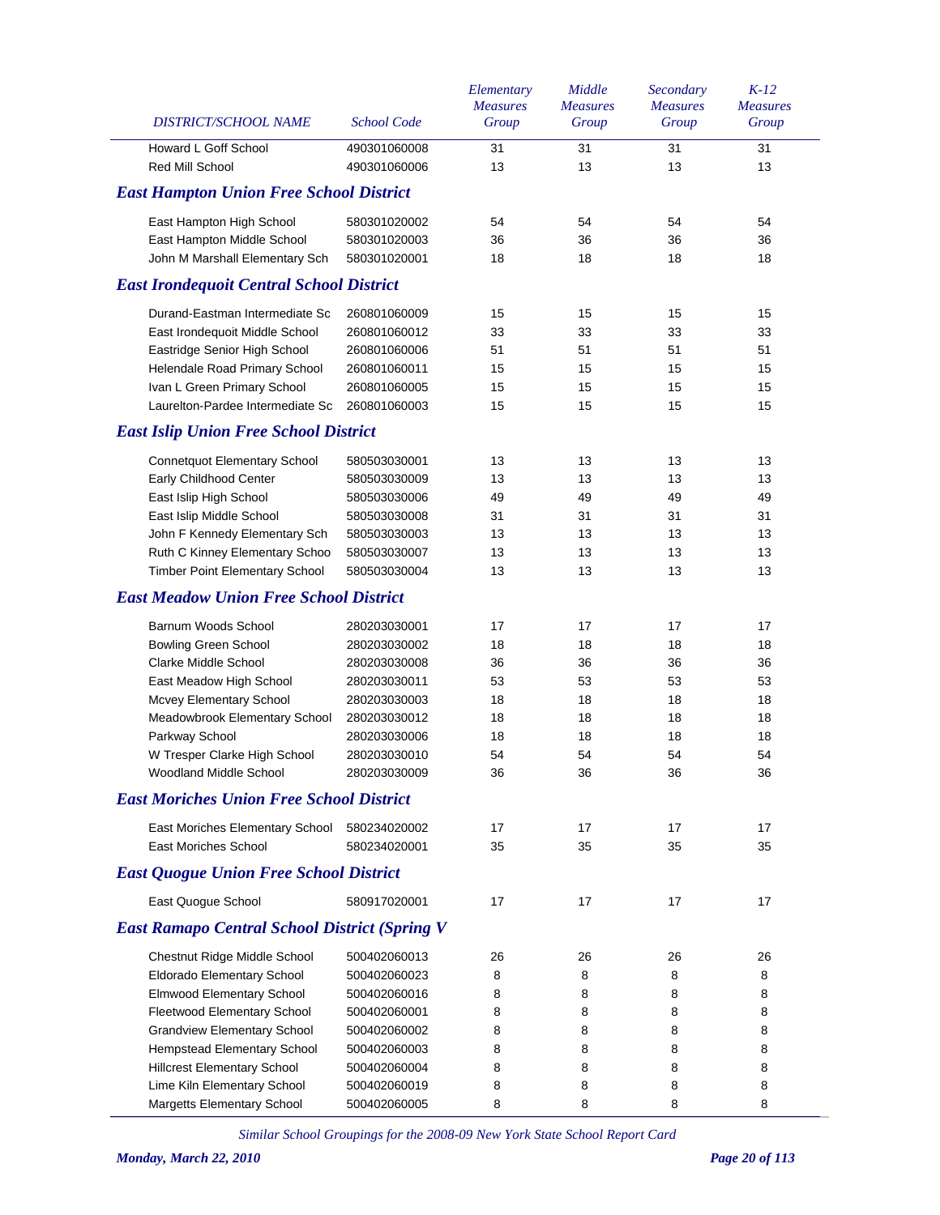| DISTRICT/SCHOOL NAME | School Code | Elementary Measures Group | Middle Measures Group | Secondary Measures Group | K-12 Measures Group |
|---|---|---|---|---|---|
| Howard L Goff School | 490301060008 | 31 | 31 | 31 | 31 |
| Red Mill School | 490301060006 | 13 | 13 | 13 | 13 |

### East Hampton Union Free School District

| DISTRICT/SCHOOL NAME | School Code | Elementary Measures Group | Middle Measures Group | Secondary Measures Group | K-12 Measures Group |
|---|---|---|---|---|---|
| East Hampton High School | 580301020002 | 54 | 54 | 54 | 54 |
| East Hampton Middle School | 580301020003 | 36 | 36 | 36 | 36 |
| John M Marshall Elementary Sch | 580301020001 | 18 | 18 | 18 | 18 |

### East Irondequoit Central School District

| DISTRICT/SCHOOL NAME | School Code | Elementary Measures Group | Middle Measures Group | Secondary Measures Group | K-12 Measures Group |
|---|---|---|---|---|---|
| Durand-Eastman Intermediate Sc | 260801060009 | 15 | 15 | 15 | 15 |
| East Irondequoit Middle School | 260801060012 | 33 | 33 | 33 | 33 |
| Eastridge Senior High School | 260801060006 | 51 | 51 | 51 | 51 |
| Helendale Road Primary School | 260801060011 | 15 | 15 | 15 | 15 |
| Ivan L Green Primary School | 260801060005 | 15 | 15 | 15 | 15 |
| Laurelton-Pardee Intermediate Sc | 260801060003 | 15 | 15 | 15 | 15 |

### East Islip Union Free School District

| DISTRICT/SCHOOL NAME | School Code | Elementary Measures Group | Middle Measures Group | Secondary Measures Group | K-12 Measures Group |
|---|---|---|---|---|---|
| Connetquot Elementary School | 580503030001 | 13 | 13 | 13 | 13 |
| Early Childhood Center | 580503030009 | 13 | 13 | 13 | 13 |
| East Islip High School | 580503030006 | 49 | 49 | 49 | 49 |
| East Islip Middle School | 580503030008 | 31 | 31 | 31 | 31 |
| John F Kennedy Elementary Sch | 580503030003 | 13 | 13 | 13 | 13 |
| Ruth C Kinney Elementary Schoo | 580503030007 | 13 | 13 | 13 | 13 |
| Timber Point Elementary School | 580503030004 | 13 | 13 | 13 | 13 |

### East Meadow Union Free School District

| DISTRICT/SCHOOL NAME | School Code | Elementary Measures Group | Middle Measures Group | Secondary Measures Group | K-12 Measures Group |
|---|---|---|---|---|---|
| Barnum Woods School | 280203030001 | 17 | 17 | 17 | 17 |
| Bowling Green School | 280203030002 | 18 | 18 | 18 | 18 |
| Clarke Middle School | 280203030008 | 36 | 36 | 36 | 36 |
| East Meadow High School | 280203030011 | 53 | 53 | 53 | 53 |
| Mcvey Elementary School | 280203030003 | 18 | 18 | 18 | 18 |
| Meadowbrook Elementary School | 280203030012 | 18 | 18 | 18 | 18 |
| Parkway School | 280203030006 | 18 | 18 | 18 | 18 |
| W Tresper Clarke High School | 280203030010 | 54 | 54 | 54 | 54 |
| Woodland Middle School | 280203030009 | 36 | 36 | 36 | 36 |

### East Moriches Union Free School District

| DISTRICT/SCHOOL NAME | School Code | Elementary Measures Group | Middle Measures Group | Secondary Measures Group | K-12 Measures Group |
|---|---|---|---|---|---|
| East Moriches Elementary School | 580234020002 | 17 | 17 | 17 | 17 |
| East Moriches School | 580234020001 | 35 | 35 | 35 | 35 |

### East Quogue Union Free School District

| DISTRICT/SCHOOL NAME | School Code | Elementary Measures Group | Middle Measures Group | Secondary Measures Group | K-12 Measures Group |
|---|---|---|---|---|---|
| East Quogue School | 580917020001 | 17 | 17 | 17 | 17 |

### East Ramapo Central School District (Spring V

| DISTRICT/SCHOOL NAME | School Code | Elementary Measures Group | Middle Measures Group | Secondary Measures Group | K-12 Measures Group |
|---|---|---|---|---|---|
| Chestnut Ridge Middle School | 500402060013 | 26 | 26 | 26 | 26 |
| Eldorado Elementary School | 500402060023 | 8 | 8 | 8 | 8 |
| Elmwood Elementary School | 500402060016 | 8 | 8 | 8 | 8 |
| Fleetwood Elementary School | 500402060001 | 8 | 8 | 8 | 8 |
| Grandview Elementary School | 500402060002 | 8 | 8 | 8 | 8 |
| Hempstead Elementary School | 500402060003 | 8 | 8 | 8 | 8 |
| Hillcrest Elementary School | 500402060004 | 8 | 8 | 8 | 8 |
| Lime Kiln Elementary School | 500402060019 | 8 | 8 | 8 | 8 |
| Margetts Elementary School | 500402060005 | 8 | 8 | 8 | 8 |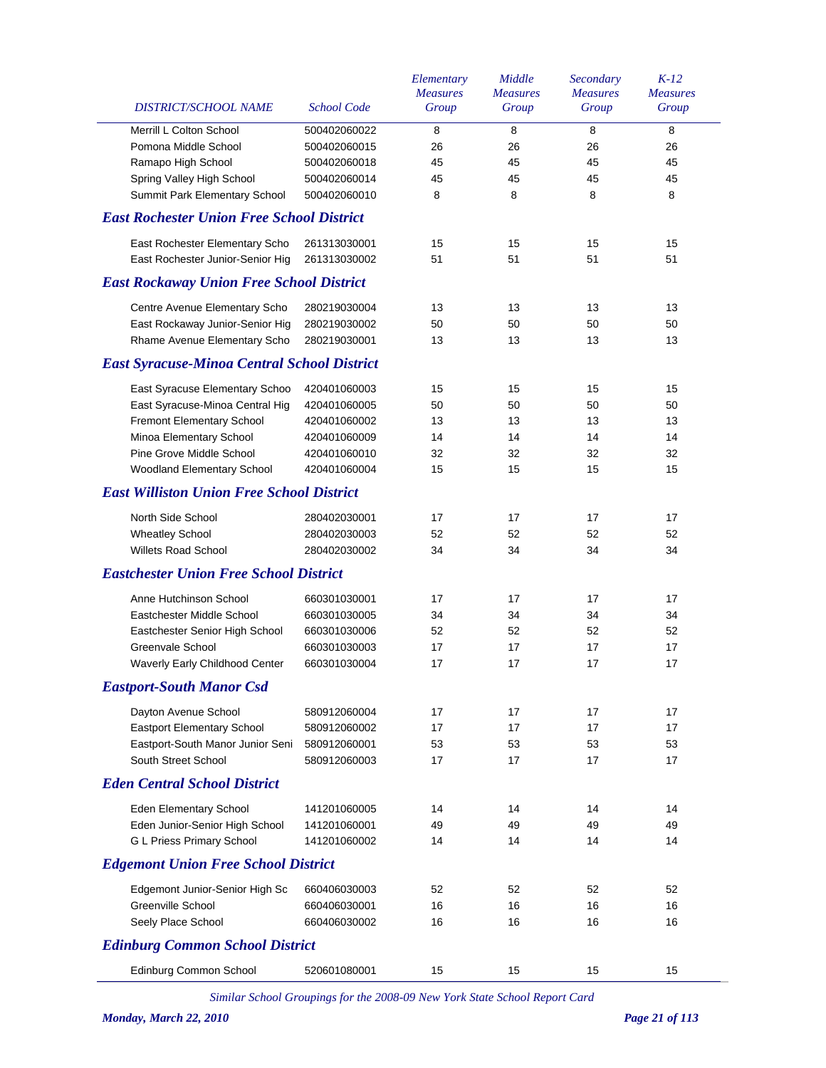| DISTRICT/SCHOOL NAME | School Code | Elementary Measures Group | Middle Measures Group | Secondary Measures Group | K-12 Measures Group |
|---|---|---|---|---|---|
| Merrill L Colton School | 500402060022 | 8 | 8 | 8 | 8 |
| Pomona Middle School | 500402060015 | 26 | 26 | 26 | 26 |
| Ramapo High School | 500402060018 | 45 | 45 | 45 | 45 |
| Spring Valley High School | 500402060014 | 45 | 45 | 45 | 45 |
| Summit Park Elementary School | 500402060010 | 8 | 8 | 8 | 8 |
| ***East Rochester Union Free School District*** | | | | | |
| East Rochester Elementary Scho | 261313030001 | 15 | 15 | 15 | 15 |
| East Rochester Junior-Senior Hig | 261313030002 | 51 | 51 | 51 | 51 |
| ***East Rockaway Union Free School District*** | | | | | |
| Centre Avenue Elementary Scho | 280219030004 | 13 | 13 | 13 | 13 |
| East Rockaway Junior-Senior Hig | 280219030002 | 50 | 50 | 50 | 50 |
| Rhame Avenue Elementary Scho | 280219030001 | 13 | 13 | 13 | 13 |
| ***East Syracuse-Minoa Central School District*** | | | | | |
| East Syracuse Elementary Schoo | 420401060003 | 15 | 15 | 15 | 15 |
| East Syracuse-Minoa Central Hig | 420401060005 | 50 | 50 | 50 | 50 |
| Fremont Elementary School | 420401060002 | 13 | 13 | 13 | 13 |
| Minoa Elementary School | 420401060009 | 14 | 14 | 14 | 14 |
| Pine Grove Middle School | 420401060010 | 32 | 32 | 32 | 32 |
| Woodland Elementary School | 420401060004 | 15 | 15 | 15 | 15 |
| ***East Williston Union Free School District*** | | | | | |
| North Side School | 280402030001 | 17 | 17 | 17 | 17 |
| Wheatley School | 280402030003 | 52 | 52 | 52 | 52 |
| Willets Road School | 280402030002 | 34 | 34 | 34 | 34 |
| ***Eastchester Union Free School District*** | | | | | |
| Anne Hutchinson School | 660301030001 | 17 | 17 | 17 | 17 |
| Eastchester Middle School | 660301030005 | 34 | 34 | 34 | 34 |
| Eastchester Senior High School | 660301030006 | 52 | 52 | 52 | 52 |
| Greenvale School | 660301030003 | 17 | 17 | 17 | 17 |
| Waverly Early Childhood Center | 660301030004 | 17 | 17 | 17 | 17 |
| ***Eastport-South Manor Csd*** | | | | | |
| Dayton Avenue School | 580912060004 | 17 | 17 | 17 | 17 |
| Eastport Elementary School | 580912060002 | 17 | 17 | 17 | 17 |
| Eastport-South Manor Junior Seni | 580912060001 | 53 | 53 | 53 | 53 |
| South Street School | 580912060003 | 17 | 17 | 17 | 17 |
| ***Eden Central School District*** | | | | | |
| Eden Elementary School | 141201060005 | 14 | 14 | 14 | 14 |
| Eden Junior-Senior High School | 141201060001 | 49 | 49 | 49 | 49 |
| G L Priess Primary School | 141201060002 | 14 | 14 | 14 | 14 |
| ***Edgemont Union Free School District*** | | | | | |
| Edgemont Junior-Senior High Sc | 660406030003 | 52 | 52 | 52 | 52 |
| Greenville School | 660406030001 | 16 | 16 | 16 | 16 |
| Seely Place School | 660406030002 | 16 | 16 | 16 | 16 |
| ***Edinburg Common School District*** | | | | | |
| Edinburg Common School | 520601080001 | 15 | 15 | 15 | 15 |

*Similar School Groupings for the 2008-09 New York State School Report Card*

*Monday, March 22, 2010*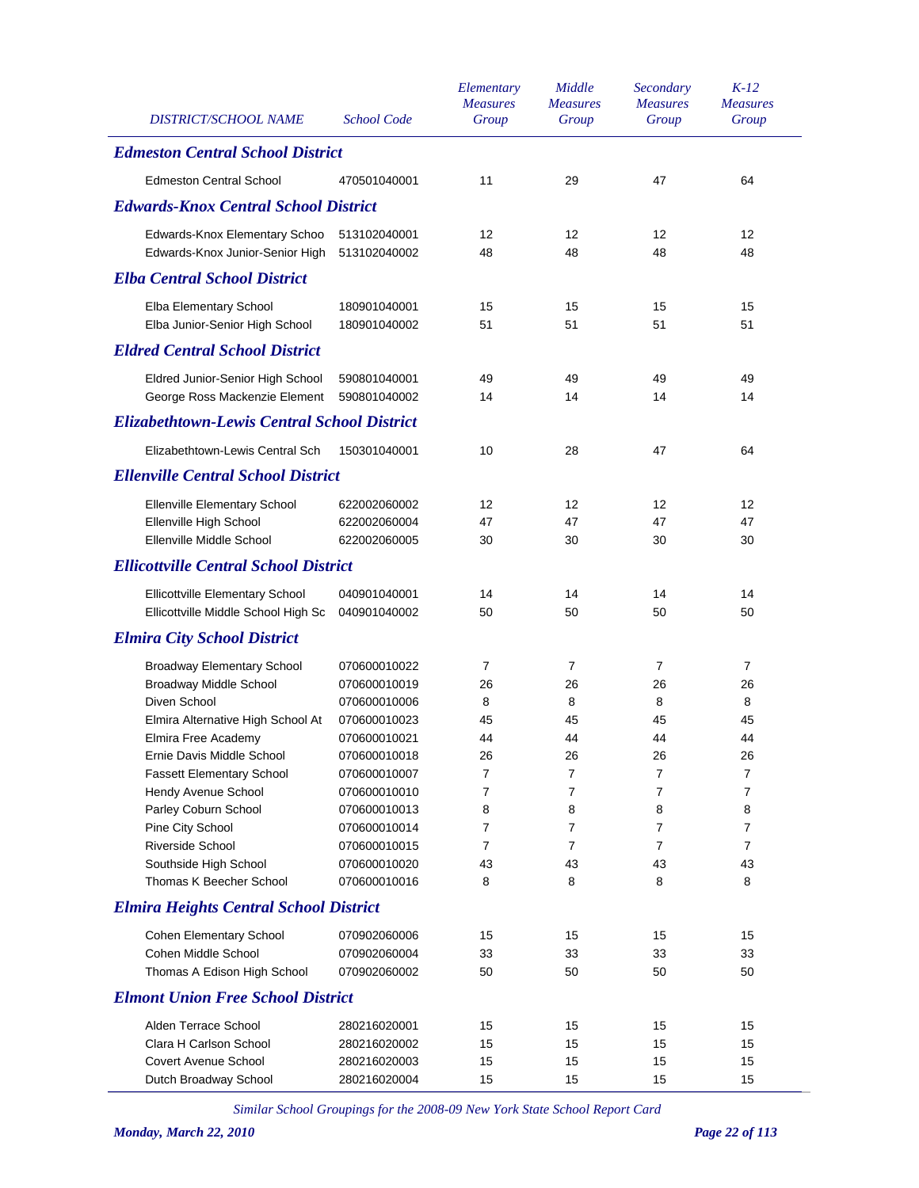| DISTRICT/SCHOOL NAME | School Code | Elementary Measures Group | Middle Measures Group | Secondary Measures Group | K-12 Measures Group |
|---|---|---|---|---|---|
| ***Edmeston Central School District*** | | | | | |
| Edmeston Central School | 470501040001 | 11 | 29 | 47 | 64 |
| ***Edwards-Knox Central School District*** | | | | | |
| Edwards-Knox Elementary Schoo | 513102040001 | 12 | 12 | 12 | 12 |
| Edwards-Knox Junior-Senior High | 513102040002 | 48 | 48 | 48 | 48 |
| ***Elba Central School District*** | | | | | |
| Elba Elementary School | 180901040001 | 15 | 15 | 15 | 15 |
| Elba Junior-Senior High School | 180901040002 | 51 | 51 | 51 | 51 |
| ***Eldred Central School District*** | | | | | |
| Eldred Junior-Senior High School | 590801040001 | 49 | 49 | 49 | 49 |
| George Ross Mackenzie Element | 590801040002 | 14 | 14 | 14 | 14 |
| ***Elizabethtown-Lewis Central School District*** | | | | | |
| Elizabethtown-Lewis Central Sch | 150301040001 | 10 | 28 | 47 | 64 |
| ***Ellenville Central School District*** | | | | | |
| Ellenville Elementary School | 622002060002 | 12 | 12 | 12 | 12 |
| Ellenville High School | 622002060004 | 47 | 47 | 47 | 47 |
| Ellenville Middle School | 622002060005 | 30 | 30 | 30 | 30 |
| ***Ellicottville Central School District*** | | | | | |
| Ellicottville Elementary School | 040901040001 | 14 | 14 | 14 | 14 |
| Ellicottville Middle School High Sc | 040901040002 | 50 | 50 | 50 | 50 |
| ***Elmira City School District*** | | | | | |
| Broadway Elementary School | 070600010022 | 7 | 7 | 7 | 7 |
| Broadway Middle School | 070600010019 | 26 | 26 | 26 | 26 |
| Diven School | 070600010006 | 8 | 8 | 8 | 8 |
| Elmira Alternative High School At | 070600010023 | 45 | 45 | 45 | 45 |
| Elmira Free Academy | 070600010021 | 44 | 44 | 44 | 44 |
| Ernie Davis Middle School | 070600010018 | 26 | 26 | 26 | 26 |
| Fassett Elementary School | 070600010007 | 7 | 7 | 7 | 7 |
| Hendy Avenue School | 070600010010 | 7 | 7 | 7 | 7 |
| Parley Coburn School | 070600010013 | 8 | 8 | 8 | 8 |
| Pine City School | 070600010014 | 7 | 7 | 7 | 7 |
| Riverside School | 070600010015 | 7 | 7 | 7 | 7 |
| Southside High School | 070600010020 | 43 | 43 | 43 | 43 |
| Thomas K Beecher School | 070600010016 | 8 | 8 | 8 | 8 |
| ***Elmira Heights Central School District*** | | | | | |
| Cohen Elementary School | 070902060006 | 15 | 15 | 15 | 15 |
| Cohen Middle School | 070902060004 | 33 | 33 | 33 | 33 |
| Thomas A Edison High School | 070902060002 | 50 | 50 | 50 | 50 |
| ***Elmont Union Free School District*** | | | | | |
| Alden Terrace School | 280216020001 | 15 | 15 | 15 | 15 |
| Clara H Carlson School | 280216020002 | 15 | 15 | 15 | 15 |
| Covert Avenue School | 280216020003 | 15 | 15 | 15 | 15 |
| Dutch Broadway School | 280216020004 | 15 | 15 | 15 | 15 |

*Similar School Groupings for the 2008-09 New York State School Report Card*

***Monday, March 22, 2010***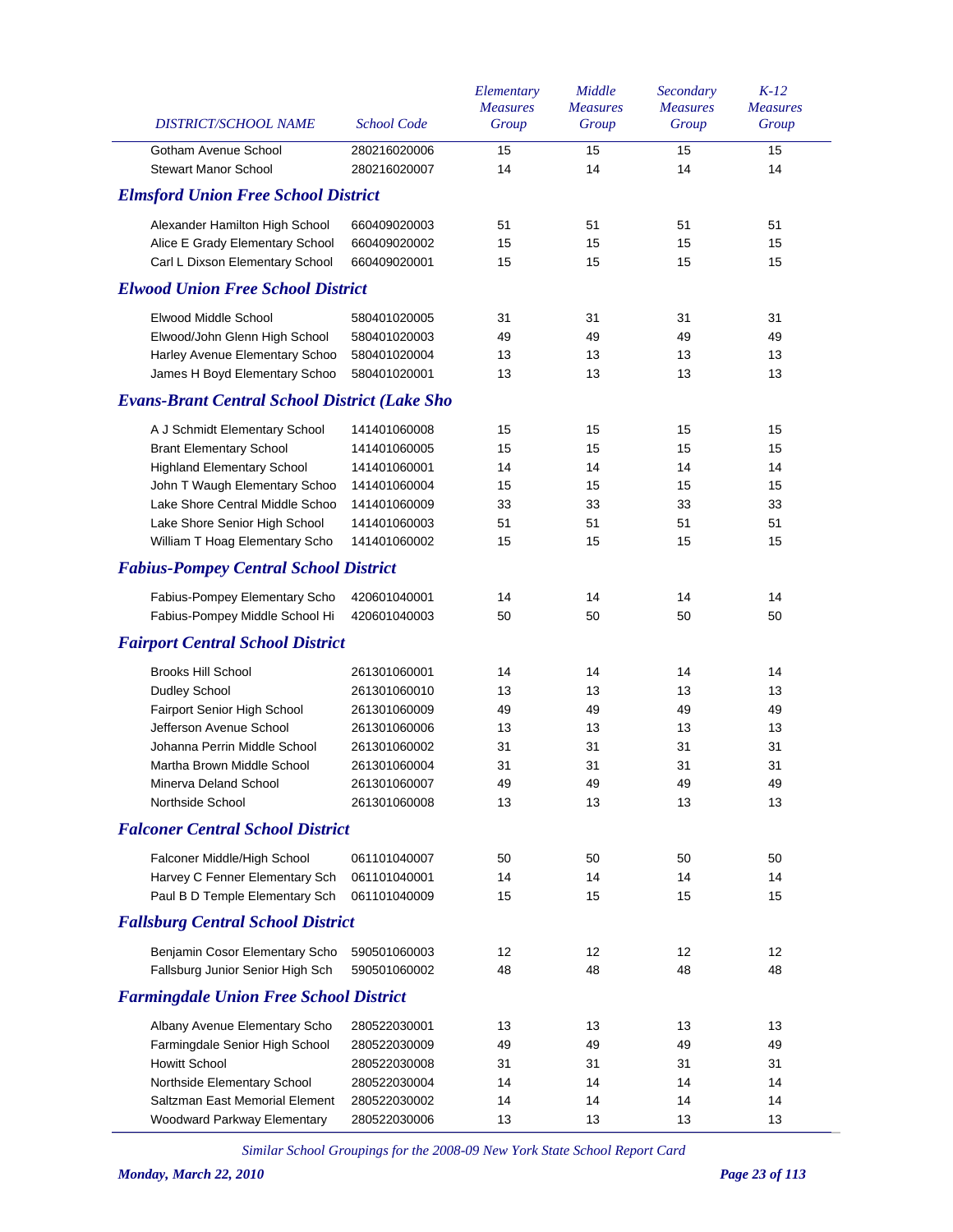| DISTRICT/SCHOOL NAME | School Code | Elementary Measures Group | Middle Measures Group | Secondary Measures Group | K-12 Measures Group |
|---|---|---|---|---|---|
| Gotham Avenue School | 280216020006 | 15 | 15 | 15 | 15 |
| Stewart Manor School | 280216020007 | 14 | 14 | 14 | 14 |
| ***Elmsford Union Free School District*** | | | | | |
| Alexander Hamilton High School | 660409020003 | 51 | 51 | 51 | 51 |
| Alice E Grady Elementary School | 660409020002 | 15 | 15 | 15 | 15 |
| Carl L Dixson Elementary School | 660409020001 | 15 | 15 | 15 | 15 |
| ***Elwood Union Free School District*** | | | | | |
| Elwood Middle School | 580401020005 | 31 | 31 | 31 | 31 |
| Elwood/John Glenn High School | 580401020003 | 49 | 49 | 49 | 49 |
| Harley Avenue Elementary Schoo | 580401020004 | 13 | 13 | 13 | 13 |
| James H Boyd Elementary Schoo | 580401020001 | 13 | 13 | 13 | 13 |
| ***Evans-Brant Central School District (Lake Sho*** | | | | | |
| A J Schmidt Elementary School | 141401060008 | 15 | 15 | 15 | 15 |
| Brant Elementary School | 141401060005 | 15 | 15 | 15 | 15 |
| Highland Elementary School | 141401060001 | 14 | 14 | 14 | 14 |
| John T Waugh Elementary Schoo | 141401060004 | 15 | 15 | 15 | 15 |
| Lake Shore Central Middle Schoo | 141401060009 | 33 | 33 | 33 | 33 |
| Lake Shore Senior High School | 141401060003 | 51 | 51 | 51 | 51 |
| William T Hoag Elementary Scho | 141401060002 | 15 | 15 | 15 | 15 |
| ***Fabius-Pompey Central School District*** | | | | | |
| Fabius-Pompey Elementary Scho | 420601040001 | 14 | 14 | 14 | 14 |
| Fabius-Pompey Middle School Hi | 420601040003 | 50 | 50 | 50 | 50 |
| ***Fairport Central School District*** | | | | | |
| Brooks Hill School | 261301060001 | 14 | 14 | 14 | 14 |
| Dudley School | 261301060010 | 13 | 13 | 13 | 13 |
| Fairport Senior High School | 261301060009 | 49 | 49 | 49 | 49 |
| Jefferson Avenue School | 261301060006 | 13 | 13 | 13 | 13 |
| Johanna Perrin Middle School | 261301060002 | 31 | 31 | 31 | 31 |
| Martha Brown Middle School | 261301060004 | 31 | 31 | 31 | 31 |
| Minerva Deland School | 261301060007 | 49 | 49 | 49 | 49 |
| Northside School | 261301060008 | 13 | 13 | 13 | 13 |
| ***Falconer Central School District*** | | | | | |
| Falconer Middle/High School | 061101040007 | 50 | 50 | 50 | 50 |
| Harvey C Fenner Elementary Sch | 061101040001 | 14 | 14 | 14 | 14 |
| Paul B D Temple Elementary Sch | 061101040009 | 15 | 15 | 15 | 15 |
| ***Fallsburg Central School District*** | | | | | |
| Benjamin Cosor Elementary Scho | 590501060003 | 12 | 12 | 12 | 12 |
| Fallsburg Junior Senior High Sch | 590501060002 | 48 | 48 | 48 | 48 |
| ***Farmingdale Union Free School District*** | | | | | |
| Albany Avenue Elementary Scho | 280522030001 | 13 | 13 | 13 | 13 |
| Farmingdale Senior High School | 280522030009 | 49 | 49 | 49 | 49 |
| Howitt School | 280522030008 | 31 | 31 | 31 | 31 |
| Northside Elementary School | 280522030004 | 14 | 14 | 14 | 14 |
| Saltzman East Memorial Element | 280522030002 | 14 | 14 | 14 | 14 |
| Woodward Parkway Elementary | 280522030006 | 13 | 13 | 13 | 13 |

*Similar School Groupings for the 2008-09 New York State School Report Card*

***Monday, March 22, 2010***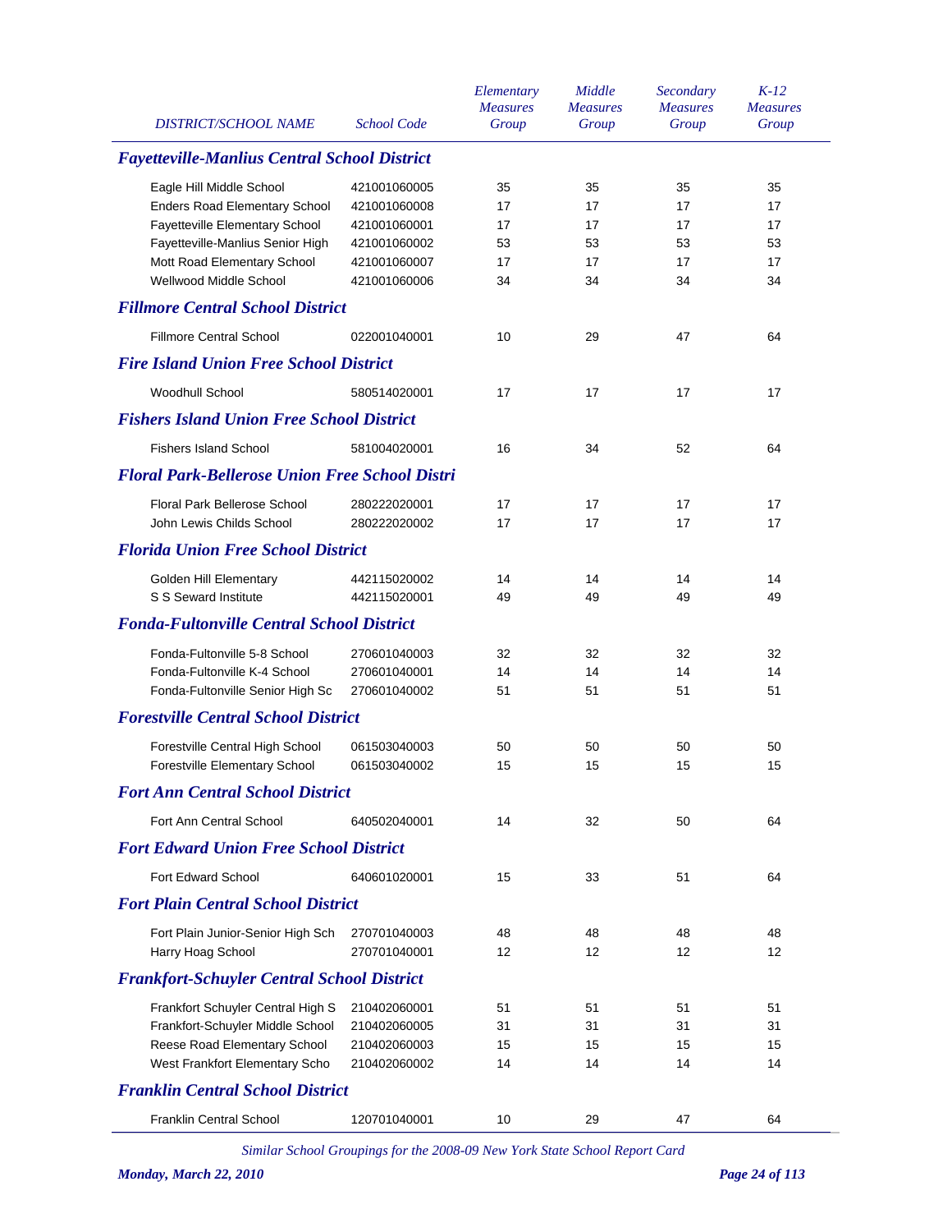| DISTRICT/SCHOOL NAME | School Code | Elementary Measures Group | Middle Measures Group | Secondary Measures Group | K-12 Measures Group |
|---|---|---|---|---|---|
| ***Fayetteville-Manlius Central School District*** | | | | | |
| Eagle Hill Middle School | 421001060005 | 35 | 35 | 35 | 35 |
| Enders Road Elementary School | 421001060008 | 17 | 17 | 17 | 17 |
| Fayetteville Elementary School | 421001060001 | 17 | 17 | 17 | 17 |
| Fayetteville-Manlius Senior High | 421001060002 | 53 | 53 | 53 | 53 |
| Mott Road Elementary School | 421001060007 | 17 | 17 | 17 | 17 |
| Wellwood Middle School | 421001060006 | 34 | 34 | 34 | 34 |
| ***Fillmore Central School District*** | | | | | |
| Fillmore Central School | 022001040001 | 10 | 29 | 47 | 64 |
| ***Fire Island Union Free School District*** | | | | | |
| Woodhull School | 580514020001 | 17 | 17 | 17 | 17 |
| ***Fishers Island Union Free School District*** | | | | | |
| Fishers Island School | 581004020001 | 16 | 34 | 52 | 64 |
| ***Floral Park-Bellerose Union Free School Distri*** | | | | | |
| Floral Park Bellerose School | 280222020001 | 17 | 17 | 17 | 17 |
| John Lewis Childs School | 280222020002 | 17 | 17 | 17 | 17 |
| ***Florida Union Free School District*** | | | | | |
| Golden Hill Elementary | 442115020002 | 14 | 14 | 14 | 14 |
| S S Seward Institute | 442115020001 | 49 | 49 | 49 | 49 |
| ***Fonda-Fultonville Central School District*** | | | | | |
| Fonda-Fultonville 5-8 School | 270601040003 | 32 | 32 | 32 | 32 |
| Fonda-Fultonville K-4 School | 270601040001 | 14 | 14 | 14 | 14 |
| Fonda-Fultonville Senior High Sc | 270601040002 | 51 | 51 | 51 | 51 |
| ***Forestville Central School District*** | | | | | |
| Forestville Central High School | 061503040003 | 50 | 50 | 50 | 50 |
| Forestville Elementary School | 061503040002 | 15 | 15 | 15 | 15 |
| ***Fort Ann Central School District*** | | | | | |
| Fort Ann Central School | 640502040001 | 14 | 32 | 50 | 64 |
| ***Fort Edward Union Free School District*** | | | | | |
| Fort Edward School | 640601020001 | 15 | 33 | 51 | 64 |
| ***Fort Plain Central School District*** | | | | | |
| Fort Plain Junior-Senior High Sch | 270701040003 | 48 | 48 | 48 | 48 |
| Harry Hoag School | 270701040001 | 12 | 12 | 12 | 12 |
| ***Frankfort-Schuyler Central School District*** | | | | | |
| Frankfort Schuyler Central High S | 210402060001 | 51 | 51 | 51 | 51 |
| Frankfort-Schuyler Middle School | 210402060005 | 31 | 31 | 31 | 31 |
| Reese Road Elementary School | 210402060003 | 15 | 15 | 15 | 15 |
| West Frankfort Elementary Scho | 210402060002 | 14 | 14 | 14 | 14 |
| ***Franklin Central School District*** | | | | | |
| Franklin Central School | 120701040001 | 10 | 29 | 47 | 64 |

*Similar School Groupings for the 2008-09 New York State School Report Card*

*Monday, March 22, 2010*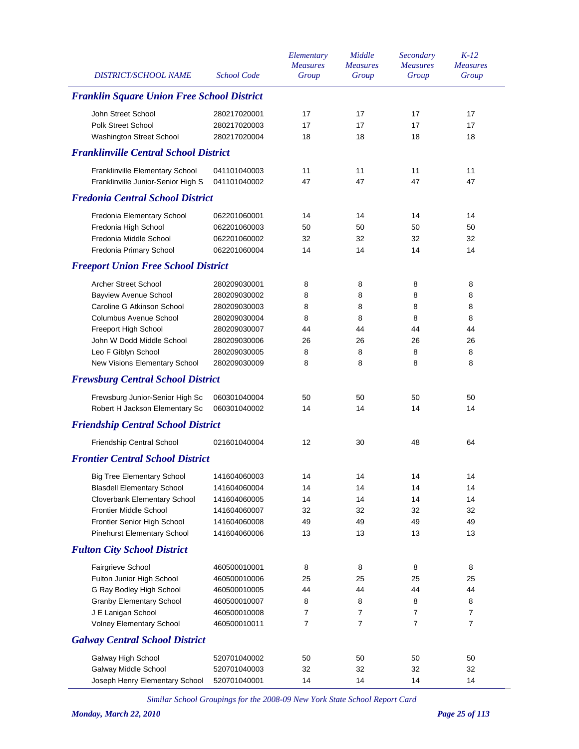| DISTRICT/SCHOOL NAME | School Code | Elementary Measures Group | Middle Measures Group | Secondary Measures Group | K-12 Measures Group |
|---|---|---|---|---|---|
| ***Franklin Square Union Free School District*** | | | | | |
| John Street School | 280217020001 | 17 | 17 | 17 | 17 |
| Polk Street School | 280217020003 | 17 | 17 | 17 | 17 |
| Washington Street School | 280217020004 | 18 | 18 | 18 | 18 |
| ***Franklinville Central School District*** | | | | | |
| Franklinville Elementary School | 041101040003 | 11 | 11 | 11 | 11 |
| Franklinville Junior-Senior High S | 041101040002 | 47 | 47 | 47 | 47 |
| ***Fredonia Central School District*** | | | | | |
| Fredonia Elementary School | 062201060001 | 14 | 14 | 14 | 14 |
| Fredonia High School | 062201060003 | 50 | 50 | 50 | 50 |
| Fredonia Middle School | 062201060002 | 32 | 32 | 32 | 32 |
| Fredonia Primary School | 062201060004 | 14 | 14 | 14 | 14 |
| ***Freeport Union Free School District*** | | | | | |
| Archer Street School | 280209030001 | 8 | 8 | 8 | 8 |
| Bayview Avenue School | 280209030002 | 8 | 8 | 8 | 8 |
| Caroline G Atkinson School | 280209030003 | 8 | 8 | 8 | 8 |
| Columbus Avenue School | 280209030004 | 8 | 8 | 8 | 8 |
| Freeport High School | 280209030007 | 44 | 44 | 44 | 44 |
| John W Dodd Middle School | 280209030006 | 26 | 26 | 26 | 26 |
| Leo F Giblyn School | 280209030005 | 8 | 8 | 8 | 8 |
| New Visions Elementary School | 280209030009 | 8 | 8 | 8 | 8 |
| ***Frewsburg Central School District*** | | | | | |
| Frewsburg Junior-Senior High Sc | 060301040004 | 50 | 50 | 50 | 50 |
| Robert H Jackson Elementary Sc | 060301040002 | 14 | 14 | 14 | 14 |
| ***Friendship Central School District*** | | | | | |
| Friendship Central School | 021601040004 | 12 | 30 | 48 | 64 |
| ***Frontier Central School District*** | | | | | |
| Big Tree Elementary School | 141604060003 | 14 | 14 | 14 | 14 |
| Blasdell Elementary School | 141604060004 | 14 | 14 | 14 | 14 |
| Cloverbank Elementary School | 141604060005 | 14 | 14 | 14 | 14 |
| Frontier Middle School | 141604060007 | 32 | 32 | 32 | 32 |
| Frontier Senior High School | 141604060008 | 49 | 49 | 49 | 49 |
| Pinehurst Elementary School | 141604060006 | 13 | 13 | 13 | 13 |
| ***Fulton City School District*** | | | | | |
| Fairgrieve School | 460500010001 | 8 | 8 | 8 | 8 |
| Fulton Junior High School | 460500010006 | 25 | 25 | 25 | 25 |
| G Ray Bodley High School | 460500010005 | 44 | 44 | 44 | 44 |
| Granby Elementary School | 460500010007 | 8 | 8 | 8 | 8 |
| J E Lanigan School | 460500010008 | 7 | 7 | 7 | 7 |
| Volney Elementary School | 460500010011 | 7 | 7 | 7 | 7 |
| ***Galway Central School District*** | | | | | |
| Galway High School | 520701040002 | 50 | 50 | 50 | 50 |
| Galway Middle School | 520701040003 | 32 | 32 | 32 | 32 |
| Joseph Henry Elementary School | 520701040001 | 14 | 14 | 14 | 14 |

*Similar School Groupings for the 2008-09 New York State School Report Card*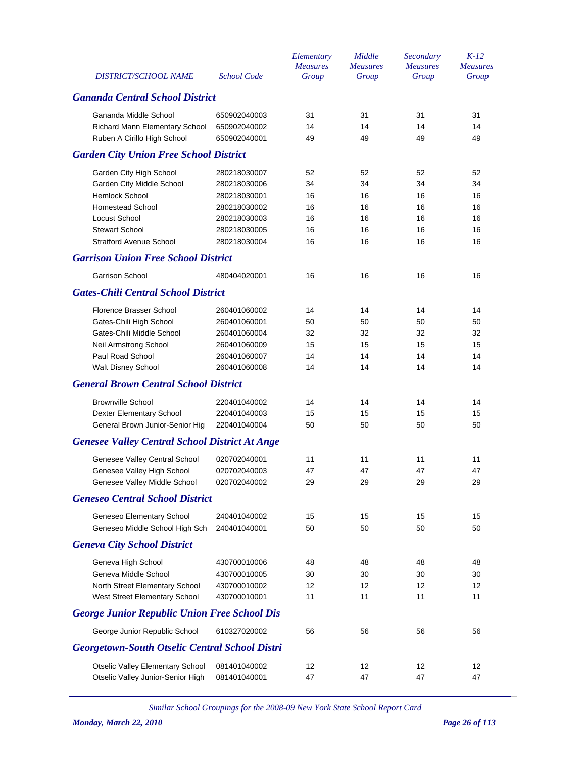| DISTRICT/SCHOOL NAME | School Code | Elementary Measures Group | Middle Measures Group | Secondary Measures Group | K-12 Measures Group |
|---|---|---|---|---|---|
| ***Gananda Central School District*** | | | | | |
| Gananda Middle School | 650902040003 | 31 | 31 | 31 | 31 |
| Richard Mann Elementary School | 650902040002 | 14 | 14 | 14 | 14 |
| Ruben A Cirillo High School | 650902040001 | 49 | 49 | 49 | 49 |
| ***Garden City Union Free School District*** | | | | | |
| Garden City High School | 280218030007 | 52 | 52 | 52 | 52 |
| Garden City Middle School | 280218030006 | 34 | 34 | 34 | 34 |
| Hemlock School | 280218030001 | 16 | 16 | 16 | 16 |
| Homestead School | 280218030002 | 16 | 16 | 16 | 16 |
| Locust School | 280218030003 | 16 | 16 | 16 | 16 |
| Stewart School | 280218030005 | 16 | 16 | 16 | 16 |
| Stratford Avenue School | 280218030004 | 16 | 16 | 16 | 16 |
| ***Garrison Union Free School District*** | | | | | |
| Garrison School | 480404020001 | 16 | 16 | 16 | 16 |
| ***Gates-Chili Central School District*** | | | | | |
| Florence Brasser School | 260401060002 | 14 | 14 | 14 | 14 |
| Gates-Chili High School | 260401060001 | 50 | 50 | 50 | 50 |
| Gates-Chili Middle School | 260401060004 | 32 | 32 | 32 | 32 |
| Neil Armstrong School | 260401060009 | 15 | 15 | 15 | 15 |
| Paul Road School | 260401060007 | 14 | 14 | 14 | 14 |
| Walt Disney School | 260401060008 | 14 | 14 | 14 | 14 |
| ***General Brown Central School District*** | | | | | |
| Brownville School | 220401040002 | 14 | 14 | 14 | 14 |
| Dexter Elementary School | 220401040003 | 15 | 15 | 15 | 15 |
| General Brown Junior-Senior Hig | 220401040004 | 50 | 50 | 50 | 50 |
| ***Genesee Valley Central School District At Ange*** | | | | | |
| Genesee Valley Central School | 020702040001 | 11 | 11 | 11 | 11 |
| Genesee Valley High School | 020702040003 | 47 | 47 | 47 | 47 |
| Genesee Valley Middle School | 020702040002 | 29 | 29 | 29 | 29 |
| ***Geneseo Central School District*** | | | | | |
| Geneseo Elementary School | 240401040002 | 15 | 15 | 15 | 15 |
| Geneseo Middle School High Sch | 240401040001 | 50 | 50 | 50 | 50 |
| ***Geneva City School District*** | | | | | |
| Geneva High School | 430700010006 | 48 | 48 | 48 | 48 |
| Geneva Middle School | 430700010005 | 30 | 30 | 30 | 30 |
| North Street Elementary School | 430700010002 | 12 | 12 | 12 | 12 |
| West Street Elementary School | 430700010001 | 11 | 11 | 11 | 11 |
| ***George Junior Republic Union Free School Dis*** | | | | | |
| George Junior Republic School | 610327020002 | 56 | 56 | 56 | 56 |
| ***Georgetown-South Otselic Central School Distri*** | | | | | |
| Otselic Valley Elementary School | 081401040002 | 12 | 12 | 12 | 12 |
| Otselic Valley Junior-Senior High | 081401040001 | 47 | 47 | 47 | 47 |

*Similar School Groupings for the 2008-09 New York State School Report Card*

***Monday, March 22, 2010***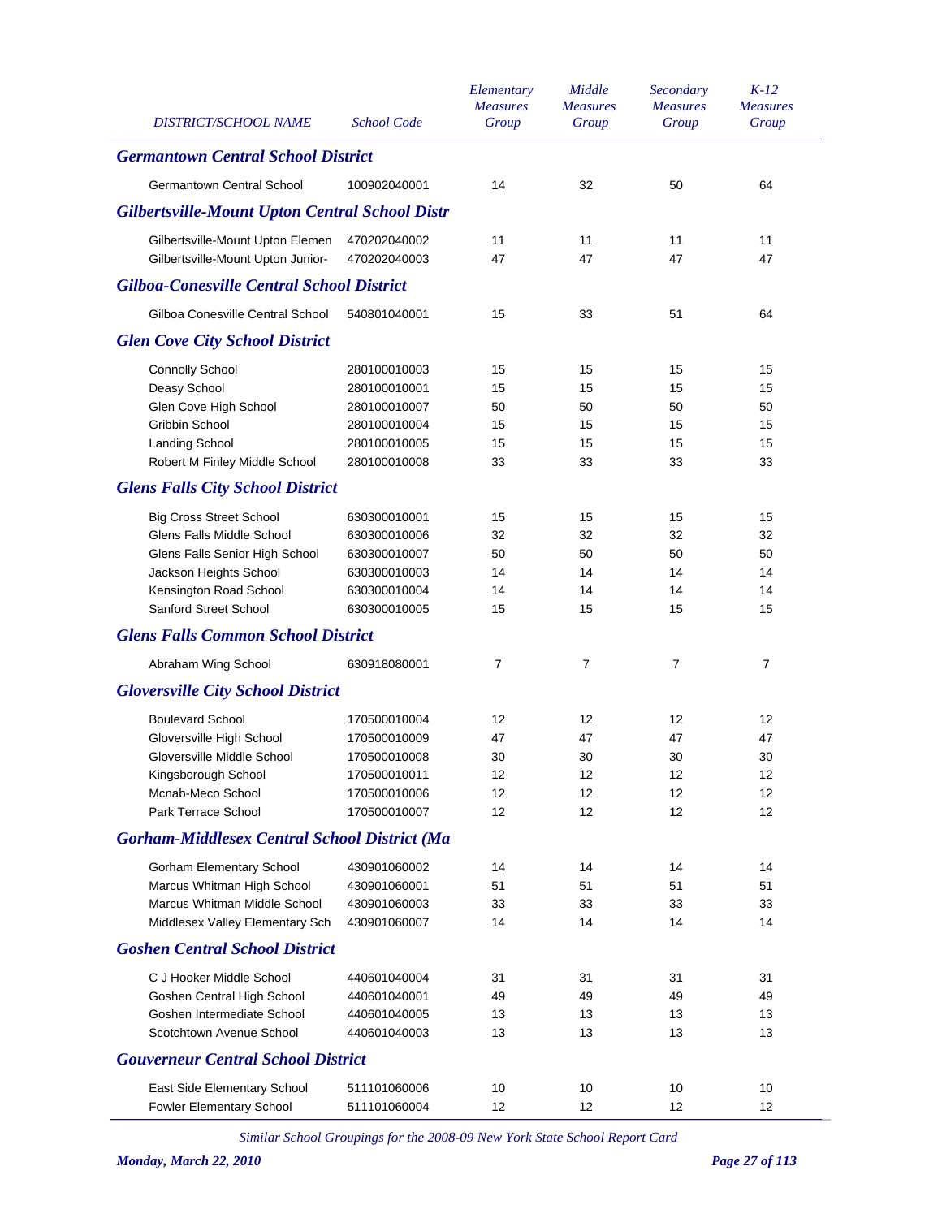| DISTRICT/SCHOOL NAME | School Code | Elementary Measures Group | Middle Measures Group | Secondary Measures Group | K-12 Measures Group |
|---|---|---|---|---|---|
| ***Germantown Central School District*** | | | | | |
| Germantown Central School | 100902040001 | 14 | 32 | 50 | 64 |
| ***Gilbertsville-Mount Upton Central School Distr*** | | | | | |
| Gilbertsville-Mount Upton Elemen | 470202040002 | 11 | 11 | 11 | 11 |
| Gilbertsville-Mount Upton Junior- | 470202040003 | 47 | 47 | 47 | 47 |
| ***Gilboa-Conesville Central School District*** | | | | | |
| Gilboa Conesville Central School | 540801040001 | 15 | 33 | 51 | 64 |
| ***Glen Cove City School District*** | | | | | |
| Connolly School | 280100010003 | 15 | 15 | 15 | 15 |
| Deasy School | 280100010001 | 15 | 15 | 15 | 15 |
| Glen Cove High School | 280100010007 | 50 | 50 | 50 | 50 |
| Gribbin School | 280100010004 | 15 | 15 | 15 | 15 |
| Landing School | 280100010005 | 15 | 15 | 15 | 15 |
| Robert M Finley Middle School | 280100010008 | 33 | 33 | 33 | 33 |
| ***Glens Falls City School District*** | | | | | |
| Big Cross Street School | 630300010001 | 15 | 15 | 15 | 15 |
| Glens Falls Middle School | 630300010006 | 32 | 32 | 32 | 32 |
| Glens Falls Senior High School | 630300010007 | 50 | 50 | 50 | 50 |
| Jackson Heights School | 630300010003 | 14 | 14 | 14 | 14 |
| Kensington Road School | 630300010004 | 14 | 14 | 14 | 14 |
| Sanford Street School | 630300010005 | 15 | 15 | 15 | 15 |
| ***Glens Falls Common School District*** | | | | | |
| Abraham Wing School | 630918080001 | 7 | 7 | 7 | 7 |
| ***Gloversville City School District*** | | | | | |
| Boulevard School | 170500010004 | 12 | 12 | 12 | 12 |
| Gloversville High School | 170500010009 | 47 | 47 | 47 | 47 |
| Gloversville Middle School | 170500010008 | 30 | 30 | 30 | 30 |
| Kingsborough School | 170500010011 | 12 | 12 | 12 | 12 |
| Mcnab-Meco School | 170500010006 | 12 | 12 | 12 | 12 |
| Park Terrace School | 170500010007 | 12 | 12 | 12 | 12 |
| ***Gorham-Middlesex Central School District (Ma*** | | | | | |
| Gorham Elementary School | 430901060002 | 14 | 14 | 14 | 14 |
| Marcus Whitman High School | 430901060001 | 51 | 51 | 51 | 51 |
| Marcus Whitman Middle School | 430901060003 | 33 | 33 | 33 | 33 |
| Middlesex Valley Elementary Sch | 430901060007 | 14 | 14 | 14 | 14 |
| ***Goshen Central School District*** | | | | | |
| C J Hooker Middle School | 440601040004 | 31 | 31 | 31 | 31 |
| Goshen Central High School | 440601040001 | 49 | 49 | 49 | 49 |
| Goshen Intermediate School | 440601040005 | 13 | 13 | 13 | 13 |
| Scotchtown Avenue School | 440601040003 | 13 | 13 | 13 | 13 |
| ***Gouverneur Central School District*** | | | | | |
| East Side Elementary School | 511101060006 | 10 | 10 | 10 | 10 |
| Fowler Elementary School | 511101060004 | 12 | 12 | 12 | 12 |

*Similar School Groupings for the 2008-09 New York State School Report Card*

***Monday, March 22, 2010***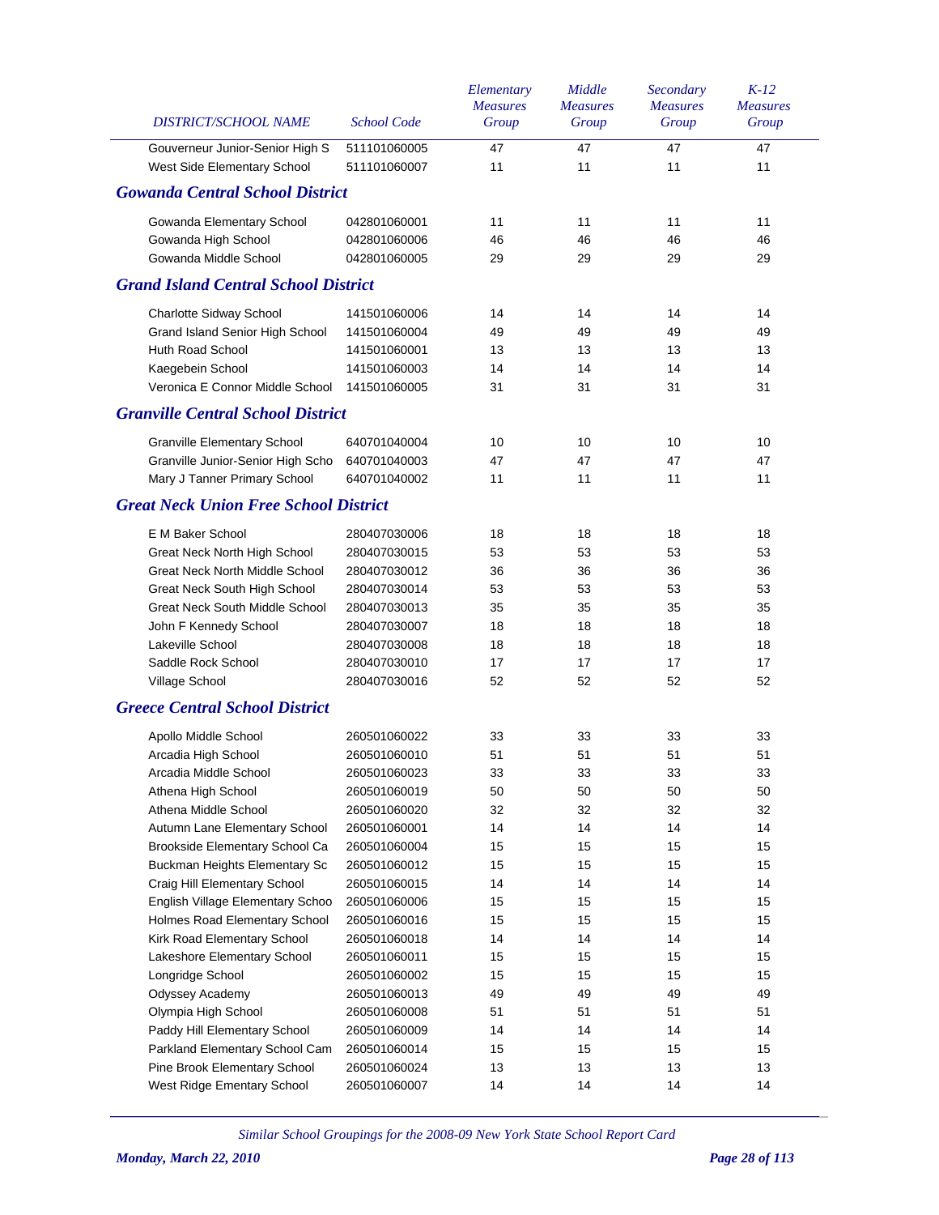| DISTRICT/SCHOOL NAME | School Code | Elementary Measures Group | Middle Measures Group | Secondary Measures Group | K-12 Measures Group |
|---|---|---|---|---|---|
| Gouverneur Junior-Senior High S | 511101060005 | 47 | 47 | 47 | 47 |
| West Side Elementary School | 511101060007 | 11 | 11 | 11 | 11 |
| ***Gowanda Central School District*** | | | | | |
| Gowanda Elementary School | 042801060001 | 11 | 11 | 11 | 11 |
| Gowanda High School | 042801060006 | 46 | 46 | 46 | 46 |
| Gowanda Middle School | 042801060005 | 29 | 29 | 29 | 29 |
| ***Grand Island Central School District*** | | | | | |
| Charlotte Sidway School | 141501060006 | 14 | 14 | 14 | 14 |
| Grand Island Senior High School | 141501060004 | 49 | 49 | 49 | 49 |
| Huth Road School | 141501060001 | 13 | 13 | 13 | 13 |
| Kaegebein School | 141501060003 | 14 | 14 | 14 | 14 |
| Veronica E Connor Middle School | 141501060005 | 31 | 31 | 31 | 31 |
| ***Granville Central School District*** | | | | | |
| Granville Elementary School | 640701040004 | 10 | 10 | 10 | 10 |
| Granville Junior-Senior High Scho | 640701040003 | 47 | 47 | 47 | 47 |
| Mary J Tanner Primary School | 640701040002 | 11 | 11 | 11 | 11 |
| ***Great Neck Union Free School District*** | | | | | |
| E M Baker School | 280407030006 | 18 | 18 | 18 | 18 |
| Great Neck North High School | 280407030015 | 53 | 53 | 53 | 53 |
| Great Neck North Middle School | 280407030012 | 36 | 36 | 36 | 36 |
| Great Neck South High School | 280407030014 | 53 | 53 | 53 | 53 |
| Great Neck South Middle School | 280407030013 | 35 | 35 | 35 | 35 |
| John F Kennedy School | 280407030007 | 18 | 18 | 18 | 18 |
| Lakeville School | 280407030008 | 18 | 18 | 18 | 18 |
| Saddle Rock School | 280407030010 | 17 | 17 | 17 | 17 |
| Village School | 280407030016 | 52 | 52 | 52 | 52 |
| ***Greece Central School District*** | | | | | |
| Apollo Middle School | 260501060022 | 33 | 33 | 33 | 33 |
| Arcadia High School | 260501060010 | 51 | 51 | 51 | 51 |
| Arcadia Middle School | 260501060023 | 33 | 33 | 33 | 33 |
| Athena High School | 260501060019 | 50 | 50 | 50 | 50 |
| Athena Middle School | 260501060020 | 32 | 32 | 32 | 32 |
| Autumn Lane Elementary School | 260501060001 | 14 | 14 | 14 | 14 |
| Brookside Elementary School Ca | 260501060004 | 15 | 15 | 15 | 15 |
| Buckman Heights Elementary Sc | 260501060012 | 15 | 15 | 15 | 15 |
| Craig Hill Elementary School | 260501060015 | 14 | 14 | 14 | 14 |
| English Village Elementary Schoo | 260501060006 | 15 | 15 | 15 | 15 |
| Holmes Road Elementary School | 260501060016 | 15 | 15 | 15 | 15 |
| Kirk Road Elementary School | 260501060018 | 14 | 14 | 14 | 14 |
| Lakeshore Elementary School | 260501060011 | 15 | 15 | 15 | 15 |
| Longridge School | 260501060002 | 15 | 15 | 15 | 15 |
| Odyssey Academy | 260501060013 | 49 | 49 | 49 | 49 |
| Olympia High School | 260501060008 | 51 | 51 | 51 | 51 |
| Paddy Hill Elementary School | 260501060009 | 14 | 14 | 14 | 14 |
| Parkland Elementary School Cam | 260501060014 | 15 | 15 | 15 | 15 |
| Pine Brook Elementary School | 260501060024 | 13 | 13 | 13 | 13 |
| West Ridge Ementary School | 260501060007 | 14 | 14 | 14 | 14 |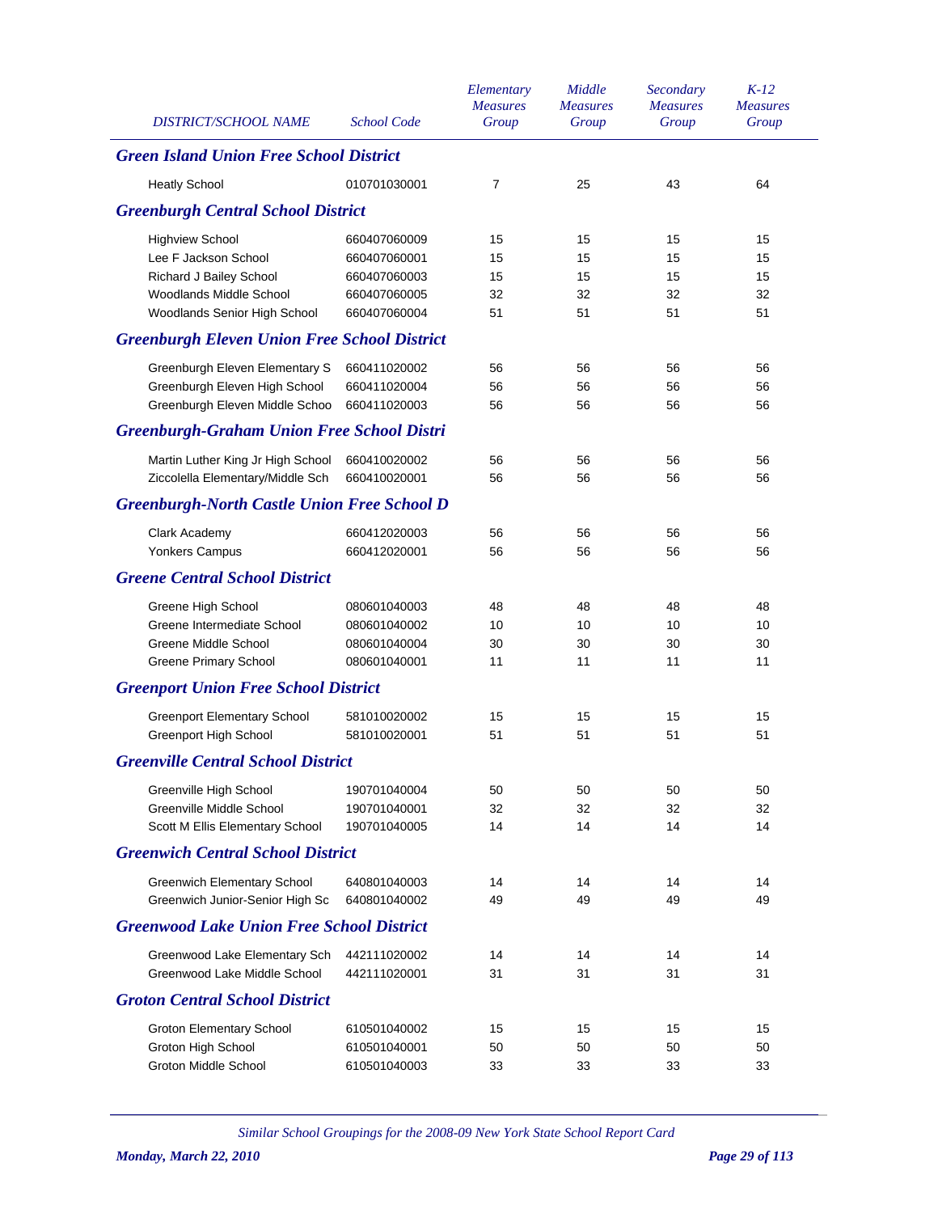| DISTRICT/SCHOOL NAME | School Code | Elementary Measures Group | Middle Measures Group | Secondary Measures Group | K-12 Measures Group |
|---|---|---|---|---|---|
| ***Green Island Union Free School District*** | | | | | |
| Heatly School | 010701030001 | 7 | 25 | 43 | 64 |
| ***Greenburgh Central School District*** | | | | | |
| Highview School | 660407060009 | 15 | 15 | 15 | 15 |
| Lee F Jackson School | 660407060001 | 15 | 15 | 15 | 15 |
| Richard J Bailey School | 660407060003 | 15 | 15 | 15 | 15 |
| Woodlands Middle School | 660407060005 | 32 | 32 | 32 | 32 |
| Woodlands Senior High School | 660407060004 | 51 | 51 | 51 | 51 |
| ***Greenburgh Eleven Union Free School District*** | | | | | |
| Greenburgh Eleven Elementary S | 660411020002 | 56 | 56 | 56 | 56 |
| Greenburgh Eleven High School | 660411020004 | 56 | 56 | 56 | 56 |
| Greenburgh Eleven Middle Schoo | 660411020003 | 56 | 56 | 56 | 56 |
| ***Greenburgh-Graham Union Free School Distri*** | | | | | |
| Martin Luther King Jr High School | 660410020002 | 56 | 56 | 56 | 56 |
| Ziccolella Elementary/Middle Sch | 660410020001 | 56 | 56 | 56 | 56 |
| ***Greenburgh-North Castle Union Free School D*** | | | | | |
| Clark Academy | 660412020003 | 56 | 56 | 56 | 56 |
| Yonkers Campus | 660412020001 | 56 | 56 | 56 | 56 |
| ***Greene Central School District*** | | | | | |
| Greene High School | 080601040003 | 48 | 48 | 48 | 48 |
| Greene Intermediate School | 080601040002 | 10 | 10 | 10 | 10 |
| Greene Middle School | 080601040004 | 30 | 30 | 30 | 30 |
| Greene Primary School | 080601040001 | 11 | 11 | 11 | 11 |
| ***Greenport Union Free School District*** | | | | | |
| Greenport Elementary School | 581010020002 | 15 | 15 | 15 | 15 |
| Greenport High School | 581010020001 | 51 | 51 | 51 | 51 |
| ***Greenville Central School District*** | | | | | |
| Greenville High School | 190701040004 | 50 | 50 | 50 | 50 |
| Greenville Middle School | 190701040001 | 32 | 32 | 32 | 32 |
| Scott M Ellis Elementary School | 190701040005 | 14 | 14 | 14 | 14 |
| ***Greenwich Central School District*** | | | | | |
| Greenwich Elementary School | 640801040003 | 14 | 14 | 14 | 14 |
| Greenwich Junior-Senior High Sc | 640801040002 | 49 | 49 | 49 | 49 |
| ***Greenwood Lake Union Free School District*** | | | | | |
| Greenwood Lake Elementary Sch | 442111020002 | 14 | 14 | 14 | 14 |
| Greenwood Lake Middle School | 442111020001 | 31 | 31 | 31 | 31 |
| ***Groton Central School District*** | | | | | |
| Groton Elementary School | 610501040002 | 15 | 15 | 15 | 15 |
| Groton High School | 610501040001 | 50 | 50 | 50 | 50 |
| Groton Middle School | 610501040003 | 33 | 33 | 33 | 33 |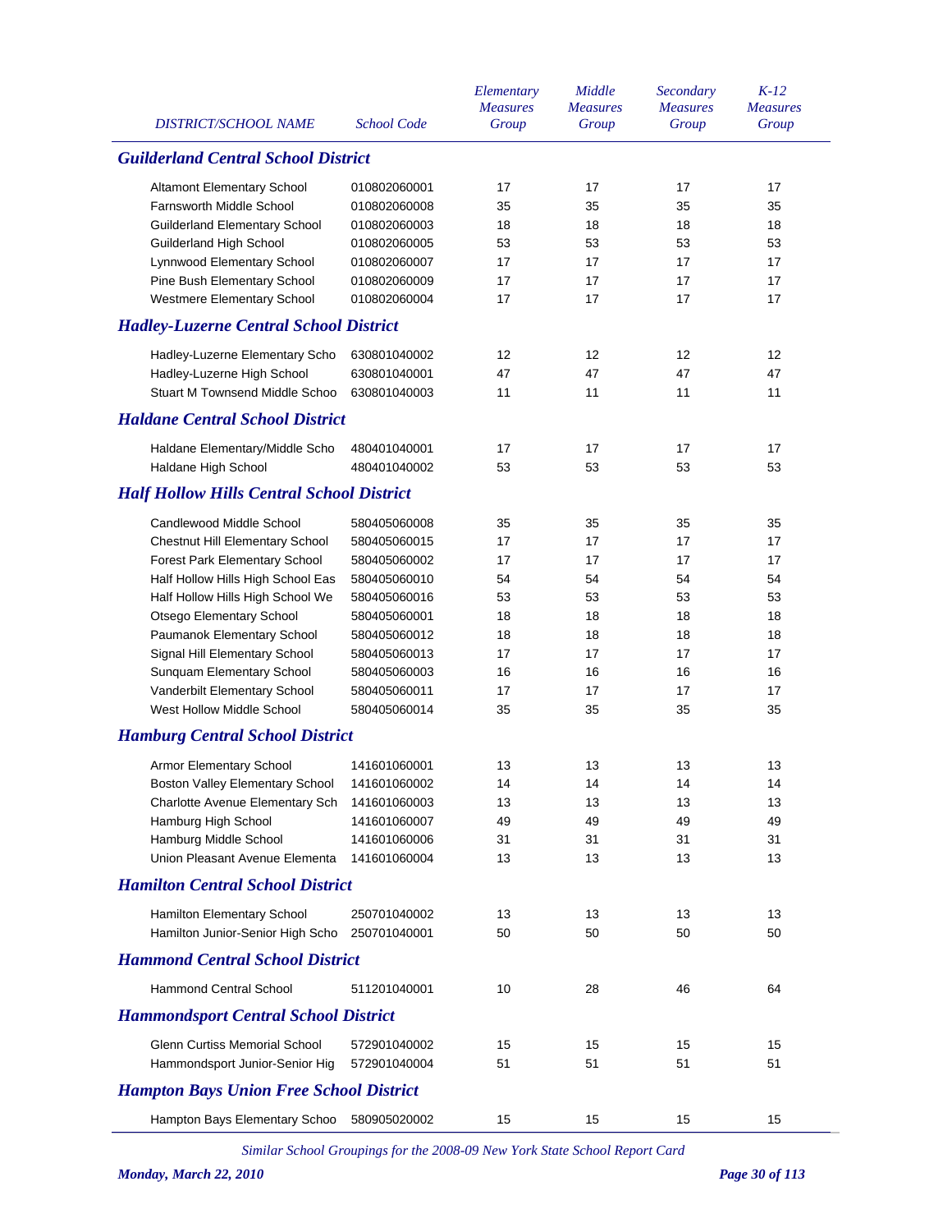| DISTRICT/SCHOOL NAME | School Code | Elementary Measures Group | Middle Measures Group | Secondary Measures Group | K-12 Measures Group |
|---|---|---|---|---|---|
| ***Guilderland Central School District*** | | | | | |
| Altamont Elementary School | 010802060001 | 17 | 17 | 17 | 17 |
| Farnsworth Middle School | 010802060008 | 35 | 35 | 35 | 35 |
| Guilderland Elementary School | 010802060003 | 18 | 18 | 18 | 18 |
| Guilderland High School | 010802060005 | 53 | 53 | 53 | 53 |
| Lynnwood Elementary School | 010802060007 | 17 | 17 | 17 | 17 |
| Pine Bush Elementary School | 010802060009 | 17 | 17 | 17 | 17 |
| Westmere Elementary School | 010802060004 | 17 | 17 | 17 | 17 |
| ***Hadley-Luzerne Central School District*** | | | | | |
| Hadley-Luzerne Elementary Scho | 630801040002 | 12 | 12 | 12 | 12 |
| Hadley-Luzerne High School | 630801040001 | 47 | 47 | 47 | 47 |
| Stuart M Townsend Middle Schoo | 630801040003 | 11 | 11 | 11 | 11 |
| ***Haldane Central School District*** | | | | | |
| Haldane Elementary/Middle Scho | 480401040001 | 17 | 17 | 17 | 17 |
| Haldane High School | 480401040002 | 53 | 53 | 53 | 53 |
| ***Half Hollow Hills Central School District*** | | | | | |
| Candlewood Middle School | 580405060008 | 35 | 35 | 35 | 35 |
| Chestnut Hill Elementary School | 580405060015 | 17 | 17 | 17 | 17 |
| Forest Park Elementary School | 580405060002 | 17 | 17 | 17 | 17 |
| Half Hollow Hills High School Eas | 580405060010 | 54 | 54 | 54 | 54 |
| Half Hollow Hills High School We | 580405060016 | 53 | 53 | 53 | 53 |
| Otsego Elementary School | 580405060001 | 18 | 18 | 18 | 18 |
| Paumanok Elementary School | 580405060012 | 18 | 18 | 18 | 18 |
| Signal Hill Elementary School | 580405060013 | 17 | 17 | 17 | 17 |
| Sunquam Elementary School | 580405060003 | 16 | 16 | 16 | 16 |
| Vanderbilt Elementary School | 580405060011 | 17 | 17 | 17 | 17 |
| West Hollow Middle School | 580405060014 | 35 | 35 | 35 | 35 |
| ***Hamburg Central School District*** | | | | | |
| Armor Elementary School | 141601060001 | 13 | 13 | 13 | 13 |
| Boston Valley Elementary School | 141601060002 | 14 | 14 | 14 | 14 |
| Charlotte Avenue Elementary Sch | 141601060003 | 13 | 13 | 13 | 13 |
| Hamburg High School | 141601060007 | 49 | 49 | 49 | 49 |
| Hamburg Middle School | 141601060006 | 31 | 31 | 31 | 31 |
| Union Pleasant Avenue Elementa | 141601060004 | 13 | 13 | 13 | 13 |
| ***Hamilton Central School District*** | | | | | |
| Hamilton Elementary School | 250701040002 | 13 | 13 | 13 | 13 |
| Hamilton Junior-Senior High Scho | 250701040001 | 50 | 50 | 50 | 50 |
| ***Hammond Central School District*** | | | | | |
| Hammond Central School | 511201040001 | 10 | 28 | 46 | 64 |
| ***Hammondsport Central School District*** | | | | | |
| Glenn Curtiss Memorial School | 572901040002 | 15 | 15 | 15 | 15 |
| Hammondsport Junior-Senior Hig | 572901040004 | 51 | 51 | 51 | 51 |
| ***Hampton Bays Union Free School District*** | | | | | |
| Hampton Bays Elementary Schoo | 580905020002 | 15 | 15 | 15 | 15 |

*Similar School Groupings for the 2008-09 New York State School Report Card*

***Monday, March 22, 2010***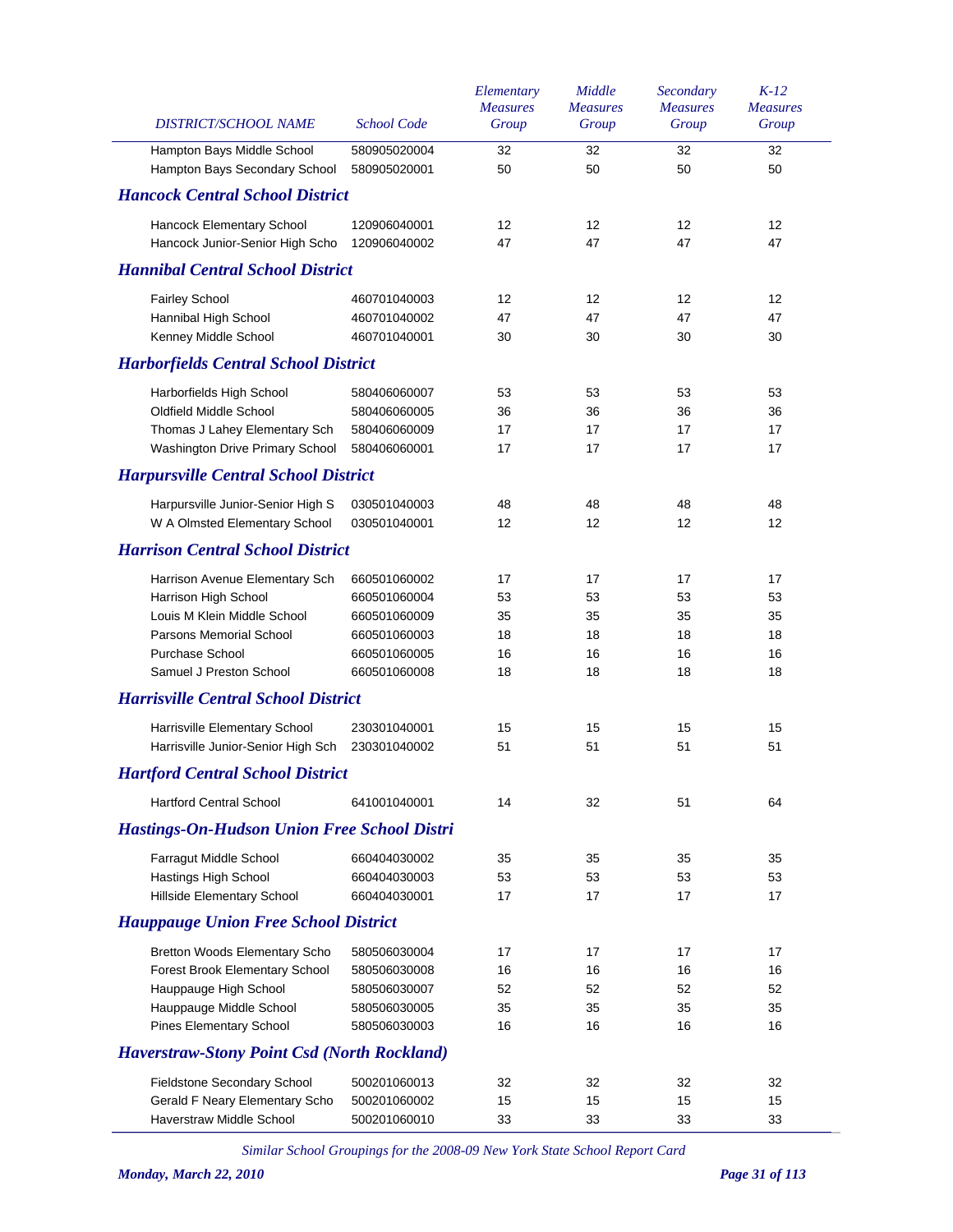| DISTRICT/SCHOOL NAME | School Code | Elementary Measures Group | Middle Measures Group | Secondary Measures Group | K-12 Measures Group |
|---|---|---|---|---|---|
| Hampton Bays Middle School | 580905020004 | 32 | 32 | 32 | 32 |
| Hampton Bays Secondary School | 580905020001 | 50 | 50 | 50 | 50 |
| ***Hancock Central School District*** | | | | | |
| Hancock Elementary School | 120906040001 | 12 | 12 | 12 | 12 |
| Hancock Junior-Senior High Scho | 120906040002 | 47 | 47 | 47 | 47 |
| ***Hannibal Central School District*** | | | | | |
| Fairley School | 460701040003 | 12 | 12 | 12 | 12 |
| Hannibal High School | 460701040002 | 47 | 47 | 47 | 47 |
| Kenney Middle School | 460701040001 | 30 | 30 | 30 | 30 |
| ***Harborfields Central School District*** | | | | | |
| Harborfields High School | 580406060007 | 53 | 53 | 53 | 53 |
| Oldfield Middle School | 580406060005 | 36 | 36 | 36 | 36 |
| Thomas J Lahey Elementary Sch | 580406060009 | 17 | 17 | 17 | 17 |
| Washington Drive Primary School | 580406060001 | 17 | 17 | 17 | 17 |
| ***Harpursville Central School District*** | | | | | |
| Harpursville Junior-Senior High S | 030501040003 | 48 | 48 | 48 | 48 |
| W A Olmsted Elementary School | 030501040001 | 12 | 12 | 12 | 12 |
| ***Harrison Central School District*** | | | | | |
| Harrison Avenue Elementary Sch | 660501060002 | 17 | 17 | 17 | 17 |
| Harrison High School | 660501060004 | 53 | 53 | 53 | 53 |
| Louis M Klein Middle School | 660501060009 | 35 | 35 | 35 | 35 |
| Parsons Memorial School | 660501060003 | 18 | 18 | 18 | 18 |
| Purchase School | 660501060005 | 16 | 16 | 16 | 16 |
| Samuel J Preston School | 660501060008 | 18 | 18 | 18 | 18 |
| ***Harrisville Central School District*** | | | | | |
| Harrisville Elementary School | 230301040001 | 15 | 15 | 15 | 15 |
| Harrisville Junior-Senior High Sch | 230301040002 | 51 | 51 | 51 | 51 |
| ***Hartford Central School District*** | | | | | |
| Hartford Central School | 641001040001 | 14 | 32 | 51 | 64 |
| ***Hastings-On-Hudson Union Free School Distri*** | | | | | |
| Farragut Middle School | 660404030002 | 35 | 35 | 35 | 35 |
| Hastings High School | 660404030003 | 53 | 53 | 53 | 53 |
| Hillside Elementary School | 660404030001 | 17 | 17 | 17 | 17 |
| ***Hauppauge Union Free School District*** | | | | | |
| Bretton Woods Elementary Scho | 580506030004 | 17 | 17 | 17 | 17 |
| Forest Brook Elementary School | 580506030008 | 16 | 16 | 16 | 16 |
| Hauppauge High School | 580506030007 | 52 | 52 | 52 | 52 |
| Hauppauge Middle School | 580506030005 | 35 | 35 | 35 | 35 |
| Pines Elementary School | 580506030003 | 16 | 16 | 16 | 16 |
| ***Haverstraw-Stony Point Csd (North Rockland)*** | | | | | |
| Fieldstone Secondary School | 500201060013 | 32 | 32 | 32 | 32 |
| Gerald F Neary Elementary Scho | 500201060002 | 15 | 15 | 15 | 15 |
| Haverstraw Middle School | 500201060010 | 33 | 33 | 33 | 33 |

*Similar School Groupings for the 2008-09 New York State School Report Card*

*Monday, March 22, 2010*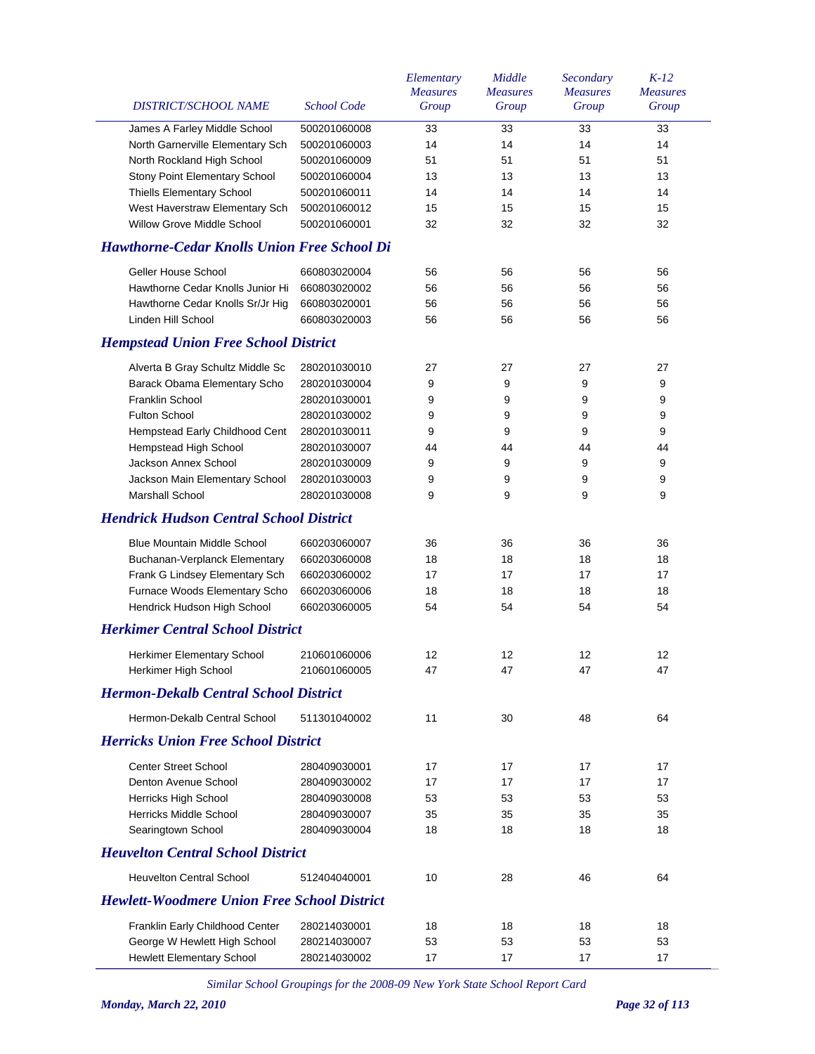| DISTRICT/SCHOOL NAME | School Code | Elementary Measures Group | Middle Measures Group | Secondary Measures Group | K-12 Measures Group |
|---|---|---|---|---|---|
| James A Farley Middle School | 500201060008 | 33 | 33 | 33 | 33 |
| North Garnerville Elementary Sch | 500201060003 | 14 | 14 | 14 | 14 |
| North Rockland High School | 500201060009 | 51 | 51 | 51 | 51 |
| Stony Point Elementary School | 500201060004 | 13 | 13 | 13 | 13 |
| Thiells Elementary School | 500201060011 | 14 | 14 | 14 | 14 |
| West Haverstraw Elementary Sch | 500201060012 | 15 | 15 | 15 | 15 |
| Willow Grove Middle School | 500201060001 | 32 | 32 | 32 | 32 |
| ***Hawthorne-Cedar Knolls Union Free School Di*** | | | | | |
| Geller House School | 660803020004 | 56 | 56 | 56 | 56 |
| Hawthorne Cedar Knolls Junior Hi | 660803020002 | 56 | 56 | 56 | 56 |
| Hawthorne Cedar Knolls Sr/Jr Hig | 660803020001 | 56 | 56 | 56 | 56 |
| Linden Hill School | 660803020003 | 56 | 56 | 56 | 56 |
| ***Hempstead Union Free School District*** | | | | | |
| Alverta B Gray Schultz Middle Sc | 280201030010 | 27 | 27 | 27 | 27 |
| Barack Obama Elementary Scho | 280201030004 | 9 | 9 | 9 | 9 |
| Franklin School | 280201030001 | 9 | 9 | 9 | 9 |
| Fulton School | 280201030002 | 9 | 9 | 9 | 9 |
| Hempstead Early Childhood Cent | 280201030011 | 9 | 9 | 9 | 9 |
| Hempstead High School | 280201030007 | 44 | 44 | 44 | 44 |
| Jackson Annex School | 280201030009 | 9 | 9 | 9 | 9 |
| Jackson Main Elementary School | 280201030003 | 9 | 9 | 9 | 9 |
| Marshall School | 280201030008 | 9 | 9 | 9 | 9 |
| ***Hendrick Hudson Central School District*** | | | | | |
| Blue Mountain Middle School | 660203060007 | 36 | 36 | 36 | 36 |
| Buchanan-Verplanck Elementary | 660203060008 | 18 | 18 | 18 | 18 |
| Frank G Lindsey Elementary Sch | 660203060002 | 17 | 17 | 17 | 17 |
| Furnace Woods Elementary Scho | 660203060006 | 18 | 18 | 18 | 18 |
| Hendrick Hudson High School | 660203060005 | 54 | 54 | 54 | 54 |
| ***Herkimer Central School District*** | | | | | |
| Herkimer Elementary School | 210601060006 | 12 | 12 | 12 | 12 |
| Herkimer High School | 210601060005 | 47 | 47 | 47 | 47 |
| ***Hermon-Dekalb Central School District*** | | | | | |
| Hermon-Dekalb Central School | 511301040002 | 11 | 30 | 48 | 64 |
| ***Herricks Union Free School District*** | | | | | |
| Center Street School | 280409030001 | 17 | 17 | 17 | 17 |
| Denton Avenue School | 280409030002 | 17 | 17 | 17 | 17 |
| Herricks High School | 280409030008 | 53 | 53 | 53 | 53 |
| Herricks Middle School | 280409030007 | 35 | 35 | 35 | 35 |
| Searingtown School | 280409030004 | 18 | 18 | 18 | 18 |
| ***Heuvelton Central School District*** | | | | | |
| Heuvelton Central School | 512404040001 | 10 | 28 | 46 | 64 |
| ***Hewlett-Woodmere Union Free School District*** | | | | | |
| Franklin Early Childhood Center | 280214030001 | 18 | 18 | 18 | 18 |
| George W Hewlett High School | 280214030007 | 53 | 53 | 53 | 53 |
| Hewlett Elementary School | 280214030002 | 17 | 17 | 17 | 17 |

*Similar School Groupings for the 2008-09 New York State School Report Card*

***Monday, March 22, 2010***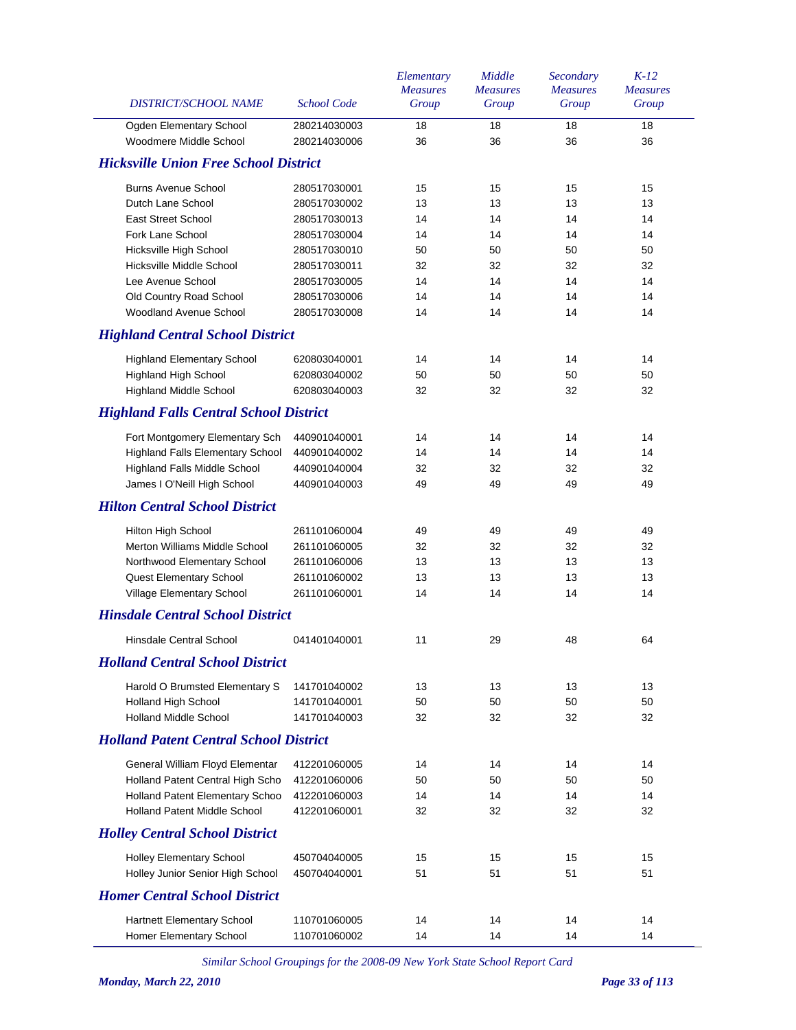| DISTRICT/SCHOOL NAME | School Code | Elementary Measures Group | Middle Measures Group | Secondary Measures Group | K-12 Measures Group |
|---|---|---|---|---|---|
| Ogden Elementary School | 280214030003 | 18 | 18 | 18 | 18 |
| Woodmere Middle School | 280214030006 | 36 | 36 | 36 | 36 |
| ***Hicksville Union Free School District*** | | | | | |
| Burns Avenue School | 280517030001 | 15 | 15 | 15 | 15 |
| Dutch Lane School | 280517030002 | 13 | 13 | 13 | 13 |
| East Street School | 280517030013 | 14 | 14 | 14 | 14 |
| Fork Lane School | 280517030004 | 14 | 14 | 14 | 14 |
| Hicksville High School | 280517030010 | 50 | 50 | 50 | 50 |
| Hicksville Middle School | 280517030011 | 32 | 32 | 32 | 32 |
| Lee Avenue School | 280517030005 | 14 | 14 | 14 | 14 |
| Old Country Road School | 280517030006 | 14 | 14 | 14 | 14 |
| Woodland Avenue School | 280517030008 | 14 | 14 | 14 | 14 |
| ***Highland Central School District*** | | | | | |
| Highland Elementary School | 620803040001 | 14 | 14 | 14 | 14 |
| Highland High School | 620803040002 | 50 | 50 | 50 | 50 |
| Highland Middle School | 620803040003 | 32 | 32 | 32 | 32 |
| ***Highland Falls Central School District*** | | | | | |
| Fort Montgomery Elementary Sch | 440901040001 | 14 | 14 | 14 | 14 |
| Highland Falls Elementary School | 440901040002 | 14 | 14 | 14 | 14 |
| Highland Falls Middle School | 440901040004 | 32 | 32 | 32 | 32 |
| James I O'Neill High School | 440901040003 | 49 | 49 | 49 | 49 |
| ***Hilton Central School District*** | | | | | |
| Hilton High School | 261101060004 | 49 | 49 | 49 | 49 |
| Merton Williams Middle School | 261101060005 | 32 | 32 | 32 | 32 |
| Northwood Elementary School | 261101060006 | 13 | 13 | 13 | 13 |
| Quest Elementary School | 261101060002 | 13 | 13 | 13 | 13 |
| Village Elementary School | 261101060001 | 14 | 14 | 14 | 14 |
| ***Hinsdale Central School District*** | | | | | |
| Hinsdale Central School | 041401040001 | 11 | 29 | 48 | 64 |
| ***Holland Central School District*** | | | | | |
| Harold O Brumsted Elementary S | 141701040002 | 13 | 13 | 13 | 13 |
| Holland High School | 141701040001 | 50 | 50 | 50 | 50 |
| Holland Middle School | 141701040003 | 32 | 32 | 32 | 32 |
| ***Holland Patent Central School District*** | | | | | |
| General William Floyd Elementar | 412201060005 | 14 | 14 | 14 | 14 |
| Holland Patent Central High Scho | 412201060006 | 50 | 50 | 50 | 50 |
| Holland Patent Elementary Schoo | 412201060003 | 14 | 14 | 14 | 14 |
| Holland Patent Middle School | 412201060001 | 32 | 32 | 32 | 32 |
| ***Holley Central School District*** | | | | | |
| Holley Elementary School | 450704040005 | 15 | 15 | 15 | 15 |
| Holley Junior Senior High School | 450704040001 | 51 | 51 | 51 | 51 |
| ***Homer Central School District*** | | | | | |
| Hartnett Elementary School | 110701060005 | 14 | 14 | 14 | 14 |
| Homer Elementary School | 110701060002 | 14 | 14 | 14 | 14 |

*Similar School Groupings for the 2008-09 New York State School Report Card*

***Monday, March 22, 2010***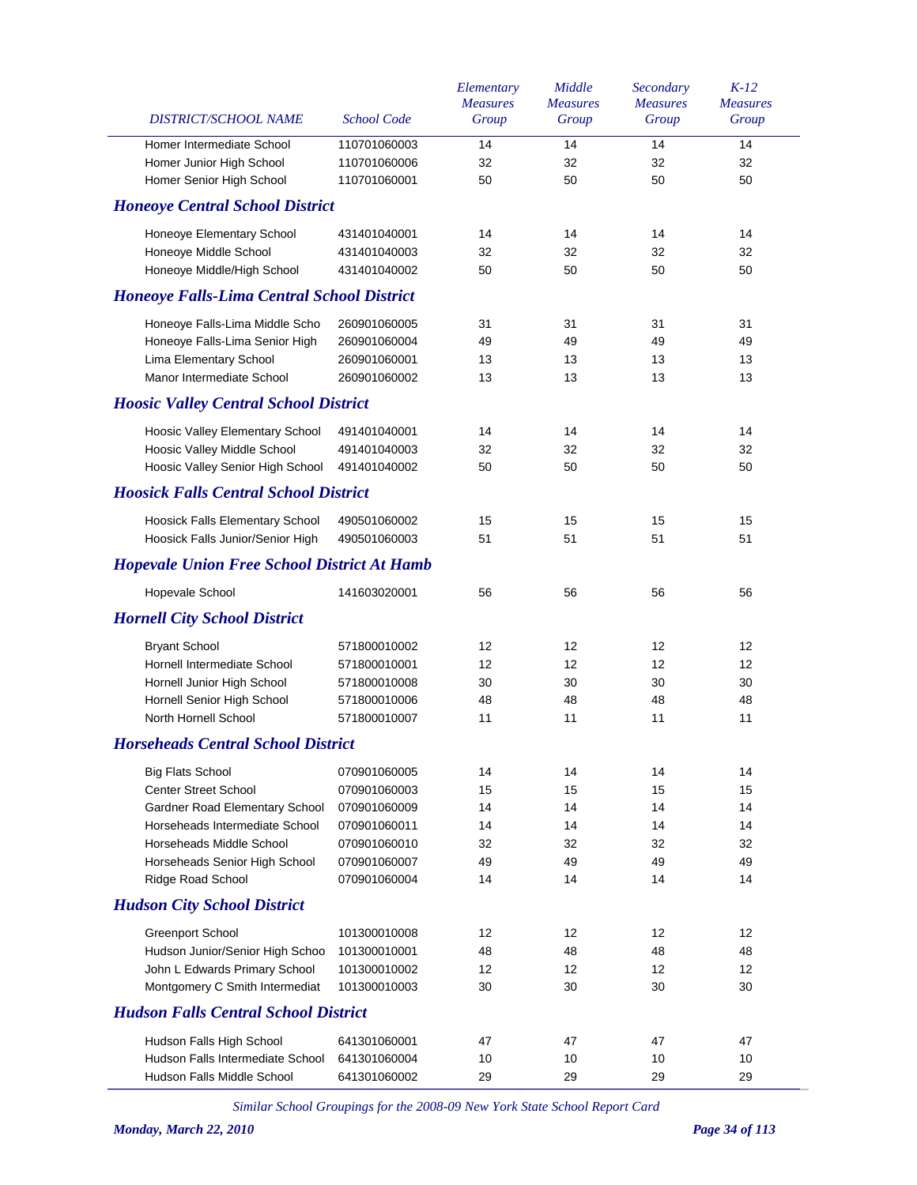| DISTRICT/SCHOOL NAME | School Code | Elementary Measures Group | Middle Measures Group | Secondary Measures Group | K-12 Measures Group |
|---|---|---|---|---|---|
| Homer Intermediate School | 110701060003 | 14 | 14 | 14 | 14 |
| Homer Junior High School | 110701060006 | 32 | 32 | 32 | 32 |
| Homer Senior High School | 110701060001 | 50 | 50 | 50 | 50 |
| ***Honeoye Central School District*** | | | | | |
| Honeoye Elementary School | 431401040001 | 14 | 14 | 14 | 14 |
| Honeoye Middle School | 431401040003 | 32 | 32 | 32 | 32 |
| Honeoye Middle/High School | 431401040002 | 50 | 50 | 50 | 50 |
| ***Honeoye Falls-Lima Central School District*** | | | | | |
| Honeoye Falls-Lima Middle Scho | 260901060005 | 31 | 31 | 31 | 31 |
| Honeoye Falls-Lima Senior High | 260901060004 | 49 | 49 | 49 | 49 |
| Lima Elementary School | 260901060001 | 13 | 13 | 13 | 13 |
| Manor Intermediate School | 260901060002 | 13 | 13 | 13 | 13 |
| ***Hoosic Valley Central School District*** | | | | | |
| Hoosic Valley Elementary School | 491401040001 | 14 | 14 | 14 | 14 |
| Hoosic Valley Middle School | 491401040003 | 32 | 32 | 32 | 32 |
| Hoosic Valley Senior High School | 491401040002 | 50 | 50 | 50 | 50 |
| ***Hoosick Falls Central School District*** | | | | | |
| Hoosick Falls Elementary School | 490501060002 | 15 | 15 | 15 | 15 |
| Hoosick Falls Junior/Senior High | 490501060003 | 51 | 51 | 51 | 51 |
| ***Hopevale Union Free School District At Hamb*** | | | | | |
| Hopevale School | 141603020001 | 56 | 56 | 56 | 56 |
| ***Hornell City School District*** | | | | | |
| Bryant School | 571800010002 | 12 | 12 | 12 | 12 |
| Hornell Intermediate School | 571800010001 | 12 | 12 | 12 | 12 |
| Hornell Junior High School | 571800010008 | 30 | 30 | 30 | 30 |
| Hornell Senior High School | 571800010006 | 48 | 48 | 48 | 48 |
| North Hornell School | 571800010007 | 11 | 11 | 11 | 11 |
| ***Horseheads Central School District*** | | | | | |
| Big Flats School | 070901060005 | 14 | 14 | 14 | 14 |
| Center Street School | 070901060003 | 15 | 15 | 15 | 15 |
| Gardner Road Elementary School | 070901060009 | 14 | 14 | 14 | 14 |
| Horseheads Intermediate School | 070901060011 | 14 | 14 | 14 | 14 |
| Horseheads Middle School | 070901060010 | 32 | 32 | 32 | 32 |
| Horseheads Senior High School | 070901060007 | 49 | 49 | 49 | 49 |
| Ridge Road School | 070901060004 | 14 | 14 | 14 | 14 |
| ***Hudson City School District*** | | | | | |
| Greenport School | 101300010008 | 12 | 12 | 12 | 12 |
| Hudson Junior/Senior High Schoo | 101300010001 | 48 | 48 | 48 | 48 |
| John L Edwards Primary School | 101300010002 | 12 | 12 | 12 | 12 |
| Montgomery C Smith Intermediat | 101300010003 | 30 | 30 | 30 | 30 |
| ***Hudson Falls Central School District*** | | | | | |
| Hudson Falls High School | 641301060001 | 47 | 47 | 47 | 47 |
| Hudson Falls Intermediate School | 641301060004 | 10 | 10 | 10 | 10 |
| Hudson Falls Middle School | 641301060002 | 29 | 29 | 29 | 29 |

*Similar School Groupings for the 2008-09 New York State School Report Card*

***Monday, March 22, 2010***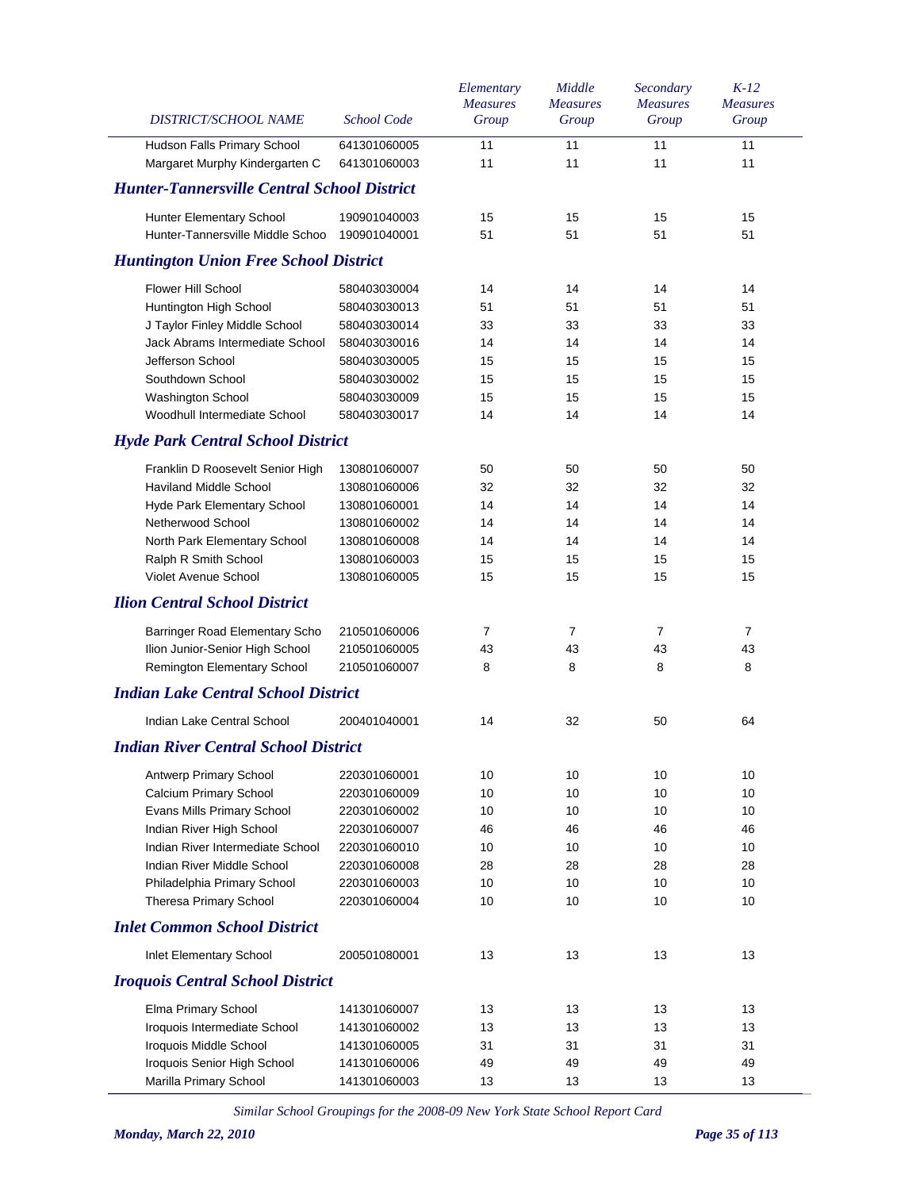| DISTRICT/SCHOOL NAME | School Code | Elementary Measures Group | Middle Measures Group | Secondary Measures Group | K-12 Measures Group |
|---|---|---|---|---|---|
| Hudson Falls Primary School | 641301060005 | 11 | 11 | 11 | 11 |
| Margaret Murphy Kindergarten C | 641301060003 | 11 | 11 | 11 | 11 |
| ***Hunter-Tannersville Central School District*** | | | | | |
| Hunter Elementary School | 190901040003 | 15 | 15 | 15 | 15 |
| Hunter-Tannersville Middle Schoo | 190901040001 | 51 | 51 | 51 | 51 |
| ***Huntington Union Free School District*** | | | | | |
| Flower Hill School | 580403030004 | 14 | 14 | 14 | 14 |
| Huntington High School | 580403030013 | 51 | 51 | 51 | 51 |
| J Taylor Finley Middle School | 580403030014 | 33 | 33 | 33 | 33 |
| Jack Abrams Intermediate School | 580403030016 | 14 | 14 | 14 | 14 |
| Jefferson School | 580403030005 | 15 | 15 | 15 | 15 |
| Southdown School | 580403030002 | 15 | 15 | 15 | 15 |
| Washington School | 580403030009 | 15 | 15 | 15 | 15 |
| Woodhull Intermediate School | 580403030017 | 14 | 14 | 14 | 14 |
| ***Hyde Park Central School District*** | | | | | |
| Franklin D Roosevelt Senior High | 130801060007 | 50 | 50 | 50 | 50 |
| Haviland Middle School | 130801060006 | 32 | 32 | 32 | 32 |
| Hyde Park Elementary School | 130801060001 | 14 | 14 | 14 | 14 |
| Netherwood School | 130801060002 | 14 | 14 | 14 | 14 |
| North Park Elementary School | 130801060008 | 14 | 14 | 14 | 14 |
| Ralph R Smith School | 130801060003 | 15 | 15 | 15 | 15 |
| Violet Avenue School | 130801060005 | 15 | 15 | 15 | 15 |
| ***Ilion Central School District*** | | | | | |
| Barringer Road Elementary Scho | 210501060006 | 7 | 7 | 7 | 7 |
| Ilion Junior-Senior High School | 210501060005 | 43 | 43 | 43 | 43 |
| Remington Elementary School | 210501060007 | 8 | 8 | 8 | 8 |
| ***Indian Lake Central School District*** | | | | | |
| Indian Lake Central School | 200401040001 | 14 | 32 | 50 | 64 |
| ***Indian River Central School District*** | | | | | |
| Antwerp Primary School | 220301060001 | 10 | 10 | 10 | 10 |
| Calcium Primary School | 220301060009 | 10 | 10 | 10 | 10 |
| Evans Mills Primary School | 220301060002 | 10 | 10 | 10 | 10 |
| Indian River High School | 220301060007 | 46 | 46 | 46 | 46 |
| Indian River Intermediate School | 220301060010 | 10 | 10 | 10 | 10 |
| Indian River Middle School | 220301060008 | 28 | 28 | 28 | 28 |
| Philadelphia Primary School | 220301060003 | 10 | 10 | 10 | 10 |
| Theresa Primary School | 220301060004 | 10 | 10 | 10 | 10 |
| ***Inlet Common School District*** | | | | | |
| Inlet Elementary School | 200501080001 | 13 | 13 | 13 | 13 |
| ***Iroquois Central School District*** | | | | | |
| Elma Primary School | 141301060007 | 13 | 13 | 13 | 13 |
| Iroquois Intermediate School | 141301060002 | 13 | 13 | 13 | 13 |
| Iroquois Middle School | 141301060005 | 31 | 31 | 31 | 31 |
| Iroquois Senior High School | 141301060006 | 49 | 49 | 49 | 49 |
| Marilla Primary School | 141301060003 | 13 | 13 | 13 | 13 |

*Similar School Groupings for the 2008-09 New York State School Report Card*

***Monday, March 22, 2010***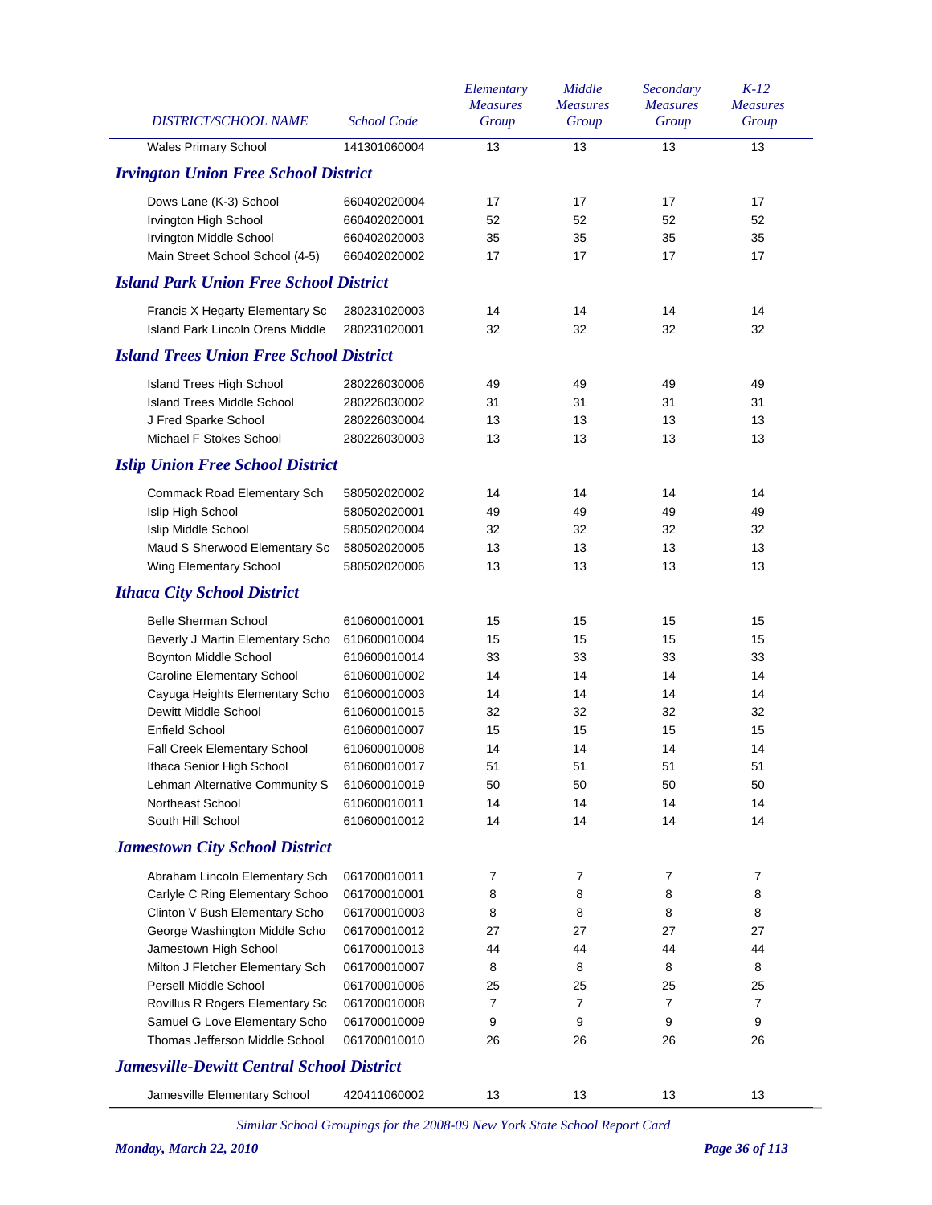| DISTRICT/SCHOOL NAME | School Code | Elementary Measures Group | Middle Measures Group | Secondary Measures Group | K-12 Measures Group |
|---|---|---|---|---|---|
| Wales Primary School | 141301060004 | 13 | 13 | 13 | 13 |

### Irvington Union Free School District

| DISTRICT/SCHOOL NAME | School Code | Elementary Measures Group | Middle Measures Group | Secondary Measures Group | K-12 Measures Group |
|---|---|---|---|---|---|
| Dows Lane (K-3) School | 660402020004 | 17 | 17 | 17 | 17 |
| Irvington High School | 660402020001 | 52 | 52 | 52 | 52 |
| Irvington Middle School | 660402020003 | 35 | 35 | 35 | 35 |
| Main Street School School (4-5) | 660402020002 | 17 | 17 | 17 | 17 |

### Island Park Union Free School District

| DISTRICT/SCHOOL NAME | School Code | Elementary Measures Group | Middle Measures Group | Secondary Measures Group | K-12 Measures Group |
|---|---|---|---|---|---|
| Francis X Hegarty Elementary Sc | 280231020003 | 14 | 14 | 14 | 14 |
| Island Park Lincoln Orens Middle | 280231020001 | 32 | 32 | 32 | 32 |

### Island Trees Union Free School District

| DISTRICT/SCHOOL NAME | School Code | Elementary Measures Group | Middle Measures Group | Secondary Measures Group | K-12 Measures Group |
|---|---|---|---|---|---|
| Island Trees High School | 280226030006 | 49 | 49 | 49 | 49 |
| Island Trees Middle School | 280226030002 | 31 | 31 | 31 | 31 |
| J Fred Sparke School | 280226030004 | 13 | 13 | 13 | 13 |
| Michael F Stokes School | 280226030003 | 13 | 13 | 13 | 13 |

### Islip Union Free School District

| DISTRICT/SCHOOL NAME | School Code | Elementary Measures Group | Middle Measures Group | Secondary Measures Group | K-12 Measures Group |
|---|---|---|---|---|---|
| Commack Road Elementary Sch | 580502020002 | 14 | 14 | 14 | 14 |
| Islip High School | 580502020001 | 49 | 49 | 49 | 49 |
| Islip Middle School | 580502020004 | 32 | 32 | 32 | 32 |
| Maud S Sherwood Elementary Sc | 580502020005 | 13 | 13 | 13 | 13 |
| Wing Elementary School | 580502020006 | 13 | 13 | 13 | 13 |

### Ithaca City School District

| DISTRICT/SCHOOL NAME | School Code | Elementary Measures Group | Middle Measures Group | Secondary Measures Group | K-12 Measures Group |
|---|---|---|---|---|---|
| Belle Sherman School | 610600010001 | 15 | 15 | 15 | 15 |
| Beverly J Martin Elementary Scho | 610600010004 | 15 | 15 | 15 | 15 |
| Boynton Middle School | 610600010014 | 33 | 33 | 33 | 33 |
| Caroline Elementary School | 610600010002 | 14 | 14 | 14 | 14 |
| Cayuga Heights Elementary Scho | 610600010003 | 14 | 14 | 14 | 14 |
| Dewitt Middle School | 610600010015 | 32 | 32 | 32 | 32 |
| Enfield School | 610600010007 | 15 | 15 | 15 | 15 |
| Fall Creek Elementary School | 610600010008 | 14 | 14 | 14 | 14 |
| Ithaca Senior High School | 610600010017 | 51 | 51 | 51 | 51 |
| Lehman Alternative Community S | 610600010019 | 50 | 50 | 50 | 50 |
| Northeast School | 610600010011 | 14 | 14 | 14 | 14 |
| South Hill School | 610600010012 | 14 | 14 | 14 | 14 |

### Jamestown City School District

| DISTRICT/SCHOOL NAME | School Code | Elementary Measures Group | Middle Measures Group | Secondary Measures Group | K-12 Measures Group |
|---|---|---|---|---|---|
| Abraham Lincoln Elementary Sch | 061700010011 | 7 | 7 | 7 | 7 |
| Carlyle C Ring Elementary Schoo | 061700010001 | 8 | 8 | 8 | 8 |
| Clinton V Bush Elementary Scho | 061700010003 | 8 | 8 | 8 | 8 |
| George Washington Middle Scho | 061700010012 | 27 | 27 | 27 | 27 |
| Jamestown High School | 061700010013 | 44 | 44 | 44 | 44 |
| Milton J Fletcher Elementary Sch | 061700010007 | 8 | 8 | 8 | 8 |
| Persell Middle School | 061700010006 | 25 | 25 | 25 | 25 |
| Rovillus R Rogers Elementary Sc | 061700010008 | 7 | 7 | 7 | 7 |
| Samuel G Love Elementary Scho | 061700010009 | 9 | 9 | 9 | 9 |
| Thomas Jefferson Middle School | 061700010010 | 26 | 26 | 26 | 26 |

### Jamesville-Dewitt Central School District

| DISTRICT/SCHOOL NAME | School Code | Elementary Measures Group | Middle Measures Group | Secondary Measures Group | K-12 Measures Group |
|---|---|---|---|---|---|
| Jamesville Elementary School | 420411060002 | 13 | 13 | 13 | 13 |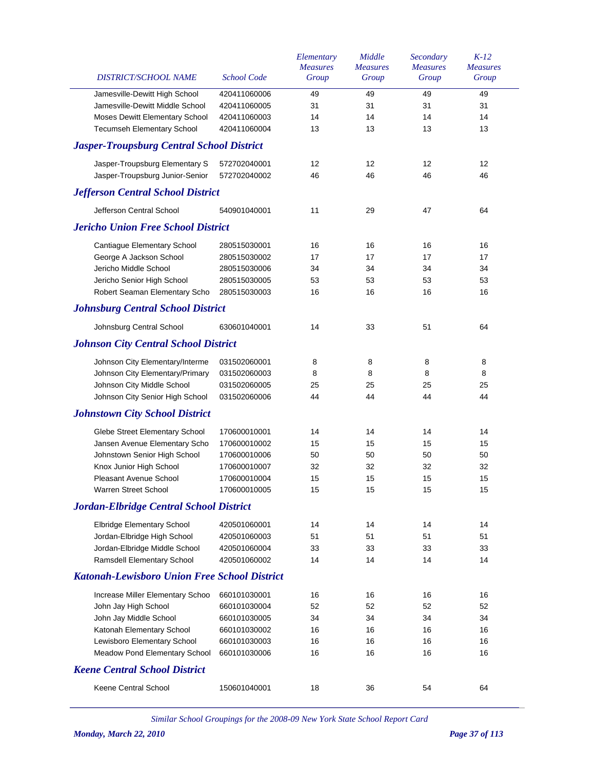| DISTRICT/SCHOOL NAME | School Code | Elementary Measures Group | Middle Measures Group | Secondary Measures Group | K-12 Measures Group |
|---|---|---|---|---|---|
| Jamesville-Dewitt High School | 420411060006 | 49 | 49 | 49 | 49 |
| Jamesville-Dewitt Middle School | 420411060005 | 31 | 31 | 31 | 31 |
| Moses Dewitt Elementary School | 420411060003 | 14 | 14 | 14 | 14 |
| Tecumseh Elementary School | 420411060004 | 13 | 13 | 13 | 13 |

## *Jasper-Troupsburg Central School District*

| DISTRICT/SCHOOL NAME | School Code | Elementary Measures Group | Middle Measures Group | Secondary Measures Group | K-12 Measures Group |
|---|---|---|---|---|---|
| Jasper-Troupsburg Elementary S | 572702040001 | 12 | 12 | 12 | 12 |
| Jasper-Troupsburg Junior-Senior | 572702040002 | 46 | 46 | 46 | 46 |

## *Jefferson Central School District*

| DISTRICT/SCHOOL NAME | School Code | Elementary Measures Group | Middle Measures Group | Secondary Measures Group | K-12 Measures Group |
|---|---|---|---|---|---|
| Jefferson Central School | 540901040001 | 11 | 29 | 47 | 64 |

## *Jericho Union Free School District*

| DISTRICT/SCHOOL NAME | School Code | Elementary Measures Group | Middle Measures Group | Secondary Measures Group | K-12 Measures Group |
|---|---|---|---|---|---|
| Cantiague Elementary School | 280515030001 | 16 | 16 | 16 | 16 |
| George A Jackson School | 280515030002 | 17 | 17 | 17 | 17 |
| Jericho Middle School | 280515030006 | 34 | 34 | 34 | 34 |
| Jericho Senior High School | 280515030005 | 53 | 53 | 53 | 53 |
| Robert Seaman Elementary Scho | 280515030003 | 16 | 16 | 16 | 16 |

## *Johnsburg Central School District*

| DISTRICT/SCHOOL NAME | School Code | Elementary Measures Group | Middle Measures Group | Secondary Measures Group | K-12 Measures Group |
|---|---|---|---|---|---|
| Johnsburg Central School | 630601040001 | 14 | 33 | 51 | 64 |

## *Johnson City Central School District*

| DISTRICT/SCHOOL NAME | School Code | Elementary Measures Group | Middle Measures Group | Secondary Measures Group | K-12 Measures Group |
|---|---|---|---|---|---|
| Johnson City Elementary/Interme | 031502060001 | 8 | 8 | 8 | 8 |
| Johnson City Elementary/Primary | 031502060003 | 8 | 8 | 8 | 8 |
| Johnson City Middle School | 031502060005 | 25 | 25 | 25 | 25 |
| Johnson City Senior High School | 031502060006 | 44 | 44 | 44 | 44 |

## *Johnstown City School District*

| DISTRICT/SCHOOL NAME | School Code | Elementary Measures Group | Middle Measures Group | Secondary Measures Group | K-12 Measures Group |
|---|---|---|---|---|---|
| Glebe Street Elementary School | 170600010001 | 14 | 14 | 14 | 14 |
| Jansen Avenue Elementary Scho | 170600010002 | 15 | 15 | 15 | 15 |
| Johnstown Senior High School | 170600010006 | 50 | 50 | 50 | 50 |
| Knox Junior High School | 170600010007 | 32 | 32 | 32 | 32 |
| Pleasant Avenue School | 170600010004 | 15 | 15 | 15 | 15 |
| Warren Street School | 170600010005 | 15 | 15 | 15 | 15 |

## *Jordan-Elbridge Central School District*

| DISTRICT/SCHOOL NAME | School Code | Elementary Measures Group | Middle Measures Group | Secondary Measures Group | K-12 Measures Group |
|---|---|---|---|---|---|
| Elbridge Elementary School | 420501060001 | 14 | 14 | 14 | 14 |
| Jordan-Elbridge High School | 420501060003 | 51 | 51 | 51 | 51 |
| Jordan-Elbridge Middle School | 420501060004 | 33 | 33 | 33 | 33 |
| Ramsdell Elementary School | 420501060002 | 14 | 14 | 14 | 14 |

## *Katonah-Lewisboro Union Free School District*

| DISTRICT/SCHOOL NAME | School Code | Elementary Measures Group | Middle Measures Group | Secondary Measures Group | K-12 Measures Group |
|---|---|---|---|---|---|
| Increase Miller Elementary Schoo | 660101030001 | 16 | 16 | 16 | 16 |
| John Jay High School | 660101030004 | 52 | 52 | 52 | 52 |
| John Jay Middle School | 660101030005 | 34 | 34 | 34 | 34 |
| Katonah Elementary School | 660101030002 | 16 | 16 | 16 | 16 |
| Lewisboro Elementary School | 660101030003 | 16 | 16 | 16 | 16 |
| Meadow Pond Elementary School | 660101030006 | 16 | 16 | 16 | 16 |

## *Keene Central School District*

| DISTRICT/SCHOOL NAME | School Code | Elementary Measures Group | Middle Measures Group | Secondary Measures Group | K-12 Measures Group |
|---|---|---|---|---|---|
| Keene Central School | 150601040001 | 18 | 36 | 54 | 64 |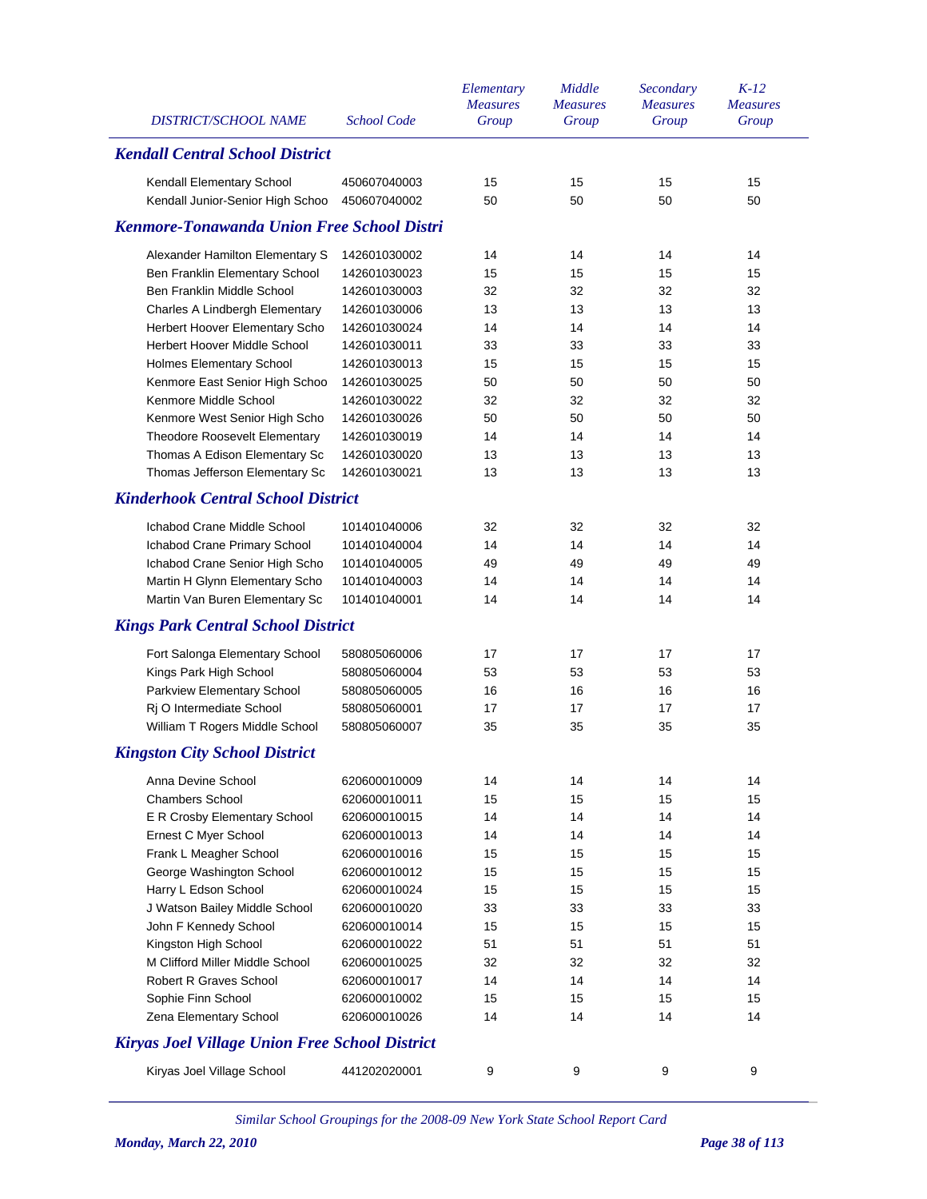| DISTRICT/SCHOOL NAME | School Code | Elementary Measures Group | Middle Measures Group | Secondary Measures Group | K-12 Measures Group |
|---|---|---|---|---|---|
| ***Kendall Central School District*** | | | | | |
| Kendall Elementary School | 450607040003 | 15 | 15 | 15 | 15 |
| Kendall Junior-Senior High Schoo | 450607040002 | 50 | 50 | 50 | 50 |
| ***Kenmore-Tonawanda Union Free School Distri*** | | | | | |
| Alexander Hamilton Elementary S | 142601030002 | 14 | 14 | 14 | 14 |
| Ben Franklin Elementary School | 142601030023 | 15 | 15 | 15 | 15 |
| Ben Franklin Middle School | 142601030003 | 32 | 32 | 32 | 32 |
| Charles A Lindbergh Elementary | 142601030006 | 13 | 13 | 13 | 13 |
| Herbert Hoover Elementary Scho | 142601030024 | 14 | 14 | 14 | 14 |
| Herbert Hoover Middle School | 142601030011 | 33 | 33 | 33 | 33 |
| Holmes Elementary School | 142601030013 | 15 | 15 | 15 | 15 |
| Kenmore East Senior High Schoo | 142601030025 | 50 | 50 | 50 | 50 |
| Kenmore Middle School | 142601030022 | 32 | 32 | 32 | 32 |
| Kenmore West Senior High Scho | 142601030026 | 50 | 50 | 50 | 50 |
| Theodore Roosevelt Elementary | 142601030019 | 14 | 14 | 14 | 14 |
| Thomas A Edison Elementary Sc | 142601030020 | 13 | 13 | 13 | 13 |
| Thomas Jefferson Elementary Sc | 142601030021 | 13 | 13 | 13 | 13 |
| ***Kinderhook Central School District*** | | | | | |
| Ichabod Crane Middle School | 101401040006 | 32 | 32 | 32 | 32 |
| Ichabod Crane Primary School | 101401040004 | 14 | 14 | 14 | 14 |
| Ichabod Crane Senior High Scho | 101401040005 | 49 | 49 | 49 | 49 |
| Martin H Glynn Elementary Scho | 101401040003 | 14 | 14 | 14 | 14 |
| Martin Van Buren Elementary Sc | 101401040001 | 14 | 14 | 14 | 14 |
| ***Kings Park Central School District*** | | | | | |
| Fort Salonga Elementary School | 580805060006 | 17 | 17 | 17 | 17 |
| Kings Park High School | 580805060004 | 53 | 53 | 53 | 53 |
| Parkview Elementary School | 580805060005 | 16 | 16 | 16 | 16 |
| Rj O Intermediate School | 580805060001 | 17 | 17 | 17 | 17 |
| William T Rogers Middle School | 580805060007 | 35 | 35 | 35 | 35 |
| ***Kingston City School District*** | | | | | |
| Anna Devine School | 620600010009 | 14 | 14 | 14 | 14 |
| Chambers School | 620600010011 | 15 | 15 | 15 | 15 |
| E R Crosby Elementary School | 620600010015 | 14 | 14 | 14 | 14 |
| Ernest C Myer School | 620600010013 | 14 | 14 | 14 | 14 |
| Frank L Meagher School | 620600010016 | 15 | 15 | 15 | 15 |
| George Washington School | 620600010012 | 15 | 15 | 15 | 15 |
| Harry L Edson School | 620600010024 | 15 | 15 | 15 | 15 |
| J Watson Bailey Middle School | 620600010020 | 33 | 33 | 33 | 33 |
| John F Kennedy School | 620600010014 | 15 | 15 | 15 | 15 |
| Kingston High School | 620600010022 | 51 | 51 | 51 | 51 |
| M Clifford Miller Middle School | 620600010025 | 32 | 32 | 32 | 32 |
| Robert R Graves School | 620600010017 | 14 | 14 | 14 | 14 |
| Sophie Finn School | 620600010002 | 15 | 15 | 15 | 15 |
| Zena Elementary School | 620600010026 | 14 | 14 | 14 | 14 |
| ***Kiryas Joel Village Union Free School District*** | | | | | |
| Kiryas Joel Village School | 441202020001 | 9 | 9 | 9 | 9 |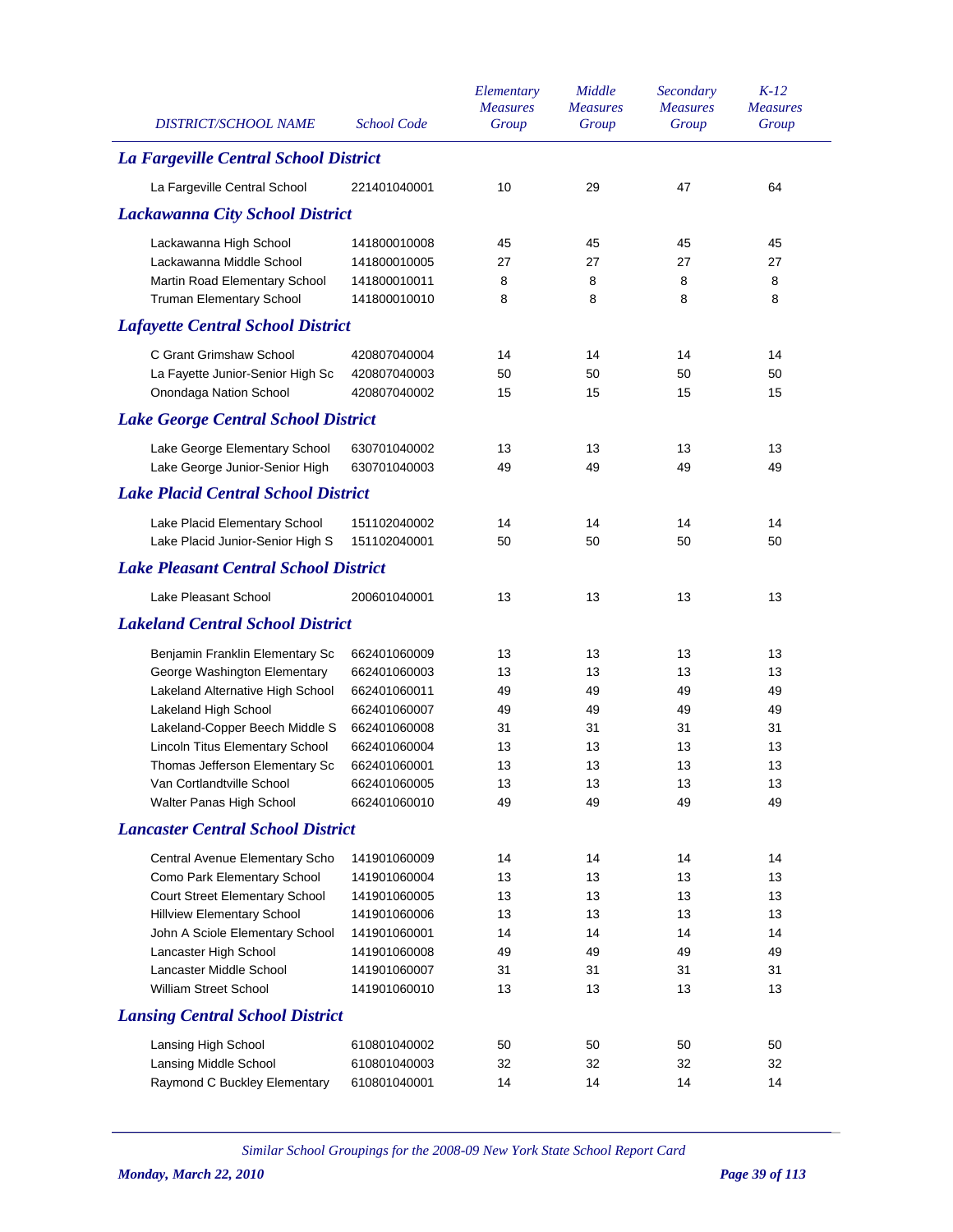| DISTRICT/SCHOOL NAME | School Code | Elementary Measures Group | Middle Measures Group | Secondary Measures Group | K-12 Measures Group |
|---|---|---|---|---|---|
| ***La Fargeville Central School District*** | | | | | |
| La Fargeville Central School | 221401040001 | 10 | 29 | 47 | 64 |
| ***Lackawanna City School District*** | | | | | |
| Lackawanna High School | 141800010008 | 45 | 45 | 45 | 45 |
| Lackawanna Middle School | 141800010005 | 27 | 27 | 27 | 27 |
| Martin Road Elementary School | 141800010011 | 8 | 8 | 8 | 8 |
| Truman Elementary School | 141800010010 | 8 | 8 | 8 | 8 |
| ***Lafayette Central School District*** | | | | | |
| C Grant Grimshaw School | 420807040004 | 14 | 14 | 14 | 14 |
| La Fayette Junior-Senior High Sc | 420807040003 | 50 | 50 | 50 | 50 |
| Onondaga Nation School | 420807040002 | 15 | 15 | 15 | 15 |
| ***Lake George Central School District*** | | | | | |
| Lake George Elementary School | 630701040002 | 13 | 13 | 13 | 13 |
| Lake George Junior-Senior High | 630701040003 | 49 | 49 | 49 | 49 |
| ***Lake Placid Central School District*** | | | | | |
| Lake Placid Elementary School | 151102040002 | 14 | 14 | 14 | 14 |
| Lake Placid Junior-Senior High S | 151102040001 | 50 | 50 | 50 | 50 |
| ***Lake Pleasant Central School District*** | | | | | |
| Lake Pleasant School | 200601040001 | 13 | 13 | 13 | 13 |
| ***Lakeland Central School District*** | | | | | |
| Benjamin Franklin Elementary Sc | 662401060009 | 13 | 13 | 13 | 13 |
| George Washington Elementary | 662401060003 | 13 | 13 | 13 | 13 |
| Lakeland Alternative High School | 662401060011 | 49 | 49 | 49 | 49 |
| Lakeland High School | 662401060007 | 49 | 49 | 49 | 49 |
| Lakeland-Copper Beech Middle S | 662401060008 | 31 | 31 | 31 | 31 |
| Lincoln Titus Elementary School | 662401060004 | 13 | 13 | 13 | 13 |
| Thomas Jefferson Elementary Sc | 662401060001 | 13 | 13 | 13 | 13 |
| Van Cortlandtville School | 662401060005 | 13 | 13 | 13 | 13 |
| Walter Panas High School | 662401060010 | 49 | 49 | 49 | 49 |
| ***Lancaster Central School District*** | | | | | |
| Central Avenue Elementary Scho | 141901060009 | 14 | 14 | 14 | 14 |
| Como Park Elementary School | 141901060004 | 13 | 13 | 13 | 13 |
| Court Street Elementary School | 141901060005 | 13 | 13 | 13 | 13 |
| Hillview Elementary School | 141901060006 | 13 | 13 | 13 | 13 |
| John A Sciole Elementary School | 141901060001 | 14 | 14 | 14 | 14 |
| Lancaster High School | 141901060008 | 49 | 49 | 49 | 49 |
| Lancaster Middle School | 141901060007 | 31 | 31 | 31 | 31 |
| William Street School | 141901060010 | 13 | 13 | 13 | 13 |
| ***Lansing Central School District*** | | | | | |
| Lansing High School | 610801040002 | 50 | 50 | 50 | 50 |
| Lansing Middle School | 610801040003 | 32 | 32 | 32 | 32 |
| Raymond C Buckley Elementary | 610801040001 | 14 | 14 | 14 | 14 |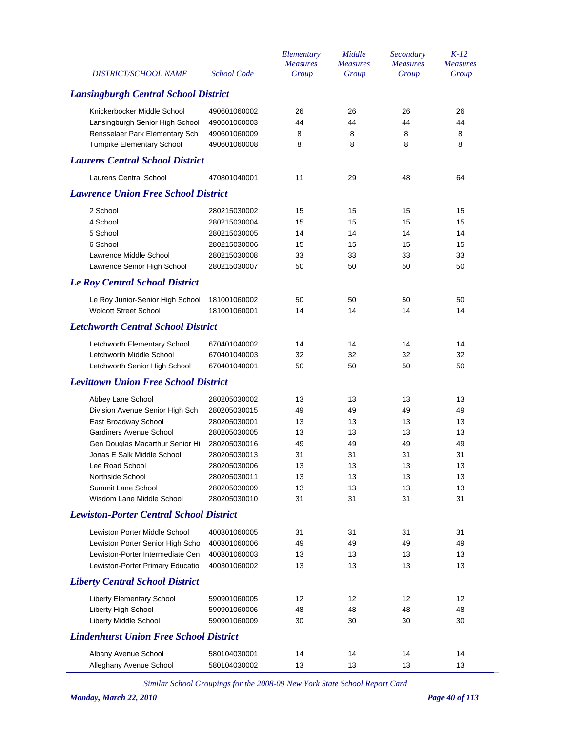| DISTRICT/SCHOOL NAME | School Code | Elementary Measures Group | Middle Measures Group | Secondary Measures Group | K-12 Measures Group |
|---|---|---|---|---|---|
| ***Lansingburgh Central School District*** | | | | | |
| Knickerbocker Middle School | 490601060002 | 26 | 26 | 26 | 26 |
| Lansingburgh Senior High School | 490601060003 | 44 | 44 | 44 | 44 |
| Rensselaer Park Elementary Sch | 490601060009 | 8 | 8 | 8 | 8 |
| Turnpike Elementary School | 490601060008 | 8 | 8 | 8 | 8 |
| ***Laurens Central School District*** | | | | | |
| Laurens Central School | 470801040001 | 11 | 29 | 48 | 64 |
| ***Lawrence Union Free School District*** | | | | | |
| 2 School | 280215030002 | 15 | 15 | 15 | 15 |
| 4 School | 280215030004 | 15 | 15 | 15 | 15 |
| 5 School | 280215030005 | 14 | 14 | 14 | 14 |
| 6 School | 280215030006 | 15 | 15 | 15 | 15 |
| Lawrence Middle School | 280215030008 | 33 | 33 | 33 | 33 |
| Lawrence Senior High School | 280215030007 | 50 | 50 | 50 | 50 |
| ***Le Roy Central School District*** | | | | | |
| Le Roy Junior-Senior High School | 181001060002 | 50 | 50 | 50 | 50 |
| Wolcott Street School | 181001060001 | 14 | 14 | 14 | 14 |
| ***Letchworth Central School District*** | | | | | |
| Letchworth Elementary School | 670401040002 | 14 | 14 | 14 | 14 |
| Letchworth Middle School | 670401040003 | 32 | 32 | 32 | 32 |
| Letchworth Senior High School | 670401040001 | 50 | 50 | 50 | 50 |
| ***Levittown Union Free School District*** | | | | | |
| Abbey Lane School | 280205030002 | 13 | 13 | 13 | 13 |
| Division Avenue Senior High Sch | 280205030015 | 49 | 49 | 49 | 49 |
| East Broadway School | 280205030001 | 13 | 13 | 13 | 13 |
| Gardiners Avenue School | 280205030005 | 13 | 13 | 13 | 13 |
| Gen Douglas Macarthur Senior Hi | 280205030016 | 49 | 49 | 49 | 49 |
| Jonas E Salk Middle School | 280205030013 | 31 | 31 | 31 | 31 |
| Lee Road School | 280205030006 | 13 | 13 | 13 | 13 |
| Northside School | 280205030011 | 13 | 13 | 13 | 13 |
| Summit Lane School | 280205030009 | 13 | 13 | 13 | 13 |
| Wisdom Lane Middle School | 280205030010 | 31 | 31 | 31 | 31 |
| ***Lewiston-Porter Central School District*** | | | | | |
| Lewiston Porter Middle School | 400301060005 | 31 | 31 | 31 | 31 |
| Lewiston Porter Senior High Scho | 400301060006 | 49 | 49 | 49 | 49 |
| Lewiston-Porter Intermediate Cen | 400301060003 | 13 | 13 | 13 | 13 |
| Lewiston-Porter Primary Educatio | 400301060002 | 13 | 13 | 13 | 13 |
| ***Liberty Central School District*** | | | | | |
| Liberty Elementary School | 590901060005 | 12 | 12 | 12 | 12 |
| Liberty High School | 590901060006 | 48 | 48 | 48 | 48 |
| Liberty Middle School | 590901060009 | 30 | 30 | 30 | 30 |
| ***Lindenhurst Union Free School District*** | | | | | |
| Albany Avenue School | 580104030001 | 14 | 14 | 14 | 14 |
| Alleghany Avenue School | 580104030002 | 13 | 13 | 13 | 13 |

*Similar School Groupings for the 2008-09 New York State School Report Card*

***Monday, March 22, 2010***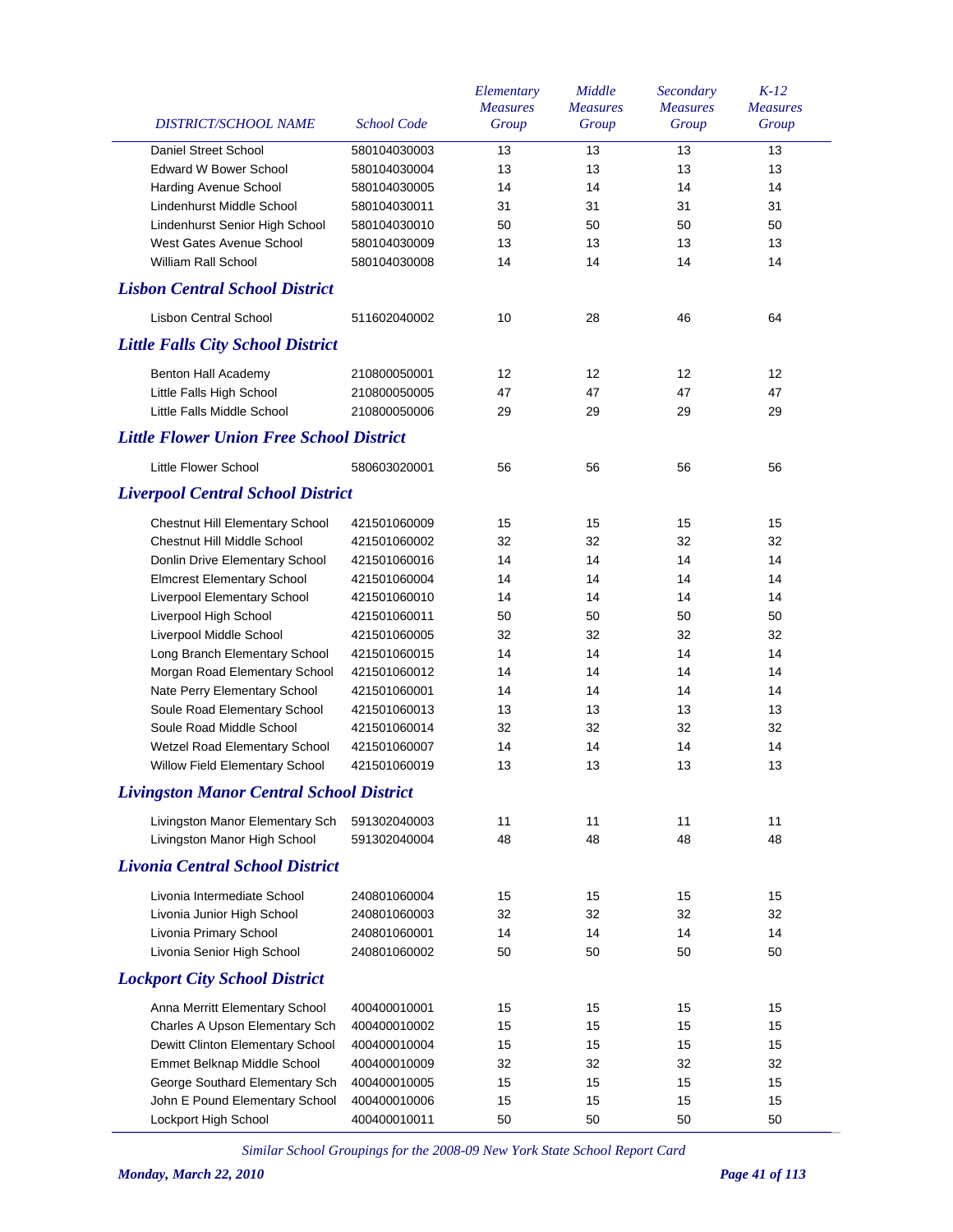| DISTRICT/SCHOOL NAME | School Code | Elementary Measures Group | Middle Measures Group | Secondary Measures Group | K-12 Measures Group |
|---|---|---|---|---|---|
| Daniel Street School | 580104030003 | 13 | 13 | 13 | 13 |
| Edward W Bower School | 580104030004 | 13 | 13 | 13 | 13 |
| Harding Avenue School | 580104030005 | 14 | 14 | 14 | 14 |
| Lindenhurst Middle School | 580104030011 | 31 | 31 | 31 | 31 |
| Lindenhurst Senior High School | 580104030010 | 50 | 50 | 50 | 50 |
| West Gates Avenue School | 580104030009 | 13 | 13 | 13 | 13 |
| William Rall School | 580104030008 | 14 | 14 | 14 | 14 |
| ***Lisbon Central School District*** | | | | | |
| Lisbon Central School | 511602040002 | 10 | 28 | 46 | 64 |
| ***Little Falls City School District*** | | | | | |
| Benton Hall Academy | 210800050001 | 12 | 12 | 12 | 12 |
| Little Falls High School | 210800050005 | 47 | 47 | 47 | 47 |
| Little Falls Middle School | 210800050006 | 29 | 29 | 29 | 29 |
| ***Little Flower Union Free School District*** | | | | | |
| Little Flower School | 580603020001 | 56 | 56 | 56 | 56 |
| ***Liverpool Central School District*** | | | | | |
| Chestnut Hill Elementary School | 421501060009 | 15 | 15 | 15 | 15 |
| Chestnut Hill Middle School | 421501060002 | 32 | 32 | 32 | 32 |
| Donlin Drive Elementary School | 421501060016 | 14 | 14 | 14 | 14 |
| Elmcrest Elementary School | 421501060004 | 14 | 14 | 14 | 14 |
| Liverpool Elementary School | 421501060010 | 14 | 14 | 14 | 14 |
| Liverpool High School | 421501060011 | 50 | 50 | 50 | 50 |
| Liverpool Middle School | 421501060005 | 32 | 32 | 32 | 32 |
| Long Branch Elementary School | 421501060015 | 14 | 14 | 14 | 14 |
| Morgan Road Elementary School | 421501060012 | 14 | 14 | 14 | 14 |
| Nate Perry Elementary School | 421501060001 | 14 | 14 | 14 | 14 |
| Soule Road Elementary School | 421501060013 | 13 | 13 | 13 | 13 |
| Soule Road Middle School | 421501060014 | 32 | 32 | 32 | 32 |
| Wetzel Road Elementary School | 421501060007 | 14 | 14 | 14 | 14 |
| Willow Field Elementary School | 421501060019 | 13 | 13 | 13 | 13 |
| ***Livingston Manor Central School District*** | | | | | |
| Livingston Manor Elementary Sch | 591302040003 | 11 | 11 | 11 | 11 |
| Livingston Manor High School | 591302040004 | 48 | 48 | 48 | 48 |
| ***Livonia Central School District*** | | | | | |
| Livonia Intermediate School | 240801060004 | 15 | 15 | 15 | 15 |
| Livonia Junior High School | 240801060003 | 32 | 32 | 32 | 32 |
| Livonia Primary School | 240801060001 | 14 | 14 | 14 | 14 |
| Livonia Senior High School | 240801060002 | 50 | 50 | 50 | 50 |
| ***Lockport City School District*** | | | | | |
| Anna Merritt Elementary School | 400400010001 | 15 | 15 | 15 | 15 |
| Charles A Upson Elementary Sch | 400400010002 | 15 | 15 | 15 | 15 |
| Dewitt Clinton Elementary School | 400400010004 | 15 | 15 | 15 | 15 |
| Emmet Belknap Middle School | 400400010009 | 32 | 32 | 32 | 32 |
| George Southard Elementary Sch | 400400010005 | 15 | 15 | 15 | 15 |
| John E Pound Elementary School | 400400010006 | 15 | 15 | 15 | 15 |
| Lockport High School | 400400010011 | 50 | 50 | 50 | 50 |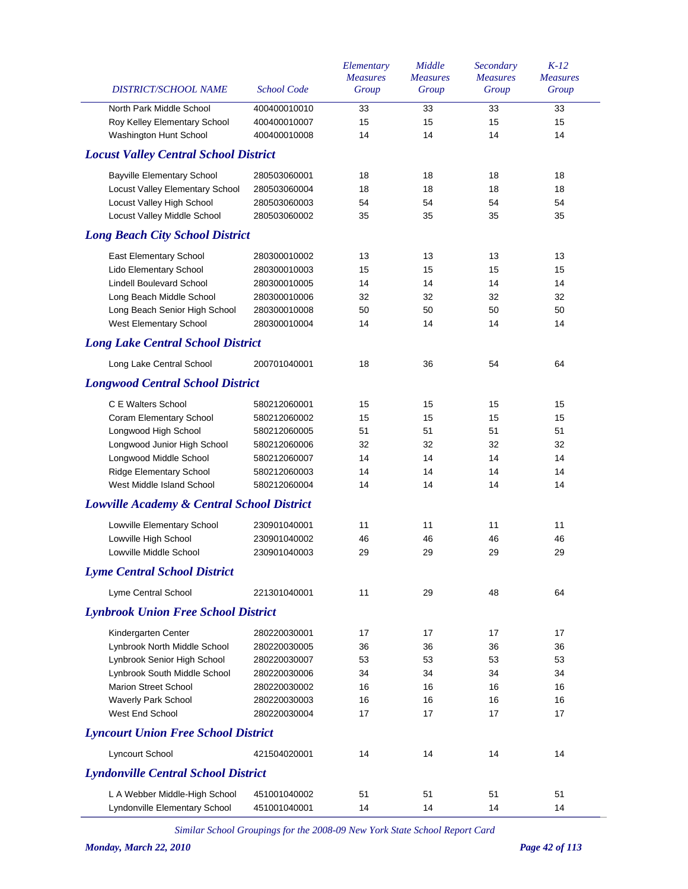| DISTRICT/SCHOOL NAME | School Code | Elementary Measures Group | Middle Measures Group | Secondary Measures Group | K-12 Measures Group |
|---|---|---|---|---|---|
| North Park Middle School | 400400010010 | 33 | 33 | 33 | 33 |
| Roy Kelley Elementary School | 400400010007 | 15 | 15 | 15 | 15 |
| Washington Hunt School | 400400010008 | 14 | 14 | 14 | 14 |
| ***Locust Valley Central School District*** | | | | | |
| Bayville Elementary School | 280503060001 | 18 | 18 | 18 | 18 |
| Locust Valley Elementary School | 280503060004 | 18 | 18 | 18 | 18 |
| Locust Valley High School | 280503060003 | 54 | 54 | 54 | 54 |
| Locust Valley Middle School | 280503060002 | 35 | 35 | 35 | 35 |
| ***Long Beach City School District*** | | | | | |
| East Elementary School | 280300010002 | 13 | 13 | 13 | 13 |
| Lido Elementary School | 280300010003 | 15 | 15 | 15 | 15 |
| Lindell Boulevard School | 280300010005 | 14 | 14 | 14 | 14 |
| Long Beach Middle School | 280300010006 | 32 | 32 | 32 | 32 |
| Long Beach Senior High School | 280300010008 | 50 | 50 | 50 | 50 |
| West Elementary School | 280300010004 | 14 | 14 | 14 | 14 |
| ***Long Lake Central School District*** | | | | | |
| Long Lake Central School | 200701040001 | 18 | 36 | 54 | 64 |
| ***Longwood Central School District*** | | | | | |
| C E Walters School | 580212060001 | 15 | 15 | 15 | 15 |
| Coram Elementary School | 580212060002 | 15 | 15 | 15 | 15 |
| Longwood High School | 580212060005 | 51 | 51 | 51 | 51 |
| Longwood Junior High School | 580212060006 | 32 | 32 | 32 | 32 |
| Longwood Middle School | 580212060007 | 14 | 14 | 14 | 14 |
| Ridge Elementary School | 580212060003 | 14 | 14 | 14 | 14 |
| West Middle Island School | 580212060004 | 14 | 14 | 14 | 14 |
| ***Lowville Academy & Central School District*** | | | | | |
| Lowville Elementary School | 230901040001 | 11 | 11 | 11 | 11 |
| Lowville High School | 230901040002 | 46 | 46 | 46 | 46 |
| Lowville Middle School | 230901040003 | 29 | 29 | 29 | 29 |
| ***Lyme Central School District*** | | | | | |
| Lyme Central School | 221301040001 | 11 | 29 | 48 | 64 |
| ***Lynbrook Union Free School District*** | | | | | |
| Kindergarten Center | 280220030001 | 17 | 17 | 17 | 17 |
| Lynbrook North Middle School | 280220030005 | 36 | 36 | 36 | 36 |
| Lynbrook Senior High School | 280220030007 | 53 | 53 | 53 | 53 |
| Lynbrook South Middle School | 280220030006 | 34 | 34 | 34 | 34 |
| Marion Street School | 280220030002 | 16 | 16 | 16 | 16 |
| Waverly Park School | 280220030003 | 16 | 16 | 16 | 16 |
| West End School | 280220030004 | 17 | 17 | 17 | 17 |
| ***Lyncourt Union Free School District*** | | | | | |
| Lyncourt School | 421504020001 | 14 | 14 | 14 | 14 |
| ***Lyndonville Central School District*** | | | | | |
| L A Webber Middle-High School | 451001040002 | 51 | 51 | 51 | 51 |
| Lyndonville Elementary School | 451001040001 | 14 | 14 | 14 | 14 |

*Similar School Groupings for the 2008-09 New York State School Report Card*

***Monday, March 22, 2010***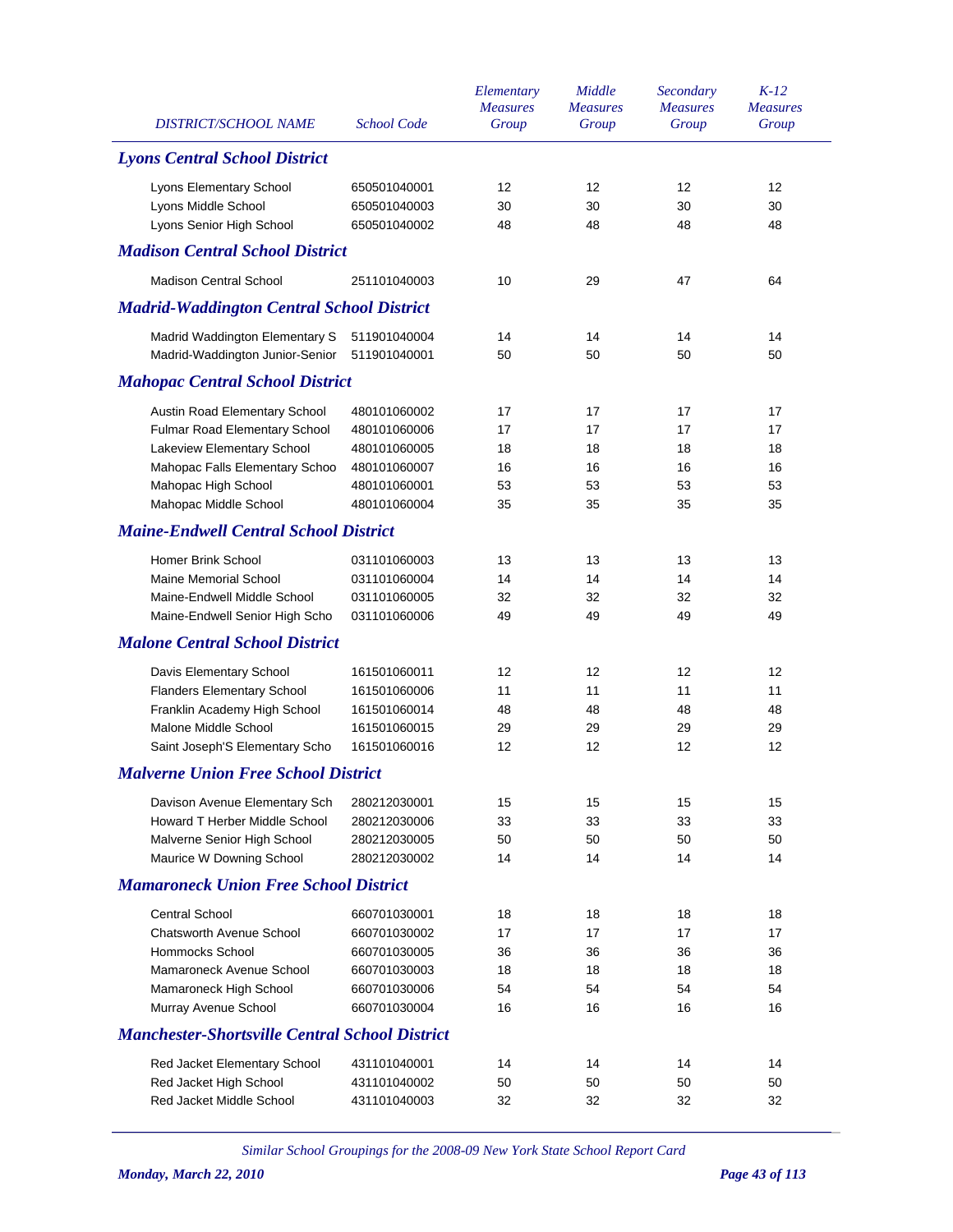| DISTRICT/SCHOOL NAME | School Code | Elementary Measures Group | Middle Measures Group | Secondary Measures Group | K-12 Measures Group |
|---|---|---|---|---|---|
| ***Lyons Central School District*** | | | | | |
| Lyons Elementary School | 650501040001 | 12 | 12 | 12 | 12 |
| Lyons Middle School | 650501040003 | 30 | 30 | 30 | 30 |
| Lyons Senior High School | 650501040002 | 48 | 48 | 48 | 48 |
| ***Madison Central School District*** | | | | | |
| Madison Central School | 251101040003 | 10 | 29 | 47 | 64 |
| ***Madrid-Waddington Central School District*** | | | | | |
| Madrid Waddington Elementary S | 511901040004 | 14 | 14 | 14 | 14 |
| Madrid-Waddington Junior-Senior | 511901040001 | 50 | 50 | 50 | 50 |
| ***Mahopac Central School District*** | | | | | |
| Austin Road Elementary School | 480101060002 | 17 | 17 | 17 | 17 |
| Fulmar Road Elementary School | 480101060006 | 17 | 17 | 17 | 17 |
| Lakeview Elementary School | 480101060005 | 18 | 18 | 18 | 18 |
| Mahopac Falls Elementary Schoo | 480101060007 | 16 | 16 | 16 | 16 |
| Mahopac High School | 480101060001 | 53 | 53 | 53 | 53 |
| Mahopac Middle School | 480101060004 | 35 | 35 | 35 | 35 |
| ***Maine-Endwell Central School District*** | | | | | |
| Homer Brink School | 031101060003 | 13 | 13 | 13 | 13 |
| Maine Memorial School | 031101060004 | 14 | 14 | 14 | 14 |
| Maine-Endwell Middle School | 031101060005 | 32 | 32 | 32 | 32 |
| Maine-Endwell Senior High Scho | 031101060006 | 49 | 49 | 49 | 49 |
| ***Malone Central School District*** | | | | | |
| Davis Elementary School | 161501060011 | 12 | 12 | 12 | 12 |
| Flanders Elementary School | 161501060006 | 11 | 11 | 11 | 11 |
| Franklin Academy High School | 161501060014 | 48 | 48 | 48 | 48 |
| Malone Middle School | 161501060015 | 29 | 29 | 29 | 29 |
| Saint Joseph'S Elementary Scho | 161501060016 | 12 | 12 | 12 | 12 |
| ***Malverne Union Free School District*** | | | | | |
| Davison Avenue Elementary Sch | 280212030001 | 15 | 15 | 15 | 15 |
| Howard T Herber Middle School | 280212030006 | 33 | 33 | 33 | 33 |
| Malverne Senior High School | 280212030005 | 50 | 50 | 50 | 50 |
| Maurice W Downing School | 280212030002 | 14 | 14 | 14 | 14 |
| ***Mamaroneck Union Free School District*** | | | | | |
| Central School | 660701030001 | 18 | 18 | 18 | 18 |
| Chatsworth Avenue School | 660701030002 | 17 | 17 | 17 | 17 |
| Hommocks School | 660701030005 | 36 | 36 | 36 | 36 |
| Mamaroneck Avenue School | 660701030003 | 18 | 18 | 18 | 18 |
| Mamaroneck High School | 660701030006 | 54 | 54 | 54 | 54 |
| Murray Avenue School | 660701030004 | 16 | 16 | 16 | 16 |
| ***Manchester-Shortsville Central School District*** | | | | | |
| Red Jacket Elementary School | 431101040001 | 14 | 14 | 14 | 14 |
| Red Jacket High School | 431101040002 | 50 | 50 | 50 | 50 |
| Red Jacket Middle School | 431101040003 | 32 | 32 | 32 | 32 |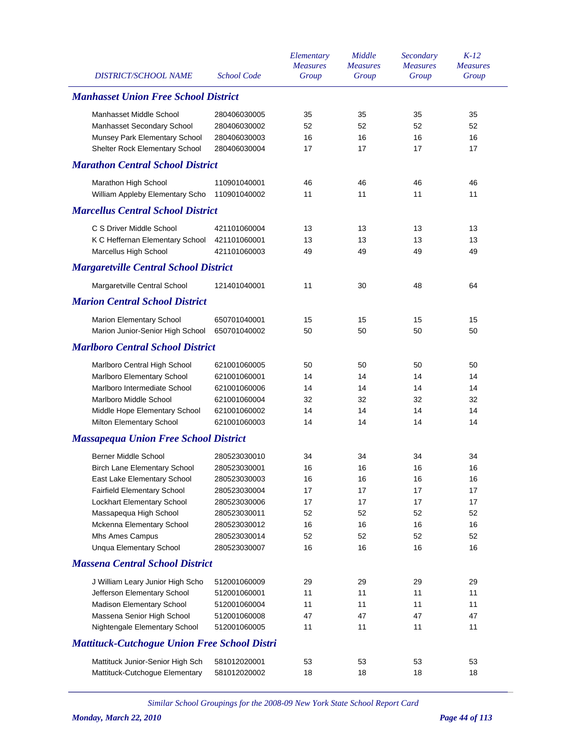| DISTRICT/SCHOOL NAME | School Code | Elementary Measures Group | Middle Measures Group | Secondary Measures Group | K-12 Measures Group |
|---|---|---|---|---|---|
| ***Manhasset Union Free School District*** | | | | | |
| Manhasset Middle School | 280406030005 | 35 | 35 | 35 | 35 |
| Manhasset Secondary School | 280406030002 | 52 | 52 | 52 | 52 |
| Munsey Park Elementary School | 280406030003 | 16 | 16 | 16 | 16 |
| Shelter Rock Elementary School | 280406030004 | 17 | 17 | 17 | 17 |
| ***Marathon Central School District*** | | | | | |
| Marathon High School | 110901040001 | 46 | 46 | 46 | 46 |
| William Appleby Elementary Scho | 110901040002 | 11 | 11 | 11 | 11 |
| ***Marcellus Central School District*** | | | | | |
| C S Driver Middle School | 421101060004 | 13 | 13 | 13 | 13 |
| K C Heffernan Elementary School | 421101060001 | 13 | 13 | 13 | 13 |
| Marcellus High School | 421101060003 | 49 | 49 | 49 | 49 |
| ***Margaretville Central School District*** | | | | | |
| Margaretville Central School | 121401040001 | 11 | 30 | 48 | 64 |
| ***Marion Central School District*** | | | | | |
| Marion Elementary School | 650701040001 | 15 | 15 | 15 | 15 |
| Marion Junior-Senior High School | 650701040002 | 50 | 50 | 50 | 50 |
| ***Marlboro Central School District*** | | | | | |
| Marlboro Central High School | 621001060005 | 50 | 50 | 50 | 50 |
| Marlboro Elementary School | 621001060001 | 14 | 14 | 14 | 14 |
| Marlboro Intermediate School | 621001060006 | 14 | 14 | 14 | 14 |
| Marlboro Middle School | 621001060004 | 32 | 32 | 32 | 32 |
| Middle Hope Elementary School | 621001060002 | 14 | 14 | 14 | 14 |
| Milton Elementary School | 621001060003 | 14 | 14 | 14 | 14 |
| ***Massapequa Union Free School District*** | | | | | |
| Berner Middle School | 280523030010 | 34 | 34 | 34 | 34 |
| Birch Lane Elementary School | 280523030001 | 16 | 16 | 16 | 16 |
| East Lake Elementary School | 280523030003 | 16 | 16 | 16 | 16 |
| Fairfield Elementary School | 280523030004 | 17 | 17 | 17 | 17 |
| Lockhart Elementary School | 280523030006 | 17 | 17 | 17 | 17 |
| Massapequa High School | 280523030011 | 52 | 52 | 52 | 52 |
| Mckenna Elementary School | 280523030012 | 16 | 16 | 16 | 16 |
| Mhs Ames Campus | 280523030014 | 52 | 52 | 52 | 52 |
| Unqua Elementary School | 280523030007 | 16 | 16 | 16 | 16 |
| ***Massena Central School District*** | | | | | |
| J William Leary Junior High Scho | 512001060009 | 29 | 29 | 29 | 29 |
| Jefferson Elementary School | 512001060001 | 11 | 11 | 11 | 11 |
| Madison Elementary School | 512001060004 | 11 | 11 | 11 | 11 |
| Massena Senior High School | 512001060008 | 47 | 47 | 47 | 47 |
| Nightengale Elementary School | 512001060005 | 11 | 11 | 11 | 11 |
| ***Mattituck-Cutchogue Union Free School Distri*** | | | | | |
| Mattituck Junior-Senior High Sch | 581012020001 | 53 | 53 | 53 | 53 |
| Mattituck-Cutchogue Elementary | 581012020002 | 18 | 18 | 18 | 18 |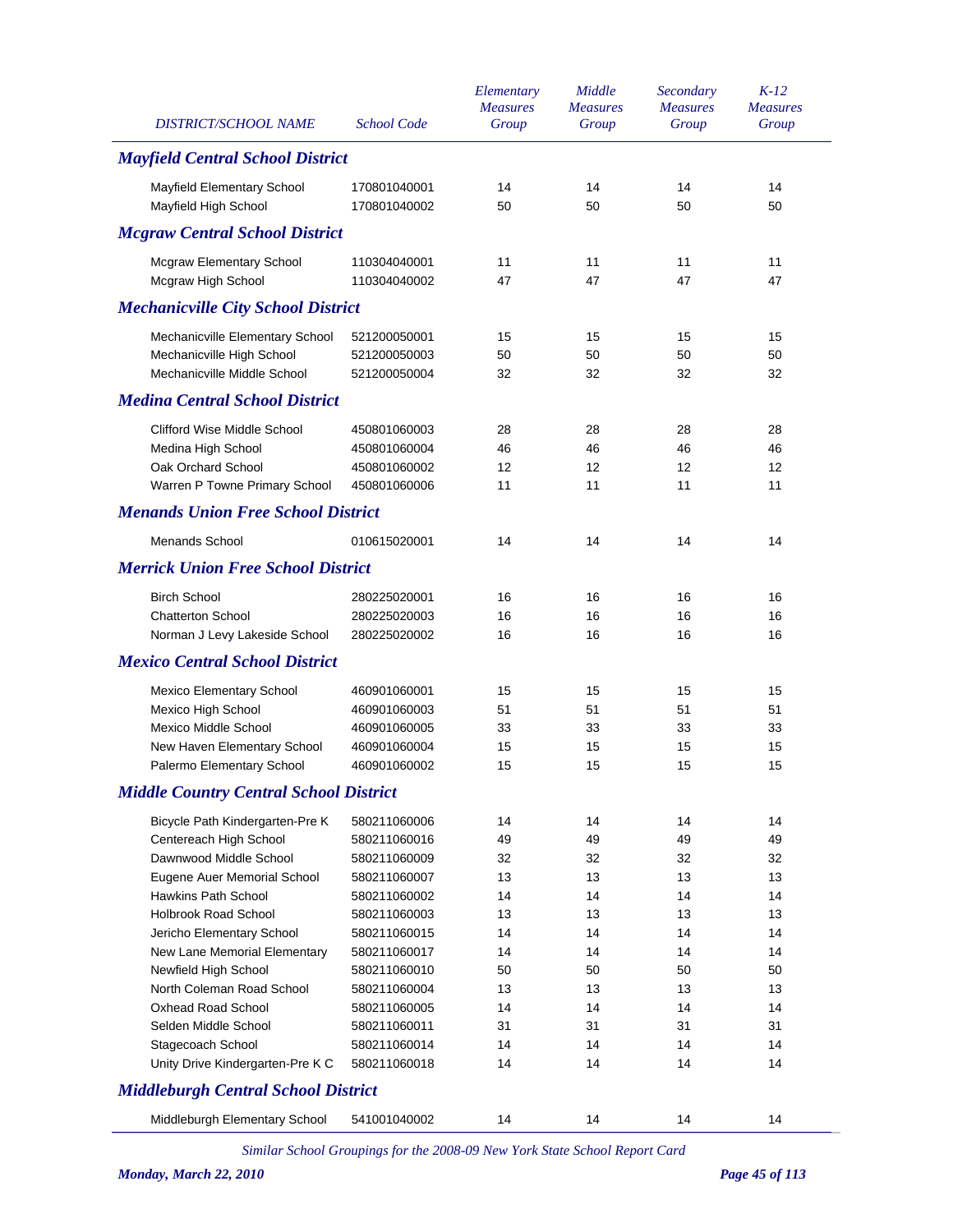| DISTRICT/SCHOOL NAME | School Code | Elementary Measures Group | Middle Measures Group | Secondary Measures Group | K-12 Measures Group |
|---|---|---|---|---|---|
| ***Mayfield Central School District*** | | | | | |
| Mayfield Elementary School | 170801040001 | 14 | 14 | 14 | 14 |
| Mayfield High School | 170801040002 | 50 | 50 | 50 | 50 |
| ***Mcgraw Central School District*** | | | | | |
| Mcgraw Elementary School | 110304040001 | 11 | 11 | 11 | 11 |
| Mcgraw High School | 110304040002 | 47 | 47 | 47 | 47 |
| ***Mechanicville City School District*** | | | | | |
| Mechanicville Elementary School | 521200050001 | 15 | 15 | 15 | 15 |
| Mechanicville High School | 521200050003 | 50 | 50 | 50 | 50 |
| Mechanicville Middle School | 521200050004 | 32 | 32 | 32 | 32 |
| ***Medina Central School District*** | | | | | |
| Clifford Wise Middle School | 450801060003 | 28 | 28 | 28 | 28 |
| Medina High School | 450801060004 | 46 | 46 | 46 | 46 |
| Oak Orchard School | 450801060002 | 12 | 12 | 12 | 12 |
| Warren P Towne Primary School | 450801060006 | 11 | 11 | 11 | 11 |
| ***Menands Union Free School District*** | | | | | |
| Menands School | 010615020001 | 14 | 14 | 14 | 14 |
| ***Merrick Union Free School District*** | | | | | |
| Birch School | 280225020001 | 16 | 16 | 16 | 16 |
| Chatterton School | 280225020003 | 16 | 16 | 16 | 16 |
| Norman J Levy Lakeside School | 280225020002 | 16 | 16 | 16 | 16 |
| ***Mexico Central School District*** | | | | | |
| Mexico Elementary School | 460901060001 | 15 | 15 | 15 | 15 |
| Mexico High School | 460901060003 | 51 | 51 | 51 | 51 |
| Mexico Middle School | 460901060005 | 33 | 33 | 33 | 33 |
| New Haven Elementary School | 460901060004 | 15 | 15 | 15 | 15 |
| Palermo Elementary School | 460901060002 | 15 | 15 | 15 | 15 |
| ***Middle Country Central School District*** | | | | | |
| Bicycle Path Kindergarten-Pre K | 580211060006 | 14 | 14 | 14 | 14 |
| Centereach High School | 580211060016 | 49 | 49 | 49 | 49 |
| Dawnwood Middle School | 580211060009 | 32 | 32 | 32 | 32 |
| Eugene Auer Memorial School | 580211060007 | 13 | 13 | 13 | 13 |
| Hawkins Path School | 580211060002 | 14 | 14 | 14 | 14 |
| Holbrook Road School | 580211060003 | 13 | 13 | 13 | 13 |
| Jericho Elementary School | 580211060015 | 14 | 14 | 14 | 14 |
| New Lane Memorial Elementary | 580211060017 | 14 | 14 | 14 | 14 |
| Newfield High School | 580211060010 | 50 | 50 | 50 | 50 |
| North Coleman Road School | 580211060004 | 13 | 13 | 13 | 13 |
| Oxhead Road School | 580211060005 | 14 | 14 | 14 | 14 |
| Selden Middle School | 580211060011 | 31 | 31 | 31 | 31 |
| Stagecoach School | 580211060014 | 14 | 14 | 14 | 14 |
| Unity Drive Kindergarten-Pre K C | 580211060018 | 14 | 14 | 14 | 14 |
| ***Middleburgh Central School District*** | | | | | |
| Middleburgh Elementary School | 541001040002 | 14 | 14 | 14 | 14 |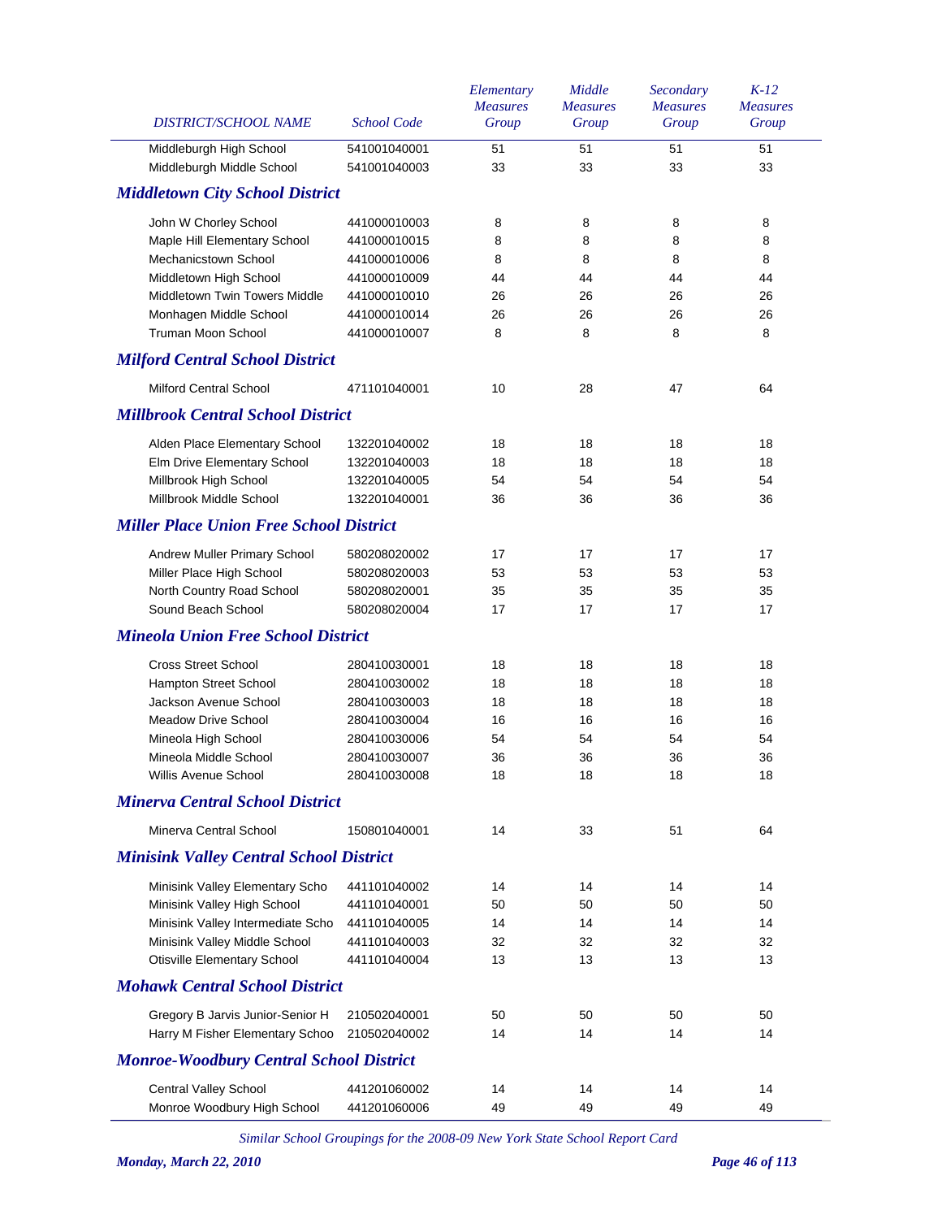| DISTRICT/SCHOOL NAME | School Code | Elementary Measures Group | Middle Measures Group | Secondary Measures Group | K-12 Measures Group |
|---|---|---|---|---|---|
| Middleburgh High School | 541001040001 | 51 | 51 | 51 | 51 |
| Middleburgh Middle School | 541001040003 | 33 | 33 | 33 | 33 |
| ***Middletown City School District*** | | | | | |
| John W Chorley School | 441000010003 | 8 | 8 | 8 | 8 |
| Maple Hill Elementary School | 441000010015 | 8 | 8 | 8 | 8 |
| Mechanicstown School | 441000010006 | 8 | 8 | 8 | 8 |
| Middletown High School | 441000010009 | 44 | 44 | 44 | 44 |
| Middletown Twin Towers Middle | 441000010010 | 26 | 26 | 26 | 26 |
| Monhagen Middle School | 441000010014 | 26 | 26 | 26 | 26 |
| Truman Moon School | 441000010007 | 8 | 8 | 8 | 8 |
| ***Milford Central School District*** | | | | | |
| Milford Central School | 471101040001 | 10 | 28 | 47 | 64 |
| ***Millbrook Central School District*** | | | | | |
| Alden Place Elementary School | 132201040002 | 18 | 18 | 18 | 18 |
| Elm Drive Elementary School | 132201040003 | 18 | 18 | 18 | 18 |
| Millbrook High School | 132201040005 | 54 | 54 | 54 | 54 |
| Millbrook Middle School | 132201040001 | 36 | 36 | 36 | 36 |
| ***Miller Place Union Free School District*** | | | | | |
| Andrew Muller Primary School | 580208020002 | 17 | 17 | 17 | 17 |
| Miller Place High School | 580208020003 | 53 | 53 | 53 | 53 |
| North Country Road School | 580208020001 | 35 | 35 | 35 | 35 |
| Sound Beach School | 580208020004 | 17 | 17 | 17 | 17 |
| ***Mineola Union Free School District*** | | | | | |
| Cross Street School | 280410030001 | 18 | 18 | 18 | 18 |
| Hampton Street School | 280410030002 | 18 | 18 | 18 | 18 |
| Jackson Avenue School | 280410030003 | 18 | 18 | 18 | 18 |
| Meadow Drive School | 280410030004 | 16 | 16 | 16 | 16 |
| Mineola High School | 280410030006 | 54 | 54 | 54 | 54 |
| Mineola Middle School | 280410030007 | 36 | 36 | 36 | 36 |
| Willis Avenue School | 280410030008 | 18 | 18 | 18 | 18 |
| ***Minerva Central School District*** | | | | | |
| Minerva Central School | 150801040001 | 14 | 33 | 51 | 64 |
| ***Minisink Valley Central School District*** | | | | | |
| Minisink Valley Elementary Scho | 441101040002 | 14 | 14 | 14 | 14 |
| Minisink Valley High School | 441101040001 | 50 | 50 | 50 | 50 |
| Minisink Valley Intermediate Scho | 441101040005 | 14 | 14 | 14 | 14 |
| Minisink Valley Middle School | 441101040003 | 32 | 32 | 32 | 32 |
| Otisville Elementary School | 441101040004 | 13 | 13 | 13 | 13 |
| ***Mohawk Central School District*** | | | | | |
| Gregory B Jarvis Junior-Senior H | 210502040001 | 50 | 50 | 50 | 50 |
| Harry M Fisher Elementary Schoo | 210502040002 | 14 | 14 | 14 | 14 |
| ***Monroe-Woodbury Central School District*** | | | | | |
| Central Valley School | 441201060002 | 14 | 14 | 14 | 14 |
| Monroe Woodbury High School | 441201060006 | 49 | 49 | 49 | 49 |

*Similar School Groupings for the 2008-09 New York State School Report Card*

***Monday, March 22, 2010***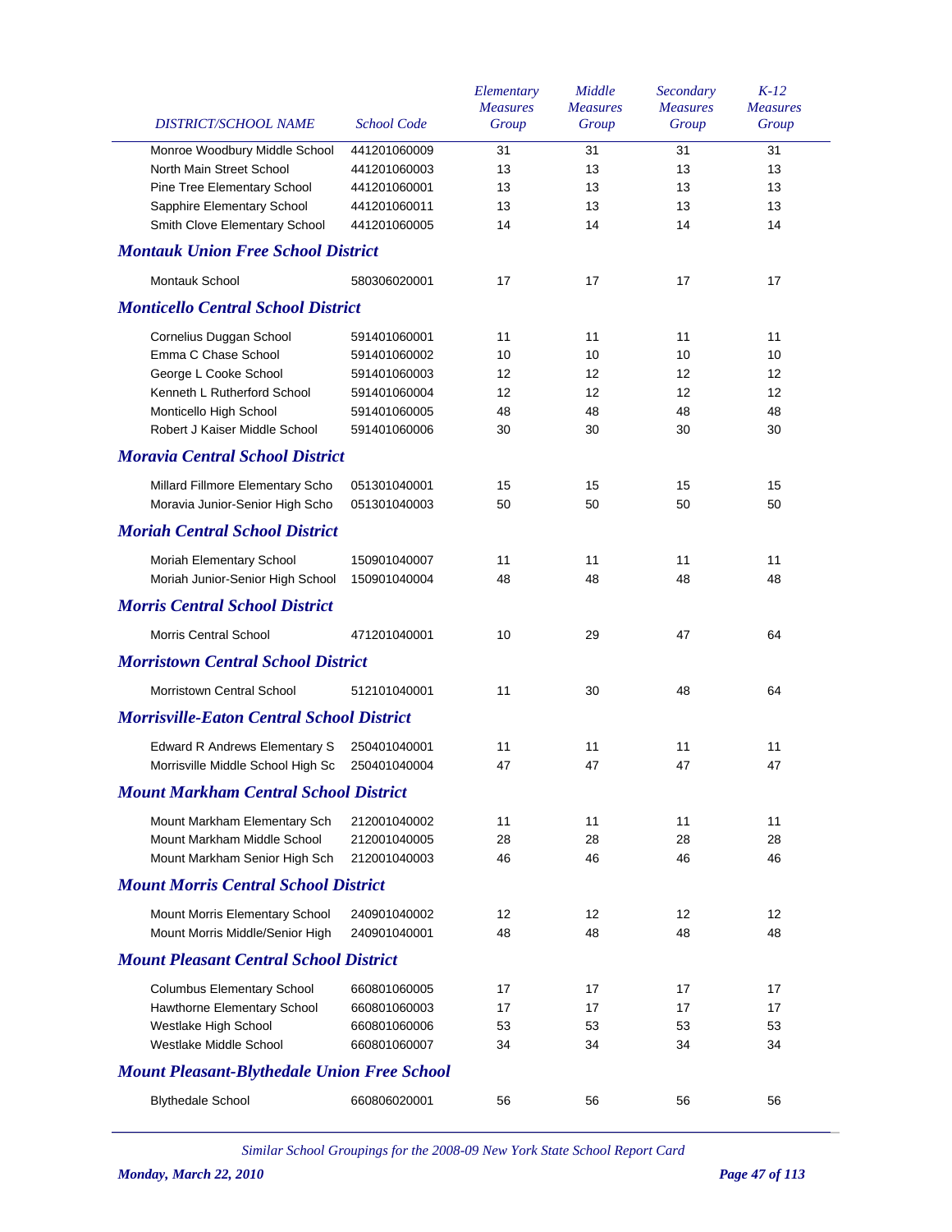| DISTRICT/SCHOOL NAME | School Code | Elementary Measures Group | Middle Measures Group | Secondary Measures Group | K-12 Measures Group |
|---|---|---|---|---|---|
| Monroe Woodbury Middle School | 441201060009 | 31 | 31 | 31 | 31 |
| North Main Street School | 441201060003 | 13 | 13 | 13 | 13 |
| Pine Tree Elementary School | 441201060001 | 13 | 13 | 13 | 13 |
| Sapphire Elementary School | 441201060011 | 13 | 13 | 13 | 13 |
| Smith Clove Elementary School | 441201060005 | 14 | 14 | 14 | 14 |
| ***Montauk Union Free School District*** | | | | | |
| Montauk School | 580306020001 | 17 | 17 | 17 | 17 |
| ***Monticello Central School District*** | | | | | |
| Cornelius Duggan School | 591401060001 | 11 | 11 | 11 | 11 |
| Emma C Chase School | 591401060002 | 10 | 10 | 10 | 10 |
| George L Cooke School | 591401060003 | 12 | 12 | 12 | 12 |
| Kenneth L Rutherford School | 591401060004 | 12 | 12 | 12 | 12 |
| Monticello High School | 591401060005 | 48 | 48 | 48 | 48 |
| Robert J Kaiser Middle School | 591401060006 | 30 | 30 | 30 | 30 |
| ***Moravia Central School District*** | | | | | |
| Millard Fillmore Elementary Scho | 051301040001 | 15 | 15 | 15 | 15 |
| Moravia Junior-Senior High Scho | 051301040003 | 50 | 50 | 50 | 50 |
| ***Moriah Central School District*** | | | | | |
| Moriah Elementary School | 150901040007 | 11 | 11 | 11 | 11 |
| Moriah Junior-Senior High School | 150901040004 | 48 | 48 | 48 | 48 |
| ***Morris Central School District*** | | | | | |
| Morris Central School | 471201040001 | 10 | 29 | 47 | 64 |
| ***Morristown Central School District*** | | | | | |
| Morristown Central School | 512101040001 | 11 | 30 | 48 | 64 |
| ***Morrisville-Eaton Central School District*** | | | | | |
| Edward R Andrews Elementary S | 250401040001 | 11 | 11 | 11 | 11 |
| Morrisville Middle School High Sc | 250401040004 | 47 | 47 | 47 | 47 |
| ***Mount Markham Central School District*** | | | | | |
| Mount Markham Elementary Sch | 212001040002 | 11 | 11 | 11 | 11 |
| Mount Markham Middle School | 212001040005 | 28 | 28 | 28 | 28 |
| Mount Markham Senior High Sch | 212001040003 | 46 | 46 | 46 | 46 |
| ***Mount Morris Central School District*** | | | | | |
| Mount Morris Elementary School | 240901040002 | 12 | 12 | 12 | 12 |
| Mount Morris Middle/Senior High | 240901040001 | 48 | 48 | 48 | 48 |
| ***Mount Pleasant Central School District*** | | | | | |
| Columbus Elementary School | 660801060005 | 17 | 17 | 17 | 17 |
| Hawthorne Elementary School | 660801060003 | 17 | 17 | 17 | 17 |
| Westlake High School | 660801060006 | 53 | 53 | 53 | 53 |
| Westlake Middle School | 660801060007 | 34 | 34 | 34 | 34 |
| ***Mount Pleasant-Blythedale Union Free School*** | | | | | |
| Blythedale School | 660806020001 | 56 | 56 | 56 | 56 |

*Similar School Groupings for the 2008-09 New York State School Report Card*

*Monday, March 22, 2010*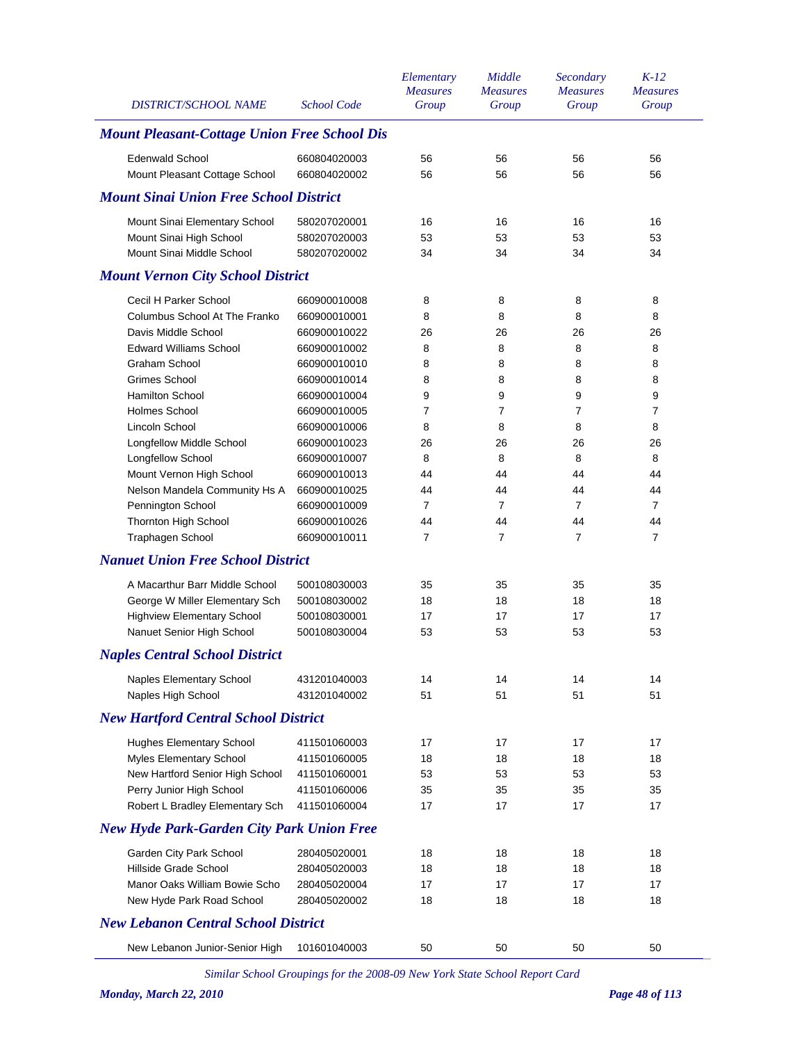| DISTRICT/SCHOOL NAME | School Code | Elementary Measures Group | Middle Measures Group | Secondary Measures Group | K-12 Measures Group |
|---|---|---|---|---|---|
| ***Mount Pleasant-Cottage Union Free School Dis*** | | | | | |
| Edenwald School | 660804020003 | 56 | 56 | 56 | 56 |
| Mount Pleasant Cottage School | 660804020002 | 56 | 56 | 56 | 56 |
| ***Mount Sinai Union Free School District*** | | | | | |
| Mount Sinai Elementary School | 580207020001 | 16 | 16 | 16 | 16 |
| Mount Sinai High School | 580207020003 | 53 | 53 | 53 | 53 |
| Mount Sinai Middle School | 580207020002 | 34 | 34 | 34 | 34 |
| ***Mount Vernon City School District*** | | | | | |
| Cecil H Parker School | 660900010008 | 8 | 8 | 8 | 8 |
| Columbus School At The Franko | 660900010001 | 8 | 8 | 8 | 8 |
| Davis Middle School | 660900010022 | 26 | 26 | 26 | 26 |
| Edward Williams School | 660900010002 | 8 | 8 | 8 | 8 |
| Graham School | 660900010010 | 8 | 8 | 8 | 8 |
| Grimes School | 660900010014 | 8 | 8 | 8 | 8 |
| Hamilton School | 660900010004 | 9 | 9 | 9 | 9 |
| Holmes School | 660900010005 | 7 | 7 | 7 | 7 |
| Lincoln School | 660900010006 | 8 | 8 | 8 | 8 |
| Longfellow Middle School | 660900010023 | 26 | 26 | 26 | 26 |
| Longfellow School | 660900010007 | 8 | 8 | 8 | 8 |
| Mount Vernon High School | 660900010013 | 44 | 44 | 44 | 44 |
| Nelson Mandela Community Hs A | 660900010025 | 44 | 44 | 44 | 44 |
| Pennington School | 660900010009 | 7 | 7 | 7 | 7 |
| Thornton High School | 660900010026 | 44 | 44 | 44 | 44 |
| Traphagen School | 660900010011 | 7 | 7 | 7 | 7 |
| ***Nanuet Union Free School District*** | | | | | |
| A Macarthur Barr Middle School | 500108030003 | 35 | 35 | 35 | 35 |
| George W Miller Elementary Sch | 500108030002 | 18 | 18 | 18 | 18 |
| Highview Elementary School | 500108030001 | 17 | 17 | 17 | 17 |
| Nanuet Senior High School | 500108030004 | 53 | 53 | 53 | 53 |
| ***Naples Central School District*** | | | | | |
| Naples Elementary School | 431201040003 | 14 | 14 | 14 | 14 |
| Naples High School | 431201040002 | 51 | 51 | 51 | 51 |
| ***New Hartford Central School District*** | | | | | |
| Hughes Elementary School | 411501060003 | 17 | 17 | 17 | 17 |
| Myles Elementary School | 411501060005 | 18 | 18 | 18 | 18 |
| New Hartford Senior High School | 411501060001 | 53 | 53 | 53 | 53 |
| Perry Junior High School | 411501060006 | 35 | 35 | 35 | 35 |
| Robert L Bradley Elementary Sch | 411501060004 | 17 | 17 | 17 | 17 |
| ***New Hyde Park-Garden City Park Union Free*** | | | | | |
| Garden City Park School | 280405020001 | 18 | 18 | 18 | 18 |
| Hillside Grade School | 280405020003 | 18 | 18 | 18 | 18 |
| Manor Oaks William Bowie Scho | 280405020004 | 17 | 17 | 17 | 17 |
| New Hyde Park Road School | 280405020002 | 18 | 18 | 18 | 18 |
| ***New Lebanon Central School District*** | | | | | |
| New Lebanon Junior-Senior High | 101601040003 | 50 | 50 | 50 | 50 |

*Similar School Groupings for the 2008-09 New York State School Report Card*

***Monday, March 22, 2010***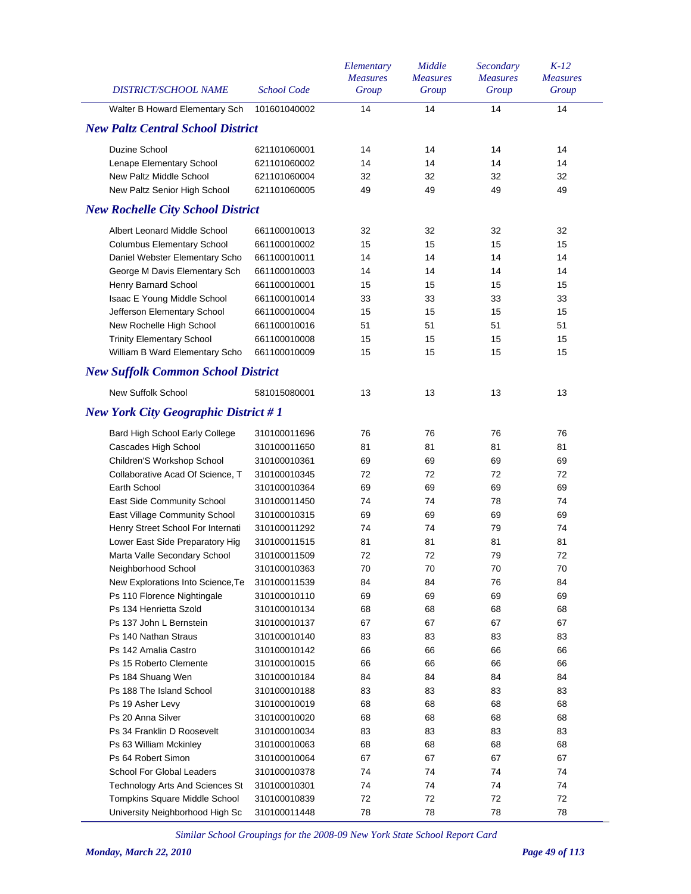| DISTRICT/SCHOOL NAME | School Code | Elementary Measures Group | Middle Measures Group | Secondary Measures Group | K-12 Measures Group |
|---|---|---|---|---|---|
| Walter B Howard Elementary Sch | 101601040002 | 14 | 14 | 14 | 14 |

## New Paltz Central School District

| DISTRICT/SCHOOL NAME | School Code | Elementary Measures Group | Middle Measures Group | Secondary Measures Group | K-12 Measures Group |
|---|---|---|---|---|---|
| Duzine School | 621101060001 | 14 | 14 | 14 | 14 |
| Lenape Elementary School | 621101060002 | 14 | 14 | 14 | 14 |
| New Paltz Middle School | 621101060004 | 32 | 32 | 32 | 32 |
| New Paltz Senior High School | 621101060005 | 49 | 49 | 49 | 49 |

## New Rochelle City School District

| DISTRICT/SCHOOL NAME | School Code | Elementary Measures Group | Middle Measures Group | Secondary Measures Group | K-12 Measures Group |
|---|---|---|---|---|---|
| Albert Leonard Middle School | 661100010013 | 32 | 32 | 32 | 32 |
| Columbus Elementary School | 661100010002 | 15 | 15 | 15 | 15 |
| Daniel Webster Elementary Scho | 661100010011 | 14 | 14 | 14 | 14 |
| George M Davis Elementary Sch | 661100010003 | 14 | 14 | 14 | 14 |
| Henry Barnard School | 661100010001 | 15 | 15 | 15 | 15 |
| Isaac E Young Middle School | 661100010014 | 33 | 33 | 33 | 33 |
| Jefferson Elementary School | 661100010004 | 15 | 15 | 15 | 15 |
| New Rochelle High School | 661100010016 | 51 | 51 | 51 | 51 |
| Trinity Elementary School | 661100010008 | 15 | 15 | 15 | 15 |
| William B Ward Elementary Scho | 661100010009 | 15 | 15 | 15 | 15 |

## New Suffolk Common School District

| DISTRICT/SCHOOL NAME | School Code | Elementary Measures Group | Middle Measures Group | Secondary Measures Group | K-12 Measures Group |
|---|---|---|---|---|---|
| New Suffolk School | 581015080001 | 13 | 13 | 13 | 13 |

## New York City Geographic District # 1

| DISTRICT/SCHOOL NAME | School Code | Elementary Measures Group | Middle Measures Group | Secondary Measures Group | K-12 Measures Group |
|---|---|---|---|---|---|
| Bard High School Early College | 310100011696 | 76 | 76 | 76 | 76 |
| Cascades High School | 310100011650 | 81 | 81 | 81 | 81 |
| Children'S Workshop School | 310100010361 | 69 | 69 | 69 | 69 |
| Collaborative Acad Of Science, T | 310100010345 | 72 | 72 | 72 | 72 |
| Earth School | 310100010364 | 69 | 69 | 69 | 69 |
| East Side Community School | 310100011450 | 74 | 74 | 78 | 74 |
| East Village Community School | 310100010315 | 69 | 69 | 69 | 69 |
| Henry Street School For Internati | 310100011292 | 74 | 74 | 79 | 74 |
| Lower East Side Preparatory Hig | 310100011515 | 81 | 81 | 81 | 81 |
| Marta Valle Secondary School | 310100011509 | 72 | 72 | 79 | 72 |
| Neighborhood School | 310100010363 | 70 | 70 | 70 | 70 |
| New Explorations Into Science,Te | 310100011539 | 84 | 84 | 76 | 84 |
| Ps 110 Florence Nightingale | 310100010110 | 69 | 69 | 69 | 69 |
| Ps 134 Henrietta Szold | 310100010134 | 68 | 68 | 68 | 68 |
| Ps 137 John L Bernstein | 310100010137 | 67 | 67 | 67 | 67 |
| Ps 140 Nathan Straus | 310100010140 | 83 | 83 | 83 | 83 |
| Ps 142 Amalia Castro | 310100010142 | 66 | 66 | 66 | 66 |
| Ps 15 Roberto Clemente | 310100010015 | 66 | 66 | 66 | 66 |
| Ps 184 Shuang Wen | 310100010184 | 84 | 84 | 84 | 84 |
| Ps 188 The Island School | 310100010188 | 83 | 83 | 83 | 83 |
| Ps 19 Asher Levy | 310100010019 | 68 | 68 | 68 | 68 |
| Ps 20 Anna Silver | 310100010020 | 68 | 68 | 68 | 68 |
| Ps 34 Franklin D Roosevelt | 310100010034 | 83 | 83 | 83 | 83 |
| Ps 63 William Mckinley | 310100010063 | 68 | 68 | 68 | 68 |
| Ps 64 Robert Simon | 310100010064 | 67 | 67 | 67 | 67 |
| School For Global Leaders | 310100010378 | 74 | 74 | 74 | 74 |
| Technology Arts And Sciences St | 310100010301 | 74 | 74 | 74 | 74 |
| Tompkins Square Middle School | 310100010839 | 72 | 72 | 72 | 72 |
| University Neighborhood High Sc | 310100011448 | 78 | 78 | 78 | 78 |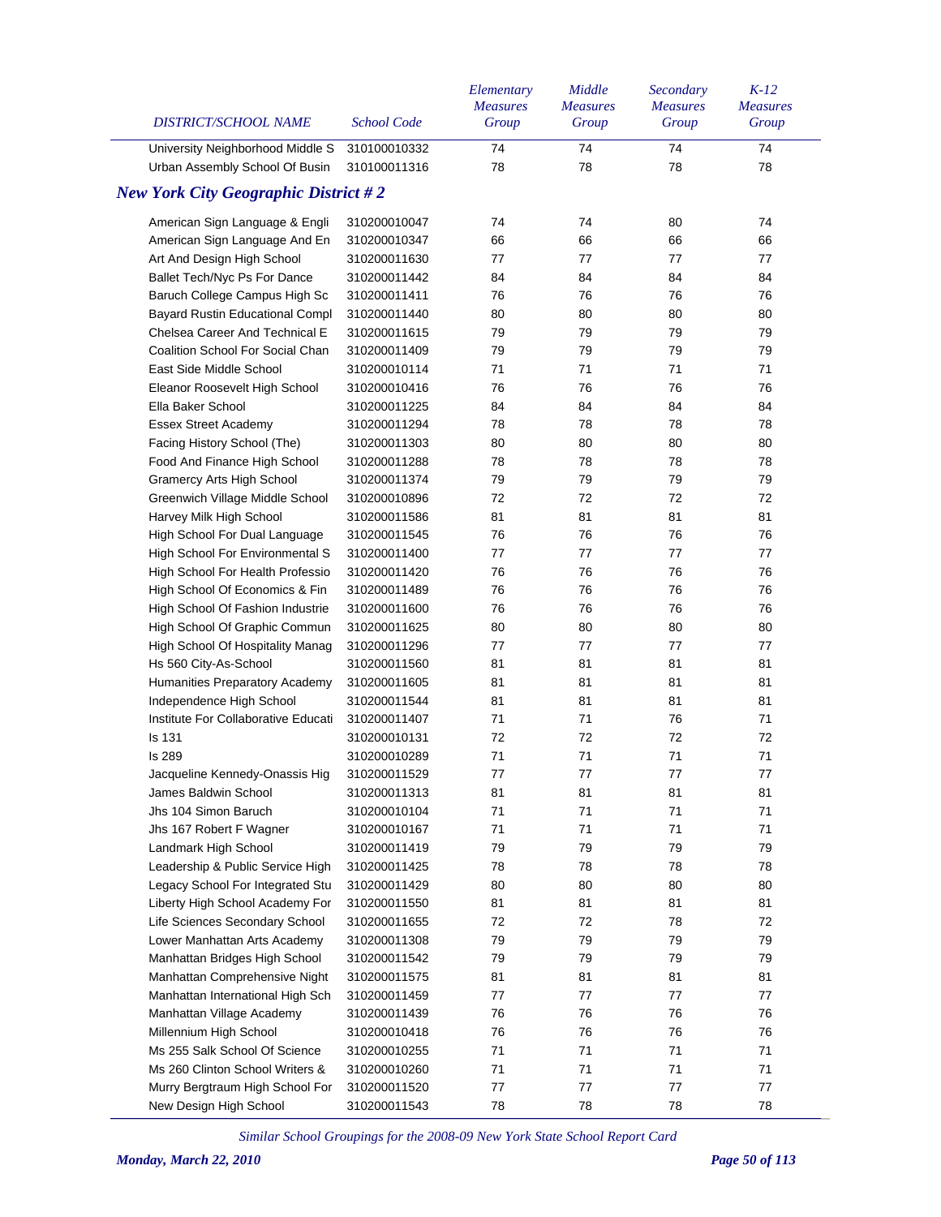| DISTRICT/SCHOOL NAME | School Code | Elementary Measures Group | Middle Measures Group | Secondary Measures Group | K-12 Measures Group |
|---|---|---|---|---|---|
| University Neighborhood Middle S | 310100010332 | 74 | 74 | 74 | 74 |
| Urban Assembly School Of Busin | 310100011316 | 78 | 78 | 78 | 78 |

## New York City Geographic District # 2

| DISTRICT/SCHOOL NAME | School Code | Elementary Measures Group | Middle Measures Group | Secondary Measures Group | K-12 Measures Group |
|---|---|---|---|---|---|
| American Sign Language & Engli | 310200010047 | 74 | 74 | 80 | 74 |
| American Sign Language And En | 310200010347 | 66 | 66 | 66 | 66 |
| Art And Design High School | 310200011630 | 77 | 77 | 77 | 77 |
| Ballet Tech/Nyc Ps For Dance | 310200011442 | 84 | 84 | 84 | 84 |
| Baruch College Campus High Sc | 310200011411 | 76 | 76 | 76 | 76 |
| Bayard Rustin Educational Compl | 310200011440 | 80 | 80 | 80 | 80 |
| Chelsea Career And Technical E | 310200011615 | 79 | 79 | 79 | 79 |
| Coalition School For Social Chan | 310200011409 | 79 | 79 | 79 | 79 |
| East Side Middle School | 310200010114 | 71 | 71 | 71 | 71 |
| Eleanor Roosevelt High School | 310200010416 | 76 | 76 | 76 | 76 |
| Ella Baker School | 310200011225 | 84 | 84 | 84 | 84 |
| Essex Street Academy | 310200011294 | 78 | 78 | 78 | 78 |
| Facing History School (The) | 310200011303 | 80 | 80 | 80 | 80 |
| Food And Finance High School | 310200011288 | 78 | 78 | 78 | 78 |
| Gramercy Arts High School | 310200011374 | 79 | 79 | 79 | 79 |
| Greenwich Village Middle School | 310200010896 | 72 | 72 | 72 | 72 |
| Harvey Milk High School | 310200011586 | 81 | 81 | 81 | 81 |
| High School For Dual Language | 310200011545 | 76 | 76 | 76 | 76 |
| High School For Environmental S | 310200011400 | 77 | 77 | 77 | 77 |
| High School For Health Professio | 310200011420 | 76 | 76 | 76 | 76 |
| High School Of Economics & Fin | 310200011489 | 76 | 76 | 76 | 76 |
| High School Of Fashion Industrie | 310200011600 | 76 | 76 | 76 | 76 |
| High School Of Graphic Commun | 310200011625 | 80 | 80 | 80 | 80 |
| High School Of Hospitality Manag | 310200011296 | 77 | 77 | 77 | 77 |
| Hs 560 City-As-School | 310200011560 | 81 | 81 | 81 | 81 |
| Humanities Preparatory Academy | 310200011605 | 81 | 81 | 81 | 81 |
| Independence High School | 310200011544 | 81 | 81 | 81 | 81 |
| Institute For Collaborative Educati | 310200011407 | 71 | 71 | 76 | 71 |
| Is 131 | 310200010131 | 72 | 72 | 72 | 72 |
| Is 289 | 310200010289 | 71 | 71 | 71 | 71 |
| Jacqueline Kennedy-Onassis Hig | 310200011529 | 77 | 77 | 77 | 77 |
| James Baldwin School | 310200011313 | 81 | 81 | 81 | 81 |
| Jhs 104 Simon Baruch | 310200010104 | 71 | 71 | 71 | 71 |
| Jhs 167 Robert F Wagner | 310200010167 | 71 | 71 | 71 | 71 |
| Landmark High School | 310200011419 | 79 | 79 | 79 | 79 |
| Leadership & Public Service High | 310200011425 | 78 | 78 | 78 | 78 |
| Legacy School For Integrated Stu | 310200011429 | 80 | 80 | 80 | 80 |
| Liberty High School Academy For | 310200011550 | 81 | 81 | 81 | 81 |
| Life Sciences Secondary School | 310200011655 | 72 | 72 | 78 | 72 |
| Lower Manhattan Arts Academy | 310200011308 | 79 | 79 | 79 | 79 |
| Manhattan Bridges High School | 310200011542 | 79 | 79 | 79 | 79 |
| Manhattan Comprehensive Night | 310200011575 | 81 | 81 | 81 | 81 |
| Manhattan International High Sch | 310200011459 | 77 | 77 | 77 | 77 |
| Manhattan Village Academy | 310200011439 | 76 | 76 | 76 | 76 |
| Millennium High School | 310200010418 | 76 | 76 | 76 | 76 |
| Ms 255 Salk School Of Science | 310200010255 | 71 | 71 | 71 | 71 |
| Ms 260 Clinton School Writers & | 310200010260 | 71 | 71 | 71 | 71 |
| Murry Bergtraum High School For | 310200011520 | 77 | 77 | 77 | 77 |
| New Design High School | 310200011543 | 78 | 78 | 78 | 78 |

*Similar School Groupings for the 2008-09 New York State School Report Card*

*Monday, March 22, 2010*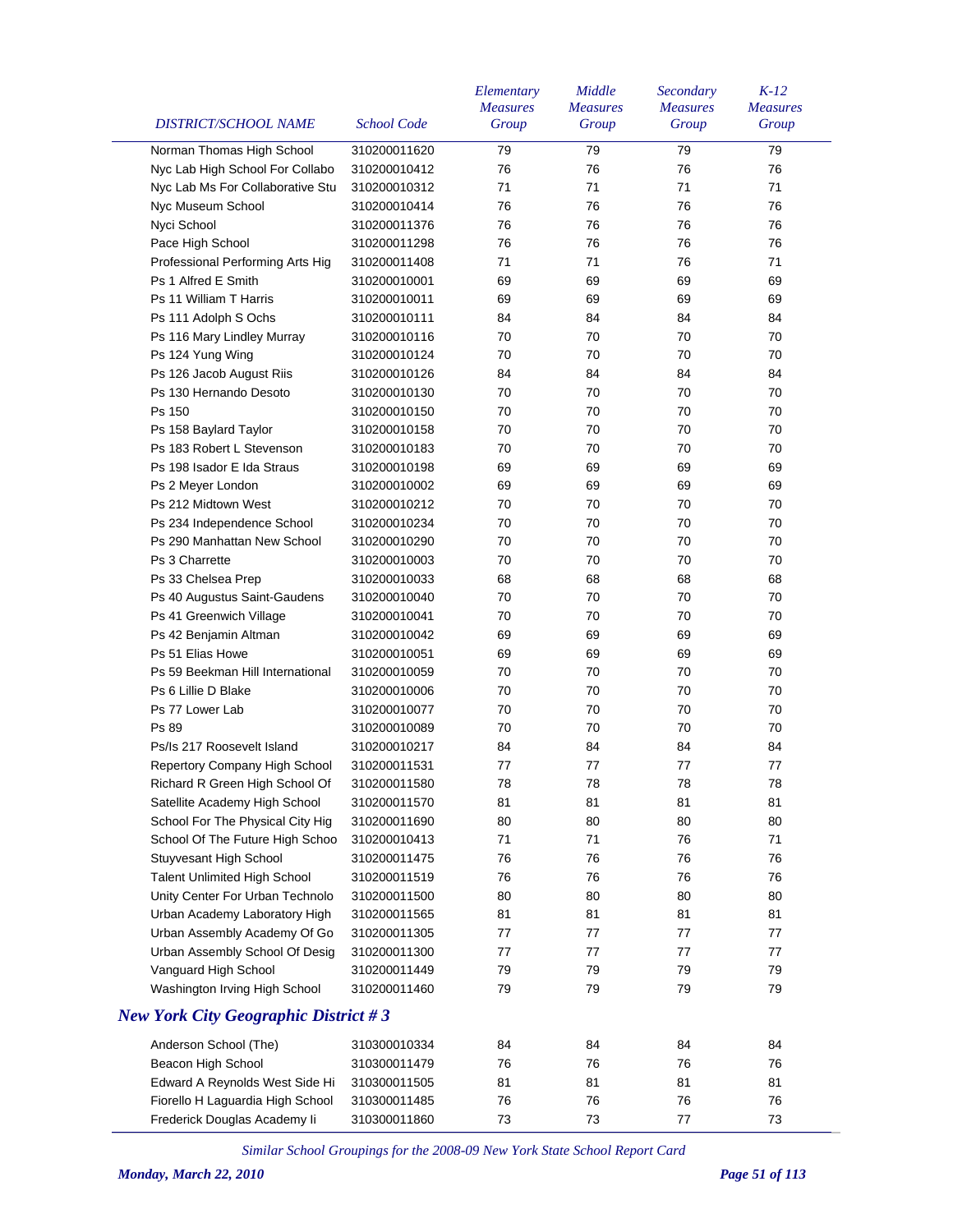| DISTRICT/SCHOOL NAME | School Code | Elementary Measures Group | Middle Measures Group | Secondary Measures Group | K-12 Measures Group |
|---|---|---|---|---|---|
| Norman Thomas High School | 310200011620 | 79 | 79 | 79 | 79 |
| Nyc Lab High School For Collabo | 310200010412 | 76 | 76 | 76 | 76 |
| Nyc Lab Ms For Collaborative Stu | 310200010312 | 71 | 71 | 71 | 71 |
| Nyc Museum School | 310200010414 | 76 | 76 | 76 | 76 |
| Nyci School | 310200011376 | 76 | 76 | 76 | 76 |
| Pace High School | 310200011298 | 76 | 76 | 76 | 76 |
| Professional Performing Arts Hig | 310200011408 | 71 | 71 | 76 | 71 |
| Ps 1 Alfred E Smith | 310200010001 | 69 | 69 | 69 | 69 |
| Ps 11 William T Harris | 310200010011 | 69 | 69 | 69 | 69 |
| Ps 111 Adolph S Ochs | 310200010111 | 84 | 84 | 84 | 84 |
| Ps 116 Mary Lindley Murray | 310200010116 | 70 | 70 | 70 | 70 |
| Ps 124 Yung Wing | 310200010124 | 70 | 70 | 70 | 70 |
| Ps 126 Jacob August Riis | 310200010126 | 84 | 84 | 84 | 84 |
| Ps 130 Hernando Desoto | 310200010130 | 70 | 70 | 70 | 70 |
| Ps 150 | 310200010150 | 70 | 70 | 70 | 70 |
| Ps 158 Baylard Taylor | 310200010158 | 70 | 70 | 70 | 70 |
| Ps 183 Robert L Stevenson | 310200010183 | 70 | 70 | 70 | 70 |
| Ps 198 Isador E Ida Straus | 310200010198 | 69 | 69 | 69 | 69 |
| Ps 2 Meyer London | 310200010002 | 69 | 69 | 69 | 69 |
| Ps 212 Midtown West | 310200010212 | 70 | 70 | 70 | 70 |
| Ps 234 Independence School | 310200010234 | 70 | 70 | 70 | 70 |
| Ps 290 Manhattan New School | 310200010290 | 70 | 70 | 70 | 70 |
| Ps 3 Charrette | 310200010003 | 70 | 70 | 70 | 70 |
| Ps 33 Chelsea Prep | 310200010033 | 68 | 68 | 68 | 68 |
| Ps 40 Augustus Saint-Gaudens | 310200010040 | 70 | 70 | 70 | 70 |
| Ps 41 Greenwich Village | 310200010041 | 70 | 70 | 70 | 70 |
| Ps 42 Benjamin Altman | 310200010042 | 69 | 69 | 69 | 69 |
| Ps 51 Elias Howe | 310200010051 | 69 | 69 | 69 | 69 |
| Ps 59 Beekman Hill International | 310200010059 | 70 | 70 | 70 | 70 |
| Ps 6 Lillie D Blake | 310200010006 | 70 | 70 | 70 | 70 |
| Ps 77 Lower Lab | 310200010077 | 70 | 70 | 70 | 70 |
| Ps 89 | 310200010089 | 70 | 70 | 70 | 70 |
| Ps/Is 217 Roosevelt Island | 310200010217 | 84 | 84 | 84 | 84 |
| Repertory Company High School | 310200011531 | 77 | 77 | 77 | 77 |
| Richard R Green High School Of | 310200011580 | 78 | 78 | 78 | 78 |
| Satellite Academy High School | 310200011570 | 81 | 81 | 81 | 81 |
| School For The Physical City Hig | 310200011690 | 80 | 80 | 80 | 80 |
| School Of The Future High Schoo | 310200010413 | 71 | 71 | 76 | 71 |
| Stuyvesant High School | 310200011475 | 76 | 76 | 76 | 76 |
| Talent Unlimited High School | 310200011519 | 76 | 76 | 76 | 76 |
| Unity Center For Urban Technolo | 310200011500 | 80 | 80 | 80 | 80 |
| Urban Academy Laboratory High | 310200011565 | 81 | 81 | 81 | 81 |
| Urban Assembly Academy Of Go | 310200011305 | 77 | 77 | 77 | 77 |
| Urban Assembly School Of Desig | 310200011300 | 77 | 77 | 77 | 77 |
| Vanguard High School | 310200011449 | 79 | 79 | 79 | 79 |
| Washington Irving High School | 310200011460 | 79 | 79 | 79 | 79 |

## *New York City Geographic District # 3*

| DISTRICT/SCHOOL NAME | School Code | Elementary Measures Group | Middle Measures Group | Secondary Measures Group | K-12 Measures Group |
|---|---|---|---|---|---|
| Anderson School (The) | 310300010334 | 84 | 84 | 84 | 84 |
| Beacon High School | 310300011479 | 76 | 76 | 76 | 76 |
| Edward A Reynolds West Side Hi | 310300011505 | 81 | 81 | 81 | 81 |
| Fiorello H Laguardia High School | 310300011485 | 76 | 76 | 76 | 76 |
| Frederick Douglas Academy Ii | 310300011860 | 73 | 73 | 77 | 73 |

*Similar School Groupings for the 2008-09 New York State School Report Card*

*Monday, March 22, 2010*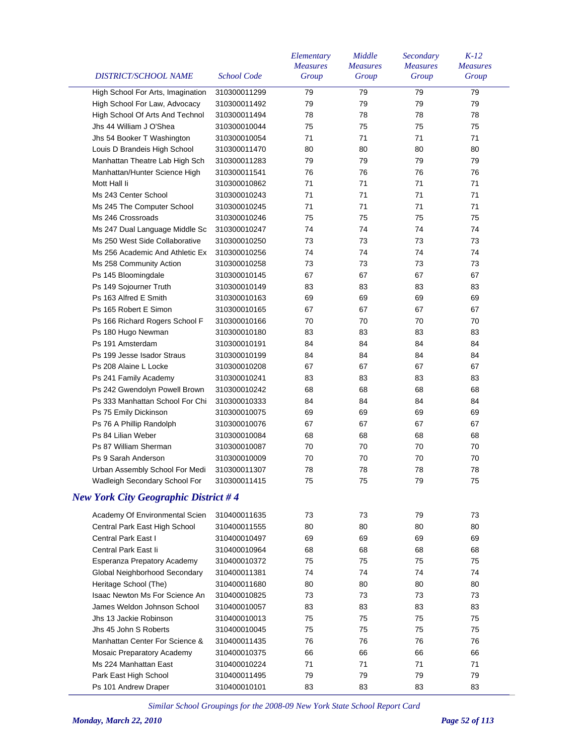| DISTRICT/SCHOOL NAME | School Code | Elementary Measures Group | Middle Measures Group | Secondary Measures Group | K-12 Measures Group |
|---|---|---|---|---|---|
| High School For Arts, Imagination | 310300011299 | 79 | 79 | 79 | 79 |
| High School For Law, Advocacy | 310300011492 | 79 | 79 | 79 | 79 |
| High School Of Arts And Technol | 310300011494 | 78 | 78 | 78 | 78 |
| Jhs 44 William J O'Shea | 310300010044 | 75 | 75 | 75 | 75 |
| Jhs 54 Booker T Washington | 310300010054 | 71 | 71 | 71 | 71 |
| Louis D Brandeis High School | 310300011470 | 80 | 80 | 80 | 80 |
| Manhattan Theatre Lab High Sch | 310300011283 | 79 | 79 | 79 | 79 |
| Manhattan/Hunter Science High | 310300011541 | 76 | 76 | 76 | 76 |
| Mott Hall Ii | 310300010862 | 71 | 71 | 71 | 71 |
| Ms 243 Center School | 310300010243 | 71 | 71 | 71 | 71 |
| Ms 245 The Computer School | 310300010245 | 71 | 71 | 71 | 71 |
| Ms 246 Crossroads | 310300010246 | 75 | 75 | 75 | 75 |
| Ms 247 Dual Language Middle Sc | 310300010247 | 74 | 74 | 74 | 74 |
| Ms 250 West Side Collaborative | 310300010250 | 73 | 73 | 73 | 73 |
| Ms 256 Academic And Athletic Ex | 310300010256 | 74 | 74 | 74 | 74 |
| Ms 258 Community Action | 310300010258 | 73 | 73 | 73 | 73 |
| Ps 145 Bloomingdale | 310300010145 | 67 | 67 | 67 | 67 |
| Ps 149 Sojourner Truth | 310300010149 | 83 | 83 | 83 | 83 |
| Ps 163 Alfred E Smith | 310300010163 | 69 | 69 | 69 | 69 |
| Ps 165 Robert E Simon | 310300010165 | 67 | 67 | 67 | 67 |
| Ps 166 Richard Rogers School F | 310300010166 | 70 | 70 | 70 | 70 |
| Ps 180 Hugo Newman | 310300010180 | 83 | 83 | 83 | 83 |
| Ps 191 Amsterdam | 310300010191 | 84 | 84 | 84 | 84 |
| Ps 199 Jesse Isador Straus | 310300010199 | 84 | 84 | 84 | 84 |
| Ps 208 Alaine L Locke | 310300010208 | 67 | 67 | 67 | 67 |
| Ps 241 Family Academy | 310300010241 | 83 | 83 | 83 | 83 |
| Ps 242 Gwendolyn Powell Brown | 310300010242 | 68 | 68 | 68 | 68 |
| Ps 333 Manhattan School For Chi | 310300010333 | 84 | 84 | 84 | 84 |
| Ps 75 Emily Dickinson | 310300010075 | 69 | 69 | 69 | 69 |
| Ps 76 A Phillip Randolph | 310300010076 | 67 | 67 | 67 | 67 |
| Ps 84 Lilian Weber | 310300010084 | 68 | 68 | 68 | 68 |
| Ps 87 William Sherman | 310300010087 | 70 | 70 | 70 | 70 |
| Ps 9 Sarah Anderson | 310300010009 | 70 | 70 | 70 | 70 |
| Urban Assembly School For Medi | 310300011307 | 78 | 78 | 78 | 78 |
| Wadleigh Secondary School For | 310300011415 | 75 | 75 | 79 | 75 |

## *New York City Geographic District # 4*

| DISTRICT/SCHOOL NAME | School Code | Elementary Measures Group | Middle Measures Group | Secondary Measures Group | K-12 Measures Group |
|---|---|---|---|---|---|
| Academy Of Environmental Scien | 310400011635 | 73 | 73 | 79 | 73 |
| Central Park East High School | 310400011555 | 80 | 80 | 80 | 80 |
| Central Park East I | 310400010497 | 69 | 69 | 69 | 69 |
| Central Park East Ii | 310400010964 | 68 | 68 | 68 | 68 |
| Esperanza Prepatory Academy | 310400010372 | 75 | 75 | 75 | 75 |
| Global Neighborhood Secondary | 310400011381 | 74 | 74 | 74 | 74 |
| Heritage School (The) | 310400011680 | 80 | 80 | 80 | 80 |
| Isaac Newton Ms For Science An | 310400010825 | 73 | 73 | 73 | 73 |
| James Weldon Johnson School | 310400010057 | 83 | 83 | 83 | 83 |
| Jhs 13 Jackie Robinson | 310400010013 | 75 | 75 | 75 | 75 |
| Jhs 45 John S Roberts | 310400010045 | 75 | 75 | 75 | 75 |
| Manhattan Center For Science & | 310400011435 | 76 | 76 | 76 | 76 |
| Mosaic Preparatory Academy | 310400010375 | 66 | 66 | 66 | 66 |
| Ms 224 Manhattan East | 310400010224 | 71 | 71 | 71 | 71 |
| Park East High School | 310400011495 | 79 | 79 | 79 | 79 |
| Ps 101 Andrew Draper | 310400010101 | 83 | 83 | 83 | 83 |

*Similar School Groupings for the 2008-09 New York State School Report Card*

*Monday, March 22, 2010*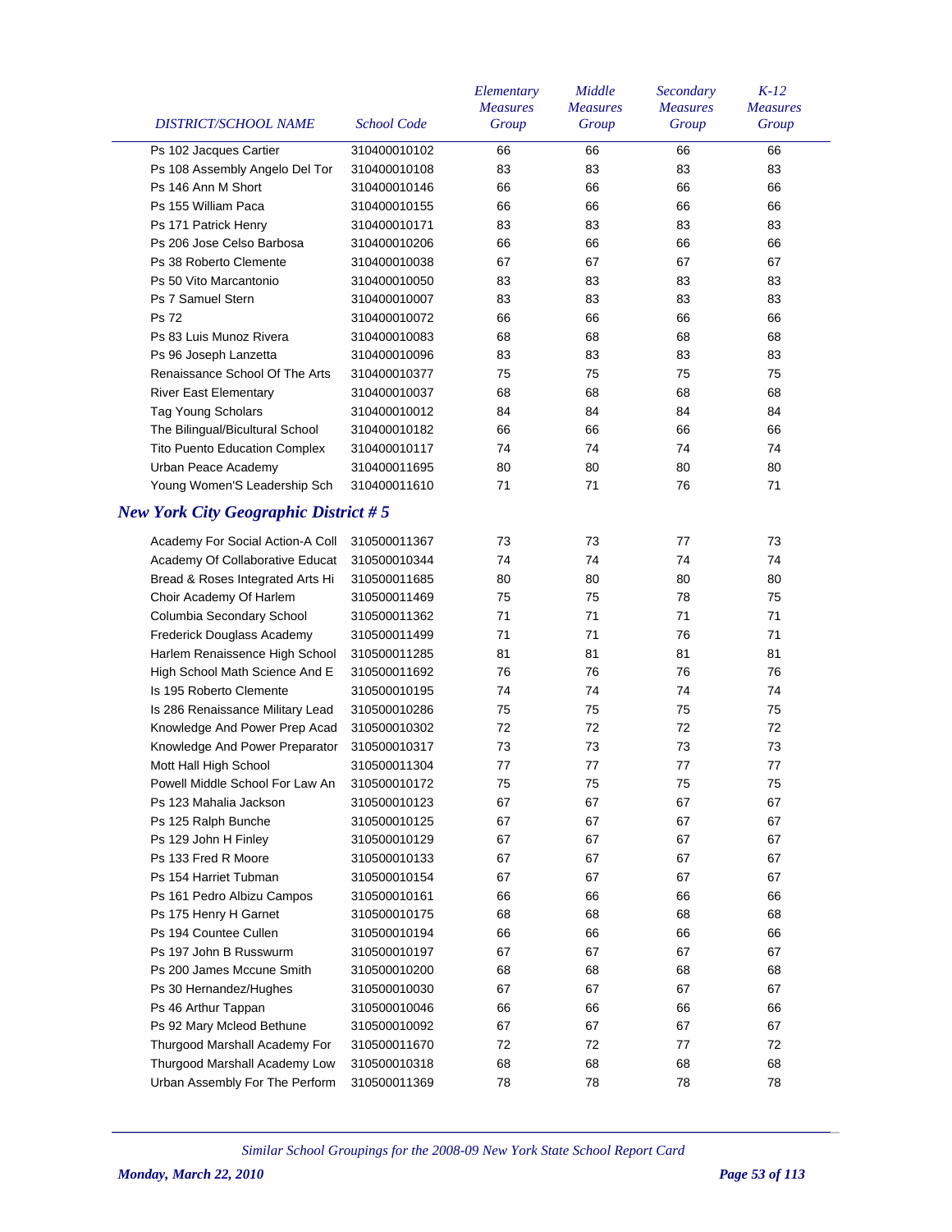| DISTRICT/SCHOOL NAME | School Code | Elementary Measures Group | Middle Measures Group | Secondary Measures Group | K-12 Measures Group |
|---|---|---|---|---|---|
| Ps 102 Jacques Cartier | 310400010102 | 66 | 66 | 66 | 66 |
| Ps 108 Assembly Angelo Del Tor | 310400010108 | 83 | 83 | 83 | 83 |
| Ps 146 Ann M Short | 310400010146 | 66 | 66 | 66 | 66 |
| Ps 155 William Paca | 310400010155 | 66 | 66 | 66 | 66 |
| Ps 171 Patrick Henry | 310400010171 | 83 | 83 | 83 | 83 |
| Ps 206 Jose Celso Barbosa | 310400010206 | 66 | 66 | 66 | 66 |
| Ps 38 Roberto Clemente | 310400010038 | 67 | 67 | 67 | 67 |
| Ps 50 Vito Marcantonio | 310400010050 | 83 | 83 | 83 | 83 |
| Ps 7 Samuel Stern | 310400010007 | 83 | 83 | 83 | 83 |
| Ps 72 | 310400010072 | 66 | 66 | 66 | 66 |
| Ps 83 Luis Munoz Rivera | 310400010083 | 68 | 68 | 68 | 68 |
| Ps 96 Joseph Lanzetta | 310400010096 | 83 | 83 | 83 | 83 |
| Renaissance School Of The Arts | 310400010377 | 75 | 75 | 75 | 75 |
| River East Elementary | 310400010037 | 68 | 68 | 68 | 68 |
| Tag Young Scholars | 310400010012 | 84 | 84 | 84 | 84 |
| The Bilingual/Bicultural School | 310400010182 | 66 | 66 | 66 | 66 |
| Tito Puento Education Complex | 310400010117 | 74 | 74 | 74 | 74 |
| Urban Peace Academy | 310400011695 | 80 | 80 | 80 | 80 |
| Young Women'S Leadership Sch | 310400011610 | 71 | 71 | 76 | 71 |

## *New York City Geographic District # 5*

| DISTRICT/SCHOOL NAME | School Code | Elementary Measures Group | Middle Measures Group | Secondary Measures Group | K-12 Measures Group |
|---|---|---|---|---|---|
| Academy For Social Action-A Coll | 310500011367 | 73 | 73 | 77 | 73 |
| Academy Of Collaborative Educat | 310500010344 | 74 | 74 | 74 | 74 |
| Bread & Roses Integrated Arts Hi | 310500011685 | 80 | 80 | 80 | 80 |
| Choir Academy Of Harlem | 310500011469 | 75 | 75 | 78 | 75 |
| Columbia Secondary School | 310500011362 | 71 | 71 | 71 | 71 |
| Frederick Douglass Academy | 310500011499 | 71 | 71 | 76 | 71 |
| Harlem Renaissence High School | 310500011285 | 81 | 81 | 81 | 81 |
| High School Math Science And E | 310500011692 | 76 | 76 | 76 | 76 |
| Is 195 Roberto Clemente | 310500010195 | 74 | 74 | 74 | 74 |
| Is 286 Renaissance Military Lead | 310500010286 | 75 | 75 | 75 | 75 |
| Knowledge And Power Prep Acad | 310500010302 | 72 | 72 | 72 | 72 |
| Knowledge And Power Preparator | 310500010317 | 73 | 73 | 73 | 73 |
| Mott Hall High School | 310500011304 | 77 | 77 | 77 | 77 |
| Powell Middle School For Law An | 310500010172 | 75 | 75 | 75 | 75 |
| Ps 123 Mahalia Jackson | 310500010123 | 67 | 67 | 67 | 67 |
| Ps 125 Ralph Bunche | 310500010125 | 67 | 67 | 67 | 67 |
| Ps 129 John H Finley | 310500010129 | 67 | 67 | 67 | 67 |
| Ps 133 Fred R Moore | 310500010133 | 67 | 67 | 67 | 67 |
| Ps 154 Harriet Tubman | 310500010154 | 67 | 67 | 67 | 67 |
| Ps 161 Pedro Albizu Campos | 310500010161 | 66 | 66 | 66 | 66 |
| Ps 175 Henry H Garnet | 310500010175 | 68 | 68 | 68 | 68 |
| Ps 194 Countee Cullen | 310500010194 | 66 | 66 | 66 | 66 |
| Ps 197 John B Russwurm | 310500010197 | 67 | 67 | 67 | 67 |
| Ps 200 James Mccune Smith | 310500010200 | 68 | 68 | 68 | 68 |
| Ps 30 Hernandez/Hughes | 310500010030 | 67 | 67 | 67 | 67 |
| Ps 46 Arthur Tappan | 310500010046 | 66 | 66 | 66 | 66 |
| Ps 92 Mary Mcleod Bethune | 310500010092 | 67 | 67 | 67 | 67 |
| Thurgood Marshall Academy For | 310500011670 | 72 | 72 | 77 | 72 |
| Thurgood Marshall Academy Low | 310500010318 | 68 | 68 | 68 | 68 |
| Urban Assembly For The Perform | 310500011369 | 78 | 78 | 78 | 78 |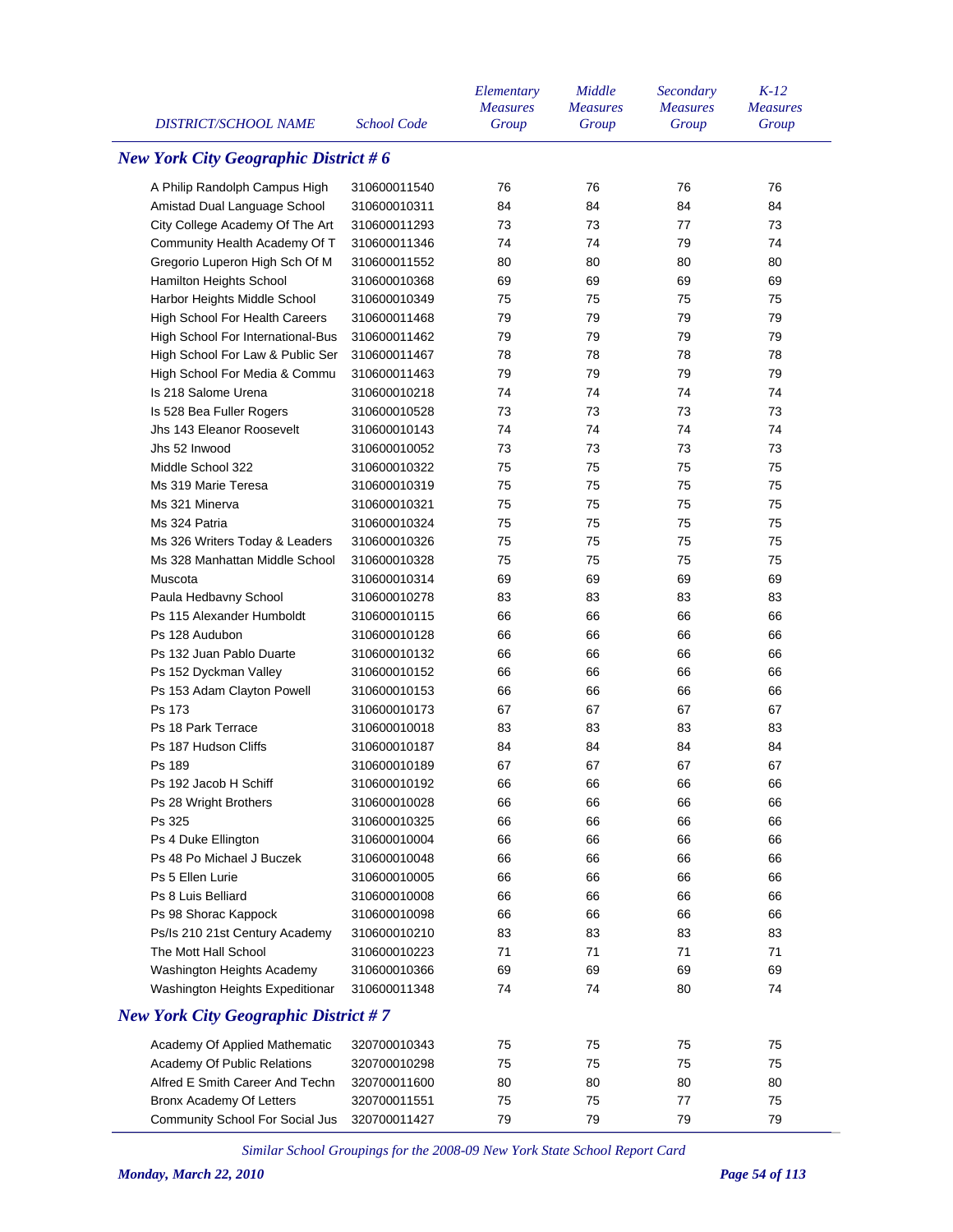| DISTRICT/SCHOOL NAME | School Code | Elementary Measures Group | Middle Measures Group | Secondary Measures Group | K-12 Measures Group |
|---|---|---|---|---|---|

## New York City Geographic District # 6

| DISTRICT/SCHOOL NAME | School Code | Elementary Measures Group | Middle Measures Group | Secondary Measures Group | K-12 Measures Group |
|---|---|---|---|---|---|
| A Philip Randolph Campus High | 310600011540 | 76 | 76 | 76 | 76 |
| Amistad Dual Language School | 310600010311 | 84 | 84 | 84 | 84 |
| City College Academy Of The Art | 310600011293 | 73 | 73 | 77 | 73 |
| Community Health Academy Of T | 310600011346 | 74 | 74 | 79 | 74 |
| Gregorio Luperon High Sch Of M | 310600011552 | 80 | 80 | 80 | 80 |
| Hamilton Heights School | 310600010368 | 69 | 69 | 69 | 69 |
| Harbor Heights Middle School | 310600010349 | 75 | 75 | 75 | 75 |
| High School For Health Careers | 310600011468 | 79 | 79 | 79 | 79 |
| High School For International-Bus | 310600011462 | 79 | 79 | 79 | 79 |
| High School For Law & Public Ser | 310600011467 | 78 | 78 | 78 | 78 |
| High School For Media & Commu | 310600011463 | 79 | 79 | 79 | 79 |
| Is 218 Salome Urena | 310600010218 | 74 | 74 | 74 | 74 |
| Is 528 Bea Fuller Rogers | 310600010528 | 73 | 73 | 73 | 73 |
| Jhs 143 Eleanor Roosevelt | 310600010143 | 74 | 74 | 74 | 74 |
| Jhs 52 Inwood | 310600010052 | 73 | 73 | 73 | 73 |
| Middle School 322 | 310600010322 | 75 | 75 | 75 | 75 |
| Ms 319 Marie Teresa | 310600010319 | 75 | 75 | 75 | 75 |
| Ms 321 Minerva | 310600010321 | 75 | 75 | 75 | 75 |
| Ms 324 Patria | 310600010324 | 75 | 75 | 75 | 75 |
| Ms 326 Writers Today & Leaders | 310600010326 | 75 | 75 | 75 | 75 |
| Ms 328 Manhattan Middle School | 310600010328 | 75 | 75 | 75 | 75 |
| Muscota | 310600010314 | 69 | 69 | 69 | 69 |
| Paula Hedbavny School | 310600010278 | 83 | 83 | 83 | 83 |
| Ps 115 Alexander Humboldt | 310600010115 | 66 | 66 | 66 | 66 |
| Ps 128 Audubon | 310600010128 | 66 | 66 | 66 | 66 |
| Ps 132 Juan Pablo Duarte | 310600010132 | 66 | 66 | 66 | 66 |
| Ps 152 Dyckman Valley | 310600010152 | 66 | 66 | 66 | 66 |
| Ps 153 Adam Clayton Powell | 310600010153 | 66 | 66 | 66 | 66 |
| Ps 173 | 310600010173 | 67 | 67 | 67 | 67 |
| Ps 18 Park Terrace | 310600010018 | 83 | 83 | 83 | 83 |
| Ps 187 Hudson Cliffs | 310600010187 | 84 | 84 | 84 | 84 |
| Ps 189 | 310600010189 | 67 | 67 | 67 | 67 |
| Ps 192 Jacob H Schiff | 310600010192 | 66 | 66 | 66 | 66 |
| Ps 28 Wright Brothers | 310600010028 | 66 | 66 | 66 | 66 |
| Ps 325 | 310600010325 | 66 | 66 | 66 | 66 |
| Ps 4 Duke Ellington | 310600010004 | 66 | 66 | 66 | 66 |
| Ps 48 Po Michael J Buczek | 310600010048 | 66 | 66 | 66 | 66 |
| Ps 5 Ellen Lurie | 310600010005 | 66 | 66 | 66 | 66 |
| Ps 8 Luis Belliard | 310600010008 | 66 | 66 | 66 | 66 |
| Ps 98 Shorac Kappock | 310600010098 | 66 | 66 | 66 | 66 |
| Ps/Is 210 21st Century Academy | 310600010210 | 83 | 83 | 83 | 83 |
| The Mott Hall School | 310600010223 | 71 | 71 | 71 | 71 |
| Washington Heights Academy | 310600010366 | 69 | 69 | 69 | 69 |
| Washington Heights Expeditionar | 310600011348 | 74 | 74 | 80 | 74 |

## New York City Geographic District # 7

| DISTRICT/SCHOOL NAME | School Code | Elementary Measures Group | Middle Measures Group | Secondary Measures Group | K-12 Measures Group |
|---|---|---|---|---|---|
| Academy Of Applied Mathematic | 320700010343 | 75 | 75 | 75 | 75 |
| Academy Of Public Relations | 320700010298 | 75 | 75 | 75 | 75 |
| Alfred E Smith Career And Techn | 320700011600 | 80 | 80 | 80 | 80 |
| Bronx Academy Of Letters | 320700011551 | 75 | 75 | 77 | 75 |
| Community School For Social Jus | 320700011427 | 79 | 79 | 79 | 79 |

*Similar School Groupings for the 2008-09 New York State School Report Card*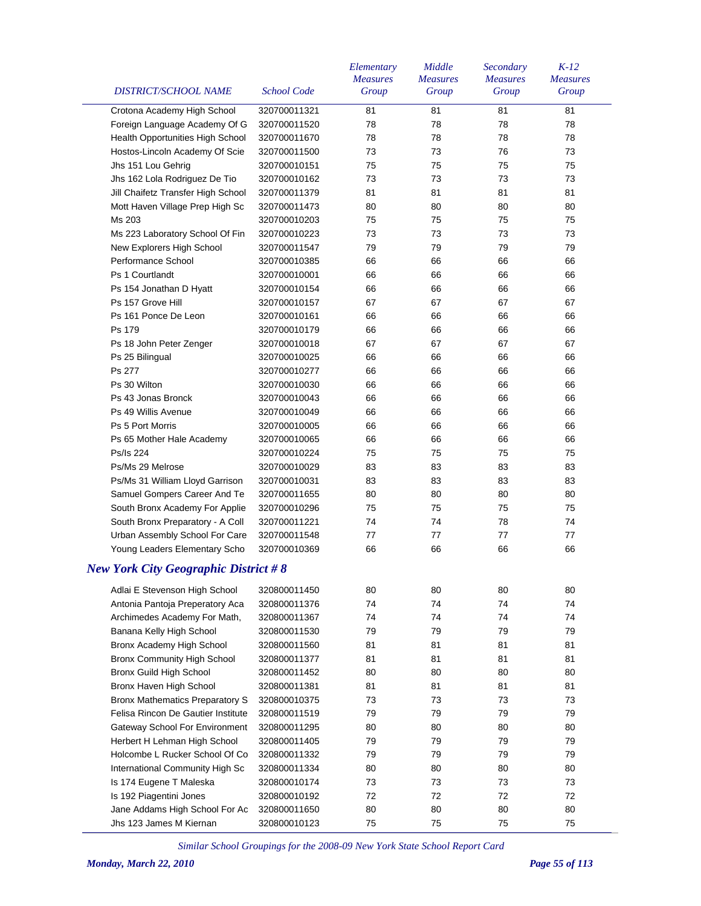| DISTRICT/SCHOOL NAME | School Code | Elementary Measures Group | Middle Measures Group | Secondary Measures Group | K-12 Measures Group |
|---|---|---|---|---|---|
| Crotona Academy High School | 320700011321 | 81 | 81 | 81 | 81 |
| Foreign Language Academy Of G | 320700011520 | 78 | 78 | 78 | 78 |
| Health Opportunities High School | 320700011670 | 78 | 78 | 78 | 78 |
| Hostos-Lincoln Academy Of Scie | 320700011500 | 73 | 73 | 76 | 73 |
| Jhs 151 Lou Gehrig | 320700010151 | 75 | 75 | 75 | 75 |
| Jhs 162 Lola Rodriguez De Tio | 320700010162 | 73 | 73 | 73 | 73 |
| Jill Chaifetz Transfer High School | 320700011379 | 81 | 81 | 81 | 81 |
| Mott Haven Village Prep High Sc | 320700011473 | 80 | 80 | 80 | 80 |
| Ms 203 | 320700010203 | 75 | 75 | 75 | 75 |
| Ms 223 Laboratory School Of Fin | 320700010223 | 73 | 73 | 73 | 73 |
| New Explorers High School | 320700011547 | 79 | 79 | 79 | 79 |
| Performance School | 320700010385 | 66 | 66 | 66 | 66 |
| Ps 1 Courtlandt | 320700010001 | 66 | 66 | 66 | 66 |
| Ps 154 Jonathan D Hyatt | 320700010154 | 66 | 66 | 66 | 66 |
| Ps 157 Grove Hill | 320700010157 | 67 | 67 | 67 | 67 |
| Ps 161 Ponce De Leon | 320700010161 | 66 | 66 | 66 | 66 |
| Ps 179 | 320700010179 | 66 | 66 | 66 | 66 |
| Ps 18 John Peter Zenger | 320700010018 | 67 | 67 | 67 | 67 |
| Ps 25 Bilingual | 320700010025 | 66 | 66 | 66 | 66 |
| Ps 277 | 320700010277 | 66 | 66 | 66 | 66 |
| Ps 30 Wilton | 320700010030 | 66 | 66 | 66 | 66 |
| Ps 43 Jonas Bronck | 320700010043 | 66 | 66 | 66 | 66 |
| Ps 49 Willis Avenue | 320700010049 | 66 | 66 | 66 | 66 |
| Ps 5 Port Morris | 320700010005 | 66 | 66 | 66 | 66 |
| Ps 65 Mother Hale Academy | 320700010065 | 66 | 66 | 66 | 66 |
| Ps/Is 224 | 320700010224 | 75 | 75 | 75 | 75 |
| Ps/Ms 29 Melrose | 320700010029 | 83 | 83 | 83 | 83 |
| Ps/Ms 31 William Lloyd Garrison | 320700010031 | 83 | 83 | 83 | 83 |
| Samuel Gompers Career And Te | 320700011655 | 80 | 80 | 80 | 80 |
| South Bronx Academy For Applie | 320700010296 | 75 | 75 | 75 | 75 |
| South Bronx Preparatory - A Coll | 320700011221 | 74 | 74 | 78 | 74 |
| Urban Assembly School For Care | 320700011548 | 77 | 77 | 77 | 77 |
| Young Leaders Elementary Scho | 320700010369 | 66 | 66 | 66 | 66 |
| ***New York City Geographic District # 8*** | | | | | |
| Adlai E Stevenson High School | 320800011450 | 80 | 80 | 80 | 80 |
| Antonia Pantoja Preparatory Aca | 320800011376 | 74 | 74 | 74 | 74 |
| Archimedes Academy For Math, | 320800011367 | 74 | 74 | 74 | 74 |
| Banana Kelly High School | 320800011530 | 79 | 79 | 79 | 79 |
| Bronx Academy High School | 320800011560 | 81 | 81 | 81 | 81 |
| Bronx Community High School | 320800011377 | 81 | 81 | 81 | 81 |
| Bronx Guild High School | 320800011452 | 80 | 80 | 80 | 80 |
| Bronx Haven High School | 320800011381 | 81 | 81 | 81 | 81 |
| Bronx Mathematics Preparatory S | 320800010375 | 73 | 73 | 73 | 73 |
| Felisa Rincon De Gautier Institute | 320800011519 | 79 | 79 | 79 | 79 |
| Gateway School For Environment | 320800011295 | 80 | 80 | 80 | 80 |
| Herbert H Lehman High School | 320800011405 | 79 | 79 | 79 | 79 |
| Holcombe L Rucker School Of Co | 320800011332 | 79 | 79 | 79 | 79 |
| International Community High Sc | 320800011334 | 80 | 80 | 80 | 80 |
| Is 174 Eugene T Maleska | 320800010174 | 73 | 73 | 73 | 73 |
| Is 192 Piagentini Jones | 320800010192 | 72 | 72 | 72 | 72 |
| Jane Addams High School For Ac | 320800011650 | 80 | 80 | 80 | 80 |
| Jhs 123 James M Kiernan | 320800010123 | 75 | 75 | 75 | 75 |

*Similar School Groupings for the 2008-09 New York State School Report Card*

***Monday, March 22, 2010***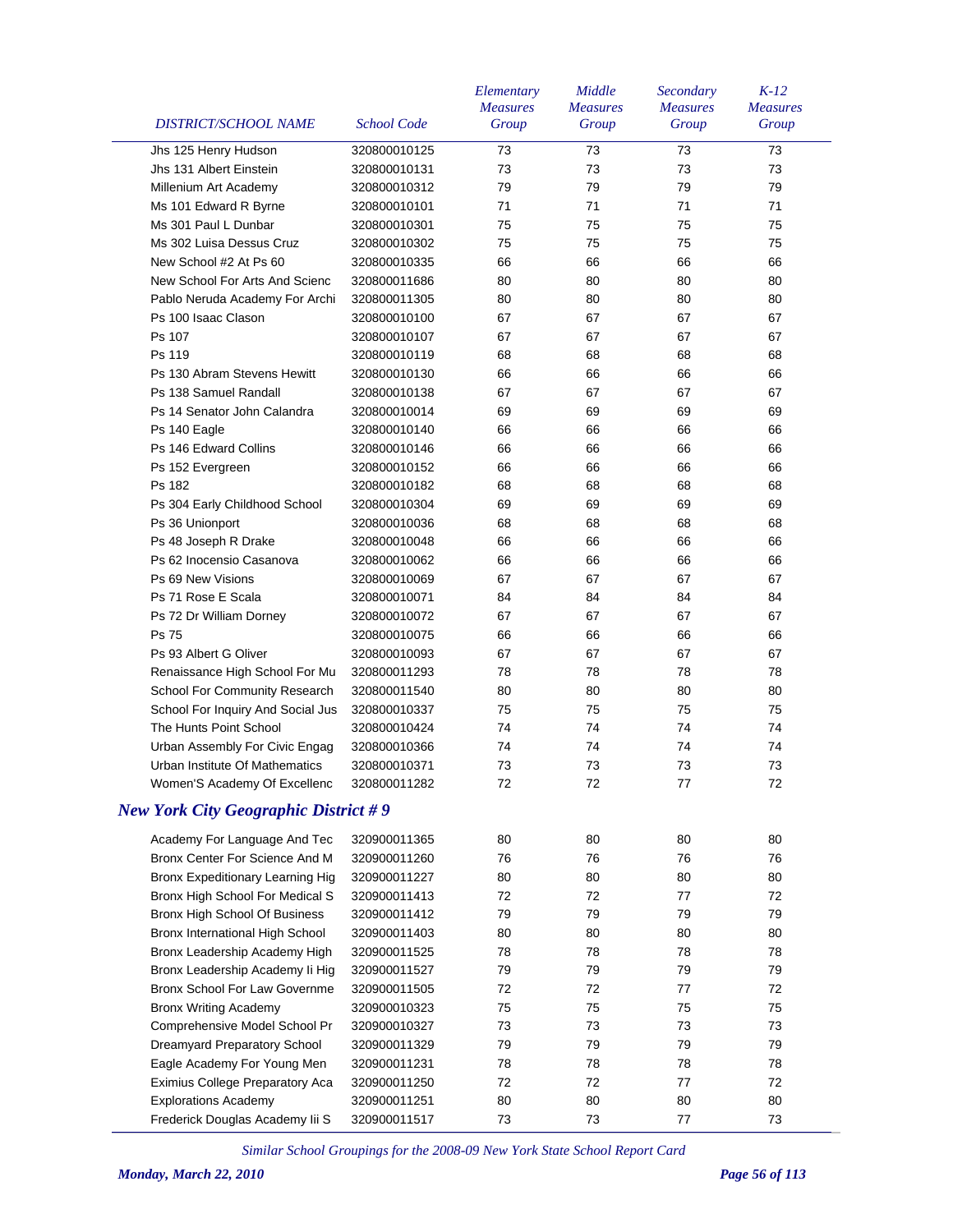| DISTRICT/SCHOOL NAME | School Code | Elementary Measures Group | Middle Measures Group | Secondary Measures Group | K-12 Measures Group |
|---|---|---|---|---|---|
| Jhs 125 Henry Hudson | 320800010125 | 73 | 73 | 73 | 73 |
| Jhs 131 Albert Einstein | 320800010131 | 73 | 73 | 73 | 73 |
| Millenium Art Academy | 320800010312 | 79 | 79 | 79 | 79 |
| Ms 101 Edward R Byrne | 320800010101 | 71 | 71 | 71 | 71 |
| Ms 301 Paul L Dunbar | 320800010301 | 75 | 75 | 75 | 75 |
| Ms 302 Luisa Dessus Cruz | 320800010302 | 75 | 75 | 75 | 75 |
| New School #2 At Ps 60 | 320800010335 | 66 | 66 | 66 | 66 |
| New School For Arts And Scienc | 320800011686 | 80 | 80 | 80 | 80 |
| Pablo Neruda Academy For Archi | 320800011305 | 80 | 80 | 80 | 80 |
| Ps 100 Isaac Clason | 320800010100 | 67 | 67 | 67 | 67 |
| Ps 107 | 320800010107 | 67 | 67 | 67 | 67 |
| Ps 119 | 320800010119 | 68 | 68 | 68 | 68 |
| Ps 130 Abram Stevens Hewitt | 320800010130 | 66 | 66 | 66 | 66 |
| Ps 138 Samuel Randall | 320800010138 | 67 | 67 | 67 | 67 |
| Ps 14 Senator John Calandra | 320800010014 | 69 | 69 | 69 | 69 |
| Ps 140 Eagle | 320800010140 | 66 | 66 | 66 | 66 |
| Ps 146 Edward Collins | 320800010146 | 66 | 66 | 66 | 66 |
| Ps 152 Evergreen | 320800010152 | 66 | 66 | 66 | 66 |
| Ps 182 | 320800010182 | 68 | 68 | 68 | 68 |
| Ps 304 Early Childhood School | 320800010304 | 69 | 69 | 69 | 69 |
| Ps 36 Unionport | 320800010036 | 68 | 68 | 68 | 68 |
| Ps 48 Joseph R Drake | 320800010048 | 66 | 66 | 66 | 66 |
| Ps 62 Inocensio Casanova | 320800010062 | 66 | 66 | 66 | 66 |
| Ps 69 New Visions | 320800010069 | 67 | 67 | 67 | 67 |
| Ps 71 Rose E Scala | 320800010071 | 84 | 84 | 84 | 84 |
| Ps 72 Dr William Dorney | 320800010072 | 67 | 67 | 67 | 67 |
| Ps 75 | 320800010075 | 66 | 66 | 66 | 66 |
| Ps 93 Albert G Oliver | 320800010093 | 67 | 67 | 67 | 67 |
| Renaissance High School For Mu | 320800011293 | 78 | 78 | 78 | 78 |
| School For Community Research | 320800011540 | 80 | 80 | 80 | 80 |
| School For Inquiry And Social Jus | 320800010337 | 75 | 75 | 75 | 75 |
| The Hunts Point School | 320800010424 | 74 | 74 | 74 | 74 |
| Urban Assembly For Civic Engag | 320800010366 | 74 | 74 | 74 | 74 |
| Urban Institute Of Mathematics | 320800010371 | 73 | 73 | 73 | 73 |
| Women'S Academy Of Excellenc | 320800011282 | 72 | 72 | 77 | 72 |
| ***New York City Geographic District # 9*** | | | | | |
| Academy For Language And Tec | 320900011365 | 80 | 80 | 80 | 80 |
| Bronx Center For Science And M | 320900011260 | 76 | 76 | 76 | 76 |
| Bronx Expeditionary Learning Hig | 320900011227 | 80 | 80 | 80 | 80 |
| Bronx High School For Medical S | 320900011413 | 72 | 72 | 77 | 72 |
| Bronx High School Of Business | 320900011412 | 79 | 79 | 79 | 79 |
| Bronx International High School | 320900011403 | 80 | 80 | 80 | 80 |
| Bronx Leadership Academy High | 320900011525 | 78 | 78 | 78 | 78 |
| Bronx Leadership Academy Ii Hig | 320900011527 | 79 | 79 | 79 | 79 |
| Bronx School For Law Governme | 320900011505 | 72 | 72 | 77 | 72 |
| Bronx Writing Academy | 320900010323 | 75 | 75 | 75 | 75 |
| Comprehensive Model School Pr | 320900010327 | 73 | 73 | 73 | 73 |
| Dreamyard Preparatory School | 320900011329 | 79 | 79 | 79 | 79 |
| Eagle Academy For Young Men | 320900011231 | 78 | 78 | 78 | 78 |
| Eximius College Preparatory Aca | 320900011250 | 72 | 72 | 77 | 72 |
| Explorations Academy | 320900011251 | 80 | 80 | 80 | 80 |
| Frederick Douglas Academy Iii S | 320900011517 | 73 | 73 | 77 | 73 |

*Similar School Groupings for the 2008-09 New York State School Report Card*

***Monday, March 22, 2010***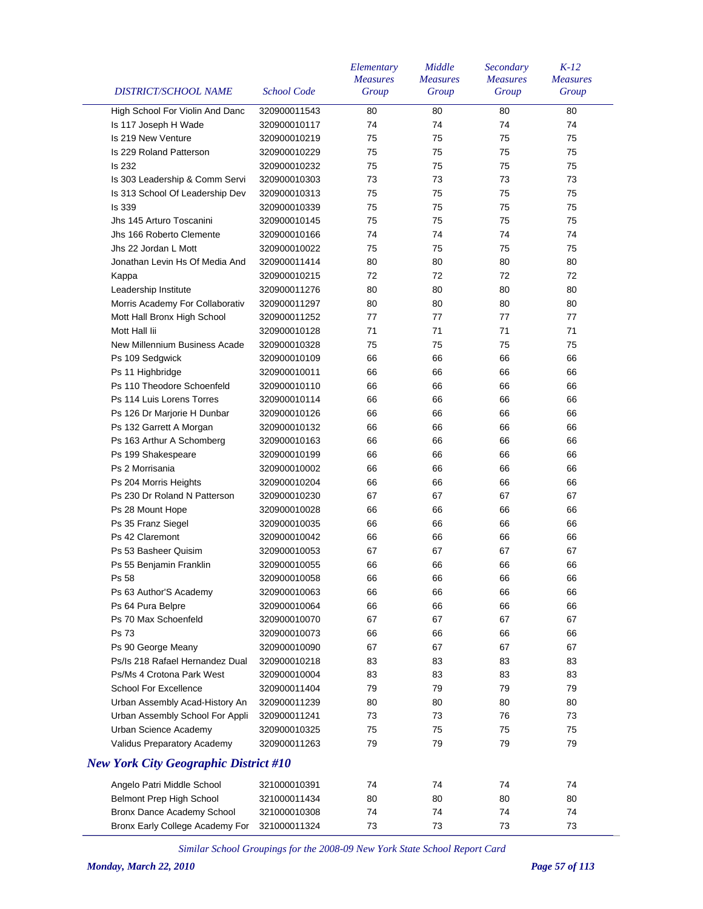| DISTRICT/SCHOOL NAME | School Code | Elementary Measures Group | Middle Measures Group | Secondary Measures Group | K-12 Measures Group |
|---|---|---|---|---|---|
| High School For Violin And Danc | 320900011543 | 80 | 80 | 80 | 80 |
| Is 117 Joseph H Wade | 320900010117 | 74 | 74 | 74 | 74 |
| Is 219 New Venture | 320900010219 | 75 | 75 | 75 | 75 |
| Is 229 Roland Patterson | 320900010229 | 75 | 75 | 75 | 75 |
| Is 232 | 320900010232 | 75 | 75 | 75 | 75 |
| Is 303 Leadership & Comm Servi | 320900010303 | 73 | 73 | 73 | 73 |
| Is 313 School Of Leadership Dev | 320900010313 | 75 | 75 | 75 | 75 |
| Is 339 | 320900010339 | 75 | 75 | 75 | 75 |
| Jhs 145 Arturo Toscanini | 320900010145 | 75 | 75 | 75 | 75 |
| Jhs 166 Roberto Clemente | 320900010166 | 74 | 74 | 74 | 74 |
| Jhs 22 Jordan L Mott | 320900010022 | 75 | 75 | 75 | 75 |
| Jonathan Levin Hs Of Media And | 320900011414 | 80 | 80 | 80 | 80 |
| Kappa | 320900010215 | 72 | 72 | 72 | 72 |
| Leadership Institute | 320900011276 | 80 | 80 | 80 | 80 |
| Morris Academy For Collaborativ | 320900011297 | 80 | 80 | 80 | 80 |
| Mott Hall Bronx High School | 320900011252 | 77 | 77 | 77 | 77 |
| Mott Hall Iii | 320900010128 | 71 | 71 | 71 | 71 |
| New Millennium Business Acade | 320900010328 | 75 | 75 | 75 | 75 |
| Ps 109 Sedgwick | 320900010109 | 66 | 66 | 66 | 66 |
| Ps 11 Highbridge | 320900010011 | 66 | 66 | 66 | 66 |
| Ps 110 Theodore Schoenfeld | 320900010110 | 66 | 66 | 66 | 66 |
| Ps 114 Luis Lorens Torres | 320900010114 | 66 | 66 | 66 | 66 |
| Ps 126 Dr Marjorie H Dunbar | 320900010126 | 66 | 66 | 66 | 66 |
| Ps 132 Garrett A Morgan | 320900010132 | 66 | 66 | 66 | 66 |
| Ps 163 Arthur A Schomberg | 320900010163 | 66 | 66 | 66 | 66 |
| Ps 199 Shakespeare | 320900010199 | 66 | 66 | 66 | 66 |
| Ps 2 Morrisania | 320900010002 | 66 | 66 | 66 | 66 |
| Ps 204 Morris Heights | 320900010204 | 66 | 66 | 66 | 66 |
| Ps 230 Dr Roland N Patterson | 320900010230 | 67 | 67 | 67 | 67 |
| Ps 28 Mount Hope | 320900010028 | 66 | 66 | 66 | 66 |
| Ps 35 Franz Siegel | 320900010035 | 66 | 66 | 66 | 66 |
| Ps 42 Claremont | 320900010042 | 66 | 66 | 66 | 66 |
| Ps 53 Basheer Quisim | 320900010053 | 67 | 67 | 67 | 67 |
| Ps 55 Benjamin Franklin | 320900010055 | 66 | 66 | 66 | 66 |
| Ps 58 | 320900010058 | 66 | 66 | 66 | 66 |
| Ps 63 Author'S Academy | 320900010063 | 66 | 66 | 66 | 66 |
| Ps 64 Pura Belpre | 320900010064 | 66 | 66 | 66 | 66 |
| Ps 70 Max Schoenfeld | 320900010070 | 67 | 67 | 67 | 67 |
| Ps 73 | 320900010073 | 66 | 66 | 66 | 66 |
| Ps 90 George Meany | 320900010090 | 67 | 67 | 67 | 67 |
| Ps/Is 218 Rafael Hernandez Dual | 320900010218 | 83 | 83 | 83 | 83 |
| Ps/Ms 4 Crotona Park West | 320900010004 | 83 | 83 | 83 | 83 |
| School For Excellence | 320900011404 | 79 | 79 | 79 | 79 |
| Urban Assembly Acad-History An | 320900011239 | 80 | 80 | 80 | 80 |
| Urban Assembly School For Appli | 320900011241 | 73 | 73 | 76 | 73 |
| Urban Science Academy | 320900010325 | 75 | 75 | 75 | 75 |
| Validus Preparatory Academy | 320900011263 | 79 | 79 | 79 | 79 |

## New York City Geographic District #10

| DISTRICT/SCHOOL NAME | School Code | Elementary Measures Group | Middle Measures Group | Secondary Measures Group | K-12 Measures Group |
|---|---|---|---|---|---|
| Angelo Patri Middle School | 321000010391 | 74 | 74 | 74 | 74 |
| Belmont Prep High School | 321000011434 | 80 | 80 | 80 | 80 |
| Bronx Dance Academy School | 321000010308 | 74 | 74 | 74 | 74 |
| Bronx Early College Academy For | 321000011324 | 73 | 73 | 73 | 73 |

*Similar School Groupings for the 2008-09 New York State School Report Card*

*Monday, March 22, 2010*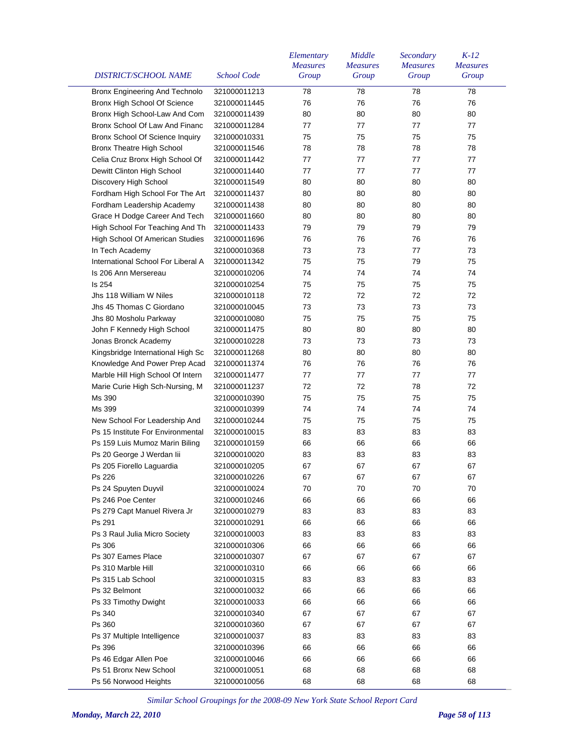| DISTRICT/SCHOOL NAME | School Code | Elementary Measures Group | Middle Measures Group | Secondary Measures Group | K-12 Measures Group |
|---|---|---|---|---|---|
| Bronx Engineering And Technolo | 321000011213 | 78 | 78 | 78 | 78 |
| Bronx High School Of Science | 321000011445 | 76 | 76 | 76 | 76 |
| Bronx High School-Law And Com | 321000011439 | 80 | 80 | 80 | 80 |
| Bronx School Of Law And Financ | 321000011284 | 77 | 77 | 77 | 77 |
| Bronx School Of Science Inquiry | 321000010331 | 75 | 75 | 75 | 75 |
| Bronx Theatre High School | 321000011546 | 78 | 78 | 78 | 78 |
| Celia Cruz Bronx High School Of | 321000011442 | 77 | 77 | 77 | 77 |
| Dewitt Clinton High School | 321000011440 | 77 | 77 | 77 | 77 |
| Discovery High School | 321000011549 | 80 | 80 | 80 | 80 |
| Fordham High School For The Art | 321000011437 | 80 | 80 | 80 | 80 |
| Fordham Leadership Academy | 321000011438 | 80 | 80 | 80 | 80 |
| Grace H Dodge Career And Tech | 321000011660 | 80 | 80 | 80 | 80 |
| High School For Teaching And Th | 321000011433 | 79 | 79 | 79 | 79 |
| High School Of American Studies | 321000011696 | 76 | 76 | 76 | 76 |
| In Tech Academy | 321000010368 | 73 | 73 | 77 | 73 |
| International School For Liberal A | 321000011342 | 75 | 75 | 79 | 75 |
| Is 206 Ann Mersereau | 321000010206 | 74 | 74 | 74 | 74 |
| Is 254 | 321000010254 | 75 | 75 | 75 | 75 |
| Jhs 118 William W Niles | 321000010118 | 72 | 72 | 72 | 72 |
| Jhs 45 Thomas C Giordano | 321000010045 | 73 | 73 | 73 | 73 |
| Jhs 80 Mosholu Parkway | 321000010080 | 75 | 75 | 75 | 75 |
| John F Kennedy High School | 321000011475 | 80 | 80 | 80 | 80 |
| Jonas Bronck Academy | 321000010228 | 73 | 73 | 73 | 73 |
| Kingsbridge International High Sc | 321000011268 | 80 | 80 | 80 | 80 |
| Knowledge And Power Prep Acad | 321000011374 | 76 | 76 | 76 | 76 |
| Marble Hill High School Of Intern | 321000011477 | 77 | 77 | 77 | 77 |
| Marie Curie High Sch-Nursing, M | 321000011237 | 72 | 72 | 78 | 72 |
| Ms 390 | 321000010390 | 75 | 75 | 75 | 75 |
| Ms 399 | 321000010399 | 74 | 74 | 74 | 74 |
| New School For Leadership And | 321000010244 | 75 | 75 | 75 | 75 |
| Ps 15 Institute For Environmental | 321000010015 | 83 | 83 | 83 | 83 |
| Ps 159 Luis Mumoz Marin Biling | 321000010159 | 66 | 66 | 66 | 66 |
| Ps 20 George J Werdan Iii | 321000010020 | 83 | 83 | 83 | 83 |
| Ps 205 Fiorello Laguardia | 321000010205 | 67 | 67 | 67 | 67 |
| Ps 226 | 321000010226 | 67 | 67 | 67 | 67 |
| Ps 24 Spuyten Duyvil | 321000010024 | 70 | 70 | 70 | 70 |
| Ps 246 Poe Center | 321000010246 | 66 | 66 | 66 | 66 |
| Ps 279 Capt Manuel Rivera Jr | 321000010279 | 83 | 83 | 83 | 83 |
| Ps 291 | 321000010291 | 66 | 66 | 66 | 66 |
| Ps 3 Raul Julia Micro Society | 321000010003 | 83 | 83 | 83 | 83 |
| Ps 306 | 321000010306 | 66 | 66 | 66 | 66 |
| Ps 307 Eames Place | 321000010307 | 67 | 67 | 67 | 67 |
| Ps 310 Marble Hill | 321000010310 | 66 | 66 | 66 | 66 |
| Ps 315 Lab School | 321000010315 | 83 | 83 | 83 | 83 |
| Ps 32 Belmont | 321000010032 | 66 | 66 | 66 | 66 |
| Ps 33 Timothy Dwight | 321000010033 | 66 | 66 | 66 | 66 |
| Ps 340 | 321000010340 | 67 | 67 | 67 | 67 |
| Ps 360 | 321000010360 | 67 | 67 | 67 | 67 |
| Ps 37 Multiple Intelligence | 321000010037 | 83 | 83 | 83 | 83 |
| Ps 396 | 321000010396 | 66 | 66 | 66 | 66 |
| Ps 46 Edgar Allen Poe | 321000010046 | 66 | 66 | 66 | 66 |
| Ps 51 Bronx New School | 321000010051 | 68 | 68 | 68 | 68 |
| Ps 56 Norwood Heights | 321000010056 | 68 | 68 | 68 | 68 |

*Similar School Groupings for the 2008-09 New York State School Report Card*

*Monday, March 22, 2010*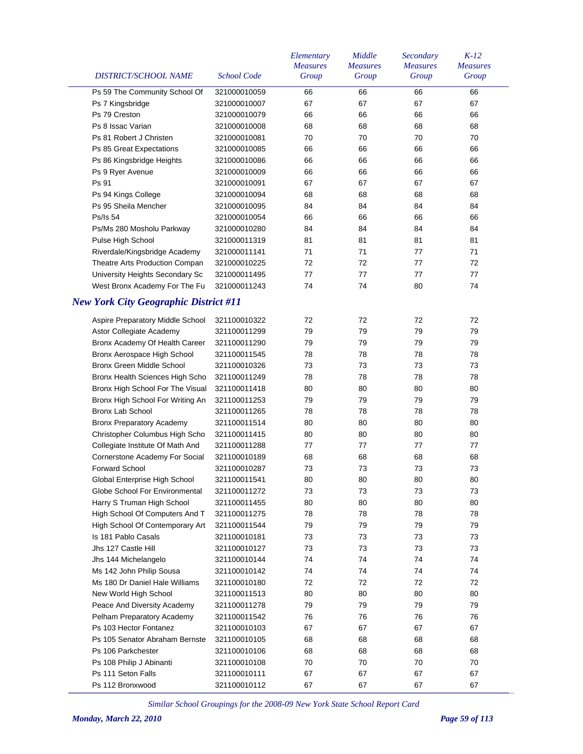| DISTRICT/SCHOOL NAME | School Code | Elementary Measures Group | Middle Measures Group | Secondary Measures Group | K-12 Measures Group |
|---|---|---|---|---|---|
| Ps 59 The Community School Of | 321000010059 | 66 | 66 | 66 | 66 |
| Ps 7 Kingsbridge | 321000010007 | 67 | 67 | 67 | 67 |
| Ps 79 Creston | 321000010079 | 66 | 66 | 66 | 66 |
| Ps 8 Issac Varian | 321000010008 | 68 | 68 | 68 | 68 |
| Ps 81 Robert J Christen | 321000010081 | 70 | 70 | 70 | 70 |
| Ps 85 Great Expectations | 321000010085 | 66 | 66 | 66 | 66 |
| Ps 86 Kingsbridge Heights | 321000010086 | 66 | 66 | 66 | 66 |
| Ps 9 Ryer Avenue | 321000010009 | 66 | 66 | 66 | 66 |
| Ps 91 | 321000010091 | 67 | 67 | 67 | 67 |
| Ps 94 Kings College | 321000010094 | 68 | 68 | 68 | 68 |
| Ps 95 Sheila Mencher | 321000010095 | 84 | 84 | 84 | 84 |
| Ps/Is 54 | 321000010054 | 66 | 66 | 66 | 66 |
| Ps/Ms 280 Mosholu Parkway | 321000010280 | 84 | 84 | 84 | 84 |
| Pulse High School | 321000011319 | 81 | 81 | 81 | 81 |
| Riverdale/Kingsbridge Academy | 321000011141 | 71 | 71 | 77 | 71 |
| Theatre Arts Production Compan | 321000010225 | 72 | 72 | 77 | 72 |
| University Heights Secondary Sc | 321000011495 | 77 | 77 | 77 | 77 |
| West Bronx Academy For The Fu | 321000011243 | 74 | 74 | 80 | 74 |

## *New York City Geographic District #11*

| DISTRICT/SCHOOL NAME | School Code | Elementary Measures Group | Middle Measures Group | Secondary Measures Group | K-12 Measures Group |
|---|---|---|---|---|---|
| Aspire Preparatory Middle School | 321100010322 | 72 | 72 | 72 | 72 |
| Astor Collegiate Academy | 321100011299 | 79 | 79 | 79 | 79 |
| Bronx Academy Of Health Career | 321100011290 | 79 | 79 | 79 | 79 |
| Bronx Aerospace High School | 321100011545 | 78 | 78 | 78 | 78 |
| Bronx Green Middle School | 321100010326 | 73 | 73 | 73 | 73 |
| Bronx Health Sciences High Scho | 321100011249 | 78 | 78 | 78 | 78 |
| Bronx High School For The Visual | 321100011418 | 80 | 80 | 80 | 80 |
| Bronx High School For Writing An | 321100011253 | 79 | 79 | 79 | 79 |
| Bronx Lab School | 321100011265 | 78 | 78 | 78 | 78 |
| Bronx Preparatory Academy | 321100011514 | 80 | 80 | 80 | 80 |
| Christopher Columbus High Scho | 321100011415 | 80 | 80 | 80 | 80 |
| Collegiate Institute Of Math And | 321100011288 | 77 | 77 | 77 | 77 |
| Cornerstone Academy For Social | 321100010189 | 68 | 68 | 68 | 68 |
| Forward School | 321100010287 | 73 | 73 | 73 | 73 |
| Global Enterprise High School | 321100011541 | 80 | 80 | 80 | 80 |
| Globe School For Environmental | 321100011272 | 73 | 73 | 73 | 73 |
| Harry S Truman High School | 321100011455 | 80 | 80 | 80 | 80 |
| High School Of Computers And T | 321100011275 | 78 | 78 | 78 | 78 |
| High School Of Contemporary Art | 321100011544 | 79 | 79 | 79 | 79 |
| Is 181 Pablo Casals | 321100010181 | 73 | 73 | 73 | 73 |
| Jhs 127 Castle Hill | 321100010127 | 73 | 73 | 73 | 73 |
| Jhs 144 Michelangelo | 321100010144 | 74 | 74 | 74 | 74 |
| Ms 142 John Philip Sousa | 321100010142 | 74 | 74 | 74 | 74 |
| Ms 180 Dr Daniel Hale Williams | 321100010180 | 72 | 72 | 72 | 72 |
| New World High School | 321100011513 | 80 | 80 | 80 | 80 |
| Peace And Diversity Academy | 321100011278 | 79 | 79 | 79 | 79 |
| Pelham Preparatory Academy | 321100011542 | 76 | 76 | 76 | 76 |
| Ps 103 Hector Fontanez | 321100010103 | 67 | 67 | 67 | 67 |
| Ps 105 Senator Abraham Bernste | 321100010105 | 68 | 68 | 68 | 68 |
| Ps 106 Parkchester | 321100010106 | 68 | 68 | 68 | 68 |
| Ps 108 Philip J Abinanti | 321100010108 | 70 | 70 | 70 | 70 |
| Ps 111 Seton Falls | 321100010111 | 67 | 67 | 67 | 67 |
| Ps 112 Bronxwood | 321100010112 | 67 | 67 | 67 | 67 |

*Similar School Groupings for the 2008-09 New York State School Report Card*

*Monday, March 22, 2010*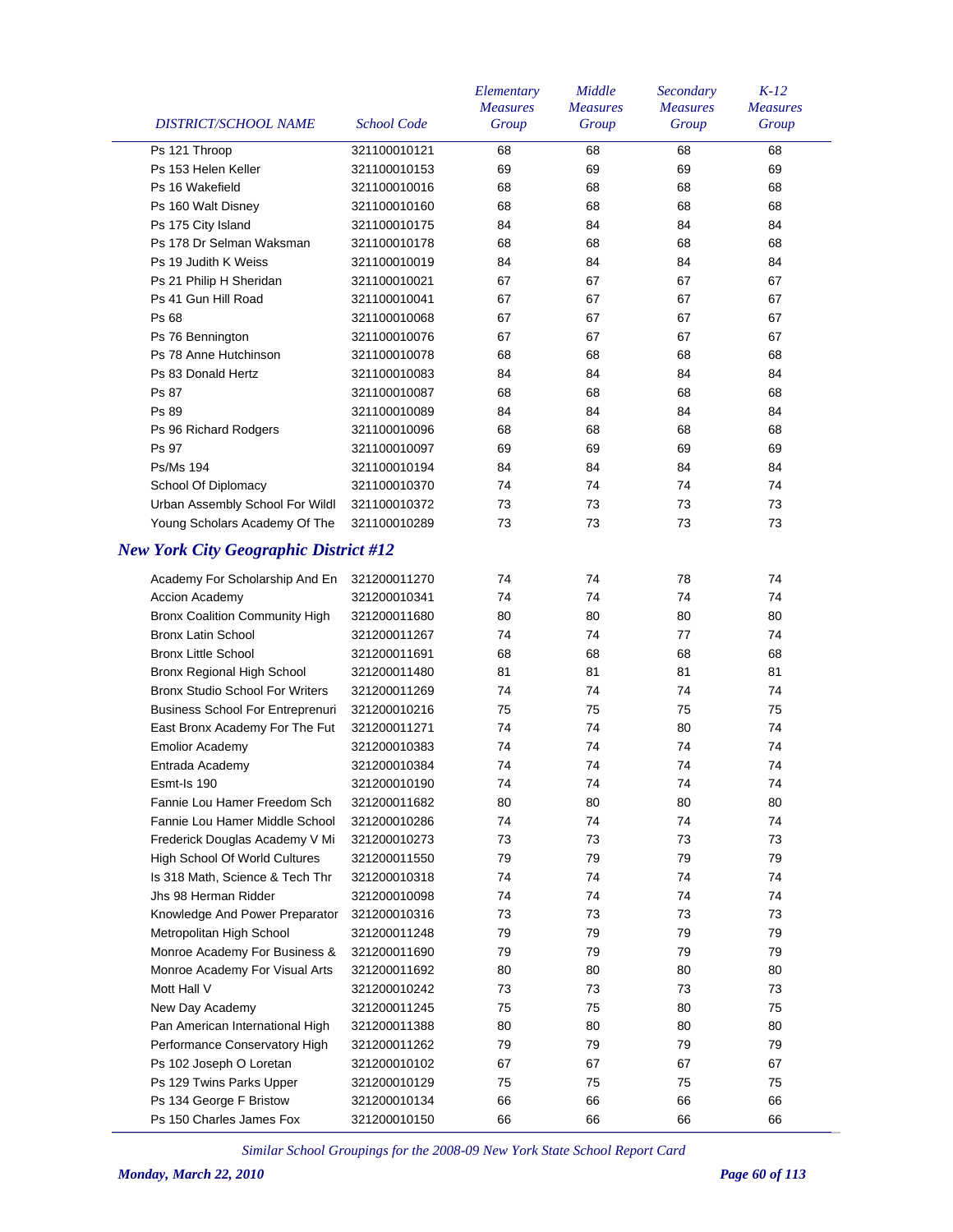| DISTRICT/SCHOOL NAME | School Code | Elementary Measures Group | Middle Measures Group | Secondary Measures Group | K-12 Measures Group |
|---|---|---|---|---|---|
| Ps 121 Throop | 321100010121 | 68 | 68 | 68 | 68 |
| Ps 153 Helen Keller | 321100010153 | 69 | 69 | 69 | 69 |
| Ps 16 Wakefield | 321100010016 | 68 | 68 | 68 | 68 |
| Ps 160 Walt Disney | 321100010160 | 68 | 68 | 68 | 68 |
| Ps 175 City Island | 321100010175 | 84 | 84 | 84 | 84 |
| Ps 178 Dr Selman Waksman | 321100010178 | 68 | 68 | 68 | 68 |
| Ps 19 Judith K Weiss | 321100010019 | 84 | 84 | 84 | 84 |
| Ps 21 Philip H Sheridan | 321100010021 | 67 | 67 | 67 | 67 |
| Ps 41 Gun Hill Road | 321100010041 | 67 | 67 | 67 | 67 |
| Ps 68 | 321100010068 | 67 | 67 | 67 | 67 |
| Ps 76 Bennington | 321100010076 | 67 | 67 | 67 | 67 |
| Ps 78 Anne Hutchinson | 321100010078 | 68 | 68 | 68 | 68 |
| Ps 83 Donald Hertz | 321100010083 | 84 | 84 | 84 | 84 |
| Ps 87 | 321100010087 | 68 | 68 | 68 | 68 |
| Ps 89 | 321100010089 | 84 | 84 | 84 | 84 |
| Ps 96 Richard Rodgers | 321100010096 | 68 | 68 | 68 | 68 |
| Ps 97 | 321100010097 | 69 | 69 | 69 | 69 |
| Ps/Ms 194 | 321100010194 | 84 | 84 | 84 | 84 |
| School Of Diplomacy | 321100010370 | 74 | 74 | 74 | 74 |
| Urban Assembly School For Wildl | 321100010372 | 73 | 73 | 73 | 73 |
| Young Scholars Academy Of The | 321100010289 | 73 | 73 | 73 | 73 |

## *New York City Geographic District #12*

| DISTRICT/SCHOOL NAME | School Code | Elementary Measures Group | Middle Measures Group | Secondary Measures Group | K-12 Measures Group |
|---|---|---|---|---|---|
| Academy For Scholarship And En | 321200011270 | 74 | 74 | 78 | 74 |
| Accion Academy | 321200010341 | 74 | 74 | 74 | 74 |
| Bronx Coalition Community High | 321200011680 | 80 | 80 | 80 | 80 |
| Bronx Latin School | 321200011267 | 74 | 74 | 77 | 74 |
| Bronx Little School | 321200011691 | 68 | 68 | 68 | 68 |
| Bronx Regional High School | 321200011480 | 81 | 81 | 81 | 81 |
| Bronx Studio School For Writers | 321200011269 | 74 | 74 | 74 | 74 |
| Business School For Entreprenuri | 321200010216 | 75 | 75 | 75 | 75 |
| East Bronx Academy For The Fut | 321200011271 | 74 | 74 | 80 | 74 |
| Emolior Academy | 321200010383 | 74 | 74 | 74 | 74 |
| Entrada Academy | 321200010384 | 74 | 74 | 74 | 74 |
| Esmt-Is 190 | 321200010190 | 74 | 74 | 74 | 74 |
| Fannie Lou Hamer Freedom Sch | 321200011682 | 80 | 80 | 80 | 80 |
| Fannie Lou Hamer Middle School | 321200010286 | 74 | 74 | 74 | 74 |
| Frederick Douglas Academy V Mi | 321200010273 | 73 | 73 | 73 | 73 |
| High School Of World Cultures | 321200011550 | 79 | 79 | 79 | 79 |
| Is 318 Math, Science & Tech Thr | 321200010318 | 74 | 74 | 74 | 74 |
| Jhs 98 Herman Ridder | 321200010098 | 74 | 74 | 74 | 74 |
| Knowledge And Power Preparator | 321200010316 | 73 | 73 | 73 | 73 |
| Metropolitan High School | 321200011248 | 79 | 79 | 79 | 79 |
| Monroe Academy For Business & | 321200011690 | 79 | 79 | 79 | 79 |
| Monroe Academy For Visual Arts | 321200011692 | 80 | 80 | 80 | 80 |
| Mott Hall V | 321200010242 | 73 | 73 | 73 | 73 |
| New Day Academy | 321200011245 | 75 | 75 | 80 | 75 |
| Pan American International High | 321200011388 | 80 | 80 | 80 | 80 |
| Performance Conservatory High | 321200011262 | 79 | 79 | 79 | 79 |
| Ps 102 Joseph O Loretan | 321200010102 | 67 | 67 | 67 | 67 |
| Ps 129 Twins Parks Upper | 321200010129 | 75 | 75 | 75 | 75 |
| Ps 134 George F Bristow | 321200010134 | 66 | 66 | 66 | 66 |
| Ps 150 Charles James Fox | 321200010150 | 66 | 66 | 66 | 66 |

*Similar School Groupings for the 2008-09 New York State School Report Card*

***Monday, March 22, 2010***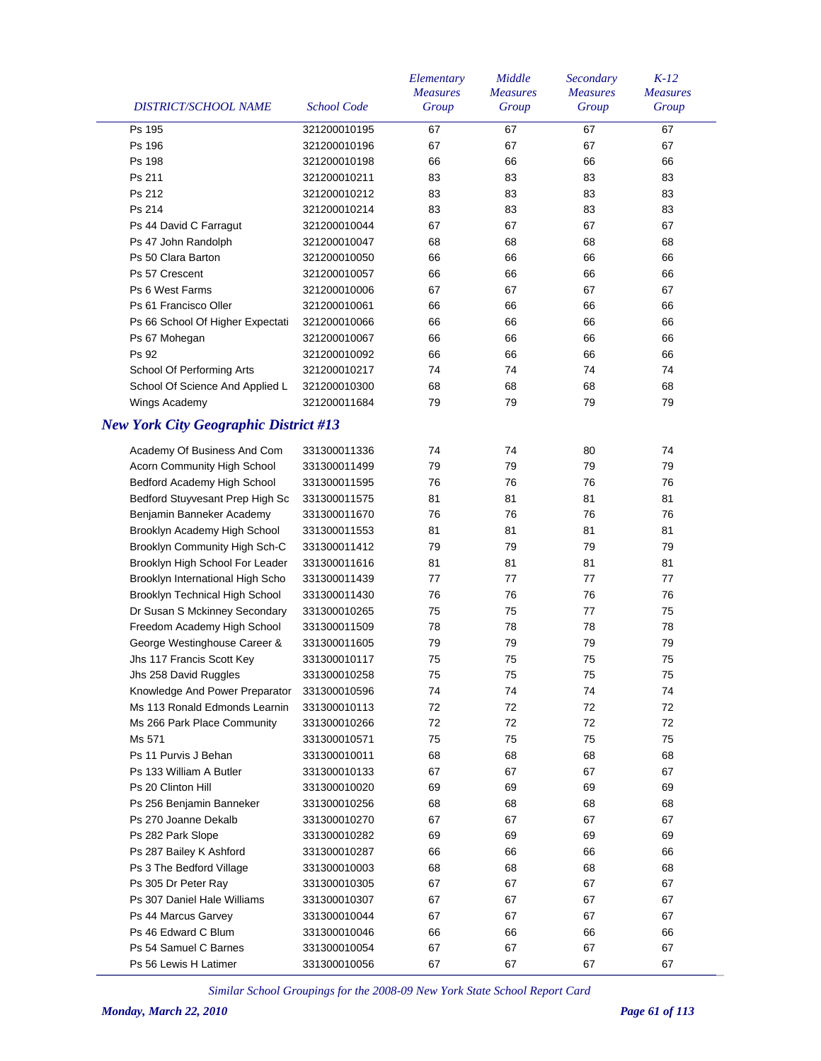| DISTRICT/SCHOOL NAME | School Code | Elementary Measures Group | Middle Measures Group | Secondary Measures Group | K-12 Measures Group |
|---|---|---|---|---|---|
| Ps 195 | 321200010195 | 67 | 67 | 67 | 67 |
| Ps 196 | 321200010196 | 67 | 67 | 67 | 67 |
| Ps 198 | 321200010198 | 66 | 66 | 66 | 66 |
| Ps 211 | 321200010211 | 83 | 83 | 83 | 83 |
| Ps 212 | 321200010212 | 83 | 83 | 83 | 83 |
| Ps 214 | 321200010214 | 83 | 83 | 83 | 83 |
| Ps 44 David C Farragut | 321200010044 | 67 | 67 | 67 | 67 |
| Ps 47 John Randolph | 321200010047 | 68 | 68 | 68 | 68 |
| Ps 50 Clara Barton | 321200010050 | 66 | 66 | 66 | 66 |
| Ps 57 Crescent | 321200010057 | 66 | 66 | 66 | 66 |
| Ps 6 West Farms | 321200010006 | 67 | 67 | 67 | 67 |
| Ps 61 Francisco Oller | 321200010061 | 66 | 66 | 66 | 66 |
| Ps 66 School Of Higher Expectati | 321200010066 | 66 | 66 | 66 | 66 |
| Ps 67 Mohegan | 321200010067 | 66 | 66 | 66 | 66 |
| Ps 92 | 321200010092 | 66 | 66 | 66 | 66 |
| School Of Performing Arts | 321200010217 | 74 | 74 | 74 | 74 |
| School Of Science And Applied L | 321200010300 | 68 | 68 | 68 | 68 |
| Wings Academy | 321200011684 | 79 | 79 | 79 | 79 |

## *New York City Geographic District #13*

| DISTRICT/SCHOOL NAME | School Code | Elementary Measures Group | Middle Measures Group | Secondary Measures Group | K-12 Measures Group |
|---|---|---|---|---|---|
| Academy Of Business And Com | 331300011336 | 74 | 74 | 80 | 74 |
| Acorn Community High School | 331300011499 | 79 | 79 | 79 | 79 |
| Bedford Academy High School | 331300011595 | 76 | 76 | 76 | 76 |
| Bedford Stuyvesant Prep High Sc | 331300011575 | 81 | 81 | 81 | 81 |
| Benjamin Banneker Academy | 331300011670 | 76 | 76 | 76 | 76 |
| Brooklyn Academy High School | 331300011553 | 81 | 81 | 81 | 81 |
| Brooklyn Community High Sch-C | 331300011412 | 79 | 79 | 79 | 79 |
| Brooklyn High School For Leader | 331300011616 | 81 | 81 | 81 | 81 |
| Brooklyn International High Scho | 331300011439 | 77 | 77 | 77 | 77 |
| Brooklyn Technical High School | 331300011430 | 76 | 76 | 76 | 76 |
| Dr Susan S Mckinney Secondary | 331300010265 | 75 | 75 | 77 | 75 |
| Freedom Academy High School | 331300011509 | 78 | 78 | 78 | 78 |
| George Westinghouse Career & | 331300011605 | 79 | 79 | 79 | 79 |
| Jhs 117 Francis Scott Key | 331300010117 | 75 | 75 | 75 | 75 |
| Jhs 258 David Ruggles | 331300010258 | 75 | 75 | 75 | 75 |
| Knowledge And Power Preparator | 331300010596 | 74 | 74 | 74 | 74 |
| Ms 113 Ronald Edmonds Learnin | 331300010113 | 72 | 72 | 72 | 72 |
| Ms 266 Park Place Community | 331300010266 | 72 | 72 | 72 | 72 |
| Ms 571 | 331300010571 | 75 | 75 | 75 | 75 |
| Ps 11 Purvis J Behan | 331300010011 | 68 | 68 | 68 | 68 |
| Ps 133 William A Butler | 331300010133 | 67 | 67 | 67 | 67 |
| Ps 20 Clinton Hill | 331300010020 | 69 | 69 | 69 | 69 |
| Ps 256 Benjamin Banneker | 331300010256 | 68 | 68 | 68 | 68 |
| Ps 270 Joanne Dekalb | 331300010270 | 67 | 67 | 67 | 67 |
| Ps 282 Park Slope | 331300010282 | 69 | 69 | 69 | 69 |
| Ps 287 Bailey K Ashford | 331300010287 | 66 | 66 | 66 | 66 |
| Ps 3 The Bedford Village | 331300010003 | 68 | 68 | 68 | 68 |
| Ps 305 Dr Peter Ray | 331300010305 | 67 | 67 | 67 | 67 |
| Ps 307 Daniel Hale Williams | 331300010307 | 67 | 67 | 67 | 67 |
| Ps 44 Marcus Garvey | 331300010044 | 67 | 67 | 67 | 67 |
| Ps 46 Edward C Blum | 331300010046 | 66 | 66 | 66 | 66 |
| Ps 54 Samuel C Barnes | 331300010054 | 67 | 67 | 67 | 67 |
| Ps 56 Lewis H Latimer | 331300010056 | 67 | 67 | 67 | 67 |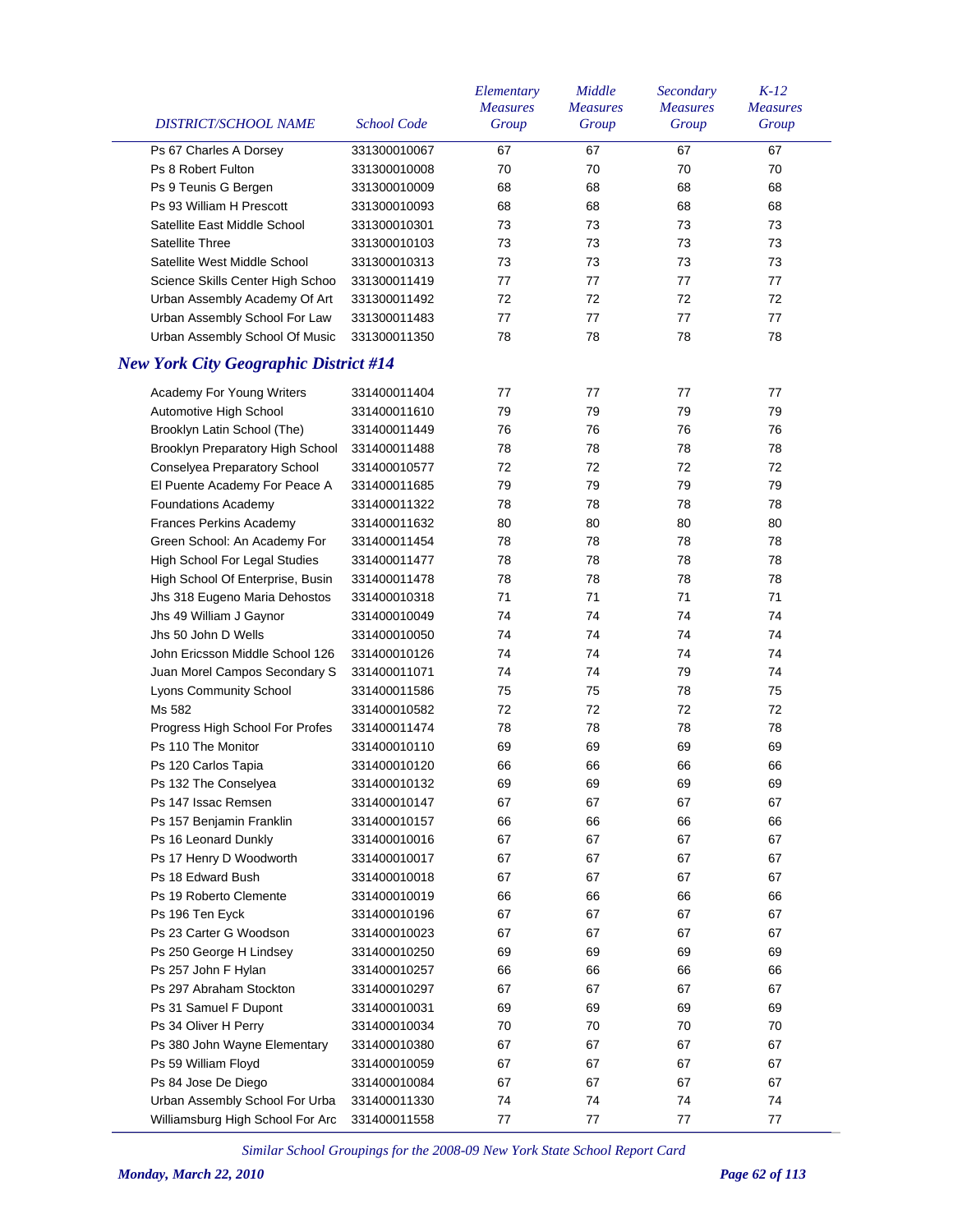| DISTRICT/SCHOOL NAME | School Code | Elementary Measures Group | Middle Measures Group | Secondary Measures Group | K-12 Measures Group |
|---|---|---|---|---|---|
| Ps 67 Charles A Dorsey | 331300010067 | 67 | 67 | 67 | 67 |
| Ps 8 Robert Fulton | 331300010008 | 70 | 70 | 70 | 70 |
| Ps 9 Teunis G Bergen | 331300010009 | 68 | 68 | 68 | 68 |
| Ps 93 William H Prescott | 331300010093 | 68 | 68 | 68 | 68 |
| Satellite East Middle School | 331300010301 | 73 | 73 | 73 | 73 |
| Satellite Three | 331300010103 | 73 | 73 | 73 | 73 |
| Satellite West Middle School | 331300010313 | 73 | 73 | 73 | 73 |
| Science Skills Center High Schoo | 331300011419 | 77 | 77 | 77 | 77 |
| Urban Assembly Academy Of Art | 331300011492 | 72 | 72 | 72 | 72 |
| Urban Assembly School For Law | 331300011483 | 77 | 77 | 77 | 77 |
| Urban Assembly School Of Music | 331300011350 | 78 | 78 | 78 | 78 |

## New York City Geographic District #14

| DISTRICT/SCHOOL NAME | School Code | Elementary Measures Group | Middle Measures Group | Secondary Measures Group | K-12 Measures Group |
|---|---|---|---|---|---|
| Academy For Young Writers | 331400011404 | 77 | 77 | 77 | 77 |
| Automotive High School | 331400011610 | 79 | 79 | 79 | 79 |
| Brooklyn Latin School (The) | 331400011449 | 76 | 76 | 76 | 76 |
| Brooklyn Preparatory High School | 331400011488 | 78 | 78 | 78 | 78 |
| Conselyea Preparatory School | 331400010577 | 72 | 72 | 72 | 72 |
| El Puente Academy For Peace A | 331400011685 | 79 | 79 | 79 | 79 |
| Foundations Academy | 331400011322 | 78 | 78 | 78 | 78 |
| Frances Perkins Academy | 331400011632 | 80 | 80 | 80 | 80 |
| Green School: An Academy For | 331400011454 | 78 | 78 | 78 | 78 |
| High School For Legal Studies | 331400011477 | 78 | 78 | 78 | 78 |
| High School Of Enterprise, Busin | 331400011478 | 78 | 78 | 78 | 78 |
| Jhs 318 Eugeno Maria Dehostos | 331400010318 | 71 | 71 | 71 | 71 |
| Jhs 49 William J Gaynor | 331400010049 | 74 | 74 | 74 | 74 |
| Jhs 50 John D Wells | 331400010050 | 74 | 74 | 74 | 74 |
| John Ericsson Middle School 126 | 331400010126 | 74 | 74 | 74 | 74 |
| Juan Morel Campos Secondary S | 331400011071 | 74 | 74 | 79 | 74 |
| Lyons Community School | 331400011586 | 75 | 75 | 78 | 75 |
| Ms 582 | 331400010582 | 72 | 72 | 72 | 72 |
| Progress High School For Profes | 331400011474 | 78 | 78 | 78 | 78 |
| Ps 110 The Monitor | 331400010110 | 69 | 69 | 69 | 69 |
| Ps 120 Carlos Tapia | 331400010120 | 66 | 66 | 66 | 66 |
| Ps 132 The Conselyea | 331400010132 | 69 | 69 | 69 | 69 |
| Ps 147 Issac Remsen | 331400010147 | 67 | 67 | 67 | 67 |
| Ps 157 Benjamin Franklin | 331400010157 | 66 | 66 | 66 | 66 |
| Ps 16 Leonard Dunkly | 331400010016 | 67 | 67 | 67 | 67 |
| Ps 17 Henry D Woodworth | 331400010017 | 67 | 67 | 67 | 67 |
| Ps 18 Edward Bush | 331400010018 | 67 | 67 | 67 | 67 |
| Ps 19 Roberto Clemente | 331400010019 | 66 | 66 | 66 | 66 |
| Ps 196 Ten Eyck | 331400010196 | 67 | 67 | 67 | 67 |
| Ps 23 Carter G Woodson | 331400010023 | 67 | 67 | 67 | 67 |
| Ps 250 George H Lindsey | 331400010250 | 69 | 69 | 69 | 69 |
| Ps 257 John F Hylan | 331400010257 | 66 | 66 | 66 | 66 |
| Ps 297 Abraham Stockton | 331400010297 | 67 | 67 | 67 | 67 |
| Ps 31 Samuel F Dupont | 331400010031 | 69 | 69 | 69 | 69 |
| Ps 34 Oliver H Perry | 331400010034 | 70 | 70 | 70 | 70 |
| Ps 380 John Wayne Elementary | 331400010380 | 67 | 67 | 67 | 67 |
| Ps 59 William Floyd | 331400010059 | 67 | 67 | 67 | 67 |
| Ps 84 Jose De Diego | 331400010084 | 67 | 67 | 67 | 67 |
| Urban Assembly School For Urba | 331400011330 | 74 | 74 | 74 | 74 |
| Williamsburg High School For Arc | 331400011558 | 77 | 77 | 77 | 77 |

*Similar School Groupings for the 2008-09 New York State School Report Card*

*Monday, March 22, 2010*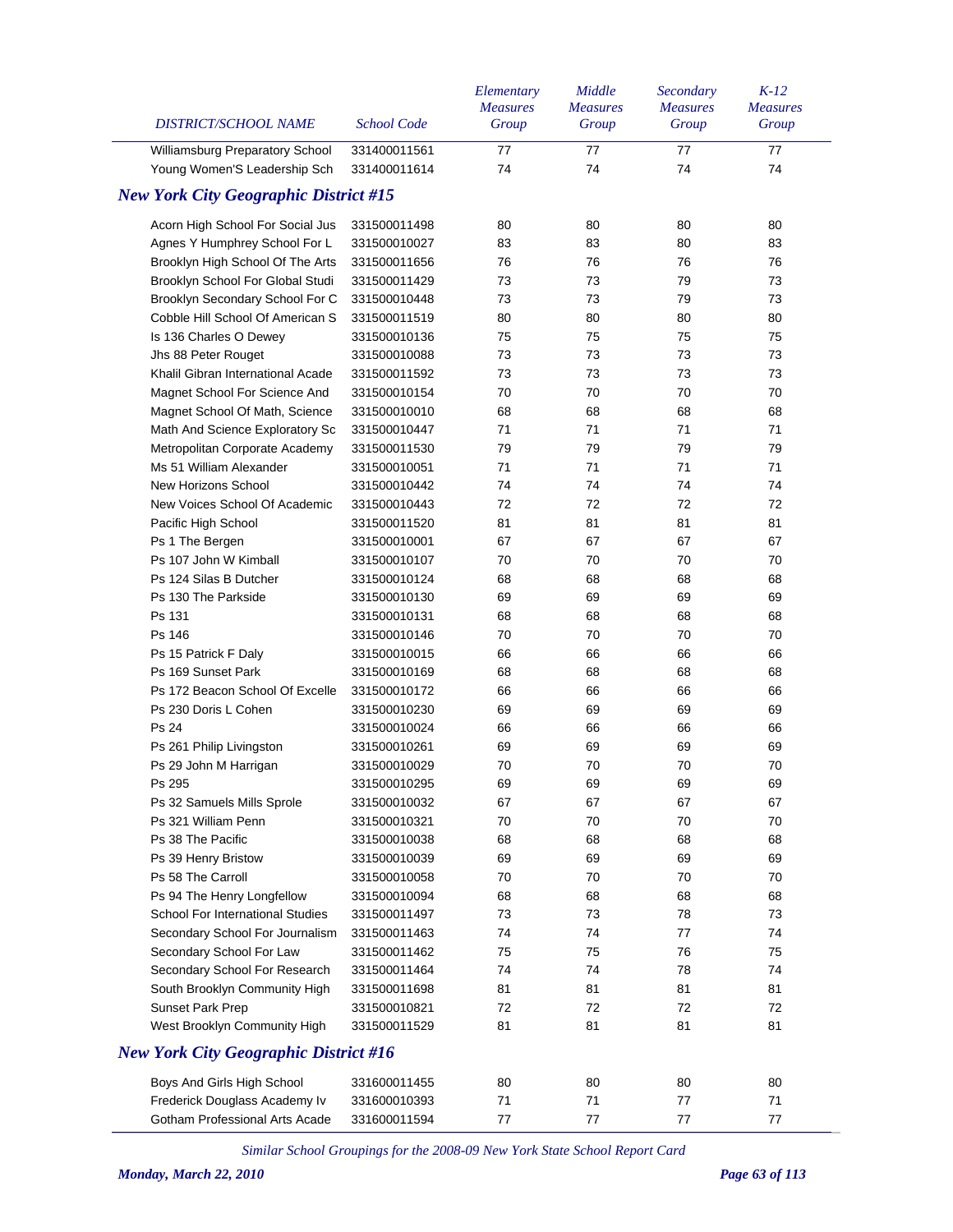| DISTRICT/SCHOOL NAME | School Code | Elementary Measures Group | Middle Measures Group | Secondary Measures Group | K-12 Measures Group |
|---|---|---|---|---|---|
| Williamsburg Preparatory School | 331400011561 | 77 | 77 | 77 | 77 |
| Young Women'S Leadership Sch | 331400011614 | 74 | 74 | 74 | 74 |

## New York City Geographic District #15

| DISTRICT/SCHOOL NAME | School Code | Elementary Measures Group | Middle Measures Group | Secondary Measures Group | K-12 Measures Group |
|---|---|---|---|---|---|
| Acorn High School For Social Jus | 331500011498 | 80 | 80 | 80 | 80 |
| Agnes Y Humphrey School For L | 331500010027 | 83 | 83 | 80 | 83 |
| Brooklyn High School Of The Arts | 331500011656 | 76 | 76 | 76 | 76 |
| Brooklyn School For Global Studi | 331500011429 | 73 | 73 | 79 | 73 |
| Brooklyn Secondary School For C | 331500010448 | 73 | 73 | 79 | 73 |
| Cobble Hill School Of American S | 331500011519 | 80 | 80 | 80 | 80 |
| Is 136 Charles O Dewey | 331500010136 | 75 | 75 | 75 | 75 |
| Jhs 88 Peter Rouget | 331500010088 | 73 | 73 | 73 | 73 |
| Khalil Gibran International Acade | 331500011592 | 73 | 73 | 73 | 73 |
| Magnet School For Science And | 331500010154 | 70 | 70 | 70 | 70 |
| Magnet School Of Math, Science | 331500010010 | 68 | 68 | 68 | 68 |
| Math And Science Exploratory Sc | 331500010447 | 71 | 71 | 71 | 71 |
| Metropolitan Corporate Academy | 331500011530 | 79 | 79 | 79 | 79 |
| Ms 51 William Alexander | 331500010051 | 71 | 71 | 71 | 71 |
| New Horizons School | 331500010442 | 74 | 74 | 74 | 74 |
| New Voices School Of Academic | 331500010443 | 72 | 72 | 72 | 72 |
| Pacific High School | 331500011520 | 81 | 81 | 81 | 81 |
| Ps 1 The Bergen | 331500010001 | 67 | 67 | 67 | 67 |
| Ps 107 John W Kimball | 331500010107 | 70 | 70 | 70 | 70 |
| Ps 124 Silas B Dutcher | 331500010124 | 68 | 68 | 68 | 68 |
| Ps 130 The Parkside | 331500010130 | 69 | 69 | 69 | 69 |
| Ps 131 | 331500010131 | 68 | 68 | 68 | 68 |
| Ps 146 | 331500010146 | 70 | 70 | 70 | 70 |
| Ps 15 Patrick F Daly | 331500010015 | 66 | 66 | 66 | 66 |
| Ps 169 Sunset Park | 331500010169 | 68 | 68 | 68 | 68 |
| Ps 172 Beacon School Of Excelle | 331500010172 | 66 | 66 | 66 | 66 |
| Ps 230 Doris L Cohen | 331500010230 | 69 | 69 | 69 | 69 |
| Ps 24 | 331500010024 | 66 | 66 | 66 | 66 |
| Ps 261 Philip Livingston | 331500010261 | 69 | 69 | 69 | 69 |
| Ps 29 John M Harrigan | 331500010029 | 70 | 70 | 70 | 70 |
| Ps 295 | 331500010295 | 69 | 69 | 69 | 69 |
| Ps 32 Samuels Mills Sprole | 331500010032 | 67 | 67 | 67 | 67 |
| Ps 321 William Penn | 331500010321 | 70 | 70 | 70 | 70 |
| Ps 38 The Pacific | 331500010038 | 68 | 68 | 68 | 68 |
| Ps 39 Henry Bristow | 331500010039 | 69 | 69 | 69 | 69 |
| Ps 58 The Carroll | 331500010058 | 70 | 70 | 70 | 70 |
| Ps 94 The Henry Longfellow | 331500010094 | 68 | 68 | 68 | 68 |
| School For International Studies | 331500011497 | 73 | 73 | 78 | 73 |
| Secondary School For Journalism | 331500011463 | 74 | 74 | 77 | 74 |
| Secondary School For Law | 331500011462 | 75 | 75 | 76 | 75 |
| Secondary School For Research | 331500011464 | 74 | 74 | 78 | 74 |
| South Brooklyn Community High | 331500011698 | 81 | 81 | 81 | 81 |
| Sunset Park Prep | 331500010821 | 72 | 72 | 72 | 72 |
| West Brooklyn Community High | 331500011529 | 81 | 81 | 81 | 81 |

## New York City Geographic District #16

| DISTRICT/SCHOOL NAME | School Code | Elementary Measures Group | Middle Measures Group | Secondary Measures Group | K-12 Measures Group |
|---|---|---|---|---|---|
| Boys And Girls High School | 331600011455 | 80 | 80 | 80 | 80 |
| Frederick Douglass Academy Iv | 331600010393 | 71 | 71 | 77 | 71 |
| Gotham Professional Arts Acade | 331600011594 | 77 | 77 | 77 | 77 |

*Similar School Groupings for the 2008-09 New York State School Report Card*

*Monday, March 22, 2010*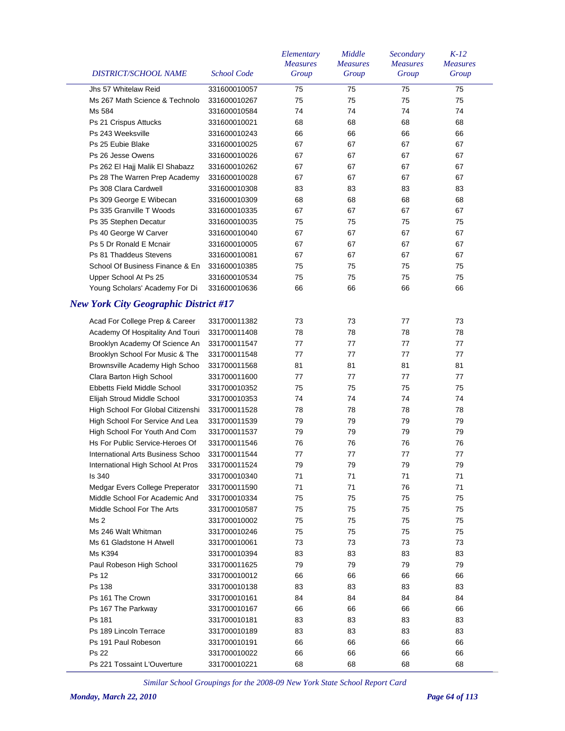| DISTRICT/SCHOOL NAME | School Code | Elementary Measures Group | Middle Measures Group | Secondary Measures Group | K-12 Measures Group |
|---|---|---|---|---|---|
| Jhs 57 Whitelaw Reid | 331600010057 | 75 | 75 | 75 | 75 |
| Ms 267 Math Science & Technolo | 331600010267 | 75 | 75 | 75 | 75 |
| Ms 584 | 331600010584 | 74 | 74 | 74 | 74 |
| Ps 21 Crispus Attucks | 331600010021 | 68 | 68 | 68 | 68 |
| Ps 243 Weeksville | 331600010243 | 66 | 66 | 66 | 66 |
| Ps 25 Eubie Blake | 331600010025 | 67 | 67 | 67 | 67 |
| Ps 26 Jesse Owens | 331600010026 | 67 | 67 | 67 | 67 |
| Ps 262 El Hajj Malik El Shabazz | 331600010262 | 67 | 67 | 67 | 67 |
| Ps 28 The Warren Prep Academy | 331600010028 | 67 | 67 | 67 | 67 |
| Ps 308 Clara Cardwell | 331600010308 | 83 | 83 | 83 | 83 |
| Ps 309 George E Wibecan | 331600010309 | 68 | 68 | 68 | 68 |
| Ps 335 Granville T Woods | 331600010335 | 67 | 67 | 67 | 67 |
| Ps 35 Stephen Decatur | 331600010035 | 75 | 75 | 75 | 75 |
| Ps 40 George W Carver | 331600010040 | 67 | 67 | 67 | 67 |
| Ps 5 Dr Ronald E Mcnair | 331600010005 | 67 | 67 | 67 | 67 |
| Ps 81 Thaddeus Stevens | 331600010081 | 67 | 67 | 67 | 67 |
| School Of Business Finance & En | 331600010385 | 75 | 75 | 75 | 75 |
| Upper School At Ps 25 | 331600010534 | 75 | 75 | 75 | 75 |
| Young Scholars' Academy For Di | 331600010636 | 66 | 66 | 66 | 66 |

## *New York City Geographic District #17*

| DISTRICT/SCHOOL NAME | School Code | Elementary Measures Group | Middle Measures Group | Secondary Measures Group | K-12 Measures Group |
|---|---|---|---|---|---|
| Acad For College Prep & Career | 331700011382 | 73 | 73 | 77 | 73 |
| Academy Of Hospitality And Touri | 331700011408 | 78 | 78 | 78 | 78 |
| Brooklyn Academy Of Science An | 331700011547 | 77 | 77 | 77 | 77 |
| Brooklyn School For Music & The | 331700011548 | 77 | 77 | 77 | 77 |
| Brownsville Academy High Schoo | 331700011568 | 81 | 81 | 81 | 81 |
| Clara Barton High School | 331700011600 | 77 | 77 | 77 | 77 |
| Ebbetts Field Middle School | 331700010352 | 75 | 75 | 75 | 75 |
| Elijah Stroud Middle School | 331700010353 | 74 | 74 | 74 | 74 |
| High School For Global Citizenshi | 331700011528 | 78 | 78 | 78 | 78 |
| High School For Service And Lea | 331700011539 | 79 | 79 | 79 | 79 |
| High School For Youth And Com | 331700011537 | 79 | 79 | 79 | 79 |
| Hs For Public Service-Heroes Of | 331700011546 | 76 | 76 | 76 | 76 |
| International Arts Business Schoo | 331700011544 | 77 | 77 | 77 | 77 |
| International High School At Pros | 331700011524 | 79 | 79 | 79 | 79 |
| Is 340 | 331700010340 | 71 | 71 | 71 | 71 |
| Medgar Evers College Preperator | 331700011590 | 71 | 71 | 76 | 71 |
| Middle School For Academic And | 331700010334 | 75 | 75 | 75 | 75 |
| Middle School For The Arts | 331700010587 | 75 | 75 | 75 | 75 |
| Ms 2 | 331700010002 | 75 | 75 | 75 | 75 |
| Ms 246 Walt Whitman | 331700010246 | 75 | 75 | 75 | 75 |
| Ms 61 Gladstone H Atwell | 331700010061 | 73 | 73 | 73 | 73 |
| Ms K394 | 331700010394 | 83 | 83 | 83 | 83 |
| Paul Robeson High School | 331700011625 | 79 | 79 | 79 | 79 |
| Ps 12 | 331700010012 | 66 | 66 | 66 | 66 |
| Ps 138 | 331700010138 | 83 | 83 | 83 | 83 |
| Ps 161 The Crown | 331700010161 | 84 | 84 | 84 | 84 |
| Ps 167 The Parkway | 331700010167 | 66 | 66 | 66 | 66 |
| Ps 181 | 331700010181 | 83 | 83 | 83 | 83 |
| Ps 189 Lincoln Terrace | 331700010189 | 83 | 83 | 83 | 83 |
| Ps 191 Paul Robeson | 331700010191 | 66 | 66 | 66 | 66 |
| Ps 22 | 331700010022 | 66 | 66 | 66 | 66 |
| Ps 221 Tossaint L'Ouverture | 331700010221 | 68 | 68 | 68 | 68 |

*Similar School Groupings for the 2008-09 New York State School Report Card*

***Monday, March 22, 2010***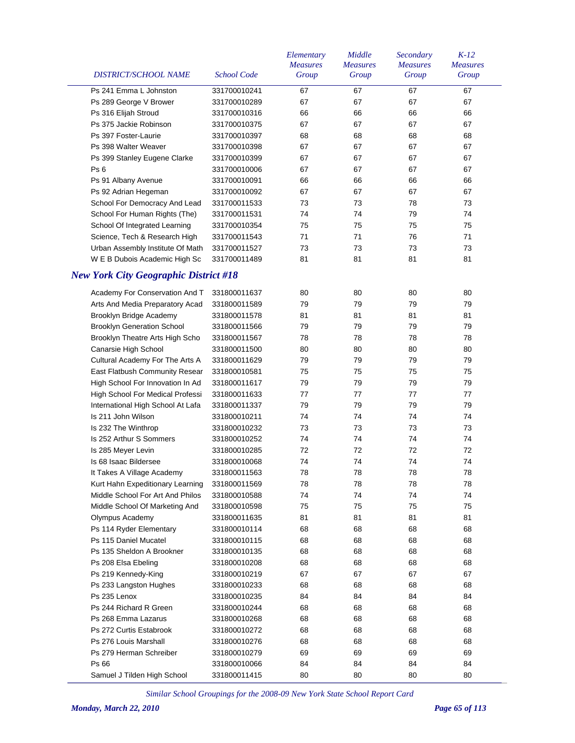| DISTRICT/SCHOOL NAME | School Code | Elementary Measures Group | Middle Measures Group | Secondary Measures Group | K-12 Measures Group |
|---|---|---|---|---|---|
| Ps 241 Emma L Johnston | 331700010241 | 67 | 67 | 67 | 67 |
| Ps 289 George V Brower | 331700010289 | 67 | 67 | 67 | 67 |
| Ps 316 Elijah Stroud | 331700010316 | 66 | 66 | 66 | 66 |
| Ps 375 Jackie Robinson | 331700010375 | 67 | 67 | 67 | 67 |
| Ps 397 Foster-Laurie | 331700010397 | 68 | 68 | 68 | 68 |
| Ps 398 Walter Weaver | 331700010398 | 67 | 67 | 67 | 67 |
| Ps 399 Stanley Eugene Clarke | 331700010399 | 67 | 67 | 67 | 67 |
| Ps 6 | 331700010006 | 67 | 67 | 67 | 67 |
| Ps 91 Albany Avenue | 331700010091 | 66 | 66 | 66 | 66 |
| Ps 92 Adrian Hegeman | 331700010092 | 67 | 67 | 67 | 67 |
| School For Democracy And Lead | 331700011533 | 73 | 73 | 78 | 73 |
| School For Human Rights (The) | 331700011531 | 74 | 74 | 79 | 74 |
| School Of Integrated Learning | 331700010354 | 75 | 75 | 75 | 75 |
| Science, Tech & Research High | 331700011543 | 71 | 71 | 76 | 71 |
| Urban Assembly Institute Of Math | 331700011527 | 73 | 73 | 73 | 73 |
| W E B Dubois Academic High Sc | 331700011489 | 81 | 81 | 81 | 81 |

## New York City Geographic District #18

| DISTRICT/SCHOOL NAME | School Code | Elementary Measures Group | Middle Measures Group | Secondary Measures Group | K-12 Measures Group |
|---|---|---|---|---|---|
| Academy For Conservation And T | 331800011637 | 80 | 80 | 80 | 80 |
| Arts And Media Preparatory Acad | 331800011589 | 79 | 79 | 79 | 79 |
| Brooklyn Bridge Academy | 331800011578 | 81 | 81 | 81 | 81 |
| Brooklyn Generation School | 331800011566 | 79 | 79 | 79 | 79 |
| Brooklyn Theatre Arts High Scho | 331800011567 | 78 | 78 | 78 | 78 |
| Canarsie High School | 331800011500 | 80 | 80 | 80 | 80 |
| Cultural Academy For The Arts A | 331800011629 | 79 | 79 | 79 | 79 |
| East Flatbush Community Resear | 331800010581 | 75 | 75 | 75 | 75 |
| High School For Innovation In Ad | 331800011617 | 79 | 79 | 79 | 79 |
| High School For Medical Professi | 331800011633 | 77 | 77 | 77 | 77 |
| International High School At Lafa | 331800011337 | 79 | 79 | 79 | 79 |
| Is 211 John Wilson | 331800010211 | 74 | 74 | 74 | 74 |
| Is 232 The Winthrop | 331800010232 | 73 | 73 | 73 | 73 |
| Is 252 Arthur S Sommers | 331800010252 | 74 | 74 | 74 | 74 |
| Is 285 Meyer Levin | 331800010285 | 72 | 72 | 72 | 72 |
| Is 68 Isaac Bildersee | 331800010068 | 74 | 74 | 74 | 74 |
| It Takes A Village Academy | 331800011563 | 78 | 78 | 78 | 78 |
| Kurt Hahn Expeditionary Learning | 331800011569 | 78 | 78 | 78 | 78 |
| Middle School For Art And Philos | 331800010588 | 74 | 74 | 74 | 74 |
| Middle School Of Marketing And | 331800010598 | 75 | 75 | 75 | 75 |
| Olympus Academy | 331800011635 | 81 | 81 | 81 | 81 |
| Ps 114 Ryder Elementary | 331800010114 | 68 | 68 | 68 | 68 |
| Ps 115 Daniel Mucatel | 331800010115 | 68 | 68 | 68 | 68 |
| Ps 135 Sheldon A Brookner | 331800010135 | 68 | 68 | 68 | 68 |
| Ps 208 Elsa Ebeling | 331800010208 | 68 | 68 | 68 | 68 |
| Ps 219 Kennedy-King | 331800010219 | 67 | 67 | 67 | 67 |
| Ps 233 Langston Hughes | 331800010233 | 68 | 68 | 68 | 68 |
| Ps 235 Lenox | 331800010235 | 84 | 84 | 84 | 84 |
| Ps 244 Richard R Green | 331800010244 | 68 | 68 | 68 | 68 |
| Ps 268 Emma Lazarus | 331800010268 | 68 | 68 | 68 | 68 |
| Ps 272 Curtis Estabrook | 331800010272 | 68 | 68 | 68 | 68 |
| Ps 276 Louis Marshall | 331800010276 | 68 | 68 | 68 | 68 |
| Ps 279 Herman Schreiber | 331800010279 | 69 | 69 | 69 | 69 |
| Ps 66 | 331800010066 | 84 | 84 | 84 | 84 |
| Samuel J Tilden High School | 331800011415 | 80 | 80 | 80 | 80 |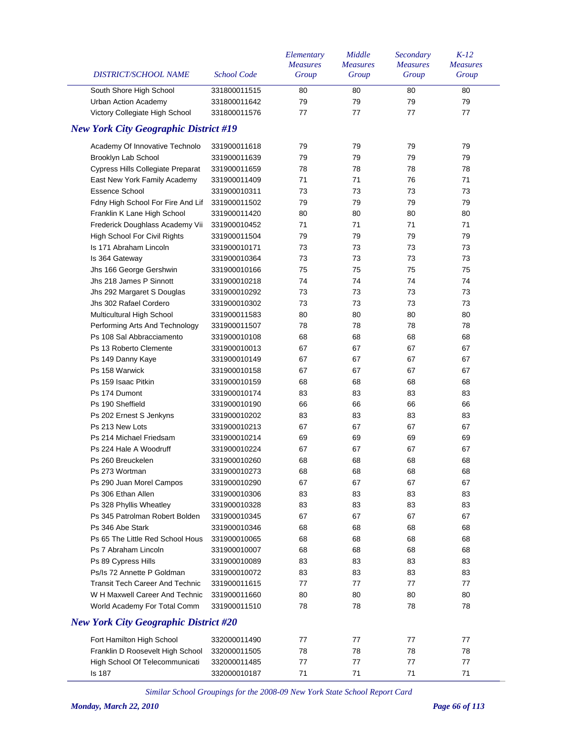| DISTRICT/SCHOOL NAME | School Code | Elementary Measures Group | Middle Measures Group | Secondary Measures Group | K-12 Measures Group |
|---|---|---|---|---|---|
| South Shore High School | 331800011515 | 80 | 80 | 80 | 80 |
| Urban Action Academy | 331800011642 | 79 | 79 | 79 | 79 |
| Victory Collegiate High School | 331800011576 | 77 | 77 | 77 | 77 |

## New York City Geographic District #19

| DISTRICT/SCHOOL NAME | School Code | Elementary Measures Group | Middle Measures Group | Secondary Measures Group | K-12 Measures Group |
|---|---|---|---|---|---|
| Academy Of Innovative Technolo | 331900011618 | 79 | 79 | 79 | 79 |
| Brooklyn Lab School | 331900011639 | 79 | 79 | 79 | 79 |
| Cypress Hills Collegiate Preparat | 331900011659 | 78 | 78 | 78 | 78 |
| East New York Family Academy | 331900011409 | 71 | 71 | 76 | 71 |
| Essence School | 331900010311 | 73 | 73 | 73 | 73 |
| Fdny High School For Fire And Lif | 331900011502 | 79 | 79 | 79 | 79 |
| Franklin K Lane High School | 331900011420 | 80 | 80 | 80 | 80 |
| Frederick Douglass Academy Vii | 331900010452 | 71 | 71 | 71 | 71 |
| High School For Civil Rights | 331900011504 | 79 | 79 | 79 | 79 |
| Is 171 Abraham Lincoln | 331900010171 | 73 | 73 | 73 | 73 |
| Is 364 Gateway | 331900010364 | 73 | 73 | 73 | 73 |
| Jhs 166 George Gershwin | 331900010166 | 75 | 75 | 75 | 75 |
| Jhs 218 James P Sinnott | 331900010218 | 74 | 74 | 74 | 74 |
| Jhs 292 Margaret S Douglas | 331900010292 | 73 | 73 | 73 | 73 |
| Jhs 302 Rafael Cordero | 331900010302 | 73 | 73 | 73 | 73 |
| Multicultural High School | 331900011583 | 80 | 80 | 80 | 80 |
| Performing Arts And Technology | 331900011507 | 78 | 78 | 78 | 78 |
| Ps 108 Sal Abbracciamento | 331900010108 | 68 | 68 | 68 | 68 |
| Ps 13 Roberto Clemente | 331900010013 | 67 | 67 | 67 | 67 |
| Ps 149 Danny Kaye | 331900010149 | 67 | 67 | 67 | 67 |
| Ps 158 Warwick | 331900010158 | 67 | 67 | 67 | 67 |
| Ps 159 Isaac Pitkin | 331900010159 | 68 | 68 | 68 | 68 |
| Ps 174 Dumont | 331900010174 | 83 | 83 | 83 | 83 |
| Ps 190 Sheffield | 331900010190 | 66 | 66 | 66 | 66 |
| Ps 202 Ernest S Jenkyns | 331900010202 | 83 | 83 | 83 | 83 |
| Ps 213 New Lots | 331900010213 | 67 | 67 | 67 | 67 |
| Ps 214 Michael Friedsam | 331900010214 | 69 | 69 | 69 | 69 |
| Ps 224 Hale A Woodruff | 331900010224 | 67 | 67 | 67 | 67 |
| Ps 260 Breuckelen | 331900010260 | 68 | 68 | 68 | 68 |
| Ps 273 Wortman | 331900010273 | 68 | 68 | 68 | 68 |
| Ps 290 Juan Morel Campos | 331900010290 | 67 | 67 | 67 | 67 |
| Ps 306 Ethan Allen | 331900010306 | 83 | 83 | 83 | 83 |
| Ps 328 Phyllis Wheatley | 331900010328 | 83 | 83 | 83 | 83 |
| Ps 345 Patrolman Robert Bolden | 331900010345 | 67 | 67 | 67 | 67 |
| Ps 346 Abe Stark | 331900010346 | 68 | 68 | 68 | 68 |
| Ps 65 The Little Red School Hous | 331900010065 | 68 | 68 | 68 | 68 |
| Ps 7 Abraham Lincoln | 331900010007 | 68 | 68 | 68 | 68 |
| Ps 89 Cypress Hills | 331900010089 | 83 | 83 | 83 | 83 |
| Ps/Is 72 Annette P Goldman | 331900010072 | 83 | 83 | 83 | 83 |
| Transit Tech Career And Technic | 331900011615 | 77 | 77 | 77 | 77 |
| W H Maxwell Career And Technic | 331900011660 | 80 | 80 | 80 | 80 |
| World Academy For Total Comm | 331900011510 | 78 | 78 | 78 | 78 |

## New York City Geographic District #20

| DISTRICT/SCHOOL NAME | School Code | Elementary Measures Group | Middle Measures Group | Secondary Measures Group | K-12 Measures Group |
|---|---|---|---|---|---|
| Fort Hamilton High School | 332000011490 | 77 | 77 | 77 | 77 |
| Franklin D Roosevelt High School | 332000011505 | 78 | 78 | 78 | 78 |
| High School Of Telecommunicati | 332000011485 | 77 | 77 | 77 | 77 |
| Is 187 | 332000010187 | 71 | 71 | 71 | 71 |

*Similar School Groupings for the 2008-09 New York State School Report Card*

*Monday, March 22, 2010*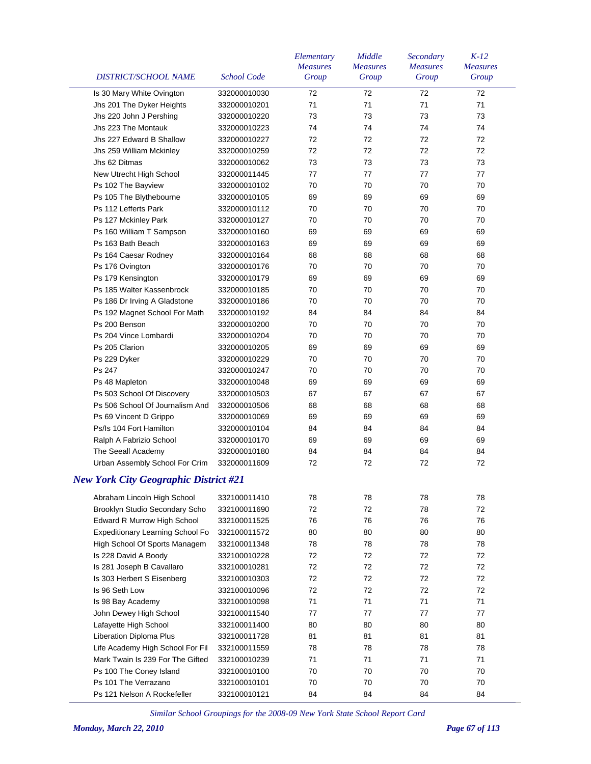| DISTRICT/SCHOOL NAME | School Code | Elementary Measures Group | Middle Measures Group | Secondary Measures Group | K-12 Measures Group |
|---|---|---|---|---|---|
| Is 30 Mary White Ovington | 332000010030 | 72 | 72 | 72 | 72 |
| Jhs 201 The Dyker Heights | 332000010201 | 71 | 71 | 71 | 71 |
| Jhs 220 John J Pershing | 332000010220 | 73 | 73 | 73 | 73 |
| Jhs 223 The Montauk | 332000010223 | 74 | 74 | 74 | 74 |
| Jhs 227 Edward B Shallow | 332000010227 | 72 | 72 | 72 | 72 |
| Jhs 259 William Mckinley | 332000010259 | 72 | 72 | 72 | 72 |
| Jhs 62 Ditmas | 332000010062 | 73 | 73 | 73 | 73 |
| New Utrecht High School | 332000011445 | 77 | 77 | 77 | 77 |
| Ps 102 The Bayview | 332000010102 | 70 | 70 | 70 | 70 |
| Ps 105 The Blythebourne | 332000010105 | 69 | 69 | 69 | 69 |
| Ps 112 Lefferts Park | 332000010112 | 70 | 70 | 70 | 70 |
| Ps 127 Mckinley Park | 332000010127 | 70 | 70 | 70 | 70 |
| Ps 160 William T Sampson | 332000010160 | 69 | 69 | 69 | 69 |
| Ps 163 Bath Beach | 332000010163 | 69 | 69 | 69 | 69 |
| Ps 164 Caesar Rodney | 332000010164 | 68 | 68 | 68 | 68 |
| Ps 176 Ovington | 332000010176 | 70 | 70 | 70 | 70 |
| Ps 179 Kensington | 332000010179 | 69 | 69 | 69 | 69 |
| Ps 185 Walter Kassenbrock | 332000010185 | 70 | 70 | 70 | 70 |
| Ps 186 Dr Irving A Gladstone | 332000010186 | 70 | 70 | 70 | 70 |
| Ps 192 Magnet School For Math | 332000010192 | 84 | 84 | 84 | 84 |
| Ps 200 Benson | 332000010200 | 70 | 70 | 70 | 70 |
| Ps 204 Vince Lombardi | 332000010204 | 70 | 70 | 70 | 70 |
| Ps 205 Clarion | 332000010205 | 69 | 69 | 69 | 69 |
| Ps 229 Dyker | 332000010229 | 70 | 70 | 70 | 70 |
| Ps 247 | 332000010247 | 70 | 70 | 70 | 70 |
| Ps 48 Mapleton | 332000010048 | 69 | 69 | 69 | 69 |
| Ps 503 School Of Discovery | 332000010503 | 67 | 67 | 67 | 67 |
| Ps 506 School Of Journalism And | 332000010506 | 68 | 68 | 68 | 68 |
| Ps 69 Vincent D Grippo | 332000010069 | 69 | 69 | 69 | 69 |
| Ps/Is 104 Fort Hamilton | 332000010104 | 84 | 84 | 84 | 84 |
| Ralph A Fabrizio School | 332000010170 | 69 | 69 | 69 | 69 |
| The Seeall Academy | 332000010180 | 84 | 84 | 84 | 84 |
| Urban Assembly School For Crim | 332000011609 | 72 | 72 | 72 | 72 |

## *New York City Geographic District #21*

| DISTRICT/SCHOOL NAME | School Code | Elementary Measures Group | Middle Measures Group | Secondary Measures Group | K-12 Measures Group |
|---|---|---|---|---|---|
| Abraham Lincoln High School | 332100011410 | 78 | 78 | 78 | 78 |
| Brooklyn Studio Secondary Scho | 332100011690 | 72 | 72 | 78 | 72 |
| Edward R Murrow High School | 332100011525 | 76 | 76 | 76 | 76 |
| Expeditionary Learning School Fo | 332100011572 | 80 | 80 | 80 | 80 |
| High School Of Sports Managem | 332100011348 | 78 | 78 | 78 | 78 |
| Is 228 David A Boody | 332100010228 | 72 | 72 | 72 | 72 |
| Is 281 Joseph B Cavallaro | 332100010281 | 72 | 72 | 72 | 72 |
| Is 303 Herbert S Eisenberg | 332100010303 | 72 | 72 | 72 | 72 |
| Is 96 Seth Low | 332100010096 | 72 | 72 | 72 | 72 |
| Is 98 Bay Academy | 332100010098 | 71 | 71 | 71 | 71 |
| John Dewey High School | 332100011540 | 77 | 77 | 77 | 77 |
| Lafayette High School | 332100011400 | 80 | 80 | 80 | 80 |
| Liberation Diploma Plus | 332100011728 | 81 | 81 | 81 | 81 |
| Life Academy High School For Fil | 332100011559 | 78 | 78 | 78 | 78 |
| Mark Twain Is 239 For The Gifted | 332100010239 | 71 | 71 | 71 | 71 |
| Ps 100 The Coney Island | 332100010100 | 70 | 70 | 70 | 70 |
| Ps 101 The Verrazano | 332100010101 | 70 | 70 | 70 | 70 |
| Ps 121 Nelson A Rockefeller | 332100010121 | 84 | 84 | 84 | 84 |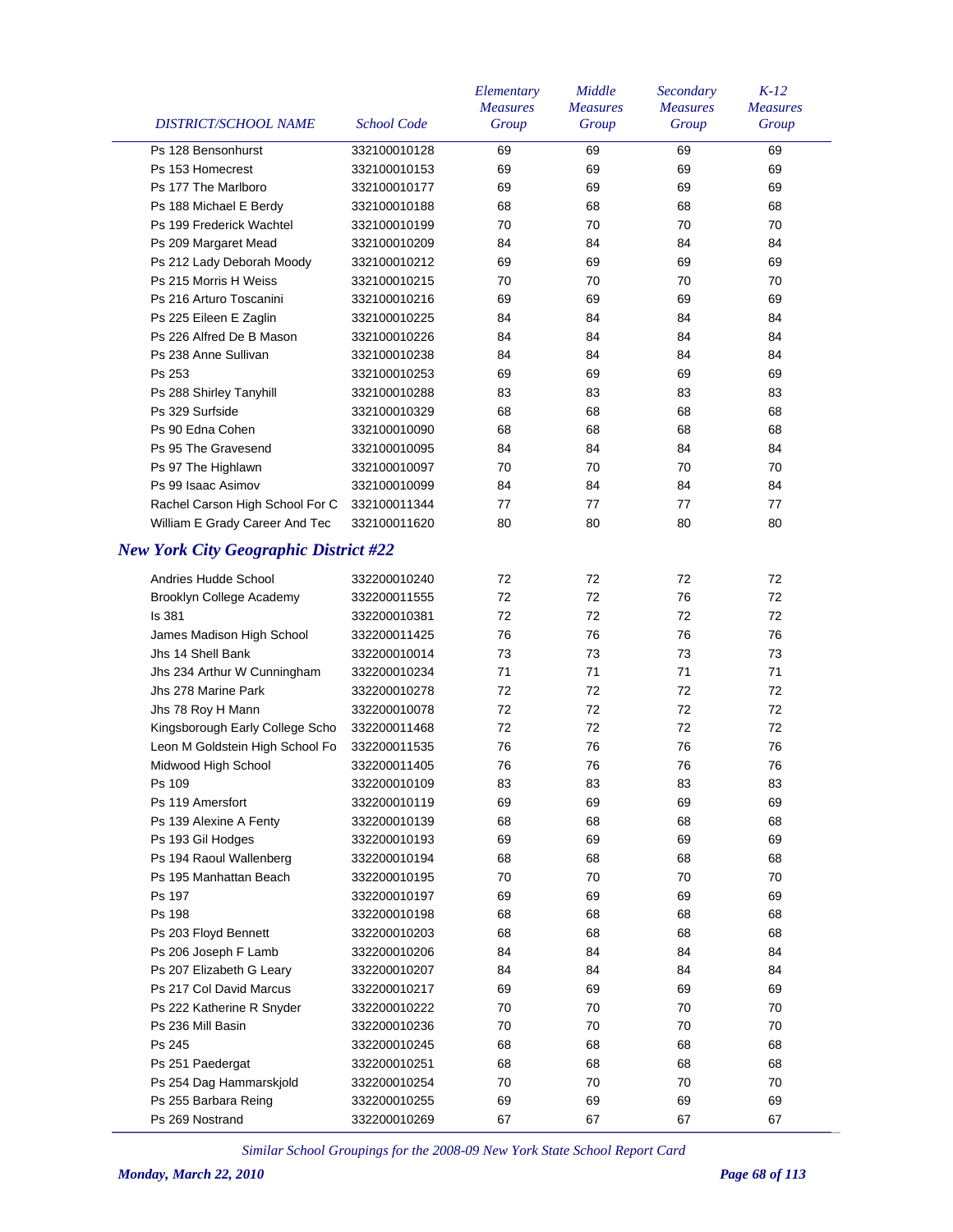| DISTRICT/SCHOOL NAME | School Code | Elementary Measures Group | Middle Measures Group | Secondary Measures Group | K-12 Measures Group |
|---|---|---|---|---|---|
| Ps 128 Bensonhurst | 332100010128 | 69 | 69 | 69 | 69 |
| Ps 153 Homecrest | 332100010153 | 69 | 69 | 69 | 69 |
| Ps 177 The Marlboro | 332100010177 | 69 | 69 | 69 | 69 |
| Ps 188 Michael E Berdy | 332100010188 | 68 | 68 | 68 | 68 |
| Ps 199 Frederick Wachtel | 332100010199 | 70 | 70 | 70 | 70 |
| Ps 209 Margaret Mead | 332100010209 | 84 | 84 | 84 | 84 |
| Ps 212 Lady Deborah Moody | 332100010212 | 69 | 69 | 69 | 69 |
| Ps 215 Morris H Weiss | 332100010215 | 70 | 70 | 70 | 70 |
| Ps 216 Arturo Toscanini | 332100010216 | 69 | 69 | 69 | 69 |
| Ps 225 Eileen E Zaglin | 332100010225 | 84 | 84 | 84 | 84 |
| Ps 226 Alfred De B Mason | 332100010226 | 84 | 84 | 84 | 84 |
| Ps 238 Anne Sullivan | 332100010238 | 84 | 84 | 84 | 84 |
| Ps 253 | 332100010253 | 69 | 69 | 69 | 69 |
| Ps 288 Shirley Tanyhill | 332100010288 | 83 | 83 | 83 | 83 |
| Ps 329 Surfside | 332100010329 | 68 | 68 | 68 | 68 |
| Ps 90 Edna Cohen | 332100010090 | 68 | 68 | 68 | 68 |
| Ps 95 The Gravesend | 332100010095 | 84 | 84 | 84 | 84 |
| Ps 97 The Highlawn | 332100010097 | 70 | 70 | 70 | 70 |
| Ps 99 Isaac Asimov | 332100010099 | 84 | 84 | 84 | 84 |
| Rachel Carson High School For C | 332100011344 | 77 | 77 | 77 | 77 |
| William E Grady Career And Tec | 332100011620 | 80 | 80 | 80 | 80 |

## *New York City Geographic District #22*

| DISTRICT/SCHOOL NAME | School Code | Elementary Measures Group | Middle Measures Group | Secondary Measures Group | K-12 Measures Group |
|---|---|---|---|---|---|
| Andries Hudde School | 332200010240 | 72 | 72 | 72 | 72 |
| Brooklyn College Academy | 332200011555 | 72 | 72 | 76 | 72 |
| Is 381 | 332200010381 | 72 | 72 | 72 | 72 |
| James Madison High School | 332200011425 | 76 | 76 | 76 | 76 |
| Jhs 14 Shell Bank | 332200010014 | 73 | 73 | 73 | 73 |
| Jhs 234 Arthur W Cunningham | 332200010234 | 71 | 71 | 71 | 71 |
| Jhs 278 Marine Park | 332200010278 | 72 | 72 | 72 | 72 |
| Jhs 78 Roy H Mann | 332200010078 | 72 | 72 | 72 | 72 |
| Kingsborough Early College Scho | 332200011468 | 72 | 72 | 72 | 72 |
| Leon M Goldstein High School Fo | 332200011535 | 76 | 76 | 76 | 76 |
| Midwood High School | 332200011405 | 76 | 76 | 76 | 76 |
| Ps 109 | 332200010109 | 83 | 83 | 83 | 83 |
| Ps 119 Amersfort | 332200010119 | 69 | 69 | 69 | 69 |
| Ps 139 Alexine A Fenty | 332200010139 | 68 | 68 | 68 | 68 |
| Ps 193 Gil Hodges | 332200010193 | 69 | 69 | 69 | 69 |
| Ps 194 Raoul Wallenberg | 332200010194 | 68 | 68 | 68 | 68 |
| Ps 195 Manhattan Beach | 332200010195 | 70 | 70 | 70 | 70 |
| Ps 197 | 332200010197 | 69 | 69 | 69 | 69 |
| Ps 198 | 332200010198 | 68 | 68 | 68 | 68 |
| Ps 203 Floyd Bennett | 332200010203 | 68 | 68 | 68 | 68 |
| Ps 206 Joseph F Lamb | 332200010206 | 84 | 84 | 84 | 84 |
| Ps 207 Elizabeth G Leary | 332200010207 | 84 | 84 | 84 | 84 |
| Ps 217 Col David Marcus | 332200010217 | 69 | 69 | 69 | 69 |
| Ps 222 Katherine R Snyder | 332200010222 | 70 | 70 | 70 | 70 |
| Ps 236 Mill Basin | 332200010236 | 70 | 70 | 70 | 70 |
| Ps 245 | 332200010245 | 68 | 68 | 68 | 68 |
| Ps 251 Paedergat | 332200010251 | 68 | 68 | 68 | 68 |
| Ps 254 Dag Hammarskjold | 332200010254 | 70 | 70 | 70 | 70 |
| Ps 255 Barbara Reing | 332200010255 | 69 | 69 | 69 | 69 |
| Ps 269 Nostrand | 332200010269 | 67 | 67 | 67 | 67 |

*Similar School Groupings for the 2008-09 New York State School Report Card*

*Monday, March 22, 2010*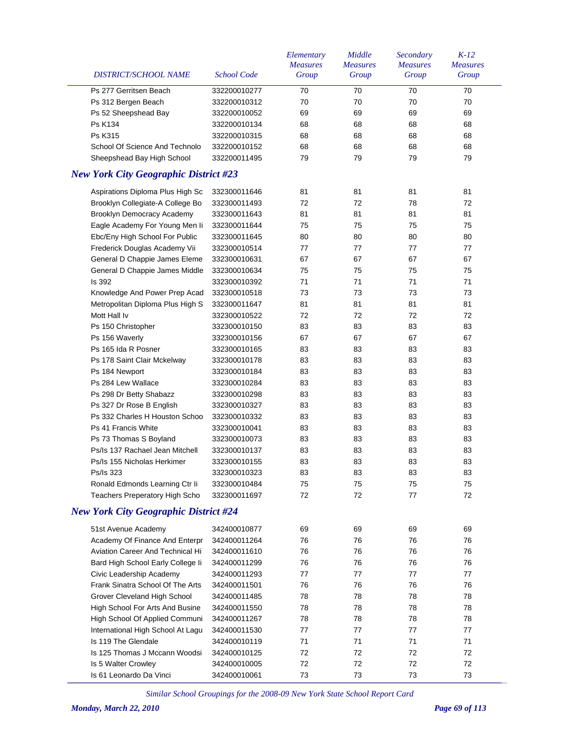| DISTRICT/SCHOOL NAME | School Code | Elementary Measures Group | Middle Measures Group | Secondary Measures Group | K-12 Measures Group |
|---|---|---|---|---|---|
| Ps 277 Gerritsen Beach | 332200010277 | 70 | 70 | 70 | 70 |
| Ps 312 Bergen Beach | 332200010312 | 70 | 70 | 70 | 70 |
| Ps 52 Sheepshead Bay | 332200010052 | 69 | 69 | 69 | 69 |
| Ps K134 | 332200010134 | 68 | 68 | 68 | 68 |
| Ps K315 | 332200010315 | 68 | 68 | 68 | 68 |
| School Of Science And Technolo | 332200010152 | 68 | 68 | 68 | 68 |
| Sheepshead Bay High School | 332200011495 | 79 | 79 | 79 | 79 |

## *New York City Geographic District #23*

| DISTRICT/SCHOOL NAME | School Code | Elementary Measures Group | Middle Measures Group | Secondary Measures Group | K-12 Measures Group |
|---|---|---|---|---|---|
| Aspirations Diploma Plus High Sc | 332300011646 | 81 | 81 | 81 | 81 |
| Brooklyn Collegiate-A College Bo | 332300011493 | 72 | 72 | 78 | 72 |
| Brooklyn Democracy Academy | 332300011643 | 81 | 81 | 81 | 81 |
| Eagle Academy For Young Men Ii | 332300011644 | 75 | 75 | 75 | 75 |
| Ebc/Eny High School For Public | 332300011645 | 80 | 80 | 80 | 80 |
| Frederick Douglas Academy Vii | 332300010514 | 77 | 77 | 77 | 77 |
| General D Chappie James Eleme | 332300010631 | 67 | 67 | 67 | 67 |
| General D Chappie James Middle | 332300010634 | 75 | 75 | 75 | 75 |
| Is 392 | 332300010392 | 71 | 71 | 71 | 71 |
| Knowledge And Power Prep Acad | 332300010518 | 73 | 73 | 73 | 73 |
| Metropolitan Diploma Plus High S | 332300011647 | 81 | 81 | 81 | 81 |
| Mott Hall Iv | 332300010522 | 72 | 72 | 72 | 72 |
| Ps 150 Christopher | 332300010150 | 83 | 83 | 83 | 83 |
| Ps 156 Waverly | 332300010156 | 67 | 67 | 67 | 67 |
| Ps 165 Ida R Posner | 332300010165 | 83 | 83 | 83 | 83 |
| Ps 178 Saint Clair Mckelway | 332300010178 | 83 | 83 | 83 | 83 |
| Ps 184 Newport | 332300010184 | 83 | 83 | 83 | 83 |
| Ps 284 Lew Wallace | 332300010284 | 83 | 83 | 83 | 83 |
| Ps 298 Dr Betty Shabazz | 332300010298 | 83 | 83 | 83 | 83 |
| Ps 327 Dr Rose B English | 332300010327 | 83 | 83 | 83 | 83 |
| Ps 332 Charles H Houston Schoo | 332300010332 | 83 | 83 | 83 | 83 |
| Ps 41 Francis White | 332300010041 | 83 | 83 | 83 | 83 |
| Ps 73 Thomas S Boyland | 332300010073 | 83 | 83 | 83 | 83 |
| Ps/Is 137 Rachael Jean Mitchell | 332300010137 | 83 | 83 | 83 | 83 |
| Ps/Is 155 Nicholas Herkimer | 332300010155 | 83 | 83 | 83 | 83 |
| Ps/Is 323 | 332300010323 | 83 | 83 | 83 | 83 |
| Ronald Edmonds Learning Ctr Ii | 332300010484 | 75 | 75 | 75 | 75 |
| Teachers Preparatory High Scho | 332300011697 | 72 | 72 | 77 | 72 |

## *New York City Geographic District #24*

| DISTRICT/SCHOOL NAME | School Code | Elementary Measures Group | Middle Measures Group | Secondary Measures Group | K-12 Measures Group |
|---|---|---|---|---|---|
| 51st Avenue Academy | 342400010877 | 69 | 69 | 69 | 69 |
| Academy Of Finance And Enterpr | 342400011264 | 76 | 76 | 76 | 76 |
| Aviation Career And Technical Hi | 342400011610 | 76 | 76 | 76 | 76 |
| Bard High School Early College Ii | 342400011299 | 76 | 76 | 76 | 76 |
| Civic Leadership Academy | 342400011293 | 77 | 77 | 77 | 77 |
| Frank Sinatra School Of The Arts | 342400011501 | 76 | 76 | 76 | 76 |
| Grover Cleveland High School | 342400011485 | 78 | 78 | 78 | 78 |
| High School For Arts And Busine | 342400011550 | 78 | 78 | 78 | 78 |
| High School Of Applied Communi | 342400011267 | 78 | 78 | 78 | 78 |
| International High School At Lagu | 342400011530 | 77 | 77 | 77 | 77 |
| Is 119 The Glendale | 342400010119 | 71 | 71 | 71 | 71 |
| Is 125 Thomas J Mccann Woodsi | 342400010125 | 72 | 72 | 72 | 72 |
| Is 5 Walter Crowley | 342400010005 | 72 | 72 | 72 | 72 |
| Is 61 Leonardo Da Vinci | 342400010061 | 73 | 73 | 73 | 73 |

*Similar School Groupings for the 2008-09 New York State School Report Card*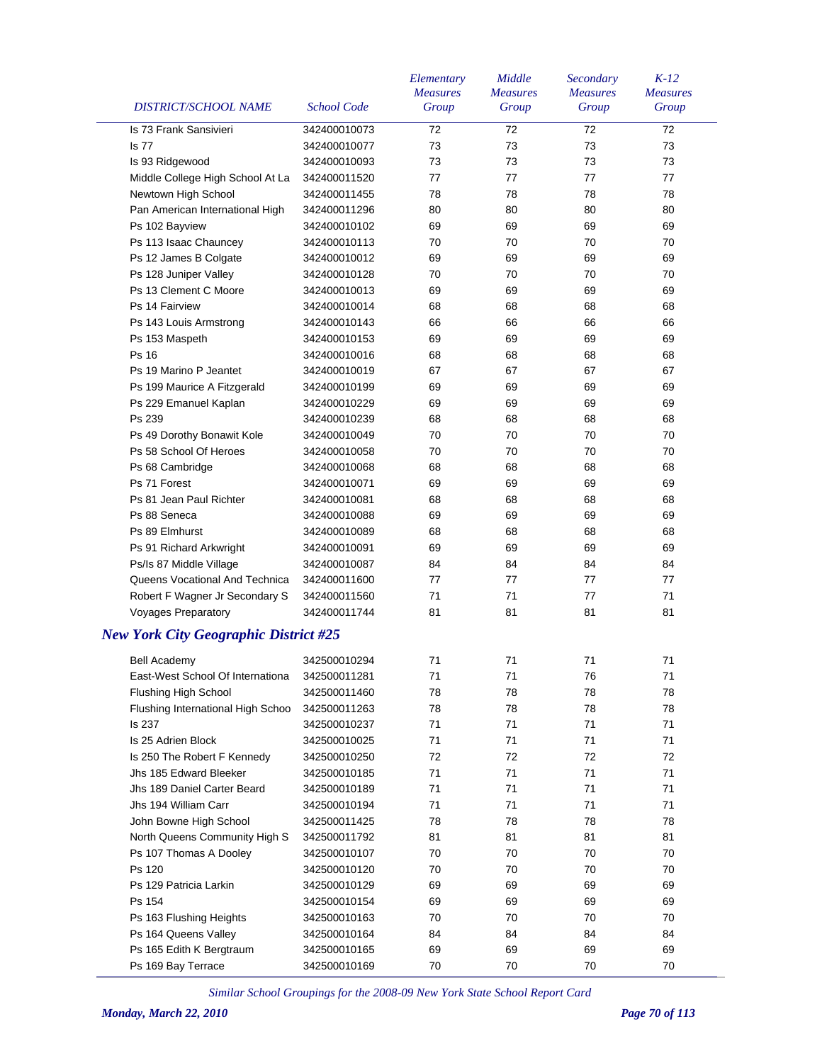| DISTRICT/SCHOOL NAME | School Code | Elementary Measures Group | Middle Measures Group | Secondary Measures Group | K-12 Measures Group |
|---|---|---|---|---|---|
| Is 73 Frank Sansivieri | 342400010073 | 72 | 72 | 72 | 72 |
| Is 77 | 342400010077 | 73 | 73 | 73 | 73 |
| Is 93 Ridgewood | 342400010093 | 73 | 73 | 73 | 73 |
| Middle College High School At La | 342400011520 | 77 | 77 | 77 | 77 |
| Newtown High School | 342400011455 | 78 | 78 | 78 | 78 |
| Pan American International High | 342400011296 | 80 | 80 | 80 | 80 |
| Ps 102 Bayview | 342400010102 | 69 | 69 | 69 | 69 |
| Ps 113 Isaac Chauncey | 342400010113 | 70 | 70 | 70 | 70 |
| Ps 12 James B Colgate | 342400010012 | 69 | 69 | 69 | 69 |
| Ps 128 Juniper Valley | 342400010128 | 70 | 70 | 70 | 70 |
| Ps 13 Clement C Moore | 342400010013 | 69 | 69 | 69 | 69 |
| Ps 14 Fairview | 342400010014 | 68 | 68 | 68 | 68 |
| Ps 143 Louis Armstrong | 342400010143 | 66 | 66 | 66 | 66 |
| Ps 153 Maspeth | 342400010153 | 69 | 69 | 69 | 69 |
| Ps 16 | 342400010016 | 68 | 68 | 68 | 68 |
| Ps 19 Marino P Jeantet | 342400010019 | 67 | 67 | 67 | 67 |
| Ps 199 Maurice A Fitzgerald | 342400010199 | 69 | 69 | 69 | 69 |
| Ps 229 Emanuel Kaplan | 342400010229 | 69 | 69 | 69 | 69 |
| Ps 239 | 342400010239 | 68 | 68 | 68 | 68 |
| Ps 49 Dorothy Bonawit Kole | 342400010049 | 70 | 70 | 70 | 70 |
| Ps 58 School Of Heroes | 342400010058 | 70 | 70 | 70 | 70 |
| Ps 68 Cambridge | 342400010068 | 68 | 68 | 68 | 68 |
| Ps 71 Forest | 342400010071 | 69 | 69 | 69 | 69 |
| Ps 81 Jean Paul Richter | 342400010081 | 68 | 68 | 68 | 68 |
| Ps 88 Seneca | 342400010088 | 69 | 69 | 69 | 69 |
| Ps 89 Elmhurst | 342400010089 | 68 | 68 | 68 | 68 |
| Ps 91 Richard Arkwright | 342400010091 | 69 | 69 | 69 | 69 |
| Ps/Is 87 Middle Village | 342400010087 | 84 | 84 | 84 | 84 |
| Queens Vocational And Technica | 342400011600 | 77 | 77 | 77 | 77 |
| Robert F Wagner Jr Secondary S | 342400011560 | 71 | 71 | 77 | 71 |
| Voyages Preparatory | 342400011744 | 81 | 81 | 81 | 81 |

## *New York City Geographic District #25*

| DISTRICT/SCHOOL NAME | School Code | Elementary Measures Group | Middle Measures Group | Secondary Measures Group | K-12 Measures Group |
|---|---|---|---|---|---|
| Bell Academy | 342500010294 | 71 | 71 | 71 | 71 |
| East-West School Of Internationa | 342500011281 | 71 | 71 | 76 | 71 |
| Flushing High School | 342500011460 | 78 | 78 | 78 | 78 |
| Flushing International High Schoo | 342500011263 | 78 | 78 | 78 | 78 |
| Is 237 | 342500010237 | 71 | 71 | 71 | 71 |
| Is 25 Adrien Block | 342500010025 | 71 | 71 | 71 | 71 |
| Is 250 The Robert F Kennedy | 342500010250 | 72 | 72 | 72 | 72 |
| Jhs 185 Edward Bleeker | 342500010185 | 71 | 71 | 71 | 71 |
| Jhs 189 Daniel Carter Beard | 342500010189 | 71 | 71 | 71 | 71 |
| Jhs 194 William Carr | 342500010194 | 71 | 71 | 71 | 71 |
| John Bowne High School | 342500011425 | 78 | 78 | 78 | 78 |
| North Queens Community High S | 342500011792 | 81 | 81 | 81 | 81 |
| Ps 107 Thomas A Dooley | 342500010107 | 70 | 70 | 70 | 70 |
| Ps 120 | 342500010120 | 70 | 70 | 70 | 70 |
| Ps 129 Patricia Larkin | 342500010129 | 69 | 69 | 69 | 69 |
| Ps 154 | 342500010154 | 69 | 69 | 69 | 69 |
| Ps 163 Flushing Heights | 342500010163 | 70 | 70 | 70 | 70 |
| Ps 164 Queens Valley | 342500010164 | 84 | 84 | 84 | 84 |
| Ps 165 Edith K Bergtraum | 342500010165 | 69 | 69 | 69 | 69 |
| Ps 169 Bay Terrace | 342500010169 | 70 | 70 | 70 | 70 |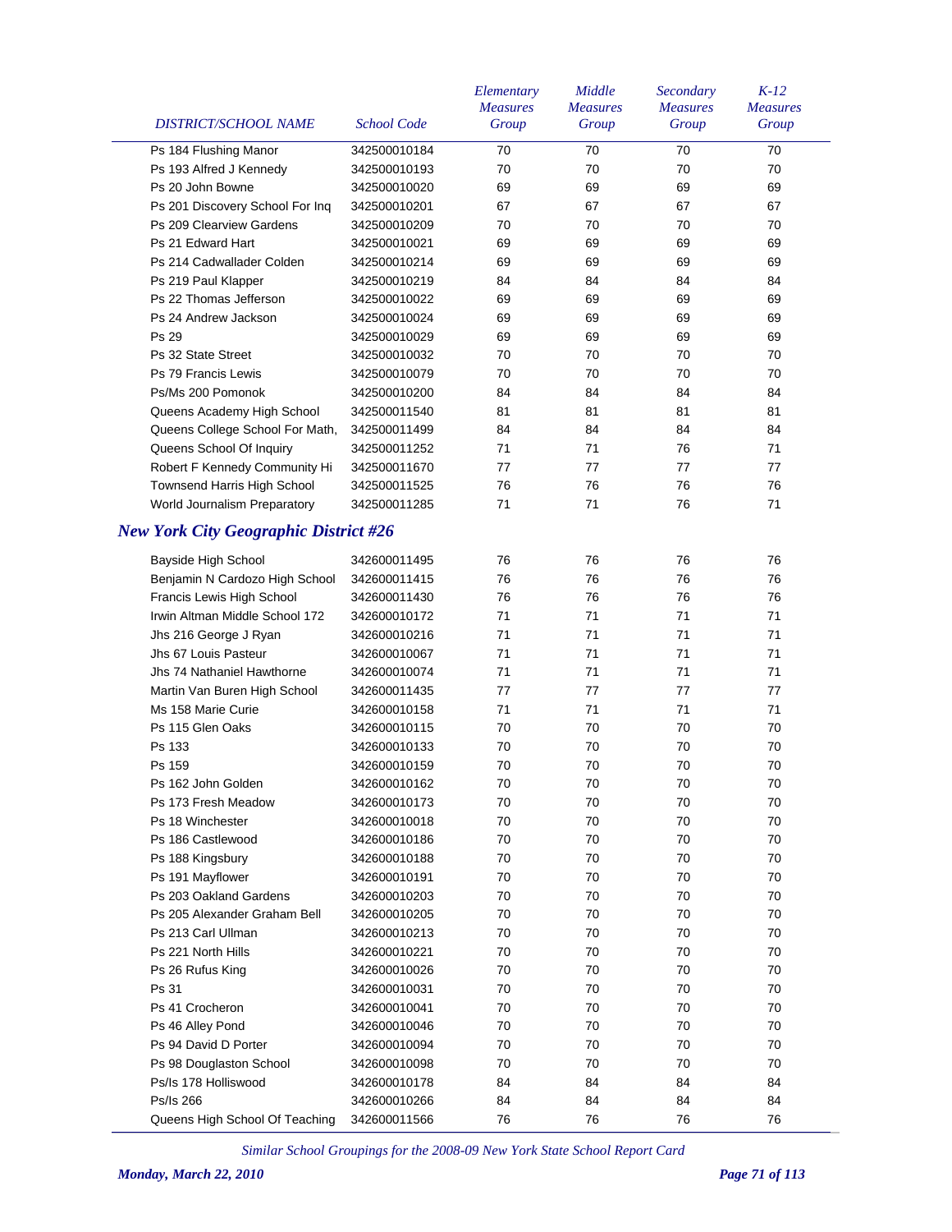| DISTRICT/SCHOOL NAME | School Code | Elementary Measures Group | Middle Measures Group | Secondary Measures Group | K-12 Measures Group |
|---|---|---|---|---|---|
| Ps 184 Flushing Manor | 342500010184 | 70 | 70 | 70 | 70 |
| Ps 193 Alfred J Kennedy | 342500010193 | 70 | 70 | 70 | 70 |
| Ps 20 John Bowne | 342500010020 | 69 | 69 | 69 | 69 |
| Ps 201 Discovery School For Inq | 342500010201 | 67 | 67 | 67 | 67 |
| Ps 209 Clearview Gardens | 342500010209 | 70 | 70 | 70 | 70 |
| Ps 21 Edward Hart | 342500010021 | 69 | 69 | 69 | 69 |
| Ps 214 Cadwallader Colden | 342500010214 | 69 | 69 | 69 | 69 |
| Ps 219 Paul Klapper | 342500010219 | 84 | 84 | 84 | 84 |
| Ps 22 Thomas Jefferson | 342500010022 | 69 | 69 | 69 | 69 |
| Ps 24 Andrew Jackson | 342500010024 | 69 | 69 | 69 | 69 |
| Ps 29 | 342500010029 | 69 | 69 | 69 | 69 |
| Ps 32 State Street | 342500010032 | 70 | 70 | 70 | 70 |
| Ps 79 Francis Lewis | 342500010079 | 70 | 70 | 70 | 70 |
| Ps/Ms 200 Pomonok | 342500010200 | 84 | 84 | 84 | 84 |
| Queens Academy High School | 342500011540 | 81 | 81 | 81 | 81 |
| Queens College School For Math, | 342500011499 | 84 | 84 | 84 | 84 |
| Queens School Of Inquiry | 342500011252 | 71 | 71 | 76 | 71 |
| Robert F Kennedy Community Hi | 342500011670 | 77 | 77 | 77 | 77 |
| Townsend Harris High School | 342500011525 | 76 | 76 | 76 | 76 |
| World Journalism Preparatory | 342500011285 | 71 | 71 | 76 | 71 |

## *New York City Geographic District #26*

| DISTRICT/SCHOOL NAME | School Code | Elementary Measures Group | Middle Measures Group | Secondary Measures Group | K-12 Measures Group |
|---|---|---|---|---|---|
| Bayside High School | 342600011495 | 76 | 76 | 76 | 76 |
| Benjamin N Cardozo High School | 342600011415 | 76 | 76 | 76 | 76 |
| Francis Lewis High School | 342600011430 | 76 | 76 | 76 | 76 |
| Irwin Altman Middle School 172 | 342600010172 | 71 | 71 | 71 | 71 |
| Jhs 216 George J Ryan | 342600010216 | 71 | 71 | 71 | 71 |
| Jhs 67 Louis Pasteur | 342600010067 | 71 | 71 | 71 | 71 |
| Jhs 74 Nathaniel Hawthorne | 342600010074 | 71 | 71 | 71 | 71 |
| Martin Van Buren High School | 342600011435 | 77 | 77 | 77 | 77 |
| Ms 158 Marie Curie | 342600010158 | 71 | 71 | 71 | 71 |
| Ps 115 Glen Oaks | 342600010115 | 70 | 70 | 70 | 70 |
| Ps 133 | 342600010133 | 70 | 70 | 70 | 70 |
| Ps 159 | 342600010159 | 70 | 70 | 70 | 70 |
| Ps 162 John Golden | 342600010162 | 70 | 70 | 70 | 70 |
| Ps 173 Fresh Meadow | 342600010173 | 70 | 70 | 70 | 70 |
| Ps 18 Winchester | 342600010018 | 70 | 70 | 70 | 70 |
| Ps 186 Castlewood | 342600010186 | 70 | 70 | 70 | 70 |
| Ps 188 Kingsbury | 342600010188 | 70 | 70 | 70 | 70 |
| Ps 191 Mayflower | 342600010191 | 70 | 70 | 70 | 70 |
| Ps 203 Oakland Gardens | 342600010203 | 70 | 70 | 70 | 70 |
| Ps 205 Alexander Graham Bell | 342600010205 | 70 | 70 | 70 | 70 |
| Ps 213 Carl Ullman | 342600010213 | 70 | 70 | 70 | 70 |
| Ps 221 North Hills | 342600010221 | 70 | 70 | 70 | 70 |
| Ps 26 Rufus King | 342600010026 | 70 | 70 | 70 | 70 |
| Ps 31 | 342600010031 | 70 | 70 | 70 | 70 |
| Ps 41 Crocheron | 342600010041 | 70 | 70 | 70 | 70 |
| Ps 46 Alley Pond | 342600010046 | 70 | 70 | 70 | 70 |
| Ps 94 David D Porter | 342600010094 | 70 | 70 | 70 | 70 |
| Ps 98 Douglaston School | 342600010098 | 70 | 70 | 70 | 70 |
| Ps/Is 178 Holliswood | 342600010178 | 84 | 84 | 84 | 84 |
| Ps/Is 266 | 342600010266 | 84 | 84 | 84 | 84 |
| Queens High School Of Teaching | 342600011566 | 76 | 76 | 76 | 76 |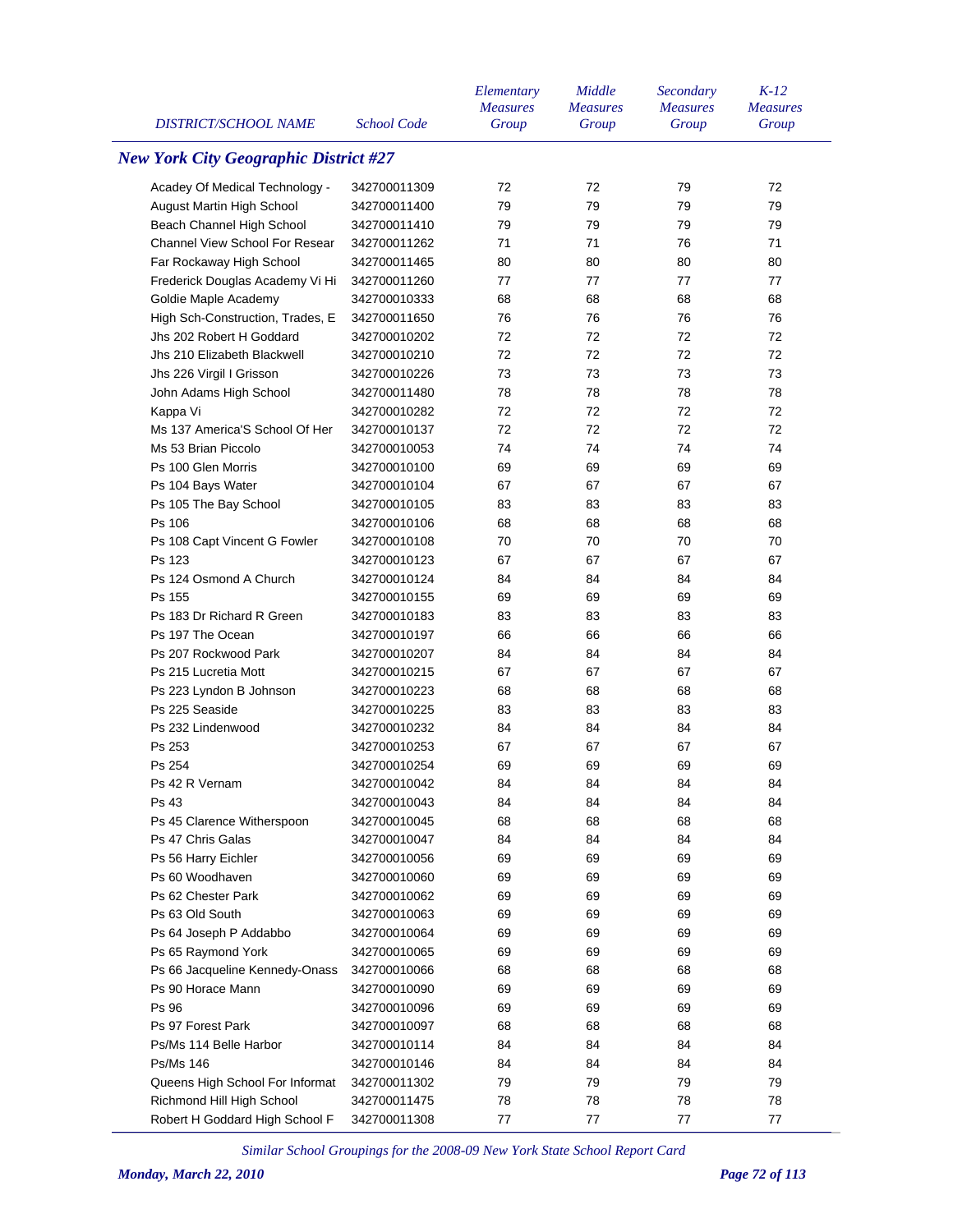| DISTRICT/SCHOOL NAME | School Code | Elementary Measures Group | Middle Measures Group | Secondary Measures Group | K-12 Measures Group |
|---|---|---|---|---|---|

## New York City Geographic District #27

| DISTRICT/SCHOOL NAME | School Code | Elementary Measures Group | Middle Measures Group | Secondary Measures Group | K-12 Measures Group |
|---|---|---|---|---|---|
| Acadey Of Medical Technology - | 342700011309 | 72 | 72 | 79 | 72 |
| August Martin High School | 342700011400 | 79 | 79 | 79 | 79 |
| Beach Channel High School | 342700011410 | 79 | 79 | 79 | 79 |
| Channel View School For Resear | 342700011262 | 71 | 71 | 76 | 71 |
| Far Rockaway High School | 342700011465 | 80 | 80 | 80 | 80 |
| Frederick Douglas Academy Vi Hi | 342700011260 | 77 | 77 | 77 | 77 |
| Goldie Maple Academy | 342700010333 | 68 | 68 | 68 | 68 |
| High Sch-Construction, Trades, E | 342700011650 | 76 | 76 | 76 | 76 |
| Jhs 202 Robert H Goddard | 342700010202 | 72 | 72 | 72 | 72 |
| Jhs 210 Elizabeth Blackwell | 342700010210 | 72 | 72 | 72 | 72 |
| Jhs 226 Virgil I Grisson | 342700010226 | 73 | 73 | 73 | 73 |
| John Adams High School | 342700011480 | 78 | 78 | 78 | 78 |
| Kappa Vi | 342700010282 | 72 | 72 | 72 | 72 |
| Ms 137 America'S School Of Her | 342700010137 | 72 | 72 | 72 | 72 |
| Ms 53 Brian Piccolo | 342700010053 | 74 | 74 | 74 | 74 |
| Ps 100 Glen Morris | 342700010100 | 69 | 69 | 69 | 69 |
| Ps 104 Bays Water | 342700010104 | 67 | 67 | 67 | 67 |
| Ps 105 The Bay School | 342700010105 | 83 | 83 | 83 | 83 |
| Ps 106 | 342700010106 | 68 | 68 | 68 | 68 |
| Ps 108 Capt Vincent G Fowler | 342700010108 | 70 | 70 | 70 | 70 |
| Ps 123 | 342700010123 | 67 | 67 | 67 | 67 |
| Ps 124 Osmond A Church | 342700010124 | 84 | 84 | 84 | 84 |
| Ps 155 | 342700010155 | 69 | 69 | 69 | 69 |
| Ps 183 Dr Richard R Green | 342700010183 | 83 | 83 | 83 | 83 |
| Ps 197 The Ocean | 342700010197 | 66 | 66 | 66 | 66 |
| Ps 207 Rockwood Park | 342700010207 | 84 | 84 | 84 | 84 |
| Ps 215 Lucretia Mott | 342700010215 | 67 | 67 | 67 | 67 |
| Ps 223 Lyndon B Johnson | 342700010223 | 68 | 68 | 68 | 68 |
| Ps 225 Seaside | 342700010225 | 83 | 83 | 83 | 83 |
| Ps 232 Lindenwood | 342700010232 | 84 | 84 | 84 | 84 |
| Ps 253 | 342700010253 | 67 | 67 | 67 | 67 |
| Ps 254 | 342700010254 | 69 | 69 | 69 | 69 |
| Ps 42 R Vernam | 342700010042 | 84 | 84 | 84 | 84 |
| Ps 43 | 342700010043 | 84 | 84 | 84 | 84 |
| Ps 45 Clarence Witherspoon | 342700010045 | 68 | 68 | 68 | 68 |
| Ps 47 Chris Galas | 342700010047 | 84 | 84 | 84 | 84 |
| Ps 56 Harry Eichler | 342700010056 | 69 | 69 | 69 | 69 |
| Ps 60 Woodhaven | 342700010060 | 69 | 69 | 69 | 69 |
| Ps 62 Chester Park | 342700010062 | 69 | 69 | 69 | 69 |
| Ps 63 Old South | 342700010063 | 69 | 69 | 69 | 69 |
| Ps 64 Joseph P Addabbo | 342700010064 | 69 | 69 | 69 | 69 |
| Ps 65 Raymond York | 342700010065 | 69 | 69 | 69 | 69 |
| Ps 66 Jacqueline Kennedy-Onass | 342700010066 | 68 | 68 | 68 | 68 |
| Ps 90 Horace Mann | 342700010090 | 69 | 69 | 69 | 69 |
| Ps 96 | 342700010096 | 69 | 69 | 69 | 69 |
| Ps 97 Forest Park | 342700010097 | 68 | 68 | 68 | 68 |
| Ps/Ms 114 Belle Harbor | 342700010114 | 84 | 84 | 84 | 84 |
| Ps/Ms 146 | 342700010146 | 84 | 84 | 84 | 84 |
| Queens High School For Informat | 342700011302 | 79 | 79 | 79 | 79 |
| Richmond Hill High School | 342700011475 | 78 | 78 | 78 | 78 |
| Robert H Goddard High School F | 342700011308 | 77 | 77 | 77 | 77 |

*Similar School Groupings for the 2008-09 New York State School Report Card*

*Monday, March 22, 2010*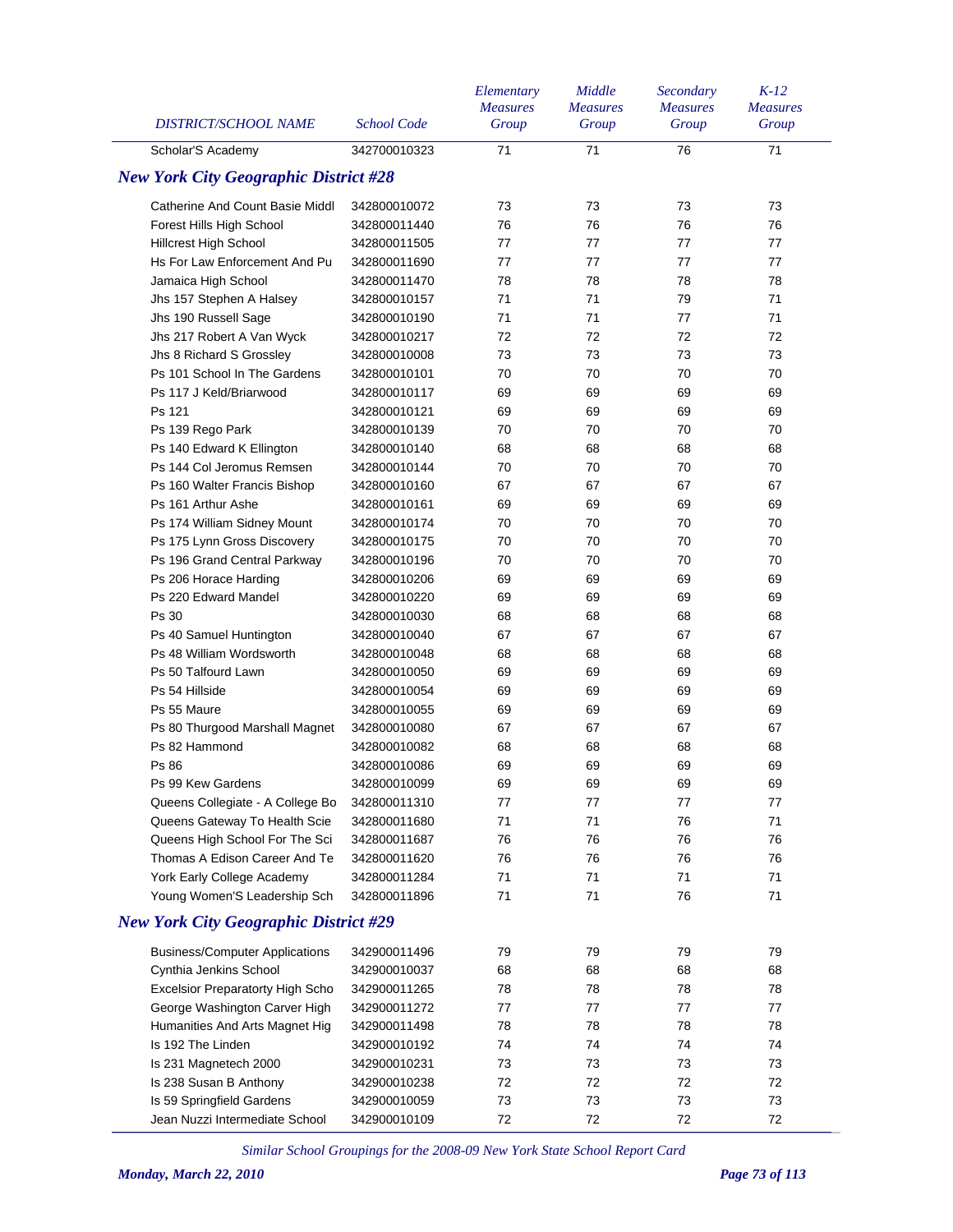| DISTRICT/SCHOOL NAME | School Code | Elementary Measures Group | Middle Measures Group | Secondary Measures Group | K-12 Measures Group |
|---|---|---|---|---|---|
| Scholar'S Academy | 342700010323 | 71 | 71 | 76 | 71 |

## New York City Geographic District #28

| DISTRICT/SCHOOL NAME | School Code | Elementary Measures Group | Middle Measures Group | Secondary Measures Group | K-12 Measures Group |
|---|---|---|---|---|---|
| Catherine And Count Basie Middl | 342800010072 | 73 | 73 | 73 | 73 |
| Forest Hills High School | 342800011440 | 76 | 76 | 76 | 76 |
| Hillcrest High School | 342800011505 | 77 | 77 | 77 | 77 |
| Hs For Law Enforcement And Pu | 342800011690 | 77 | 77 | 77 | 77 |
| Jamaica High School | 342800011470 | 78 | 78 | 78 | 78 |
| Jhs 157 Stephen A Halsey | 342800010157 | 71 | 71 | 79 | 71 |
| Jhs 190 Russell Sage | 342800010190 | 71 | 71 | 77 | 71 |
| Jhs 217 Robert A Van Wyck | 342800010217 | 72 | 72 | 72 | 72 |
| Jhs 8 Richard S Grossley | 342800010008 | 73 | 73 | 73 | 73 |
| Ps 101 School In The Gardens | 342800010101 | 70 | 70 | 70 | 70 |
| Ps 117 J Keld/Briarwood | 342800010117 | 69 | 69 | 69 | 69 |
| Ps 121 | 342800010121 | 69 | 69 | 69 | 69 |
| Ps 139 Rego Park | 342800010139 | 70 | 70 | 70 | 70 |
| Ps 140 Edward K Ellington | 342800010140 | 68 | 68 | 68 | 68 |
| Ps 144 Col Jeromus Remsen | 342800010144 | 70 | 70 | 70 | 70 |
| Ps 160 Walter Francis Bishop | 342800010160 | 67 | 67 | 67 | 67 |
| Ps 161 Arthur Ashe | 342800010161 | 69 | 69 | 69 | 69 |
| Ps 174 William Sidney Mount | 342800010174 | 70 | 70 | 70 | 70 |
| Ps 175 Lynn Gross Discovery | 342800010175 | 70 | 70 | 70 | 70 |
| Ps 196 Grand Central Parkway | 342800010196 | 70 | 70 | 70 | 70 |
| Ps 206 Horace Harding | 342800010206 | 69 | 69 | 69 | 69 |
| Ps 220 Edward Mandel | 342800010220 | 69 | 69 | 69 | 69 |
| Ps 30 | 342800010030 | 68 | 68 | 68 | 68 |
| Ps 40 Samuel Huntington | 342800010040 | 67 | 67 | 67 | 67 |
| Ps 48 William Wordsworth | 342800010048 | 68 | 68 | 68 | 68 |
| Ps 50 Talfourd Lawn | 342800010050 | 69 | 69 | 69 | 69 |
| Ps 54 Hillside | 342800010054 | 69 | 69 | 69 | 69 |
| Ps 55 Maure | 342800010055 | 69 | 69 | 69 | 69 |
| Ps 80 Thurgood Marshall Magnet | 342800010080 | 67 | 67 | 67 | 67 |
| Ps 82 Hammond | 342800010082 | 68 | 68 | 68 | 68 |
| Ps 86 | 342800010086 | 69 | 69 | 69 | 69 |
| Ps 99 Kew Gardens | 342800010099 | 69 | 69 | 69 | 69 |
| Queens Collegiate - A College Bo | 342800011310 | 77 | 77 | 77 | 77 |
| Queens Gateway To Health Scie | 342800011680 | 71 | 71 | 76 | 71 |
| Queens High School For The Sci | 342800011687 | 76 | 76 | 76 | 76 |
| Thomas A Edison Career And Te | 342800011620 | 76 | 76 | 76 | 76 |
| York Early College Academy | 342800011284 | 71 | 71 | 71 | 71 |
| Young Women'S Leadership Sch | 342800011896 | 71 | 71 | 76 | 71 |

## New York City Geographic District #29

| DISTRICT/SCHOOL NAME | School Code | Elementary Measures Group | Middle Measures Group | Secondary Measures Group | K-12 Measures Group |
|---|---|---|---|---|---|
| Business/Computer Applications | 342900011496 | 79 | 79 | 79 | 79 |
| Cynthia Jenkins School | 342900010037 | 68 | 68 | 68 | 68 |
| Excelsior Preparatorty High Scho | 342900011265 | 78 | 78 | 78 | 78 |
| George Washington Carver High | 342900011272 | 77 | 77 | 77 | 77 |
| Humanities And Arts Magnet Hig | 342900011498 | 78 | 78 | 78 | 78 |
| Is 192 The Linden | 342900010192 | 74 | 74 | 74 | 74 |
| Is 231 Magnetech 2000 | 342900010231 | 73 | 73 | 73 | 73 |
| Is 238 Susan B Anthony | 342900010238 | 72 | 72 | 72 | 72 |
| Is 59 Springfield Gardens | 342900010059 | 73 | 73 | 73 | 73 |
| Jean Nuzzi Intermediate School | 342900010109 | 72 | 72 | 72 | 72 |

*Similar School Groupings for the 2008-09 New York State School Report Card*

*Monday, March 22, 2010*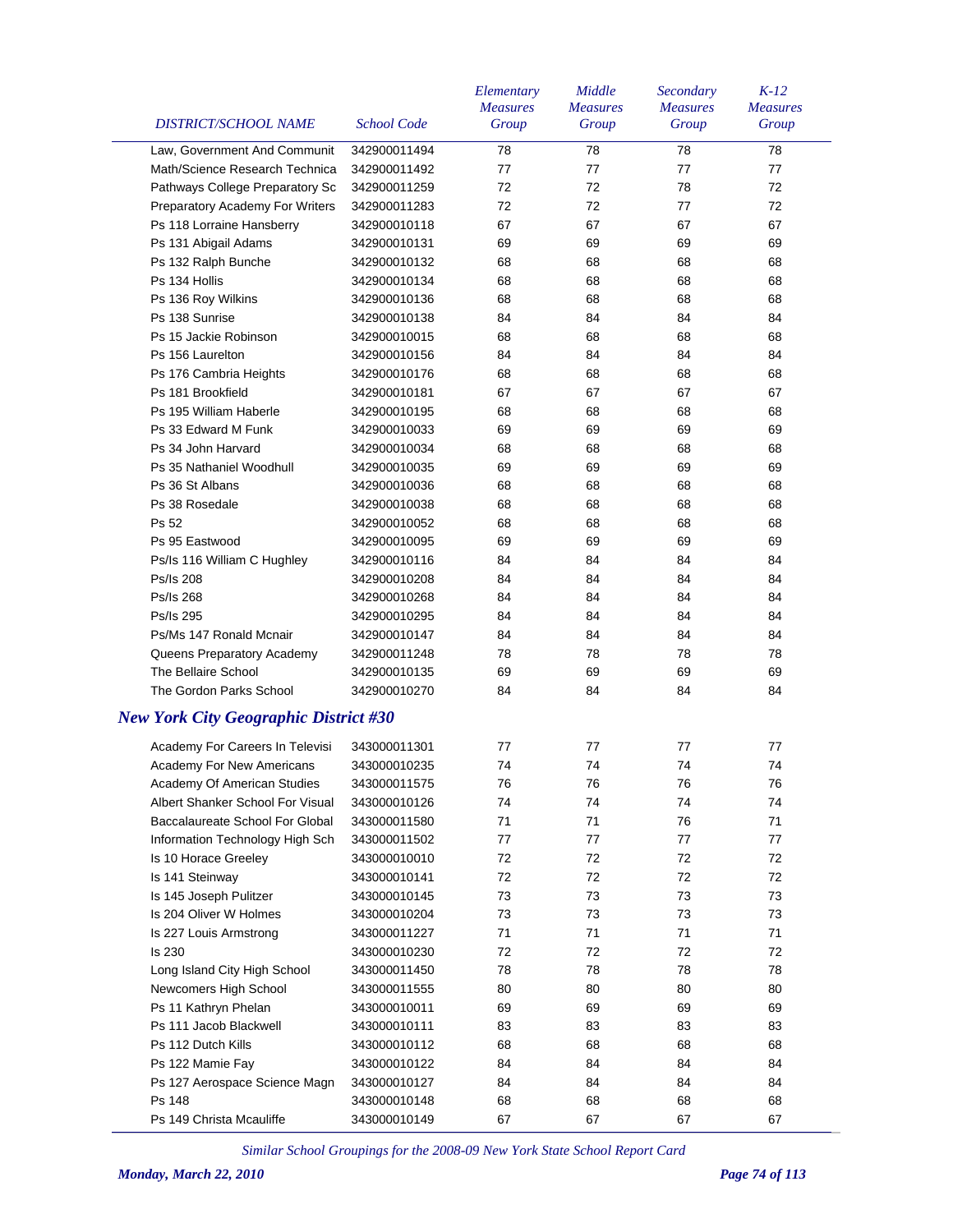| DISTRICT/SCHOOL NAME | School Code | Elementary Measures Group | Middle Measures Group | Secondary Measures Group | K-12 Measures Group |
|---|---|---|---|---|---|
| Law, Government And Communit | 342900011494 | 78 | 78 | 78 | 78 |
| Math/Science Research Technica | 342900011492 | 77 | 77 | 77 | 77 |
| Pathways College Preparatory Sc | 342900011259 | 72 | 72 | 78 | 72 |
| Preparatory Academy For Writers | 342900011283 | 72 | 72 | 77 | 72 |
| Ps 118 Lorraine Hansberry | 342900010118 | 67 | 67 | 67 | 67 |
| Ps 131 Abigail Adams | 342900010131 | 69 | 69 | 69 | 69 |
| Ps 132 Ralph Bunche | 342900010132 | 68 | 68 | 68 | 68 |
| Ps 134 Hollis | 342900010134 | 68 | 68 | 68 | 68 |
| Ps 136 Roy Wilkins | 342900010136 | 68 | 68 | 68 | 68 |
| Ps 138 Sunrise | 342900010138 | 84 | 84 | 84 | 84 |
| Ps 15 Jackie Robinson | 342900010015 | 68 | 68 | 68 | 68 |
| Ps 156 Laurelton | 342900010156 | 84 | 84 | 84 | 84 |
| Ps 176 Cambria Heights | 342900010176 | 68 | 68 | 68 | 68 |
| Ps 181 Brookfield | 342900010181 | 67 | 67 | 67 | 67 |
| Ps 195 William Haberle | 342900010195 | 68 | 68 | 68 | 68 |
| Ps 33 Edward M Funk | 342900010033 | 69 | 69 | 69 | 69 |
| Ps 34 John Harvard | 342900010034 | 68 | 68 | 68 | 68 |
| Ps 35 Nathaniel Woodhull | 342900010035 | 69 | 69 | 69 | 69 |
| Ps 36 St Albans | 342900010036 | 68 | 68 | 68 | 68 |
| Ps 38 Rosedale | 342900010038 | 68 | 68 | 68 | 68 |
| Ps 52 | 342900010052 | 68 | 68 | 68 | 68 |
| Ps 95 Eastwood | 342900010095 | 69 | 69 | 69 | 69 |
| Ps/Is 116 William C Hughley | 342900010116 | 84 | 84 | 84 | 84 |
| Ps/Is 208 | 342900010208 | 84 | 84 | 84 | 84 |
| Ps/Is 268 | 342900010268 | 84 | 84 | 84 | 84 |
| Ps/Is 295 | 342900010295 | 84 | 84 | 84 | 84 |
| Ps/Ms 147 Ronald Mcnair | 342900010147 | 84 | 84 | 84 | 84 |
| Queens Preparatory Academy | 342900011248 | 78 | 78 | 78 | 78 |
| The Bellaire School | 342900010135 | 69 | 69 | 69 | 69 |
| The Gordon Parks School | 342900010270 | 84 | 84 | 84 | 84 |

## *New York City Geographic District #30*

| DISTRICT/SCHOOL NAME | School Code | Elementary Measures Group | Middle Measures Group | Secondary Measures Group | K-12 Measures Group |
|---|---|---|---|---|---|
| Academy For Careers In Televisi | 343000011301 | 77 | 77 | 77 | 77 |
| Academy For New Americans | 343000010235 | 74 | 74 | 74 | 74 |
| Academy Of American Studies | 343000011575 | 76 | 76 | 76 | 76 |
| Albert Shanker School For Visual | 343000010126 | 74 | 74 | 74 | 74 |
| Baccalaureate School For Global | 343000011580 | 71 | 71 | 76 | 71 |
| Information Technology High Sch | 343000011502 | 77 | 77 | 77 | 77 |
| Is 10 Horace Greeley | 343000010010 | 72 | 72 | 72 | 72 |
| Is 141 Steinway | 343000010141 | 72 | 72 | 72 | 72 |
| Is 145 Joseph Pulitzer | 343000010145 | 73 | 73 | 73 | 73 |
| Is 204 Oliver W Holmes | 343000010204 | 73 | 73 | 73 | 73 |
| Is 227 Louis Armstrong | 343000011227 | 71 | 71 | 71 | 71 |
| Is 230 | 343000010230 | 72 | 72 | 72 | 72 |
| Long Island City High School | 343000011450 | 78 | 78 | 78 | 78 |
| Newcomers High School | 343000011555 | 80 | 80 | 80 | 80 |
| Ps 11 Kathryn Phelan | 343000010011 | 69 | 69 | 69 | 69 |
| Ps 111 Jacob Blackwell | 343000010111 | 83 | 83 | 83 | 83 |
| Ps 112 Dutch Kills | 343000010112 | 68 | 68 | 68 | 68 |
| Ps 122 Mamie Fay | 343000010122 | 84 | 84 | 84 | 84 |
| Ps 127 Aerospace Science Magn | 343000010127 | 84 | 84 | 84 | 84 |
| Ps 148 | 343000010148 | 68 | 68 | 68 | 68 |
| Ps 149 Christa Mcauliffe | 343000010149 | 67 | 67 | 67 | 67 |

*Similar School Groupings for the 2008-09 New York State School Report Card*

*Monday, March 22, 2010*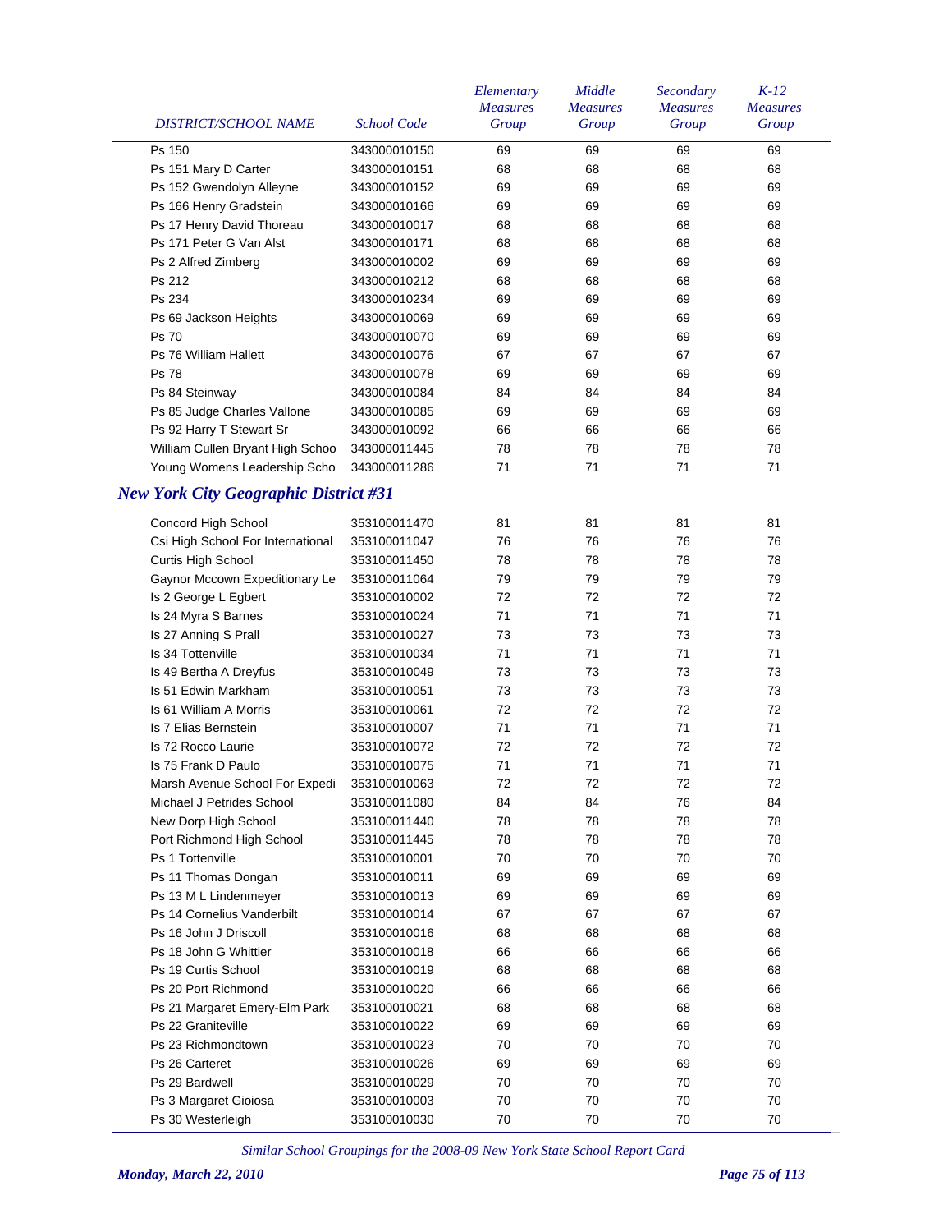| DISTRICT/SCHOOL NAME | School Code | Elementary Measures Group | Middle Measures Group | Secondary Measures Group | K-12 Measures Group |
|---|---|---|---|---|---|
| Ps 150 | 343000010150 | 69 | 69 | 69 | 69 |
| Ps 151 Mary D Carter | 343000010151 | 68 | 68 | 68 | 68 |
| Ps 152 Gwendolyn Alleyne | 343000010152 | 69 | 69 | 69 | 69 |
| Ps 166 Henry Gradstein | 343000010166 | 69 | 69 | 69 | 69 |
| Ps 17 Henry David Thoreau | 343000010017 | 68 | 68 | 68 | 68 |
| Ps 171 Peter G Van Alst | 343000010171 | 68 | 68 | 68 | 68 |
| Ps 2 Alfred Zimberg | 343000010002 | 69 | 69 | 69 | 69 |
| Ps 212 | 343000010212 | 68 | 68 | 68 | 68 |
| Ps 234 | 343000010234 | 69 | 69 | 69 | 69 |
| Ps 69 Jackson Heights | 343000010069 | 69 | 69 | 69 | 69 |
| Ps 70 | 343000010070 | 69 | 69 | 69 | 69 |
| Ps 76 William Hallett | 343000010076 | 67 | 67 | 67 | 67 |
| Ps 78 | 343000010078 | 69 | 69 | 69 | 69 |
| Ps 84 Steinway | 343000010084 | 84 | 84 | 84 | 84 |
| Ps 85 Judge Charles Vallone | 343000010085 | 69 | 69 | 69 | 69 |
| Ps 92 Harry T Stewart Sr | 343000010092 | 66 | 66 | 66 | 66 |
| William Cullen Bryant High Schoo | 343000011445 | 78 | 78 | 78 | 78 |
| Young Womens Leadership Scho | 343000011286 | 71 | 71 | 71 | 71 |

## *New York City Geographic District #31*

| DISTRICT/SCHOOL NAME | School Code | Elementary Measures Group | Middle Measures Group | Secondary Measures Group | K-12 Measures Group |
|---|---|---|---|---|---|
| Concord High School | 353100011470 | 81 | 81 | 81 | 81 |
| Csi High School For International | 353100011047 | 76 | 76 | 76 | 76 |
| Curtis High School | 353100011450 | 78 | 78 | 78 | 78 |
| Gaynor Mccown Expeditionary Le | 353100011064 | 79 | 79 | 79 | 79 |
| Is 2 George L Egbert | 353100010002 | 72 | 72 | 72 | 72 |
| Is 24 Myra S Barnes | 353100010024 | 71 | 71 | 71 | 71 |
| Is 27 Anning S Prall | 353100010027 | 73 | 73 | 73 | 73 |
| Is 34 Tottenville | 353100010034 | 71 | 71 | 71 | 71 |
| Is 49 Bertha A Dreyfus | 353100010049 | 73 | 73 | 73 | 73 |
| Is 51 Edwin Markham | 353100010051 | 73 | 73 | 73 | 73 |
| Is 61 William A Morris | 353100010061 | 72 | 72 | 72 | 72 |
| Is 7 Elias Bernstein | 353100010007 | 71 | 71 | 71 | 71 |
| Is 72 Rocco Laurie | 353100010072 | 72 | 72 | 72 | 72 |
| Is 75 Frank D Paulo | 353100010075 | 71 | 71 | 71 | 71 |
| Marsh Avenue School For Expedi | 353100010063 | 72 | 72 | 72 | 72 |
| Michael J Petrides School | 353100011080 | 84 | 84 | 76 | 84 |
| New Dorp High School | 353100011440 | 78 | 78 | 78 | 78 |
| Port Richmond High School | 353100011445 | 78 | 78 | 78 | 78 |
| Ps 1 Tottenville | 353100010001 | 70 | 70 | 70 | 70 |
| Ps 11 Thomas Dongan | 353100010011 | 69 | 69 | 69 | 69 |
| Ps 13 M L Lindenmeyer | 353100010013 | 69 | 69 | 69 | 69 |
| Ps 14 Cornelius Vanderbilt | 353100010014 | 67 | 67 | 67 | 67 |
| Ps 16 John J Driscoll | 353100010016 | 68 | 68 | 68 | 68 |
| Ps 18 John G Whittier | 353100010018 | 66 | 66 | 66 | 66 |
| Ps 19 Curtis School | 353100010019 | 68 | 68 | 68 | 68 |
| Ps 20 Port Richmond | 353100010020 | 66 | 66 | 66 | 66 |
| Ps 21 Margaret Emery-Elm Park | 353100010021 | 68 | 68 | 68 | 68 |
| Ps 22 Graniteville | 353100010022 | 69 | 69 | 69 | 69 |
| Ps 23 Richmondtown | 353100010023 | 70 | 70 | 70 | 70 |
| Ps 26 Carteret | 353100010026 | 69 | 69 | 69 | 69 |
| Ps 29 Bardwell | 353100010029 | 70 | 70 | 70 | 70 |
| Ps 3 Margaret Gioiosa | 353100010003 | 70 | 70 | 70 | 70 |
| Ps 30 Westerleigh | 353100010030 | 70 | 70 | 70 | 70 |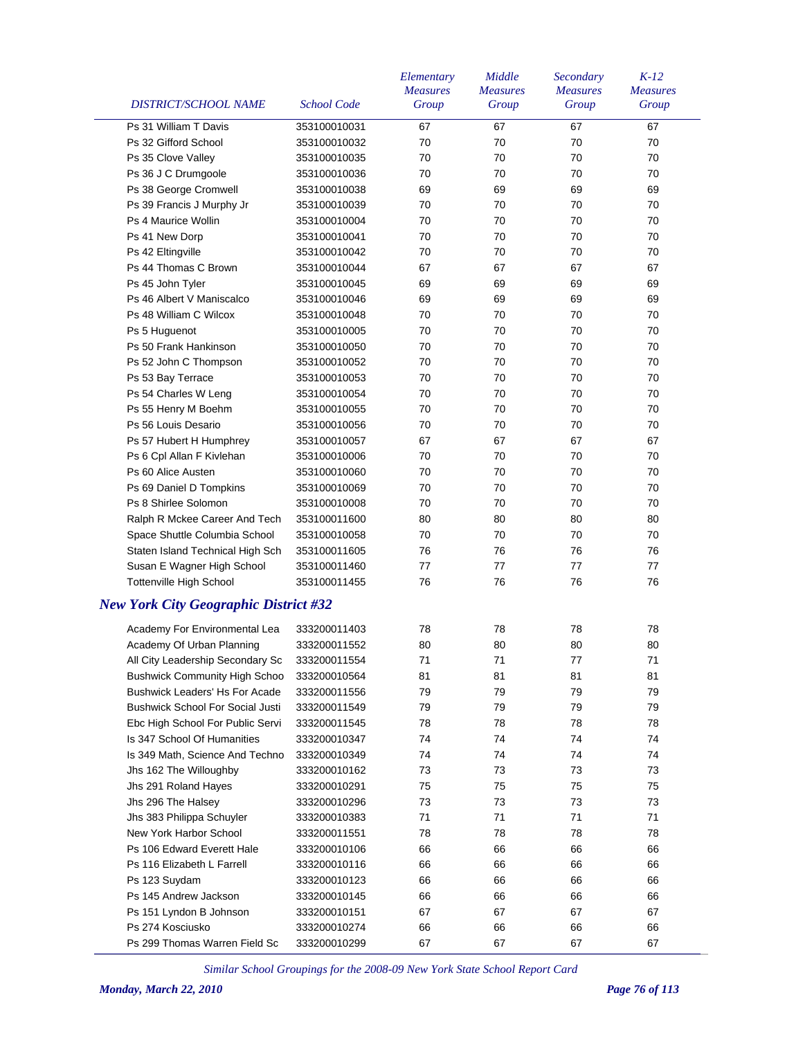| DISTRICT/SCHOOL NAME | School Code | Elementary Measures Group | Middle Measures Group | Secondary Measures Group | K-12 Measures Group |
|---|---|---|---|---|---|
| Ps 31 William T Davis | 353100010031 | 67 | 67 | 67 | 67 |
| Ps 32 Gifford School | 353100010032 | 70 | 70 | 70 | 70 |
| Ps 35 Clove Valley | 353100010035 | 70 | 70 | 70 | 70 |
| Ps 36 J C Drumgoole | 353100010036 | 70 | 70 | 70 | 70 |
| Ps 38 George Cromwell | 353100010038 | 69 | 69 | 69 | 69 |
| Ps 39 Francis J Murphy Jr | 353100010039 | 70 | 70 | 70 | 70 |
| Ps 4 Maurice Wollin | 353100010004 | 70 | 70 | 70 | 70 |
| Ps 41 New Dorp | 353100010041 | 70 | 70 | 70 | 70 |
| Ps 42 Eltingville | 353100010042 | 70 | 70 | 70 | 70 |
| Ps 44 Thomas C Brown | 353100010044 | 67 | 67 | 67 | 67 |
| Ps 45 John Tyler | 353100010045 | 69 | 69 | 69 | 69 |
| Ps 46 Albert V Maniscalco | 353100010046 | 69 | 69 | 69 | 69 |
| Ps 48 William C Wilcox | 353100010048 | 70 | 70 | 70 | 70 |
| Ps 5 Huguenot | 353100010005 | 70 | 70 | 70 | 70 |
| Ps 50 Frank Hankinson | 353100010050 | 70 | 70 | 70 | 70 |
| Ps 52 John C Thompson | 353100010052 | 70 | 70 | 70 | 70 |
| Ps 53 Bay Terrace | 353100010053 | 70 | 70 | 70 | 70 |
| Ps 54 Charles W Leng | 353100010054 | 70 | 70 | 70 | 70 |
| Ps 55 Henry M Boehm | 353100010055 | 70 | 70 | 70 | 70 |
| Ps 56 Louis Desario | 353100010056 | 70 | 70 | 70 | 70 |
| Ps 57 Hubert H Humphrey | 353100010057 | 67 | 67 | 67 | 67 |
| Ps 6 Cpl Allan F Kivlehan | 353100010006 | 70 | 70 | 70 | 70 |
| Ps 60 Alice Austen | 353100010060 | 70 | 70 | 70 | 70 |
| Ps 69 Daniel D Tompkins | 353100010069 | 70 | 70 | 70 | 70 |
| Ps 8 Shirlee Solomon | 353100010008 | 70 | 70 | 70 | 70 |
| Ralph R Mckee Career And Tech | 353100011600 | 80 | 80 | 80 | 80 |
| Space Shuttle Columbia School | 353100010058 | 70 | 70 | 70 | 70 |
| Staten Island Technical High Sch | 353100011605 | 76 | 76 | 76 | 76 |
| Susan E Wagner High School | 353100011460 | 77 | 77 | 77 | 77 |
| Tottenville High School | 353100011455 | 76 | 76 | 76 | 76 |

## *New York City Geographic District #32*

| DISTRICT/SCHOOL NAME | School Code | Elementary Measures Group | Middle Measures Group | Secondary Measures Group | K-12 Measures Group |
|---|---|---|---|---|---|
| Academy For Environmental Lea | 333200011403 | 78 | 78 | 78 | 78 |
| Academy Of Urban Planning | 333200011552 | 80 | 80 | 80 | 80 |
| All City Leadership Secondary Sc | 333200011554 | 71 | 71 | 77 | 71 |
| Bushwick Community High Schoo | 333200010564 | 81 | 81 | 81 | 81 |
| Bushwick Leaders' Hs For Acade | 333200011556 | 79 | 79 | 79 | 79 |
| Bushwick School For Social Justi | 333200011549 | 79 | 79 | 79 | 79 |
| Ebc High School For Public Servi | 333200011545 | 78 | 78 | 78 | 78 |
| Is 347 School Of Humanities | 333200010347 | 74 | 74 | 74 | 74 |
| Is 349 Math, Science And Techno | 333200010349 | 74 | 74 | 74 | 74 |
| Jhs 162 The Willoughby | 333200010162 | 73 | 73 | 73 | 73 |
| Jhs 291 Roland Hayes | 333200010291 | 75 | 75 | 75 | 75 |
| Jhs 296 The Halsey | 333200010296 | 73 | 73 | 73 | 73 |
| Jhs 383 Philippa Schuyler | 333200010383 | 71 | 71 | 71 | 71 |
| New York Harbor School | 333200011551 | 78 | 78 | 78 | 78 |
| Ps 106 Edward Everett Hale | 333200010106 | 66 | 66 | 66 | 66 |
| Ps 116 Elizabeth L Farrell | 333200010116 | 66 | 66 | 66 | 66 |
| Ps 123 Suydam | 333200010123 | 66 | 66 | 66 | 66 |
| Ps 145 Andrew Jackson | 333200010145 | 66 | 66 | 66 | 66 |
| Ps 151 Lyndon B Johnson | 333200010151 | 67 | 67 | 67 | 67 |
| Ps 274 Kosciusko | 333200010274 | 66 | 66 | 66 | 66 |
| Ps 299 Thomas Warren Field Sc | 333200010299 | 67 | 67 | 67 | 67 |

*Similar School Groupings for the 2008-09 New York State School Report Card*

***Monday, March 22, 2010***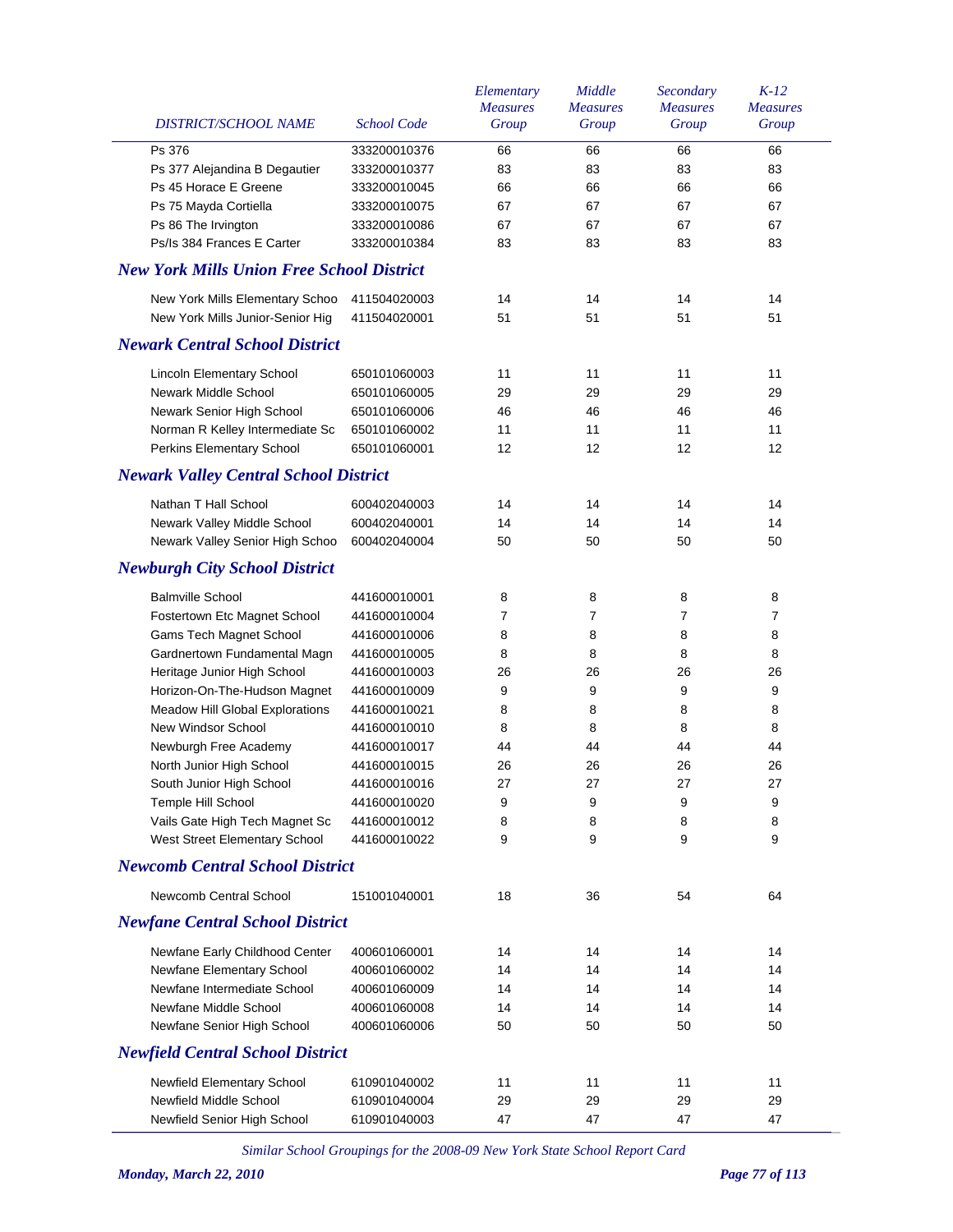| DISTRICT/SCHOOL NAME | School Code | Elementary Measures Group | Middle Measures Group | Secondary Measures Group | K-12 Measures Group |
|---|---|---|---|---|---|
| Ps 376 | 333200010376 | 66 | 66 | 66 | 66 |
| Ps 377 Alejandina B Degautier | 333200010377 | 83 | 83 | 83 | 83 |
| Ps 45 Horace E Greene | 333200010045 | 66 | 66 | 66 | 66 |
| Ps 75 Mayda Cortiella | 333200010075 | 67 | 67 | 67 | 67 |
| Ps 86 The Irvington | 333200010086 | 67 | 67 | 67 | 67 |
| Ps/Is 384 Frances E Carter | 333200010384 | 83 | 83 | 83 | 83 |

## New York Mills Union Free School District

| DISTRICT/SCHOOL NAME | School Code | Elementary Measures Group | Middle Measures Group | Secondary Measures Group | K-12 Measures Group |
|---|---|---|---|---|---|
| New York Mills Elementary Schoo | 411504020003 | 14 | 14 | 14 | 14 |
| New York Mills Junior-Senior Hig | 411504020001 | 51 | 51 | 51 | 51 |

## Newark Central School District

| DISTRICT/SCHOOL NAME | School Code | Elementary Measures Group | Middle Measures Group | Secondary Measures Group | K-12 Measures Group |
|---|---|---|---|---|---|
| Lincoln Elementary School | 650101060003 | 11 | 11 | 11 | 11 |
| Newark Middle School | 650101060005 | 29 | 29 | 29 | 29 |
| Newark Senior High School | 650101060006 | 46 | 46 | 46 | 46 |
| Norman R Kelley Intermediate Sc | 650101060002 | 11 | 11 | 11 | 11 |
| Perkins Elementary School | 650101060001 | 12 | 12 | 12 | 12 |

## Newark Valley Central School District

| DISTRICT/SCHOOL NAME | School Code | Elementary Measures Group | Middle Measures Group | Secondary Measures Group | K-12 Measures Group |
|---|---|---|---|---|---|
| Nathan T Hall School | 600402040003 | 14 | 14 | 14 | 14 |
| Newark Valley Middle School | 600402040001 | 14 | 14 | 14 | 14 |
| Newark Valley Senior High Schoo | 600402040004 | 50 | 50 | 50 | 50 |

## Newburgh City School District

| DISTRICT/SCHOOL NAME | School Code | Elementary Measures Group | Middle Measures Group | Secondary Measures Group | K-12 Measures Group |
|---|---|---|---|---|---|
| Balmville School | 441600010001 | 8 | 8 | 8 | 8 |
| Fostertown Etc Magnet School | 441600010004 | 7 | 7 | 7 | 7 |
| Gams Tech Magnet School | 441600010006 | 8 | 8 | 8 | 8 |
| Gardnertown Fundamental Magn | 441600010005 | 8 | 8 | 8 | 8 |
| Heritage Junior High School | 441600010003 | 26 | 26 | 26 | 26 |
| Horizon-On-The-Hudson Magnet | 441600010009 | 9 | 9 | 9 | 9 |
| Meadow Hill Global Explorations | 441600010021 | 8 | 8 | 8 | 8 |
| New Windsor School | 441600010010 | 8 | 8 | 8 | 8 |
| Newburgh Free Academy | 441600010017 | 44 | 44 | 44 | 44 |
| North Junior High School | 441600010015 | 26 | 26 | 26 | 26 |
| South Junior High School | 441600010016 | 27 | 27 | 27 | 27 |
| Temple Hill School | 441600010020 | 9 | 9 | 9 | 9 |
| Vails Gate High Tech Magnet Sc | 441600010012 | 8 | 8 | 8 | 8 |
| West Street Elementary School | 441600010022 | 9 | 9 | 9 | 9 |

## Newcomb Central School District

| DISTRICT/SCHOOL NAME | School Code | Elementary Measures Group | Middle Measures Group | Secondary Measures Group | K-12 Measures Group |
|---|---|---|---|---|---|
| Newcomb Central School | 151001040001 | 18 | 36 | 54 | 64 |

## Newfane Central School District

| DISTRICT/SCHOOL NAME | School Code | Elementary Measures Group | Middle Measures Group | Secondary Measures Group | K-12 Measures Group |
|---|---|---|---|---|---|
| Newfane Early Childhood Center | 400601060001 | 14 | 14 | 14 | 14 |
| Newfane Elementary School | 400601060002 | 14 | 14 | 14 | 14 |
| Newfane Intermediate School | 400601060009 | 14 | 14 | 14 | 14 |
| Newfane Middle School | 400601060008 | 14 | 14 | 14 | 14 |
| Newfane Senior High School | 400601060006 | 50 | 50 | 50 | 50 |

## Newfield Central School District

| DISTRICT/SCHOOL NAME | School Code | Elementary Measures Group | Middle Measures Group | Secondary Measures Group | K-12 Measures Group |
|---|---|---|---|---|---|
| Newfield Elementary School | 610901040002 | 11 | 11 | 11 | 11 |
| Newfield Middle School | 610901040004 | 29 | 29 | 29 | 29 |
| Newfield Senior High School | 610901040003 | 47 | 47 | 47 | 47 |

*Similar School Groupings for the 2008-09 New York State School Report Card*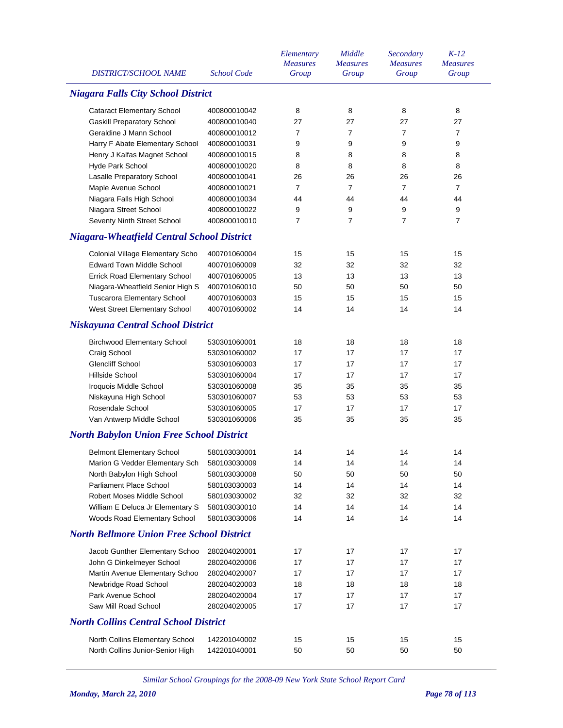| DISTRICT/SCHOOL NAME | School Code | Elementary Measures Group | Middle Measures Group | Secondary Measures Group | K-12 Measures Group |
|---|---|---|---|---|---|
| **Niagara Falls City School District** | | | | | |
| Cataract Elementary School | 400800010042 | 8 | 8 | 8 | 8 |
| Gaskill Preparatory School | 400800010040 | 27 | 27 | 27 | 27 |
| Geraldine J Mann School | 400800010012 | 7 | 7 | 7 | 7 |
| Harry F Abate Elementary School | 400800010031 | 9 | 9 | 9 | 9 |
| Henry J Kalfas Magnet School | 400800010015 | 8 | 8 | 8 | 8 |
| Hyde Park School | 400800010020 | 8 | 8 | 8 | 8 |
| Lasalle Preparatory School | 400800010041 | 26 | 26 | 26 | 26 |
| Maple Avenue School | 400800010021 | 7 | 7 | 7 | 7 |
| Niagara Falls High School | 400800010034 | 44 | 44 | 44 | 44 |
| Niagara Street School | 400800010022 | 9 | 9 | 9 | 9 |
| Seventy Ninth Street School | 400800010010 | 7 | 7 | 7 | 7 |
| **Niagara-Wheatfield Central School District** | | | | | |
| Colonial Village Elementary Scho | 400701060004 | 15 | 15 | 15 | 15 |
| Edward Town Middle School | 400701060009 | 32 | 32 | 32 | 32 |
| Errick Road Elementary School | 400701060005 | 13 | 13 | 13 | 13 |
| Niagara-Wheatfield Senior High S | 400701060010 | 50 | 50 | 50 | 50 |
| Tuscarora Elementary School | 400701060003 | 15 | 15 | 15 | 15 |
| West Street Elementary School | 400701060002 | 14 | 14 | 14 | 14 |
| **Niskayuna Central School District** | | | | | |
| Birchwood Elementary School | 530301060001 | 18 | 18 | 18 | 18 |
| Craig School | 530301060002 | 17 | 17 | 17 | 17 |
| Glencliff School | 530301060003 | 17 | 17 | 17 | 17 |
| Hillside School | 530301060004 | 17 | 17 | 17 | 17 |
| Iroquois Middle School | 530301060008 | 35 | 35 | 35 | 35 |
| Niskayuna High School | 530301060007 | 53 | 53 | 53 | 53 |
| Rosendale School | 530301060005 | 17 | 17 | 17 | 17 |
| Van Antwerp Middle School | 530301060006 | 35 | 35 | 35 | 35 |
| **North Babylon Union Free School District** | | | | | |
| Belmont Elementary School | 580103030001 | 14 | 14 | 14 | 14 |
| Marion G Vedder Elementary Sch | 580103030009 | 14 | 14 | 14 | 14 |
| North Babylon High School | 580103030008 | 50 | 50 | 50 | 50 |
| Parliament Place School | 580103030003 | 14 | 14 | 14 | 14 |
| Robert Moses Middle School | 580103030002 | 32 | 32 | 32 | 32 |
| William E Deluca Jr Elementary S | 580103030010 | 14 | 14 | 14 | 14 |
| Woods Road Elementary School | 580103030006 | 14 | 14 | 14 | 14 |
| **North Bellmore Union Free School District** | | | | | |
| Jacob Gunther Elementary Schoo | 280204020001 | 17 | 17 | 17 | 17 |
| John G Dinkelmeyer School | 280204020006 | 17 | 17 | 17 | 17 |
| Martin Avenue Elementary Schoo | 280204020007 | 17 | 17 | 17 | 17 |
| Newbridge Road School | 280204020003 | 18 | 18 | 18 | 18 |
| Park Avenue School | 280204020004 | 17 | 17 | 17 | 17 |
| Saw Mill Road School | 280204020005 | 17 | 17 | 17 | 17 |
| **North Collins Central School District** | | | | | |
| North Collins Elementary School | 142201040002 | 15 | 15 | 15 | 15 |
| North Collins Junior-Senior High | 142201040001 | 50 | 50 | 50 | 50 |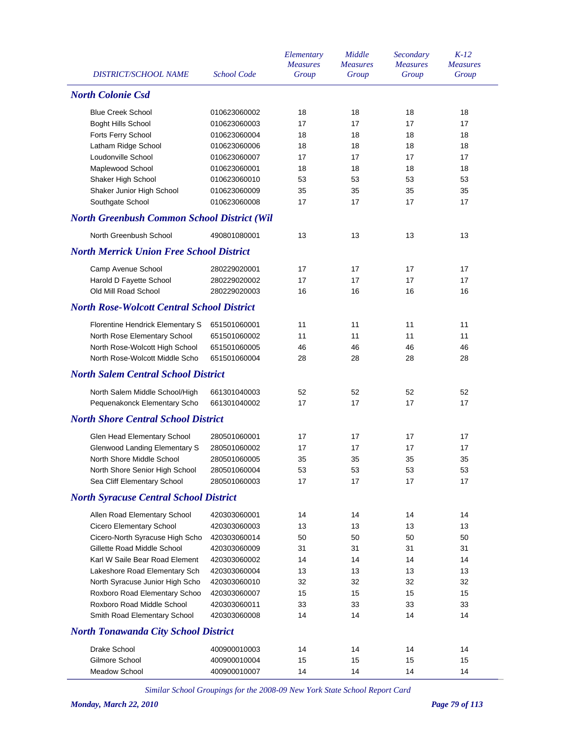| DISTRICT/SCHOOL NAME | School Code | Elementary Measures Group | Middle Measures Group | Secondary Measures Group | K-12 Measures Group |
|---|---|---|---|---|---|
| ***North Colonie Csd*** | | | | | |
| Blue Creek School | 010623060002 | 18 | 18 | 18 | 18 |
| Boght Hills School | 010623060003 | 17 | 17 | 17 | 17 |
| Forts Ferry School | 010623060004 | 18 | 18 | 18 | 18 |
| Latham Ridge School | 010623060006 | 18 | 18 | 18 | 18 |
| Loudonville School | 010623060007 | 17 | 17 | 17 | 17 |
| Maplewood School | 010623060001 | 18 | 18 | 18 | 18 |
| Shaker High School | 010623060010 | 53 | 53 | 53 | 53 |
| Shaker Junior High School | 010623060009 | 35 | 35 | 35 | 35 |
| Southgate School | 010623060008 | 17 | 17 | 17 | 17 |
| ***North Greenbush Common School District (Wil*** | | | | | |
| North Greenbush School | 490801080001 | 13 | 13 | 13 | 13 |
| ***North Merrick Union Free School District*** | | | | | |
| Camp Avenue School | 280229020001 | 17 | 17 | 17 | 17 |
| Harold D Fayette School | 280229020002 | 17 | 17 | 17 | 17 |
| Old Mill Road School | 280229020003 | 16 | 16 | 16 | 16 |
| ***North Rose-Wolcott Central School District*** | | | | | |
| Florentine Hendrick Elementary S | 651501060001 | 11 | 11 | 11 | 11 |
| North Rose Elementary School | 651501060002 | 11 | 11 | 11 | 11 |
| North Rose-Wolcott High School | 651501060005 | 46 | 46 | 46 | 46 |
| North Rose-Wolcott Middle Scho | 651501060004 | 28 | 28 | 28 | 28 |
| ***North Salem Central School District*** | | | | | |
| North Salem Middle School/High | 661301040003 | 52 | 52 | 52 | 52 |
| Pequenakonck Elementary Scho | 661301040002 | 17 | 17 | 17 | 17 |
| ***North Shore Central School District*** | | | | | |
| Glen Head Elementary School | 280501060001 | 17 | 17 | 17 | 17 |
| Glenwood Landing Elementary S | 280501060002 | 17 | 17 | 17 | 17 |
| North Shore Middle School | 280501060005 | 35 | 35 | 35 | 35 |
| North Shore Senior High School | 280501060004 | 53 | 53 | 53 | 53 |
| Sea Cliff Elementary School | 280501060003 | 17 | 17 | 17 | 17 |
| ***North Syracuse Central School District*** | | | | | |
| Allen Road Elementary School | 420303060001 | 14 | 14 | 14 | 14 |
| Cicero Elementary School | 420303060003 | 13 | 13 | 13 | 13 |
| Cicero-North Syracuse High Scho | 420303060014 | 50 | 50 | 50 | 50 |
| Gillette Road Middle School | 420303060009 | 31 | 31 | 31 | 31 |
| Karl W Saile Bear Road Element | 420303060002 | 14 | 14 | 14 | 14 |
| Lakeshore Road Elementary Sch | 420303060004 | 13 | 13 | 13 | 13 |
| North Syracuse Junior High Scho | 420303060010 | 32 | 32 | 32 | 32 |
| Roxboro Road Elementary Schoo | 420303060007 | 15 | 15 | 15 | 15 |
| Roxboro Road Middle School | 420303060011 | 33 | 33 | 33 | 33 |
| Smith Road Elementary School | 420303060008 | 14 | 14 | 14 | 14 |
| ***North Tonawanda City School District*** | | | | | |
| Drake School | 400900010003 | 14 | 14 | 14 | 14 |
| Gilmore School | 400900010004 | 15 | 15 | 15 | 15 |
| Meadow School | 400900010007 | 14 | 14 | 14 | 14 |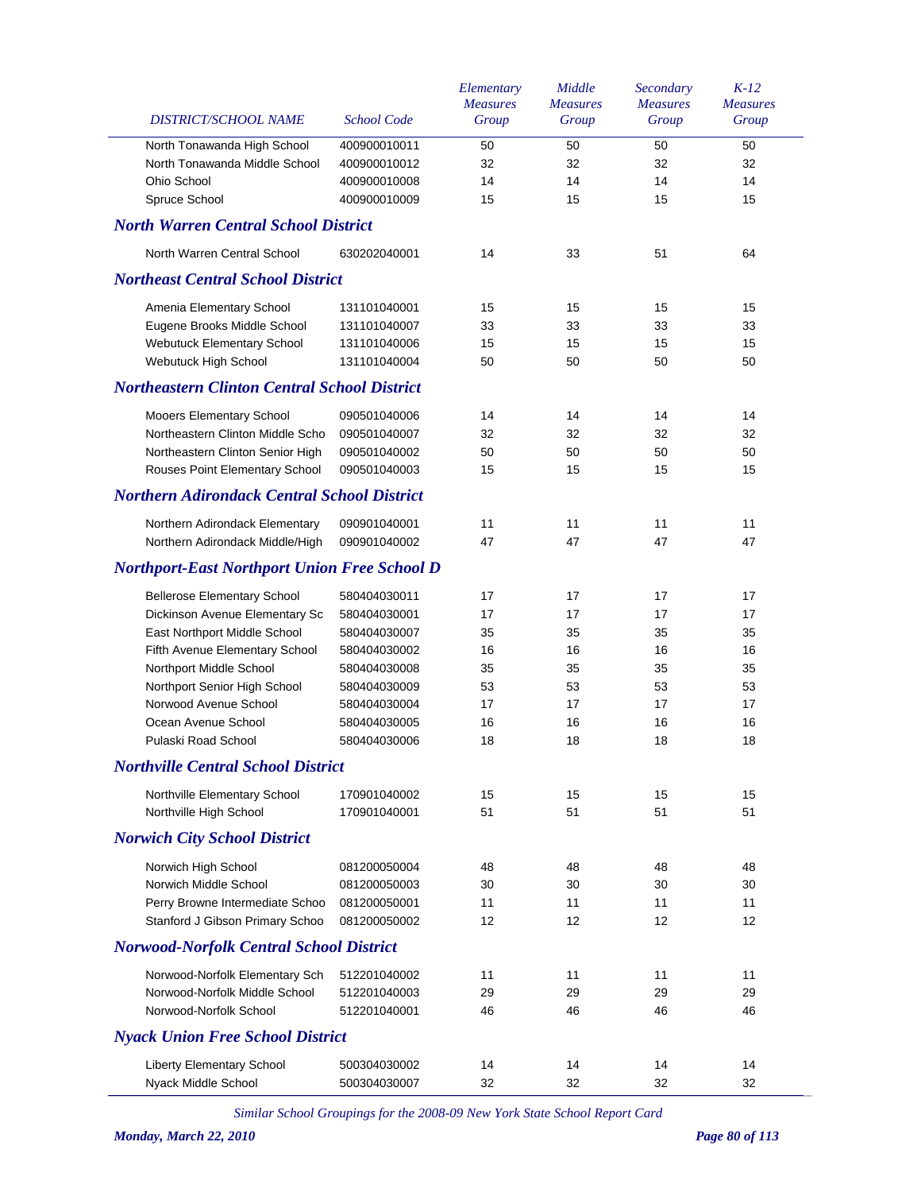| DISTRICT/SCHOOL NAME | School Code | Elementary Measures Group | Middle Measures Group | Secondary Measures Group | K-12 Measures Group |
|---|---|---|---|---|---|
| North Tonawanda High School | 400900010011 | 50 | 50 | 50 | 50 |
| North Tonawanda Middle School | 400900010012 | 32 | 32 | 32 | 32 |
| Ohio School | 400900010008 | 14 | 14 | 14 | 14 |
| Spruce School | 400900010009 | 15 | 15 | 15 | 15 |
| ***North Warren Central School District*** | | | | | |
| North Warren Central School | 630202040001 | 14 | 33 | 51 | 64 |
| ***Northeast Central School District*** | | | | | |
| Amenia Elementary School | 131101040001 | 15 | 15 | 15 | 15 |
| Eugene Brooks Middle School | 131101040007 | 33 | 33 | 33 | 33 |
| Webutuck Elementary School | 131101040006 | 15 | 15 | 15 | 15 |
| Webutuck High School | 131101040004 | 50 | 50 | 50 | 50 |
| ***Northeastern Clinton Central School District*** | | | | | |
| Mooers Elementary School | 090501040006 | 14 | 14 | 14 | 14 |
| Northeastern Clinton Middle Scho | 090501040007 | 32 | 32 | 32 | 32 |
| Northeastern Clinton Senior High | 090501040002 | 50 | 50 | 50 | 50 |
| Rouses Point Elementary School | 090501040003 | 15 | 15 | 15 | 15 |
| ***Northern Adirondack Central School District*** | | | | | |
| Northern Adirondack Elementary | 090901040001 | 11 | 11 | 11 | 11 |
| Northern Adirondack Middle/High | 090901040002 | 47 | 47 | 47 | 47 |
| ***Northport-East Northport Union Free School D*** | | | | | |
| Bellerose Elementary School | 580404030011 | 17 | 17 | 17 | 17 |
| Dickinson Avenue Elementary Sc | 580404030001 | 17 | 17 | 17 | 17 |
| East Northport Middle School | 580404030007 | 35 | 35 | 35 | 35 |
| Fifth Avenue Elementary School | 580404030002 | 16 | 16 | 16 | 16 |
| Northport Middle School | 580404030008 | 35 | 35 | 35 | 35 |
| Northport Senior High School | 580404030009 | 53 | 53 | 53 | 53 |
| Norwood Avenue School | 580404030004 | 17 | 17 | 17 | 17 |
| Ocean Avenue School | 580404030005 | 16 | 16 | 16 | 16 |
| Pulaski Road School | 580404030006 | 18 | 18 | 18 | 18 |
| ***Northville Central School District*** | | | | | |
| Northville Elementary School | 170901040002 | 15 | 15 | 15 | 15 |
| Northville High School | 170901040001 | 51 | 51 | 51 | 51 |
| ***Norwich City School District*** | | | | | |
| Norwich High School | 081200050004 | 48 | 48 | 48 | 48 |
| Norwich Middle School | 081200050003 | 30 | 30 | 30 | 30 |
| Perry Browne Intermediate Schoo | 081200050001 | 11 | 11 | 11 | 11 |
| Stanford J Gibson Primary Schoo | 081200050002 | 12 | 12 | 12 | 12 |
| ***Norwood-Norfolk Central School District*** | | | | | |
| Norwood-Norfolk Elementary Sch | 512201040002 | 11 | 11 | 11 | 11 |
| Norwood-Norfolk Middle School | 512201040003 | 29 | 29 | 29 | 29 |
| Norwood-Norfolk School | 512201040001 | 46 | 46 | 46 | 46 |
| ***Nyack Union Free School District*** | | | | | |
| Liberty Elementary School | 500304030002 | 14 | 14 | 14 | 14 |
| Nyack Middle School | 500304030007 | 32 | 32 | 32 | 32 |

*Similar School Groupings for the 2008-09 New York State School Report Card*

***Monday, March 22, 2010***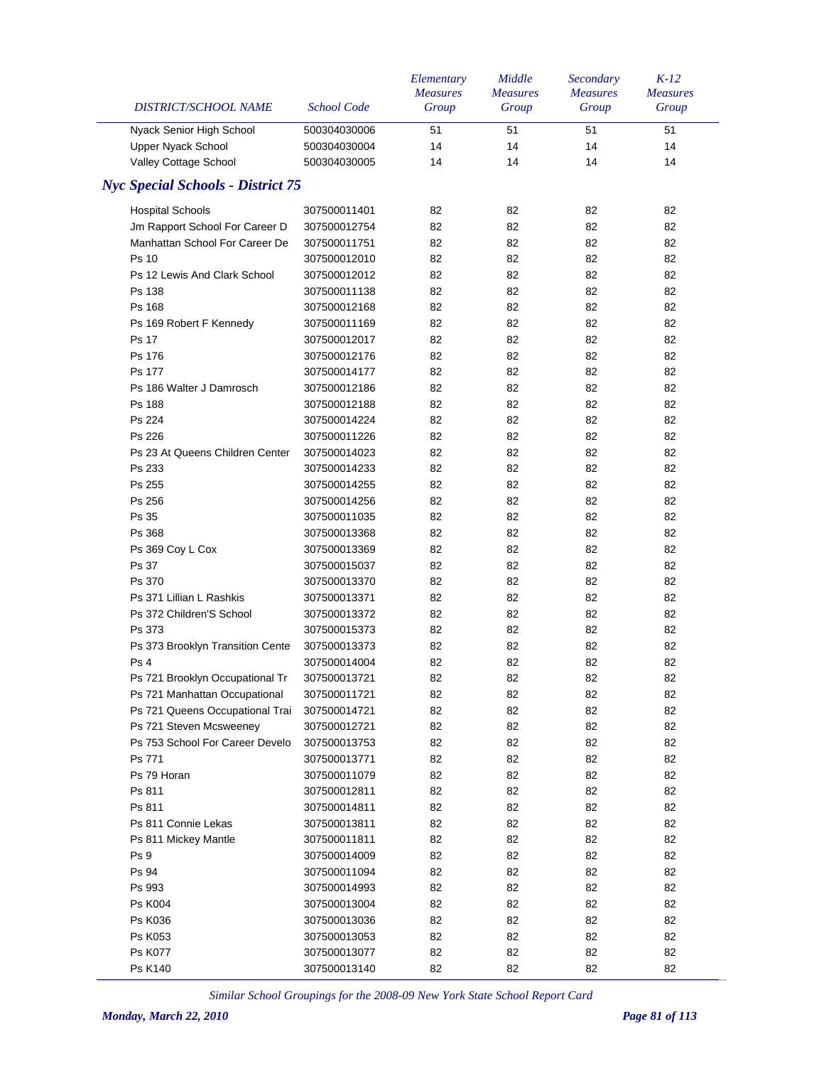| DISTRICT/SCHOOL NAME | School Code | Elementary Measures Group | Middle Measures Group | Secondary Measures Group | K-12 Measures Group |
|---|---|---|---|---|---|
| Nyack Senior High School | 500304030006 | 51 | 51 | 51 | 51 |
| Upper Nyack School | 500304030004 | 14 | 14 | 14 | 14 |
| Valley Cottage School | 500304030005 | 14 | 14 | 14 | 14 |

## *Nyc Special Schools - District 75*

| DISTRICT/SCHOOL NAME | School Code | Elementary Measures Group | Middle Measures Group | Secondary Measures Group | K-12 Measures Group |
|---|---|---|---|---|---|
| Hospital Schools | 307500011401 | 82 | 82 | 82 | 82 |
| Jm Rapport School For Career D | 307500012754 | 82 | 82 | 82 | 82 |
| Manhattan School For Career De | 307500011751 | 82 | 82 | 82 | 82 |
| Ps 10 | 307500012010 | 82 | 82 | 82 | 82 |
| Ps 12 Lewis And Clark School | 307500012012 | 82 | 82 | 82 | 82 |
| Ps 138 | 307500011138 | 82 | 82 | 82 | 82 |
| Ps 168 | 307500012168 | 82 | 82 | 82 | 82 |
| Ps 169 Robert F Kennedy | 307500011169 | 82 | 82 | 82 | 82 |
| Ps 17 | 307500012017 | 82 | 82 | 82 | 82 |
| Ps 176 | 307500012176 | 82 | 82 | 82 | 82 |
| Ps 177 | 307500014177 | 82 | 82 | 82 | 82 |
| Ps 186 Walter J Damrosch | 307500012186 | 82 | 82 | 82 | 82 |
| Ps 188 | 307500012188 | 82 | 82 | 82 | 82 |
| Ps 224 | 307500014224 | 82 | 82 | 82 | 82 |
| Ps 226 | 307500011226 | 82 | 82 | 82 | 82 |
| Ps 23 At Queens Children Center | 307500014023 | 82 | 82 | 82 | 82 |
| Ps 233 | 307500014233 | 82 | 82 | 82 | 82 |
| Ps 255 | 307500014255 | 82 | 82 | 82 | 82 |
| Ps 256 | 307500014256 | 82 | 82 | 82 | 82 |
| Ps 35 | 307500011035 | 82 | 82 | 82 | 82 |
| Ps 368 | 307500013368 | 82 | 82 | 82 | 82 |
| Ps 369 Coy L Cox | 307500013369 | 82 | 82 | 82 | 82 |
| Ps 37 | 307500015037 | 82 | 82 | 82 | 82 |
| Ps 370 | 307500013370 | 82 | 82 | 82 | 82 |
| Ps 371 Lillian L Rashkis | 307500013371 | 82 | 82 | 82 | 82 |
| Ps 372 Children'S School | 307500013372 | 82 | 82 | 82 | 82 |
| Ps 373 | 307500015373 | 82 | 82 | 82 | 82 |
| Ps 373 Brooklyn Transition Cente | 307500013373 | 82 | 82 | 82 | 82 |
| Ps 4 | 307500014004 | 82 | 82 | 82 | 82 |
| Ps 721 Brooklyn Occupational Tr | 307500013721 | 82 | 82 | 82 | 82 |
| Ps 721 Manhattan Occupational | 307500011721 | 82 | 82 | 82 | 82 |
| Ps 721 Queens Occupational Trai | 307500014721 | 82 | 82 | 82 | 82 |
| Ps 721 Steven Mcsweeney | 307500012721 | 82 | 82 | 82 | 82 |
| Ps 753 School For Career Develo | 307500013753 | 82 | 82 | 82 | 82 |
| Ps 771 | 307500013771 | 82 | 82 | 82 | 82 |
| Ps 79 Horan | 307500011079 | 82 | 82 | 82 | 82 |
| Ps 811 | 307500012811 | 82 | 82 | 82 | 82 |
| Ps 811 | 307500014811 | 82 | 82 | 82 | 82 |
| Ps 811 Connie Lekas | 307500013811 | 82 | 82 | 82 | 82 |
| Ps 811 Mickey Mantle | 307500011811 | 82 | 82 | 82 | 82 |
| Ps 9 | 307500014009 | 82 | 82 | 82 | 82 |
| Ps 94 | 307500011094 | 82 | 82 | 82 | 82 |
| Ps 993 | 307500014993 | 82 | 82 | 82 | 82 |
| Ps K004 | 307500013004 | 82 | 82 | 82 | 82 |
| Ps K036 | 307500013036 | 82 | 82 | 82 | 82 |
| Ps K053 | 307500013053 | 82 | 82 | 82 | 82 |
| Ps K077 | 307500013077 | 82 | 82 | 82 | 82 |
| Ps K140 | 307500013140 | 82 | 82 | 82 | 82 |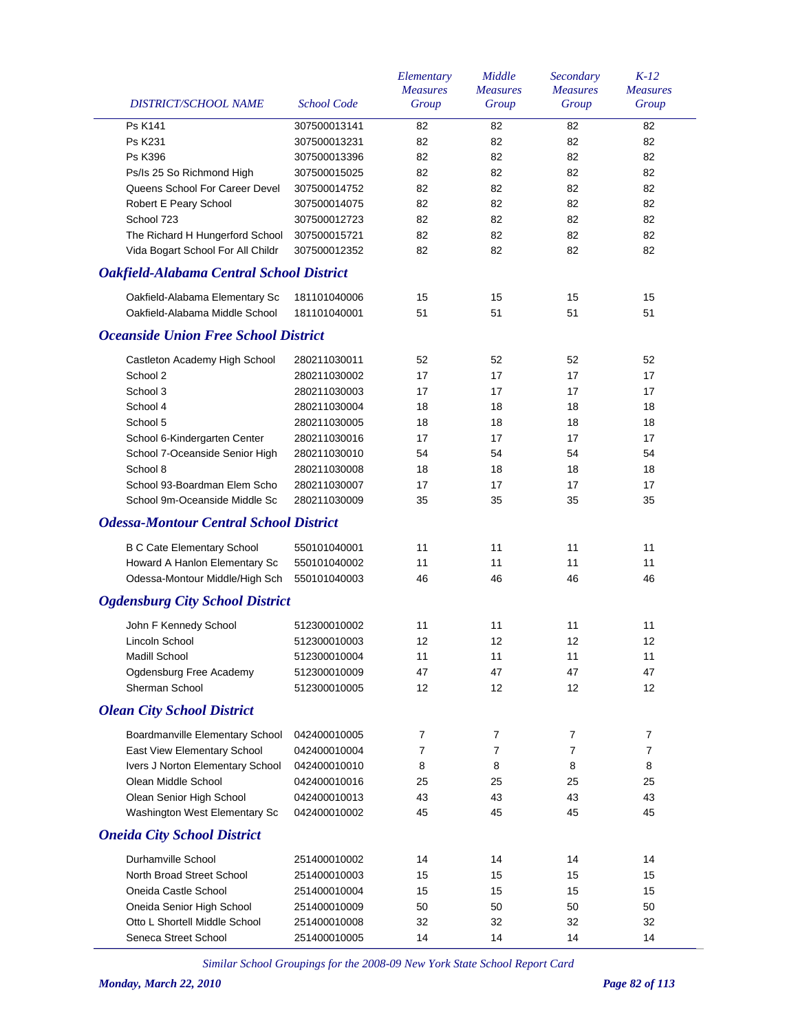| DISTRICT/SCHOOL NAME | School Code | Elementary Measures Group | Middle Measures Group | Secondary Measures Group | K-12 Measures Group |
|---|---|---|---|---|---|
| Ps K141 | 307500013141 | 82 | 82 | 82 | 82 |
| Ps K231 | 307500013231 | 82 | 82 | 82 | 82 |
| Ps K396 | 307500013396 | 82 | 82 | 82 | 82 |
| Ps/Is 25 So Richmond High | 307500015025 | 82 | 82 | 82 | 82 |
| Queens School For Career Devel | 307500014752 | 82 | 82 | 82 | 82 |
| Robert E Peary School | 307500014075 | 82 | 82 | 82 | 82 |
| School 723 | 307500012723 | 82 | 82 | 82 | 82 |
| The Richard H Hungerford School | 307500015721 | 82 | 82 | 82 | 82 |
| Vida Bogart School For All Childr | 307500012352 | 82 | 82 | 82 | 82 |
| ***Oakfield-Alabama Central School District*** | | | | | |
| Oakfield-Alabama Elementary Sc | 181101040006 | 15 | 15 | 15 | 15 |
| Oakfield-Alabama Middle School | 181101040001 | 51 | 51 | 51 | 51 |
| ***Oceanside Union Free School District*** | | | | | |
| Castleton Academy High School | 280211030011 | 52 | 52 | 52 | 52 |
| School 2 | 280211030002 | 17 | 17 | 17 | 17 |
| School 3 | 280211030003 | 17 | 17 | 17 | 17 |
| School 4 | 280211030004 | 18 | 18 | 18 | 18 |
| School 5 | 280211030005 | 18 | 18 | 18 | 18 |
| School 6-Kindergarten Center | 280211030016 | 17 | 17 | 17 | 17 |
| School 7-Oceanside Senior High | 280211030010 | 54 | 54 | 54 | 54 |
| School 8 | 280211030008 | 18 | 18 | 18 | 18 |
| School 93-Boardman Elem Scho | 280211030007 | 17 | 17 | 17 | 17 |
| School 9m-Oceanside Middle Sc | 280211030009 | 35 | 35 | 35 | 35 |
| ***Odessa-Montour Central School District*** | | | | | |
| B C Cate Elementary School | 550101040001 | 11 | 11 | 11 | 11 |
| Howard A Hanlon Elementary Sc | 550101040002 | 11 | 11 | 11 | 11 |
| Odessa-Montour Middle/High Sch | 550101040003 | 46 | 46 | 46 | 46 |
| ***Ogdensburg City School District*** | | | | | |
| John F Kennedy School | 512300010002 | 11 | 11 | 11 | 11 |
| Lincoln School | 512300010003 | 12 | 12 | 12 | 12 |
| Madill School | 512300010004 | 11 | 11 | 11 | 11 |
| Ogdensburg Free Academy | 512300010009 | 47 | 47 | 47 | 47 |
| Sherman School | 512300010005 | 12 | 12 | 12 | 12 |
| ***Olean City School District*** | | | | | |
| Boardmanville Elementary School | 042400010005 | 7 | 7 | 7 | 7 |
| East View Elementary School | 042400010004 | 7 | 7 | 7 | 7 |
| Ivers J Norton Elementary School | 042400010010 | 8 | 8 | 8 | 8 |
| Olean Middle School | 042400010016 | 25 | 25 | 25 | 25 |
| Olean Senior High School | 042400010013 | 43 | 43 | 43 | 43 |
| Washington West Elementary Sc | 042400010002 | 45 | 45 | 45 | 45 |
| ***Oneida City School District*** | | | | | |
| Durhamville School | 251400010002 | 14 | 14 | 14 | 14 |
| North Broad Street School | 251400010003 | 15 | 15 | 15 | 15 |
| Oneida Castle School | 251400010004 | 15 | 15 | 15 | 15 |
| Oneida Senior High School | 251400010009 | 50 | 50 | 50 | 50 |
| Otto L Shortell Middle School | 251400010008 | 32 | 32 | 32 | 32 |
| Seneca Street School | 251400010005 | 14 | 14 | 14 | 14 |

*Similar School Groupings for the 2008-09 New York State School Report Card*

*Monday, March 22, 2010*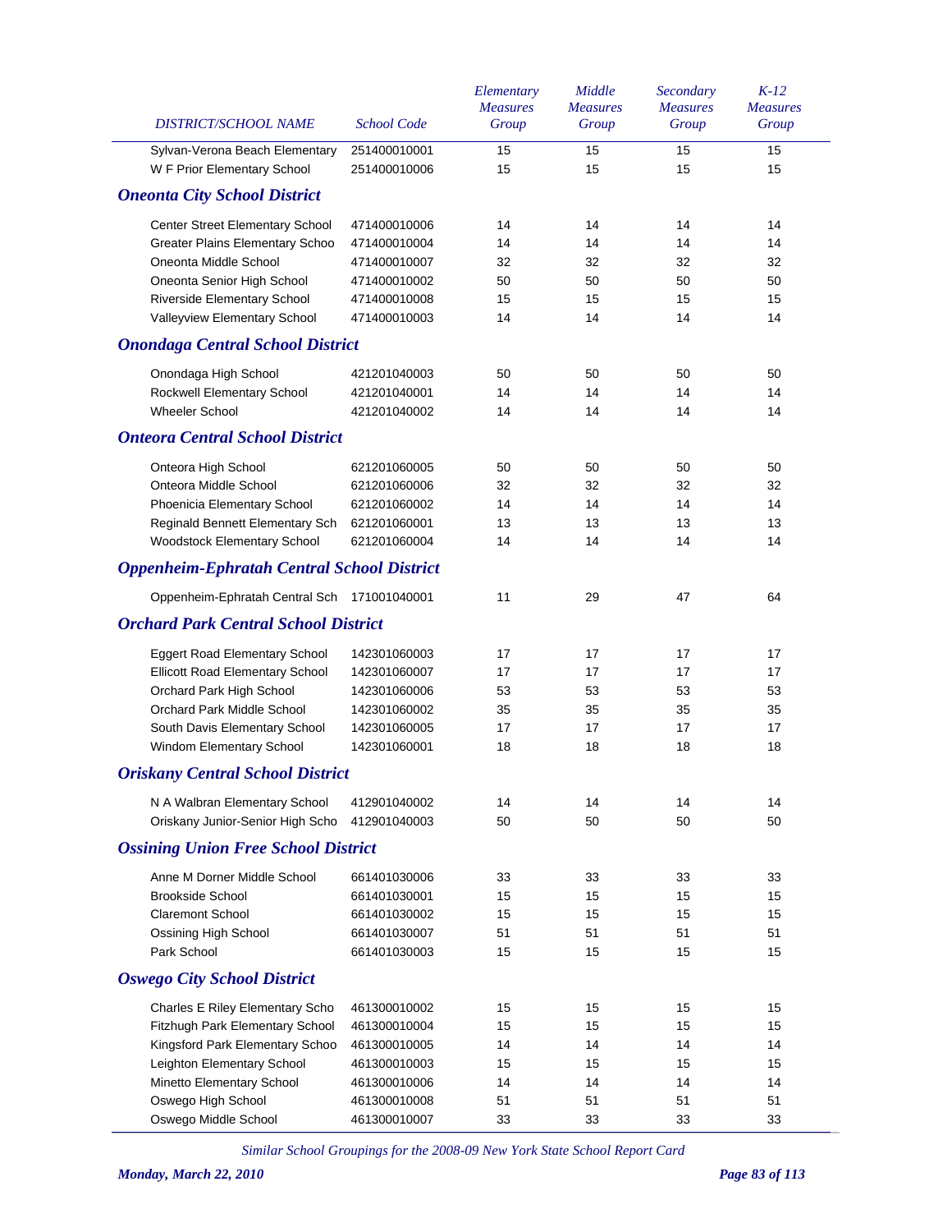| DISTRICT/SCHOOL NAME | School Code | Elementary Measures Group | Middle Measures Group | Secondary Measures Group | K-12 Measures Group |
|---|---|---|---|---|---|
| Sylvan-Verona Beach Elementary | 251400010001 | 15 | 15 | 15 | 15 |
| W F Prior Elementary School | 251400010006 | 15 | 15 | 15 | 15 |

## Oneonta City School District

| DISTRICT/SCHOOL NAME | School Code | Elementary Measures Group | Middle Measures Group | Secondary Measures Group | K-12 Measures Group |
|---|---|---|---|---|---|
| Center Street Elementary School | 471400010006 | 14 | 14 | 14 | 14 |
| Greater Plains Elementary Schoo | 471400010004 | 14 | 14 | 14 | 14 |
| Oneonta Middle School | 471400010007 | 32 | 32 | 32 | 32 |
| Oneonta Senior High School | 471400010002 | 50 | 50 | 50 | 50 |
| Riverside Elementary School | 471400010008 | 15 | 15 | 15 | 15 |
| Valleyview Elementary School | 471400010003 | 14 | 14 | 14 | 14 |

## Onondaga Central School District

| DISTRICT/SCHOOL NAME | School Code | Elementary Measures Group | Middle Measures Group | Secondary Measures Group | K-12 Measures Group |
|---|---|---|---|---|---|
| Onondaga High School | 421201040003 | 50 | 50 | 50 | 50 |
| Rockwell Elementary School | 421201040001 | 14 | 14 | 14 | 14 |
| Wheeler School | 421201040002 | 14 | 14 | 14 | 14 |

## Onteora Central School District

| DISTRICT/SCHOOL NAME | School Code | Elementary Measures Group | Middle Measures Group | Secondary Measures Group | K-12 Measures Group |
|---|---|---|---|---|---|
| Onteora High School | 621201060005 | 50 | 50 | 50 | 50 |
| Onteora Middle School | 621201060006 | 32 | 32 | 32 | 32 |
| Phoenicia Elementary School | 621201060002 | 14 | 14 | 14 | 14 |
| Reginald Bennett Elementary Sch | 621201060001 | 13 | 13 | 13 | 13 |
| Woodstock Elementary School | 621201060004 | 14 | 14 | 14 | 14 |

## Oppenheim-Ephratah Central School District

| DISTRICT/SCHOOL NAME | School Code | Elementary Measures Group | Middle Measures Group | Secondary Measures Group | K-12 Measures Group |
|---|---|---|---|---|---|
| Oppenheim-Ephratah Central Sch | 171001040001 | 11 | 29 | 47 | 64 |

## Orchard Park Central School District

| DISTRICT/SCHOOL NAME | School Code | Elementary Measures Group | Middle Measures Group | Secondary Measures Group | K-12 Measures Group |
|---|---|---|---|---|---|
| Eggert Road Elementary School | 142301060003 | 17 | 17 | 17 | 17 |
| Ellicott Road Elementary School | 142301060007 | 17 | 17 | 17 | 17 |
| Orchard Park High School | 142301060006 | 53 | 53 | 53 | 53 |
| Orchard Park Middle School | 142301060002 | 35 | 35 | 35 | 35 |
| South Davis Elementary School | 142301060005 | 17 | 17 | 17 | 17 |
| Windom Elementary School | 142301060001 | 18 | 18 | 18 | 18 |

## Oriskany Central School District

| DISTRICT/SCHOOL NAME | School Code | Elementary Measures Group | Middle Measures Group | Secondary Measures Group | K-12 Measures Group |
|---|---|---|---|---|---|
| N A Walbran Elementary School | 412901040002 | 14 | 14 | 14 | 14 |
| Oriskany Junior-Senior High Scho | 412901040003 | 50 | 50 | 50 | 50 |

## Ossining Union Free School District

| DISTRICT/SCHOOL NAME | School Code | Elementary Measures Group | Middle Measures Group | Secondary Measures Group | K-12 Measures Group |
|---|---|---|---|---|---|
| Anne M Dorner Middle School | 661401030006 | 33 | 33 | 33 | 33 |
| Brookside School | 661401030001 | 15 | 15 | 15 | 15 |
| Claremont School | 661401030002 | 15 | 15 | 15 | 15 |
| Ossining High School | 661401030007 | 51 | 51 | 51 | 51 |
| Park School | 661401030003 | 15 | 15 | 15 | 15 |

## Oswego City School District

| DISTRICT/SCHOOL NAME | School Code | Elementary Measures Group | Middle Measures Group | Secondary Measures Group | K-12 Measures Group |
|---|---|---|---|---|---|
| Charles E Riley Elementary Scho | 461300010002 | 15 | 15 | 15 | 15 |
| Fitzhugh Park Elementary School | 461300010004 | 15 | 15 | 15 | 15 |
| Kingsford Park Elementary Schoo | 461300010005 | 14 | 14 | 14 | 14 |
| Leighton Elementary School | 461300010003 | 15 | 15 | 15 | 15 |
| Minetto Elementary School | 461300010006 | 14 | 14 | 14 | 14 |
| Oswego High School | 461300010008 | 51 | 51 | 51 | 51 |
| Oswego Middle School | 461300010007 | 33 | 33 | 33 | 33 |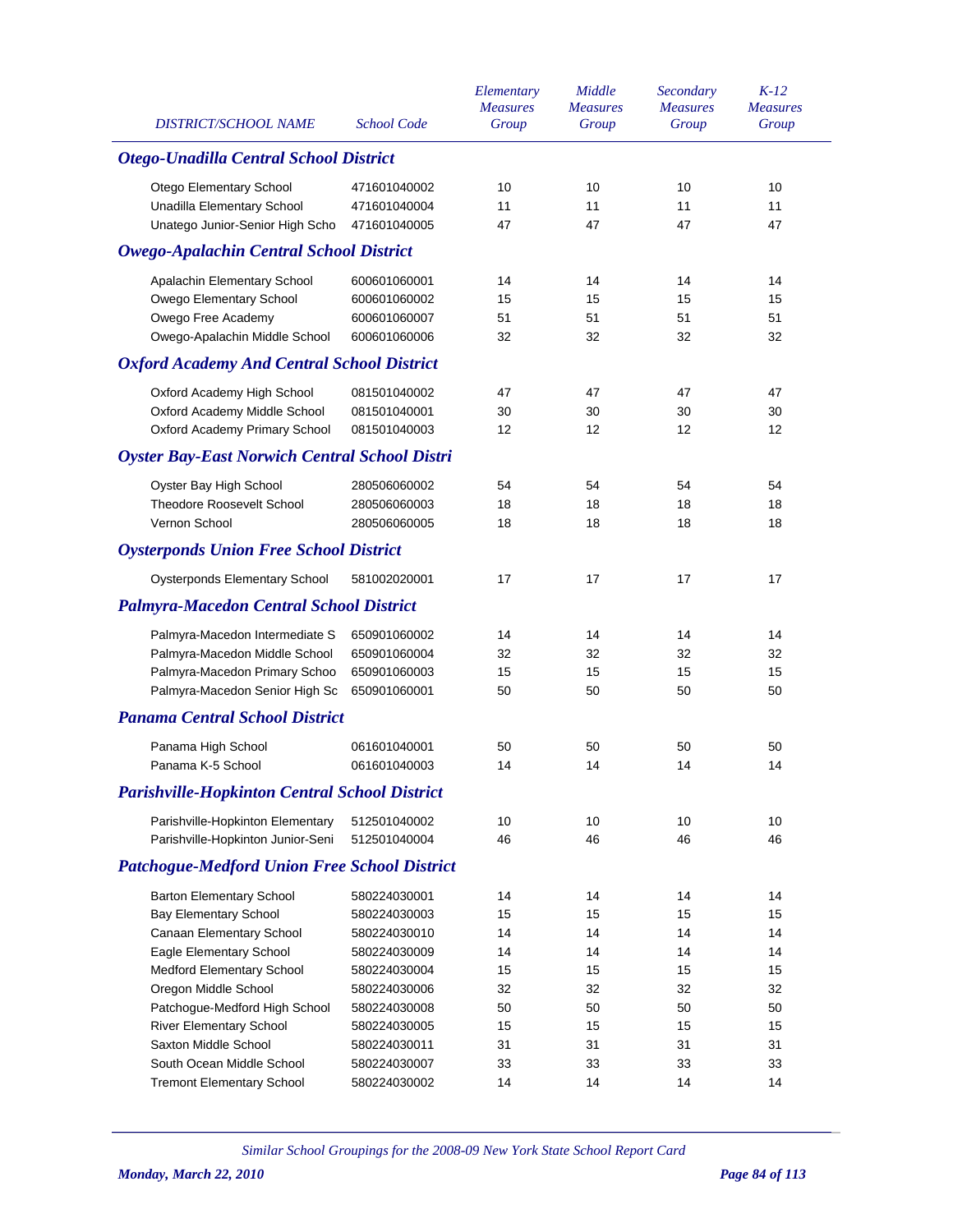| DISTRICT/SCHOOL NAME | School Code | Elementary Measures Group | Middle Measures Group | Secondary Measures Group | K-12 Measures Group |
|---|---|---|---|---|---|
| ***Otego-Unadilla Central School District*** | | | | | |
| Otego Elementary School | 471601040002 | 10 | 10 | 10 | 10 |
| Unadilla Elementary School | 471601040004 | 11 | 11 | 11 | 11 |
| Unatego Junior-Senior High Scho | 471601040005 | 47 | 47 | 47 | 47 |
| ***Owego-Apalachin Central School District*** | | | | | |
| Apalachin Elementary School | 600601060001 | 14 | 14 | 14 | 14 |
| Owego Elementary School | 600601060002 | 15 | 15 | 15 | 15 |
| Owego Free Academy | 600601060007 | 51 | 51 | 51 | 51 |
| Owego-Apalachin Middle School | 600601060006 | 32 | 32 | 32 | 32 |
| ***Oxford Academy And Central School District*** | | | | | |
| Oxford Academy High School | 081501040002 | 47 | 47 | 47 | 47 |
| Oxford Academy Middle School | 081501040001 | 30 | 30 | 30 | 30 |
| Oxford Academy Primary School | 081501040003 | 12 | 12 | 12 | 12 |
| ***Oyster Bay-East Norwich Central School Distri*** | | | | | |
| Oyster Bay High School | 280506060002 | 54 | 54 | 54 | 54 |
| Theodore Roosevelt School | 280506060003 | 18 | 18 | 18 | 18 |
| Vernon School | 280506060005 | 18 | 18 | 18 | 18 |
| ***Oysterponds Union Free School District*** | | | | | |
| Oysterponds Elementary School | 581002020001 | 17 | 17 | 17 | 17 |
| ***Palmyra-Macedon Central School District*** | | | | | |
| Palmyra-Macedon Intermediate S | 650901060002 | 14 | 14 | 14 | 14 |
| Palmyra-Macedon Middle School | 650901060004 | 32 | 32 | 32 | 32 |
| Palmyra-Macedon Primary Schoo | 650901060003 | 15 | 15 | 15 | 15 |
| Palmyra-Macedon Senior High Sc | 650901060001 | 50 | 50 | 50 | 50 |
| ***Panama Central School District*** | | | | | |
| Panama High School | 061601040001 | 50 | 50 | 50 | 50 |
| Panama K-5 School | 061601040003 | 14 | 14 | 14 | 14 |
| ***Parishville-Hopkinton Central School District*** | | | | | |
| Parishville-Hopkinton Elementary | 512501040002 | 10 | 10 | 10 | 10 |
| Parishville-Hopkinton Junior-Seni | 512501040004 | 46 | 46 | 46 | 46 |
| ***Patchogue-Medford Union Free School District*** | | | | | |
| Barton Elementary School | 580224030001 | 14 | 14 | 14 | 14 |
| Bay Elementary School | 580224030003 | 15 | 15 | 15 | 15 |
| Canaan Elementary School | 580224030010 | 14 | 14 | 14 | 14 |
| Eagle Elementary School | 580224030009 | 14 | 14 | 14 | 14 |
| Medford Elementary School | 580224030004 | 15 | 15 | 15 | 15 |
| Oregon Middle School | 580224030006 | 32 | 32 | 32 | 32 |
| Patchogue-Medford High School | 580224030008 | 50 | 50 | 50 | 50 |
| River Elementary School | 580224030005 | 15 | 15 | 15 | 15 |
| Saxton Middle School | 580224030011 | 31 | 31 | 31 | 31 |
| South Ocean Middle School | 580224030007 | 33 | 33 | 33 | 33 |
| Tremont Elementary School | 580224030002 | 14 | 14 | 14 | 14 |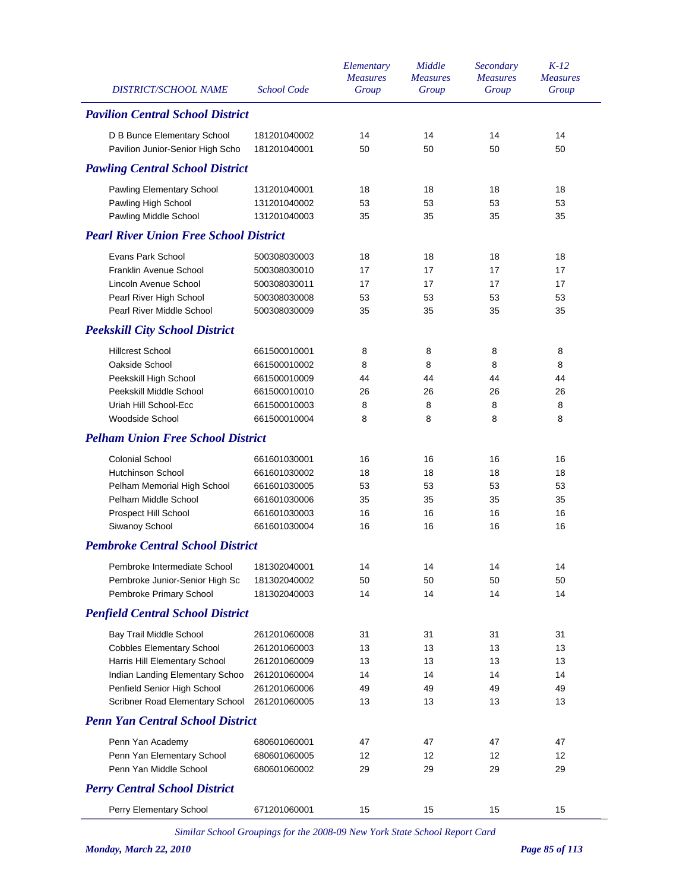| DISTRICT/SCHOOL NAME | School Code | Elementary Measures Group | Middle Measures Group | Secondary Measures Group | K-12 Measures Group |
|---|---|---|---|---|---|
| ***Pavilion Central School District*** | | | | | |
| D B Bunce Elementary School | 181201040002 | 14 | 14 | 14 | 14 |
| Pavilion Junior-Senior High Scho | 181201040001 | 50 | 50 | 50 | 50 |
| ***Pawling Central School District*** | | | | | |
| Pawling Elementary School | 131201040001 | 18 | 18 | 18 | 18 |
| Pawling High School | 131201040002 | 53 | 53 | 53 | 53 |
| Pawling Middle School | 131201040003 | 35 | 35 | 35 | 35 |
| ***Pearl River Union Free School District*** | | | | | |
| Evans Park School | 500308030003 | 18 | 18 | 18 | 18 |
| Franklin Avenue School | 500308030010 | 17 | 17 | 17 | 17 |
| Lincoln Avenue School | 500308030011 | 17 | 17 | 17 | 17 |
| Pearl River High School | 500308030008 | 53 | 53 | 53 | 53 |
| Pearl River Middle School | 500308030009 | 35 | 35 | 35 | 35 |
| ***Peekskill City School District*** | | | | | |
| Hillcrest School | 661500010001 | 8 | 8 | 8 | 8 |
| Oakside School | 661500010002 | 8 | 8 | 8 | 8 |
| Peekskill High School | 661500010009 | 44 | 44 | 44 | 44 |
| Peekskill Middle School | 661500010010 | 26 | 26 | 26 | 26 |
| Uriah Hill School-Ecc | 661500010003 | 8 | 8 | 8 | 8 |
| Woodside School | 661500010004 | 8 | 8 | 8 | 8 |
| ***Pelham Union Free School District*** | | | | | |
| Colonial School | 661601030001 | 16 | 16 | 16 | 16 |
| Hutchinson School | 661601030002 | 18 | 18 | 18 | 18 |
| Pelham Memorial High School | 661601030005 | 53 | 53 | 53 | 53 |
| Pelham Middle School | 661601030006 | 35 | 35 | 35 | 35 |
| Prospect Hill School | 661601030003 | 16 | 16 | 16 | 16 |
| Siwanoy School | 661601030004 | 16 | 16 | 16 | 16 |
| ***Pembroke Central School District*** | | | | | |
| Pembroke Intermediate School | 181302040001 | 14 | 14 | 14 | 14 |
| Pembroke Junior-Senior High Sc | 181302040002 | 50 | 50 | 50 | 50 |
| Pembroke Primary School | 181302040003 | 14 | 14 | 14 | 14 |
| ***Penfield Central School District*** | | | | | |
| Bay Trail Middle School | 261201060008 | 31 | 31 | 31 | 31 |
| Cobbles Elementary School | 261201060003 | 13 | 13 | 13 | 13 |
| Harris Hill Elementary School | 261201060009 | 13 | 13 | 13 | 13 |
| Indian Landing Elementary Schoo | 261201060004 | 14 | 14 | 14 | 14 |
| Penfield Senior High School | 261201060006 | 49 | 49 | 49 | 49 |
| Scribner Road Elementary School | 261201060005 | 13 | 13 | 13 | 13 |
| ***Penn Yan Central School District*** | | | | | |
| Penn Yan Academy | 680601060001 | 47 | 47 | 47 | 47 |
| Penn Yan Elementary School | 680601060005 | 12 | 12 | 12 | 12 |
| Penn Yan Middle School | 680601060002 | 29 | 29 | 29 | 29 |
| ***Perry Central School District*** | | | | | |
| Perry Elementary School | 671201060001 | 15 | 15 | 15 | 15 |

*Similar School Groupings for the 2008-09 New York State School Report Card*

***Monday, March 22, 2010***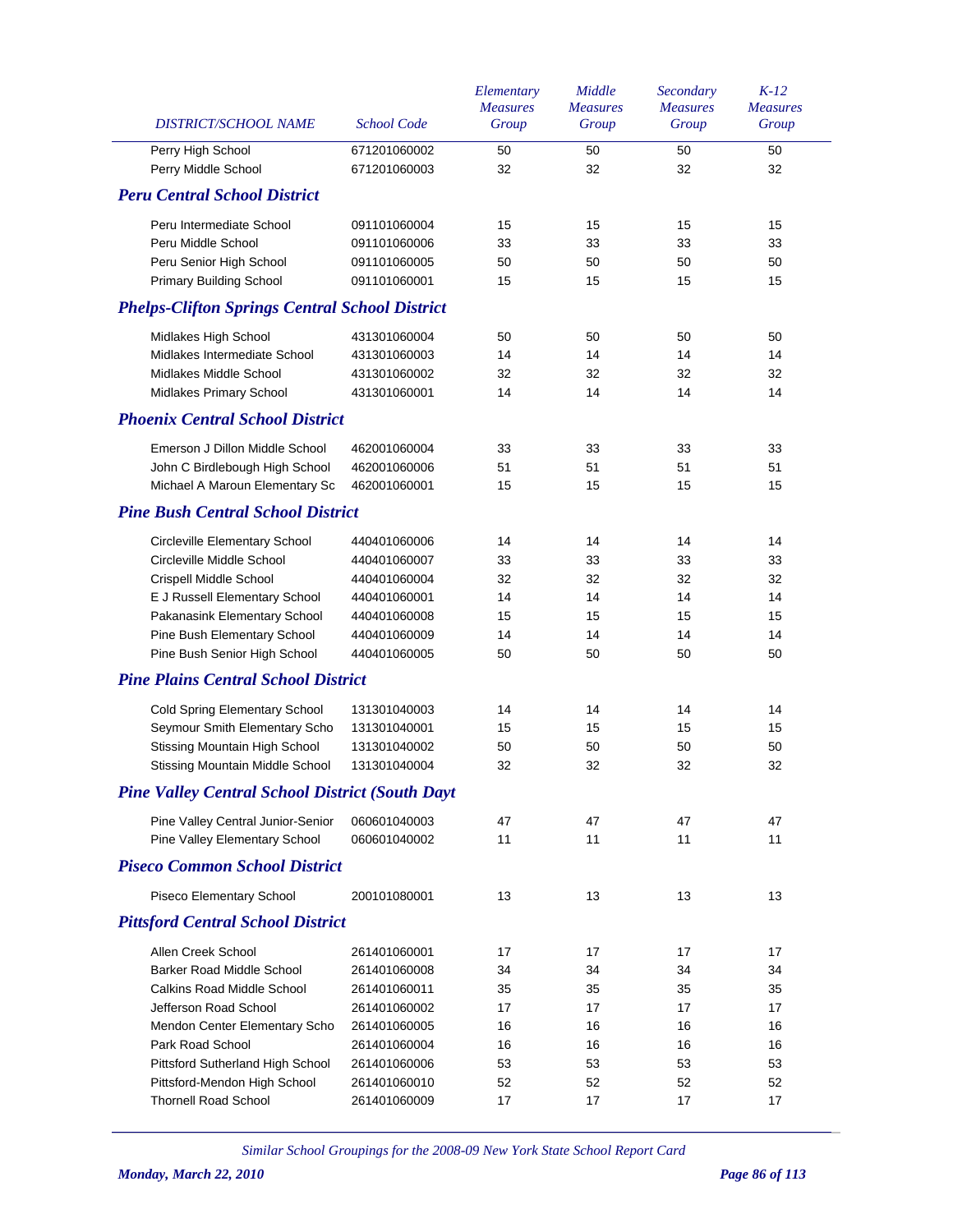| DISTRICT/SCHOOL NAME | School Code | Elementary Measures Group | Middle Measures Group | Secondary Measures Group | K-12 Measures Group |
|---|---|---|---|---|---|
| Perry High School | 671201060002 | 50 | 50 | 50 | 50 |
| Perry Middle School | 671201060003 | 32 | 32 | 32 | 32 |
| ***Peru Central School District*** | | | | | |
| Peru Intermediate School | 091101060004 | 15 | 15 | 15 | 15 |
| Peru Middle School | 091101060006 | 33 | 33 | 33 | 33 |
| Peru Senior High School | 091101060005 | 50 | 50 | 50 | 50 |
| Primary Building School | 091101060001 | 15 | 15 | 15 | 15 |
| ***Phelps-Clifton Springs Central School District*** | | | | | |
| Midlakes High School | 431301060004 | 50 | 50 | 50 | 50 |
| Midlakes Intermediate School | 431301060003 | 14 | 14 | 14 | 14 |
| Midlakes Middle School | 431301060002 | 32 | 32 | 32 | 32 |
| Midlakes Primary School | 431301060001 | 14 | 14 | 14 | 14 |
| ***Phoenix Central School District*** | | | | | |
| Emerson J Dillon Middle School | 462001060004 | 33 | 33 | 33 | 33 |
| John C Birdlebough High School | 462001060006 | 51 | 51 | 51 | 51 |
| Michael A Maroun Elementary Sc | 462001060001 | 15 | 15 | 15 | 15 |
| ***Pine Bush Central School District*** | | | | | |
| Circleville Elementary School | 440401060006 | 14 | 14 | 14 | 14 |
| Circleville Middle School | 440401060007 | 33 | 33 | 33 | 33 |
| Crispell Middle School | 440401060004 | 32 | 32 | 32 | 32 |
| E J Russell Elementary School | 440401060001 | 14 | 14 | 14 | 14 |
| Pakanasink Elementary School | 440401060008 | 15 | 15 | 15 | 15 |
| Pine Bush Elementary School | 440401060009 | 14 | 14 | 14 | 14 |
| Pine Bush Senior High School | 440401060005 | 50 | 50 | 50 | 50 |
| ***Pine Plains Central School District*** | | | | | |
| Cold Spring Elementary School | 131301040003 | 14 | 14 | 14 | 14 |
| Seymour Smith Elementary Scho | 131301040001 | 15 | 15 | 15 | 15 |
| Stissing Mountain High School | 131301040002 | 50 | 50 | 50 | 50 |
| Stissing Mountain Middle School | 131301040004 | 32 | 32 | 32 | 32 |
| ***Pine Valley Central School District (South Dayt*** | | | | | |
| Pine Valley Central Junior-Senior | 060601040003 | 47 | 47 | 47 | 47 |
| Pine Valley Elementary School | 060601040002 | 11 | 11 | 11 | 11 |
| ***Piseco Common School District*** | | | | | |
| Piseco Elementary School | 200101080001 | 13 | 13 | 13 | 13 |
| ***Pittsford Central School District*** | | | | | |
| Allen Creek School | 261401060001 | 17 | 17 | 17 | 17 |
| Barker Road Middle School | 261401060008 | 34 | 34 | 34 | 34 |
| Calkins Road Middle School | 261401060011 | 35 | 35 | 35 | 35 |
| Jefferson Road School | 261401060002 | 17 | 17 | 17 | 17 |
| Mendon Center Elementary Scho | 261401060005 | 16 | 16 | 16 | 16 |
| Park Road School | 261401060004 | 16 | 16 | 16 | 16 |
| Pittsford Sutherland High School | 261401060006 | 53 | 53 | 53 | 53 |
| Pittsford-Mendon High School | 261401060010 | 52 | 52 | 52 | 52 |
| Thornell Road School | 261401060009 | 17 | 17 | 17 | 17 |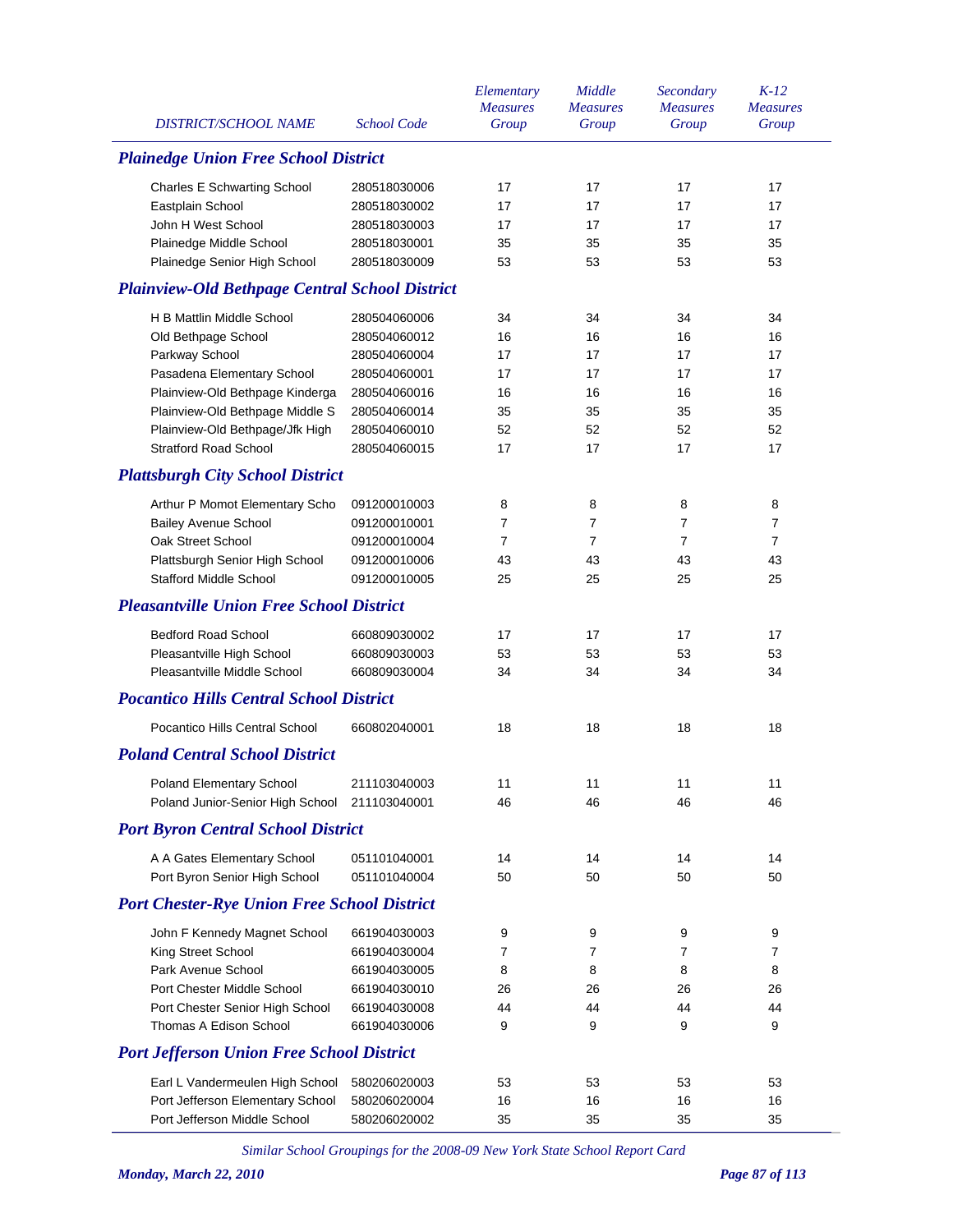| DISTRICT/SCHOOL NAME | School Code | Elementary Measures Group | Middle Measures Group | Secondary Measures Group | K-12 Measures Group |
|---|---|---|---|---|---|
| ***Plainedge Union Free School District*** | | | | | |
| Charles E Schwarting School | 280518030006 | 17 | 17 | 17 | 17 |
| Eastplain School | 280518030002 | 17 | 17 | 17 | 17 |
| John H West School | 280518030003 | 17 | 17 | 17 | 17 |
| Plainedge Middle School | 280518030001 | 35 | 35 | 35 | 35 |
| Plainedge Senior High School | 280518030009 | 53 | 53 | 53 | 53 |
| ***Plainview-Old Bethpage Central School District*** | | | | | |
| H B Mattlin Middle School | 280504060006 | 34 | 34 | 34 | 34 |
| Old Bethpage School | 280504060012 | 16 | 16 | 16 | 16 |
| Parkway School | 280504060004 | 17 | 17 | 17 | 17 |
| Pasadena Elementary School | 280504060001 | 17 | 17 | 17 | 17 |
| Plainview-Old Bethpage Kinderga | 280504060016 | 16 | 16 | 16 | 16 |
| Plainview-Old Bethpage Middle S | 280504060014 | 35 | 35 | 35 | 35 |
| Plainview-Old Bethpage/Jfk High | 280504060010 | 52 | 52 | 52 | 52 |
| Stratford Road School | 280504060015 | 17 | 17 | 17 | 17 |
| ***Plattsburgh City School District*** | | | | | |
| Arthur P Momot Elementary Scho | 091200010003 | 8 | 8 | 8 | 8 |
| Bailey Avenue School | 091200010001 | 7 | 7 | 7 | 7 |
| Oak Street School | 091200010004 | 7 | 7 | 7 | 7 |
| Plattsburgh Senior High School | 091200010006 | 43 | 43 | 43 | 43 |
| Stafford Middle School | 091200010005 | 25 | 25 | 25 | 25 |
| ***Pleasantville Union Free School District*** | | | | | |
| Bedford Road School | 660809030002 | 17 | 17 | 17 | 17 |
| Pleasantville High School | 660809030003 | 53 | 53 | 53 | 53 |
| Pleasantville Middle School | 660809030004 | 34 | 34 | 34 | 34 |
| ***Pocantico Hills Central School District*** | | | | | |
| Pocantico Hills Central School | 660802040001 | 18 | 18 | 18 | 18 |
| ***Poland Central School District*** | | | | | |
| Poland Elementary School | 211103040003 | 11 | 11 | 11 | 11 |
| Poland Junior-Senior High School | 211103040001 | 46 | 46 | 46 | 46 |
| ***Port Byron Central School District*** | | | | | |
| A A Gates Elementary School | 051101040001 | 14 | 14 | 14 | 14 |
| Port Byron Senior High School | 051101040004 | 50 | 50 | 50 | 50 |
| ***Port Chester-Rye Union Free School District*** | | | | | |
| John F Kennedy Magnet School | 661904030003 | 9 | 9 | 9 | 9 |
| King Street School | 661904030004 | 7 | 7 | 7 | 7 |
| Park Avenue School | 661904030005 | 8 | 8 | 8 | 8 |
| Port Chester Middle School | 661904030010 | 26 | 26 | 26 | 26 |
| Port Chester Senior High School | 661904030008 | 44 | 44 | 44 | 44 |
| Thomas A Edison School | 661904030006 | 9 | 9 | 9 | 9 |
| ***Port Jefferson Union Free School District*** | | | | | |
| Earl L Vandermeulen High School | 580206020003 | 53 | 53 | 53 | 53 |
| Port Jefferson Elementary School | 580206020004 | 16 | 16 | 16 | 16 |
| Port Jefferson Middle School | 580206020002 | 35 | 35 | 35 | 35 |

*Similar School Groupings for the 2008-09 New York State School Report Card*

***Monday, March 22, 2010***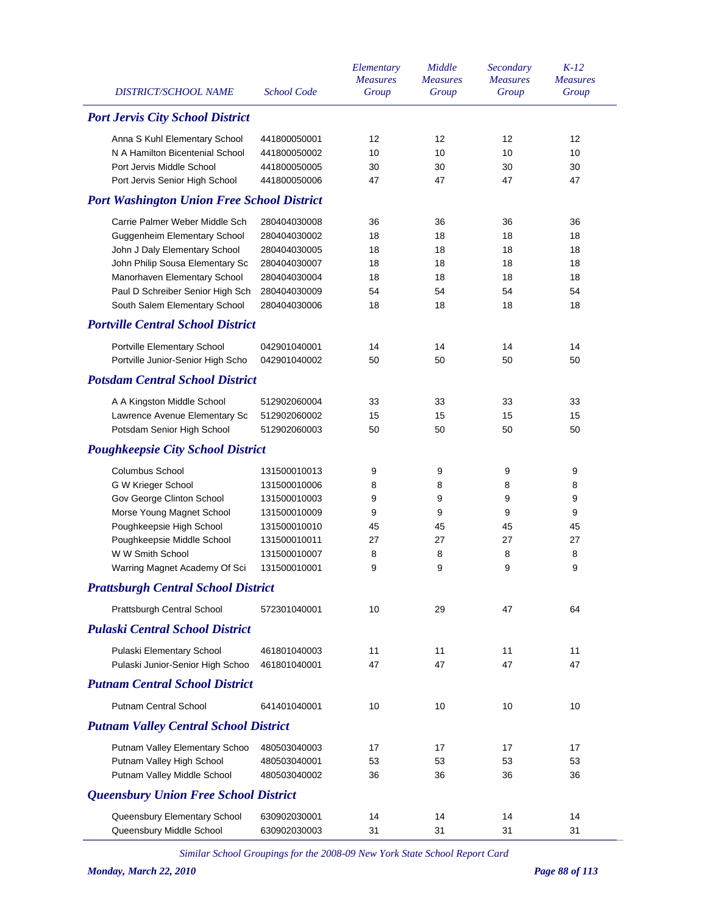| DISTRICT/SCHOOL NAME | School Code | Elementary Measures Group | Middle Measures Group | Secondary Measures Group | K-12 Measures Group |
|---|---|---|---|---|---|
| ***Port Jervis City School District*** | | | | | |
| Anna S Kuhl Elementary School | 441800050001 | 12 | 12 | 12 | 12 |
| N A Hamilton Bicentenial School | 441800050002 | 10 | 10 | 10 | 10 |
| Port Jervis Middle School | 441800050005 | 30 | 30 | 30 | 30 |
| Port Jervis Senior High School | 441800050006 | 47 | 47 | 47 | 47 |
| ***Port Washington Union Free School District*** | | | | | |
| Carrie Palmer Weber Middle Sch | 280404030008 | 36 | 36 | 36 | 36 |
| Guggenheim Elementary School | 280404030002 | 18 | 18 | 18 | 18 |
| John J Daly Elementary School | 280404030005 | 18 | 18 | 18 | 18 |
| John Philip Sousa Elementary Sc | 280404030007 | 18 | 18 | 18 | 18 |
| Manorhaven Elementary School | 280404030004 | 18 | 18 | 18 | 18 |
| Paul D Schreiber Senior High Sch | 280404030009 | 54 | 54 | 54 | 54 |
| South Salem Elementary School | 280404030006 | 18 | 18 | 18 | 18 |
| ***Portville Central School District*** | | | | | |
| Portville Elementary School | 042901040001 | 14 | 14 | 14 | 14 |
| Portville Junior-Senior High Scho | 042901040002 | 50 | 50 | 50 | 50 |
| ***Potsdam Central School District*** | | | | | |
| A A Kingston Middle School | 512902060004 | 33 | 33 | 33 | 33 |
| Lawrence Avenue Elementary Sc | 512902060002 | 15 | 15 | 15 | 15 |
| Potsdam Senior High School | 512902060003 | 50 | 50 | 50 | 50 |
| ***Poughkeepsie City School District*** | | | | | |
| Columbus School | 131500010013 | 9 | 9 | 9 | 9 |
| G W Krieger School | 131500010006 | 8 | 8 | 8 | 8 |
| Gov George Clinton School | 131500010003 | 9 | 9 | 9 | 9 |
| Morse Young Magnet School | 131500010009 | 9 | 9 | 9 | 9 |
| Poughkeepsie High School | 131500010010 | 45 | 45 | 45 | 45 |
| Poughkeepsie Middle School | 131500010011 | 27 | 27 | 27 | 27 |
| W W Smith School | 131500010007 | 8 | 8 | 8 | 8 |
| Warring Magnet Academy Of Sci | 131500010001 | 9 | 9 | 9 | 9 |
| ***Prattsburgh Central School District*** | | | | | |
| Prattsburgh Central School | 572301040001 | 10 | 29 | 47 | 64 |
| ***Pulaski Central School District*** | | | | | |
| Pulaski Elementary School | 461801040003 | 11 | 11 | 11 | 11 |
| Pulaski Junior-Senior High Schoo | 461801040001 | 47 | 47 | 47 | 47 |
| ***Putnam Central School District*** | | | | | |
| Putnam Central School | 641401040001 | 10 | 10 | 10 | 10 |
| ***Putnam Valley Central School District*** | | | | | |
| Putnam Valley Elementary Schoo | 480503040003 | 17 | 17 | 17 | 17 |
| Putnam Valley High School | 480503040001 | 53 | 53 | 53 | 53 |
| Putnam Valley Middle School | 480503040002 | 36 | 36 | 36 | 36 |
| ***Queensbury Union Free School District*** | | | | | |
| Queensbury Elementary School | 630902030001 | 14 | 14 | 14 | 14 |
| Queensbury Middle School | 630902030003 | 31 | 31 | 31 | 31 |

*Similar School Groupings for the 2008-09 New York State School Report Card*

***Monday, March 22, 2010***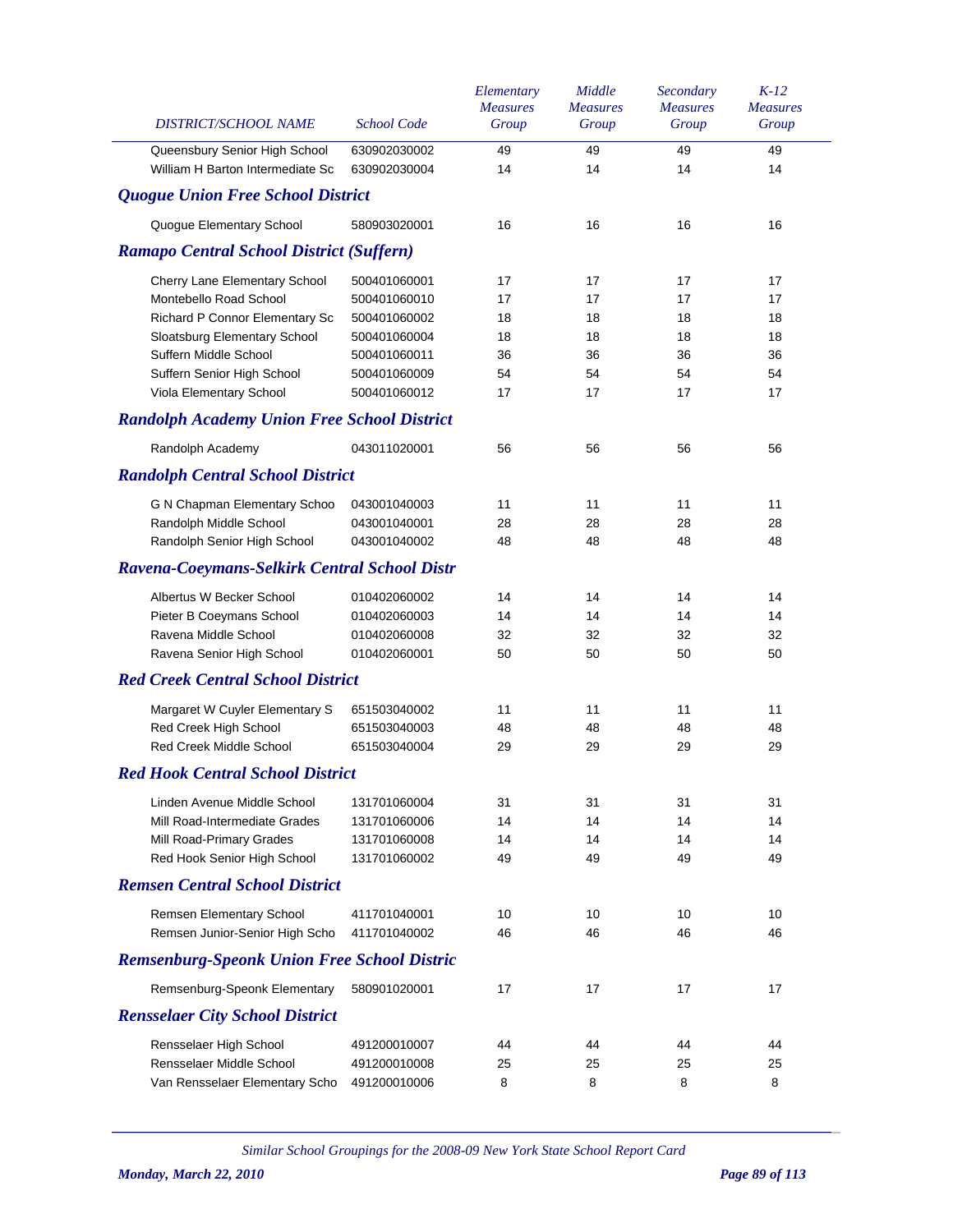| DISTRICT/SCHOOL NAME | School Code | Elementary Measures Group | Middle Measures Group | Secondary Measures Group | K-12 Measures Group |
|---|---|---|---|---|---|
| Queensbury Senior High School | 630902030002 | 49 | 49 | 49 | 49 |
| William H Barton Intermediate Sc | 630902030004 | 14 | 14 | 14 | 14 |
| ***Quogue Union Free School District*** | | | | | |
| Quogue Elementary School | 580903020001 | 16 | 16 | 16 | 16 |
| ***Ramapo Central School District (Suffern)*** | | | | | |
| Cherry Lane Elementary School | 500401060001 | 17 | 17 | 17 | 17 |
| Montebello Road School | 500401060010 | 17 | 17 | 17 | 17 |
| Richard P Connor Elementary Sc | 500401060002 | 18 | 18 | 18 | 18 |
| Sloatsburg Elementary School | 500401060004 | 18 | 18 | 18 | 18 |
| Suffern Middle School | 500401060011 | 36 | 36 | 36 | 36 |
| Suffern Senior High School | 500401060009 | 54 | 54 | 54 | 54 |
| Viola Elementary School | 500401060012 | 17 | 17 | 17 | 17 |
| ***Randolph Academy Union Free School District*** | | | | | |
| Randolph Academy | 043011020001 | 56 | 56 | 56 | 56 |
| ***Randolph Central School District*** | | | | | |
| G N Chapman Elementary Schoo | 043001040003 | 11 | 11 | 11 | 11 |
| Randolph Middle School | 043001040001 | 28 | 28 | 28 | 28 |
| Randolph Senior High School | 043001040002 | 48 | 48 | 48 | 48 |
| ***Ravena-Coeymans-Selkirk Central School Distr*** | | | | | |
| Albertus W Becker School | 010402060002 | 14 | 14 | 14 | 14 |
| Pieter B Coeymans School | 010402060003 | 14 | 14 | 14 | 14 |
| Ravena Middle School | 010402060008 | 32 | 32 | 32 | 32 |
| Ravena Senior High School | 010402060001 | 50 | 50 | 50 | 50 |
| ***Red Creek Central School District*** | | | | | |
| Margaret W Cuyler Elementary S | 651503040002 | 11 | 11 | 11 | 11 |
| Red Creek High School | 651503040003 | 48 | 48 | 48 | 48 |
| Red Creek Middle School | 651503040004 | 29 | 29 | 29 | 29 |
| ***Red Hook Central School District*** | | | | | |
| Linden Avenue Middle School | 131701060004 | 31 | 31 | 31 | 31 |
| Mill Road-Intermediate Grades | 131701060006 | 14 | 14 | 14 | 14 |
| Mill Road-Primary Grades | 131701060008 | 14 | 14 | 14 | 14 |
| Red Hook Senior High School | 131701060002 | 49 | 49 | 49 | 49 |
| ***Remsen Central School District*** | | | | | |
| Remsen Elementary School | 411701040001 | 10 | 10 | 10 | 10 |
| Remsen Junior-Senior High Scho | 411701040002 | 46 | 46 | 46 | 46 |
| ***Remsenburg-Speonk Union Free School Distric*** | | | | | |
| Remsenburg-Speonk Elementary | 580901020001 | 17 | 17 | 17 | 17 |
| ***Rensselaer City School District*** | | | | | |
| Rensselaer High School | 491200010007 | 44 | 44 | 44 | 44 |
| Rensselaer Middle School | 491200010008 | 25 | 25 | 25 | 25 |
| Van Rensselaer Elementary Scho | 491200010006 | 8 | 8 | 8 | 8 |

*Similar School Groupings for the 2008-09 New York State School Report Card*

***Monday, March 22, 2010***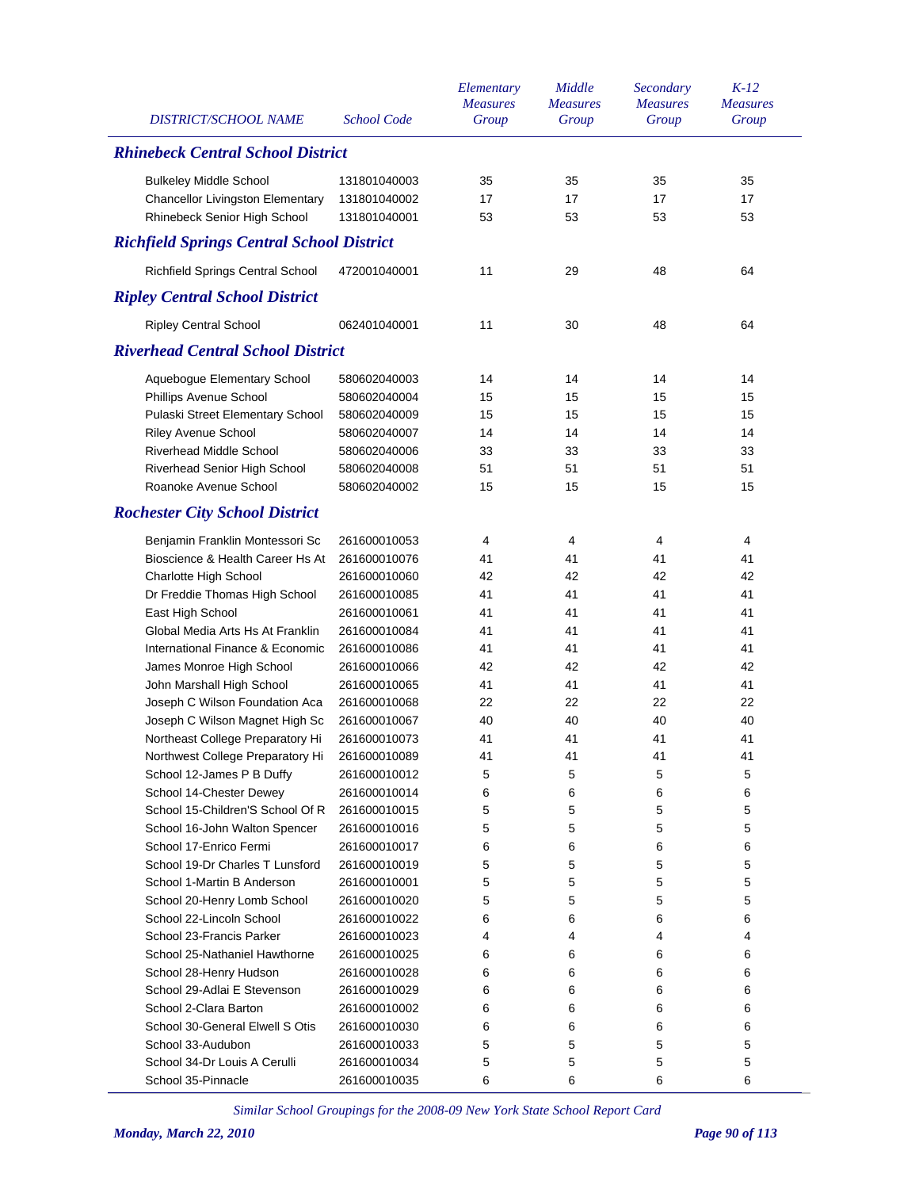| DISTRICT/SCHOOL NAME | School Code | Elementary Measures Group | Middle Measures Group | Secondary Measures Group | K-12 Measures Group |
|---|---|---|---|---|---|
| ***Rhinebeck Central School District*** | | | | | |
| Bulkeley Middle School | 131801040003 | 35 | 35 | 35 | 35 |
| Chancellor Livingston Elementary | 131801040002 | 17 | 17 | 17 | 17 |
| Rhinebeck Senior High School | 131801040001 | 53 | 53 | 53 | 53 |
| ***Richfield Springs Central School District*** | | | | | |
| Richfield Springs Central School | 472001040001 | 11 | 29 | 48 | 64 |
| ***Ripley Central School District*** | | | | | |
| Ripley Central School | 062401040001 | 11 | 30 | 48 | 64 |
| ***Riverhead Central School District*** | | | | | |
| Aquebogue Elementary School | 580602040003 | 14 | 14 | 14 | 14 |
| Phillips Avenue School | 580602040004 | 15 | 15 | 15 | 15 |
| Pulaski Street Elementary School | 580602040009 | 15 | 15 | 15 | 15 |
| Riley Avenue School | 580602040007 | 14 | 14 | 14 | 14 |
| Riverhead Middle School | 580602040006 | 33 | 33 | 33 | 33 |
| Riverhead Senior High School | 580602040008 | 51 | 51 | 51 | 51 |
| Roanoke Avenue School | 580602040002 | 15 | 15 | 15 | 15 |
| ***Rochester City School District*** | | | | | |
| Benjamin Franklin Montessori Sc | 261600010053 | 4 | 4 | 4 | 4 |
| Bioscience & Health Career Hs At | 261600010076 | 41 | 41 | 41 | 41 |
| Charlotte High School | 261600010060 | 42 | 42 | 42 | 42 |
| Dr Freddie Thomas High School | 261600010085 | 41 | 41 | 41 | 41 |
| East High School | 261600010061 | 41 | 41 | 41 | 41 |
| Global Media Arts Hs At Franklin | 261600010084 | 41 | 41 | 41 | 41 |
| International Finance & Economic | 261600010086 | 41 | 41 | 41 | 41 |
| James Monroe High School | 261600010066 | 42 | 42 | 42 | 42 |
| John Marshall High School | 261600010065 | 41 | 41 | 41 | 41 |
| Joseph C Wilson Foundation Aca | 261600010068 | 22 | 22 | 22 | 22 |
| Joseph C Wilson Magnet High Sc | 261600010067 | 40 | 40 | 40 | 40 |
| Northeast College Preparatory Hi | 261600010073 | 41 | 41 | 41 | 41 |
| Northwest College Preparatory Hi | 261600010089 | 41 | 41 | 41 | 41 |
| School 12-James P B Duffy | 261600010012 | 5 | 5 | 5 | 5 |
| School 14-Chester Dewey | 261600010014 | 6 | 6 | 6 | 6 |
| School 15-Children'S School Of R | 261600010015 | 5 | 5 | 5 | 5 |
| School 16-John Walton Spencer | 261600010016 | 5 | 5 | 5 | 5 |
| School 17-Enrico Fermi | 261600010017 | 6 | 6 | 6 | 6 |
| School 19-Dr Charles T Lunsford | 261600010019 | 5 | 5 | 5 | 5 |
| School 1-Martin B Anderson | 261600010001 | 5 | 5 | 5 | 5 |
| School 20-Henry Lomb School | 261600010020 | 5 | 5 | 5 | 5 |
| School 22-Lincoln School | 261600010022 | 6 | 6 | 6 | 6 |
| School 23-Francis Parker | 261600010023 | 4 | 4 | 4 | 4 |
| School 25-Nathaniel Hawthorne | 261600010025 | 6 | 6 | 6 | 6 |
| School 28-Henry Hudson | 261600010028 | 6 | 6 | 6 | 6 |
| School 29-Adlai E Stevenson | 261600010029 | 6 | 6 | 6 | 6 |
| School 2-Clara Barton | 261600010002 | 6 | 6 | 6 | 6 |
| School 30-General Elwell S Otis | 261600010030 | 6 | 6 | 6 | 6 |
| School 33-Audubon | 261600010033 | 5 | 5 | 5 | 5 |
| School 34-Dr Louis A Cerulli | 261600010034 | 5 | 5 | 5 | 5 |
| School 35-Pinnacle | 261600010035 | 6 | 6 | 6 | 6 |

*Similar School Groupings for the 2008-09 New York State School Report Card*

***Monday, March 22, 2010***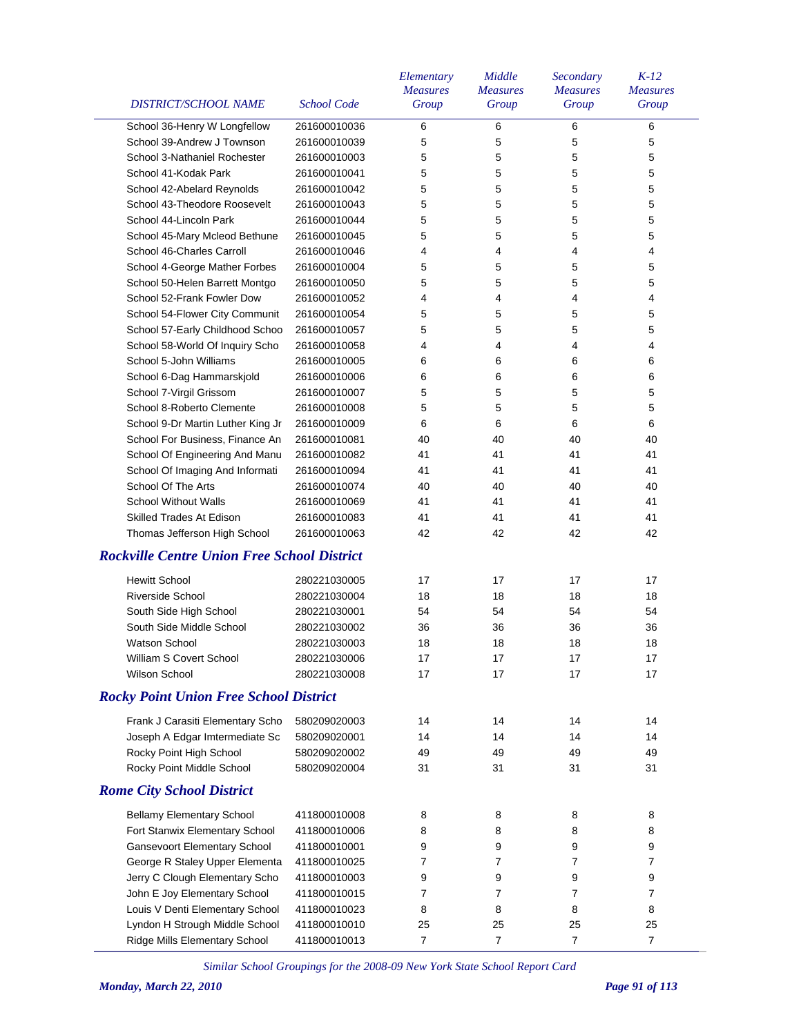| DISTRICT/SCHOOL NAME | School Code | Elementary Measures Group | Middle Measures Group | Secondary Measures Group | K-12 Measures Group |
|---|---|---|---|---|---|
| School 36-Henry W Longfellow | 261600010036 | 6 | 6 | 6 | 6 |
| School 39-Andrew J Townson | 261600010039 | 5 | 5 | 5 | 5 |
| School 3-Nathaniel Rochester | 261600010003 | 5 | 5 | 5 | 5 |
| School 41-Kodak Park | 261600010041 | 5 | 5 | 5 | 5 |
| School 42-Abelard Reynolds | 261600010042 | 5 | 5 | 5 | 5 |
| School 43-Theodore Roosevelt | 261600010043 | 5 | 5 | 5 | 5 |
| School 44-Lincoln Park | 261600010044 | 5 | 5 | 5 | 5 |
| School 45-Mary Mcleod Bethune | 261600010045 | 5 | 5 | 5 | 5 |
| School 46-Charles Carroll | 261600010046 | 4 | 4 | 4 | 4 |
| School 4-George Mather Forbes | 261600010004 | 5 | 5 | 5 | 5 |
| School 50-Helen Barrett Montgo | 261600010050 | 5 | 5 | 5 | 5 |
| School 52-Frank Fowler Dow | 261600010052 | 4 | 4 | 4 | 4 |
| School 54-Flower City Communit | 261600010054 | 5 | 5 | 5 | 5 |
| School 57-Early Childhood Schoo | 261600010057 | 5 | 5 | 5 | 5 |
| School 58-World Of Inquiry Scho | 261600010058 | 4 | 4 | 4 | 4 |
| School 5-John Williams | 261600010005 | 6 | 6 | 6 | 6 |
| School 6-Dag Hammarskjold | 261600010006 | 6 | 6 | 6 | 6 |
| School 7-Virgil Grissom | 261600010007 | 5 | 5 | 5 | 5 |
| School 8-Roberto Clemente | 261600010008 | 5 | 5 | 5 | 5 |
| School 9-Dr Martin Luther King Jr | 261600010009 | 6 | 6 | 6 | 6 |
| School For Business, Finance An | 261600010081 | 40 | 40 | 40 | 40 |
| School Of Engineering And Manu | 261600010082 | 41 | 41 | 41 | 41 |
| School Of Imaging And Informati | 261600010094 | 41 | 41 | 41 | 41 |
| School Of The Arts | 261600010074 | 40 | 40 | 40 | 40 |
| School Without Walls | 261600010069 | 41 | 41 | 41 | 41 |
| Skilled Trades At Edison | 261600010083 | 41 | 41 | 41 | 41 |
| Thomas Jefferson High School | 261600010063 | 42 | 42 | 42 | 42 |
| ***Rockville Centre Union Free School District*** | | | | | |
| Hewitt School | 280221030005 | 17 | 17 | 17 | 17 |
| Riverside School | 280221030004 | 18 | 18 | 18 | 18 |
| South Side High School | 280221030001 | 54 | 54 | 54 | 54 |
| South Side Middle School | 280221030002 | 36 | 36 | 36 | 36 |
| Watson School | 280221030003 | 18 | 18 | 18 | 18 |
| William S Covert School | 280221030006 | 17 | 17 | 17 | 17 |
| Wilson School | 280221030008 | 17 | 17 | 17 | 17 |
| ***Rocky Point Union Free School District*** | | | | | |
| Frank J Carasiti Elementary Scho | 580209020003 | 14 | 14 | 14 | 14 |
| Joseph A Edgar Imtermediate Sc | 580209020001 | 14 | 14 | 14 | 14 |
| Rocky Point High School | 580209020002 | 49 | 49 | 49 | 49 |
| Rocky Point Middle School | 580209020004 | 31 | 31 | 31 | 31 |
| ***Rome City School District*** | | | | | |
| Bellamy Elementary School | 411800010008 | 8 | 8 | 8 | 8 |
| Fort Stanwix Elementary School | 411800010006 | 8 | 8 | 8 | 8 |
| Gansevoort Elementary School | 411800010001 | 9 | 9 | 9 | 9 |
| George R Staley Upper Elementa | 411800010025 | 7 | 7 | 7 | 7 |
| Jerry C Clough Elementary Scho | 411800010003 | 9 | 9 | 9 | 9 |
| John E Joy Elementary School | 411800010015 | 7 | 7 | 7 | 7 |
| Louis V Denti Elementary School | 411800010023 | 8 | 8 | 8 | 8 |
| Lyndon H Strough Middle School | 411800010010 | 25 | 25 | 25 | 25 |
| Ridge Mills Elementary School | 411800010013 | 7 | 7 | 7 | 7 |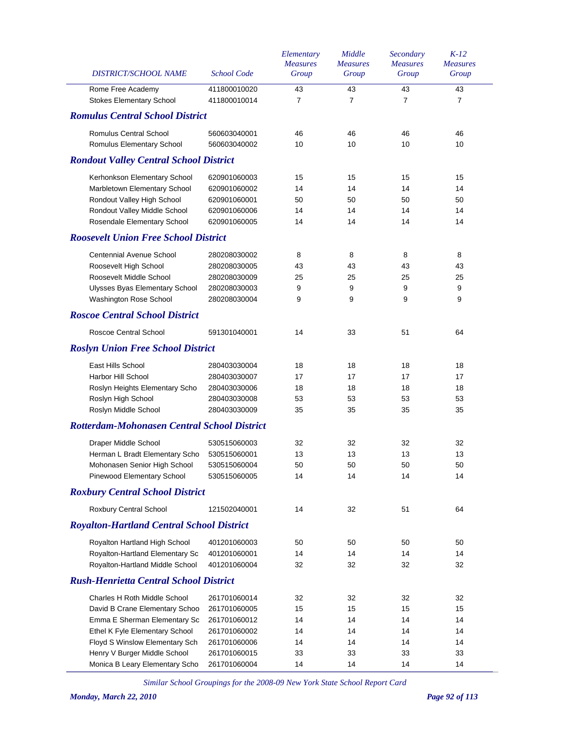| DISTRICT/SCHOOL NAME | School Code | Elementary Measures Group | Middle Measures Group | Secondary Measures Group | K-12 Measures Group |
|---|---|---|---|---|---|
| Rome Free Academy | 411800010020 | 43 | 43 | 43 | 43 |
| Stokes Elementary School | 411800010014 | 7 | 7 | 7 | 7 |
| ***Romulus Central School District*** | | | | | |
| Romulus Central School | 560603040001 | 46 | 46 | 46 | 46 |
| Romulus Elementary School | 560603040002 | 10 | 10 | 10 | 10 |
| ***Rondout Valley Central School District*** | | | | | |
| Kerhonkson Elementary School | 620901060003 | 15 | 15 | 15 | 15 |
| Marbletown Elementary School | 620901060002 | 14 | 14 | 14 | 14 |
| Rondout Valley High School | 620901060001 | 50 | 50 | 50 | 50 |
| Rondout Valley Middle School | 620901060006 | 14 | 14 | 14 | 14 |
| Rosendale Elementary School | 620901060005 | 14 | 14 | 14 | 14 |
| ***Roosevelt Union Free School District*** | | | | | |
| Centennial Avenue School | 280208030002 | 8 | 8 | 8 | 8 |
| Roosevelt High School | 280208030005 | 43 | 43 | 43 | 43 |
| Roosevelt Middle School | 280208030009 | 25 | 25 | 25 | 25 |
| Ulysses Byas Elementary School | 280208030003 | 9 | 9 | 9 | 9 |
| Washington Rose School | 280208030004 | 9 | 9 | 9 | 9 |
| ***Roscoe Central School District*** | | | | | |
| Roscoe Central School | 591301040001 | 14 | 33 | 51 | 64 |
| ***Roslyn Union Free School District*** | | | | | |
| East Hills School | 280403030004 | 18 | 18 | 18 | 18 |
| Harbor Hill School | 280403030007 | 17 | 17 | 17 | 17 |
| Roslyn Heights Elementary Scho | 280403030006 | 18 | 18 | 18 | 18 |
| Roslyn High School | 280403030008 | 53 | 53 | 53 | 53 |
| Roslyn Middle School | 280403030009 | 35 | 35 | 35 | 35 |
| ***Rotterdam-Mohonasen Central School District*** | | | | | |
| Draper Middle School | 530515060003 | 32 | 32 | 32 | 32 |
| Herman L Bradt Elementary Scho | 530515060001 | 13 | 13 | 13 | 13 |
| Mohonasen Senior High School | 530515060004 | 50 | 50 | 50 | 50 |
| Pinewood Elementary School | 530515060005 | 14 | 14 | 14 | 14 |
| ***Roxbury Central School District*** | | | | | |
| Roxbury Central School | 121502040001 | 14 | 32 | 51 | 64 |
| ***Royalton-Hartland Central School District*** | | | | | |
| Royalton Hartland High School | 401201060003 | 50 | 50 | 50 | 50 |
| Royalton-Hartland Elementary Sc | 401201060001 | 14 | 14 | 14 | 14 |
| Royalton-Hartland Middle School | 401201060004 | 32 | 32 | 32 | 32 |
| ***Rush-Henrietta Central School District*** | | | | | |
| Charles H Roth Middle School | 261701060014 | 32 | 32 | 32 | 32 |
| David B Crane Elementary Schoo | 261701060005 | 15 | 15 | 15 | 15 |
| Emma E Sherman Elementary Sc | 261701060012 | 14 | 14 | 14 | 14 |
| Ethel K Fyle Elementary School | 261701060002 | 14 | 14 | 14 | 14 |
| Floyd S Winslow Elementary Sch | 261701060006 | 14 | 14 | 14 | 14 |
| Henry V Burger Middle School | 261701060015 | 33 | 33 | 33 | 33 |
| Monica B Leary Elementary Scho | 261701060004 | 14 | 14 | 14 | 14 |

*Similar School Groupings for the 2008-09 New York State School Report Card*

***Monday, March 22, 2010***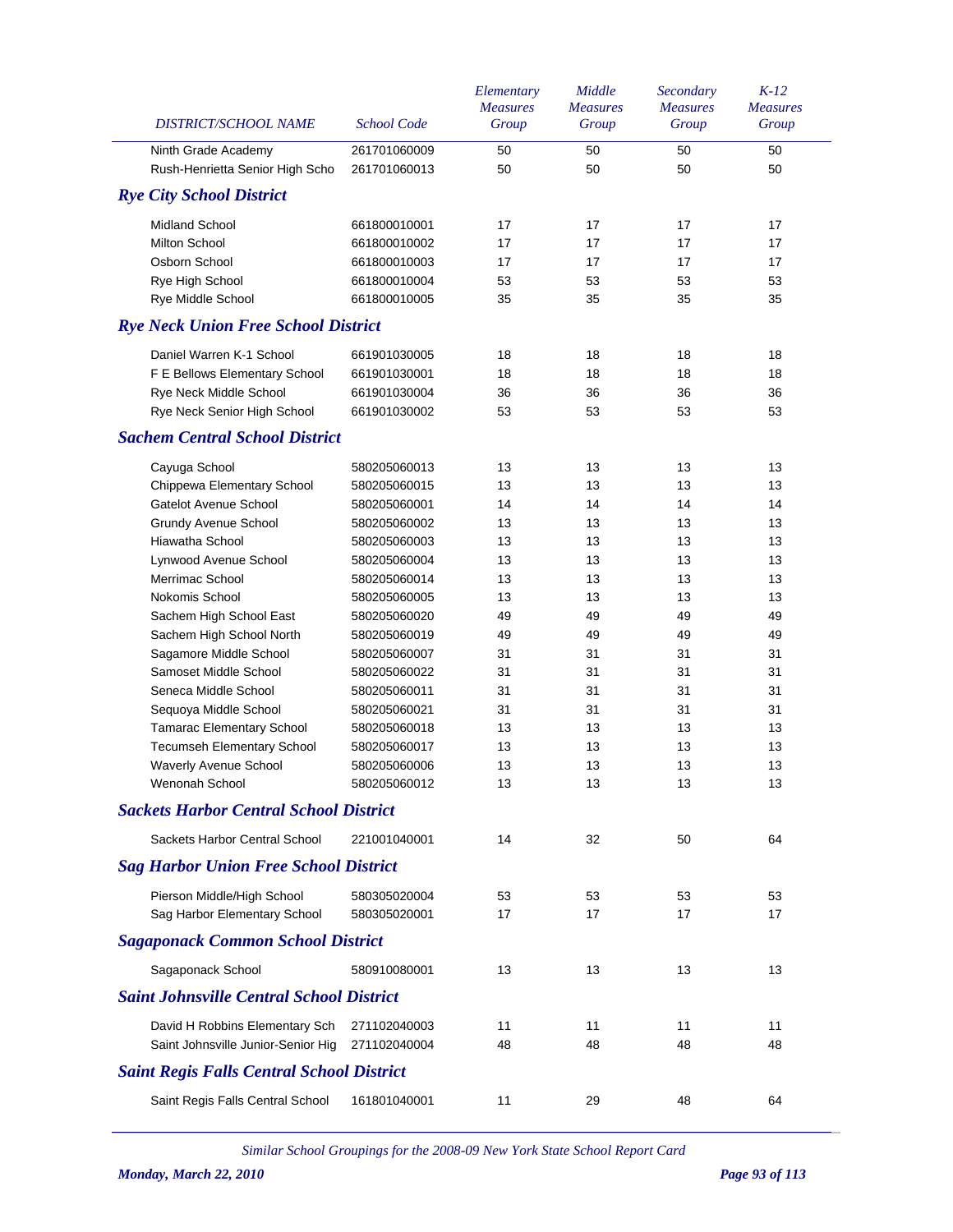| DISTRICT/SCHOOL NAME | School Code | Elementary Measures Group | Middle Measures Group | Secondary Measures Group | K-12 Measures Group |
|---|---|---|---|---|---|
| Ninth Grade Academy | 261701060009 | 50 | 50 | 50 | 50 |
| Rush-Henrietta Senior High Scho | 261701060013 | 50 | 50 | 50 | 50 |
| ***Rye City School District*** | | | | | |
| Midland School | 661800010001 | 17 | 17 | 17 | 17 |
| Milton School | 661800010002 | 17 | 17 | 17 | 17 |
| Osborn School | 661800010003 | 17 | 17 | 17 | 17 |
| Rye High School | 661800010004 | 53 | 53 | 53 | 53 |
| Rye Middle School | 661800010005 | 35 | 35 | 35 | 35 |
| ***Rye Neck Union Free School District*** | | | | | |
| Daniel Warren K-1 School | 661901030005 | 18 | 18 | 18 | 18 |
| F E Bellows Elementary School | 661901030001 | 18 | 18 | 18 | 18 |
| Rye Neck Middle School | 661901030004 | 36 | 36 | 36 | 36 |
| Rye Neck Senior High School | 661901030002 | 53 | 53 | 53 | 53 |
| ***Sachem Central School District*** | | | | | |
| Cayuga School | 580205060013 | 13 | 13 | 13 | 13 |
| Chippewa Elementary School | 580205060015 | 13 | 13 | 13 | 13 |
| Gatelot Avenue School | 580205060001 | 14 | 14 | 14 | 14 |
| Grundy Avenue School | 580205060002 | 13 | 13 | 13 | 13 |
| Hiawatha School | 580205060003 | 13 | 13 | 13 | 13 |
| Lynwood Avenue School | 580205060004 | 13 | 13 | 13 | 13 |
| Merrimac School | 580205060014 | 13 | 13 | 13 | 13 |
| Nokomis School | 580205060005 | 13 | 13 | 13 | 13 |
| Sachem High School East | 580205060020 | 49 | 49 | 49 | 49 |
| Sachem High School North | 580205060019 | 49 | 49 | 49 | 49 |
| Sagamore Middle School | 580205060007 | 31 | 31 | 31 | 31 |
| Samoset Middle School | 580205060022 | 31 | 31 | 31 | 31 |
| Seneca Middle School | 580205060011 | 31 | 31 | 31 | 31 |
| Sequoya Middle School | 580205060021 | 31 | 31 | 31 | 31 |
| Tamarac Elementary School | 580205060018 | 13 | 13 | 13 | 13 |
| Tecumseh Elementary School | 580205060017 | 13 | 13 | 13 | 13 |
| Waverly Avenue School | 580205060006 | 13 | 13 | 13 | 13 |
| Wenonah School | 580205060012 | 13 | 13 | 13 | 13 |
| ***Sackets Harbor Central School District*** | | | | | |
| Sackets Harbor Central School | 221001040001 | 14 | 32 | 50 | 64 |
| ***Sag Harbor Union Free School District*** | | | | | |
| Pierson Middle/High School | 580305020004 | 53 | 53 | 53 | 53 |
| Sag Harbor Elementary School | 580305020001 | 17 | 17 | 17 | 17 |
| ***Sagaponack Common School District*** | | | | | |
| Sagaponack School | 580910080001 | 13 | 13 | 13 | 13 |
| ***Saint Johnsville Central School District*** | | | | | |
| David H Robbins Elementary Sch | 271102040003 | 11 | 11 | 11 | 11 |
| Saint Johnsville Junior-Senior Hig | 271102040004 | 48 | 48 | 48 | 48 |
| ***Saint Regis Falls Central School District*** | | | | | |
| Saint Regis Falls Central School | 161801040001 | 11 | 29 | 48 | 64 |

*Similar School Groupings for the 2008-09 New York State School Report Card*

***Monday, March 22, 2010***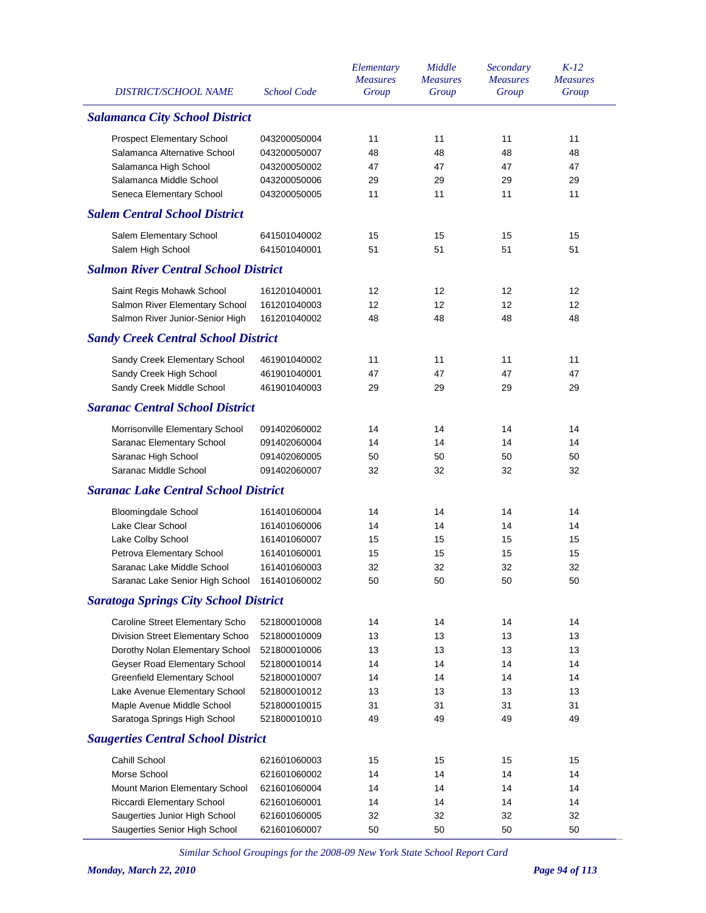| DISTRICT/SCHOOL NAME | School Code | Elementary Measures Group | Middle Measures Group | Secondary Measures Group | K-12 Measures Group |
|---|---|---|---|---|---|
| ***Salamanca City School District*** | | | | | |
| Prospect Elementary School | 043200050004 | 11 | 11 | 11 | 11 |
| Salamanca Alternative School | 043200050007 | 48 | 48 | 48 | 48 |
| Salamanca High School | 043200050002 | 47 | 47 | 47 | 47 |
| Salamanca Middle School | 043200050006 | 29 | 29 | 29 | 29 |
| Seneca Elementary School | 043200050005 | 11 | 11 | 11 | 11 |
| ***Salem Central School District*** | | | | | |
| Salem Elementary School | 641501040002 | 15 | 15 | 15 | 15 |
| Salem High School | 641501040001 | 51 | 51 | 51 | 51 |
| ***Salmon River Central School District*** | | | | | |
| Saint Regis Mohawk School | 161201040001 | 12 | 12 | 12 | 12 |
| Salmon River Elementary School | 161201040003 | 12 | 12 | 12 | 12 |
| Salmon River Junior-Senior High | 161201040002 | 48 | 48 | 48 | 48 |
| ***Sandy Creek Central School District*** | | | | | |
| Sandy Creek Elementary School | 461901040002 | 11 | 11 | 11 | 11 |
| Sandy Creek High School | 461901040001 | 47 | 47 | 47 | 47 |
| Sandy Creek Middle School | 461901040003 | 29 | 29 | 29 | 29 |
| ***Saranac Central School District*** | | | | | |
| Morrisonville Elementary School | 091402060002 | 14 | 14 | 14 | 14 |
| Saranac Elementary School | 091402060004 | 14 | 14 | 14 | 14 |
| Saranac High School | 091402060005 | 50 | 50 | 50 | 50 |
| Saranac Middle School | 091402060007 | 32 | 32 | 32 | 32 |
| ***Saranac Lake Central School District*** | | | | | |
| Bloomingdale School | 161401060004 | 14 | 14 | 14 | 14 |
| Lake Clear School | 161401060006 | 14 | 14 | 14 | 14 |
| Lake Colby School | 161401060007 | 15 | 15 | 15 | 15 |
| Petrova Elementary School | 161401060001 | 15 | 15 | 15 | 15 |
| Saranac Lake Middle School | 161401060003 | 32 | 32 | 32 | 32 |
| Saranac Lake Senior High School | 161401060002 | 50 | 50 | 50 | 50 |
| ***Saratoga Springs City School District*** | | | | | |
| Caroline Street Elementary Scho | 521800010008 | 14 | 14 | 14 | 14 |
| Division Street Elementary Schoo | 521800010009 | 13 | 13 | 13 | 13 |
| Dorothy Nolan Elementary School | 521800010006 | 13 | 13 | 13 | 13 |
| Geyser Road Elementary School | 521800010014 | 14 | 14 | 14 | 14 |
| Greenfield Elementary School | 521800010007 | 14 | 14 | 14 | 14 |
| Lake Avenue Elementary School | 521800010012 | 13 | 13 | 13 | 13 |
| Maple Avenue Middle School | 521800010015 | 31 | 31 | 31 | 31 |
| Saratoga Springs High School | 521800010010 | 49 | 49 | 49 | 49 |
| ***Saugerties Central School District*** | | | | | |
| Cahill School | 621601060003 | 15 | 15 | 15 | 15 |
| Morse School | 621601060002 | 14 | 14 | 14 | 14 |
| Mount Marion Elementary School | 621601060004 | 14 | 14 | 14 | 14 |
| Riccardi Elementary School | 621601060001 | 14 | 14 | 14 | 14 |
| Saugerties Junior High School | 621601060005 | 32 | 32 | 32 | 32 |
| Saugerties Senior High School | 621601060007 | 50 | 50 | 50 | 50 |

*Similar School Groupings for the 2008-09 New York State School Report Card*

***Monday, March 22, 2010***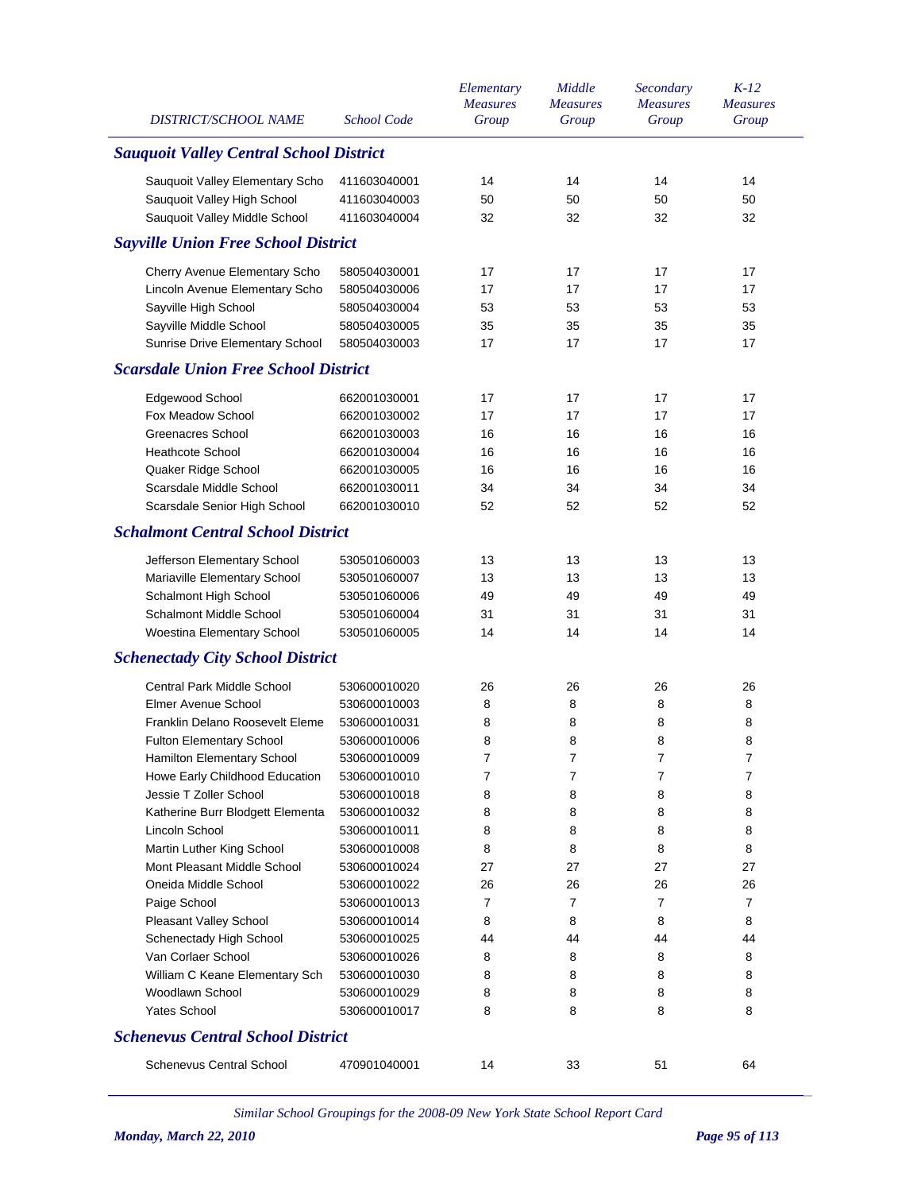| DISTRICT/SCHOOL NAME | School Code | Elementary Measures Group | Middle Measures Group | Secondary Measures Group | K-12 Measures Group |
|---|---|---|---|---|---|
| ***Sauquoit Valley Central School District*** | | | | | |
| Sauquoit Valley Elementary Scho | 411603040001 | 14 | 14 | 14 | 14 |
| Sauquoit Valley High School | 411603040003 | 50 | 50 | 50 | 50 |
| Sauquoit Valley Middle School | 411603040004 | 32 | 32 | 32 | 32 |
| ***Sayville Union Free School District*** | | | | | |
| Cherry Avenue Elementary Scho | 580504030001 | 17 | 17 | 17 | 17 |
| Lincoln Avenue Elementary Scho | 580504030006 | 17 | 17 | 17 | 17 |
| Sayville High School | 580504030004 | 53 | 53 | 53 | 53 |
| Sayville Middle School | 580504030005 | 35 | 35 | 35 | 35 |
| Sunrise Drive Elementary School | 580504030003 | 17 | 17 | 17 | 17 |
| ***Scarsdale Union Free School District*** | | | | | |
| Edgewood School | 662001030001 | 17 | 17 | 17 | 17 |
| Fox Meadow School | 662001030002 | 17 | 17 | 17 | 17 |
| Greenacres School | 662001030003 | 16 | 16 | 16 | 16 |
| Heathcote School | 662001030004 | 16 | 16 | 16 | 16 |
| Quaker Ridge School | 662001030005 | 16 | 16 | 16 | 16 |
| Scarsdale Middle School | 662001030011 | 34 | 34 | 34 | 34 |
| Scarsdale Senior High School | 662001030010 | 52 | 52 | 52 | 52 |
| ***Schalmont Central School District*** | | | | | |
| Jefferson Elementary School | 530501060003 | 13 | 13 | 13 | 13 |
| Mariaville Elementary School | 530501060007 | 13 | 13 | 13 | 13 |
| Schalmont High School | 530501060006 | 49 | 49 | 49 | 49 |
| Schalmont Middle School | 530501060004 | 31 | 31 | 31 | 31 |
| Woestina Elementary School | 530501060005 | 14 | 14 | 14 | 14 |
| ***Schenectady City School District*** | | | | | |
| Central Park Middle School | 530600010020 | 26 | 26 | 26 | 26 |
| Elmer Avenue School | 530600010003 | 8 | 8 | 8 | 8 |
| Franklin Delano Roosevelt Eleme | 530600010031 | 8 | 8 | 8 | 8 |
| Fulton Elementary School | 530600010006 | 8 | 8 | 8 | 8 |
| Hamilton Elementary School | 530600010009 | 7 | 7 | 7 | 7 |
| Howe Early Childhood Education | 530600010010 | 7 | 7 | 7 | 7 |
| Jessie T Zoller School | 530600010018 | 8 | 8 | 8 | 8 |
| Katherine Burr Blodgett Elementa | 530600010032 | 8 | 8 | 8 | 8 |
| Lincoln School | 530600010011 | 8 | 8 | 8 | 8 |
| Martin Luther King School | 530600010008 | 8 | 8 | 8 | 8 |
| Mont Pleasant Middle School | 530600010024 | 27 | 27 | 27 | 27 |
| Oneida Middle School | 530600010022 | 26 | 26 | 26 | 26 |
| Paige School | 530600010013 | 7 | 7 | 7 | 7 |
| Pleasant Valley School | 530600010014 | 8 | 8 | 8 | 8 |
| Schenectady High School | 530600010025 | 44 | 44 | 44 | 44 |
| Van Corlaer School | 530600010026 | 8 | 8 | 8 | 8 |
| William C Keane Elementary Sch | 530600010030 | 8 | 8 | 8 | 8 |
| Woodlawn School | 530600010029 | 8 | 8 | 8 | 8 |
| Yates School | 530600010017 | 8 | 8 | 8 | 8 |
| ***Schenevus Central School District*** | | | | | |
| Schenevus Central School | 470901040001 | 14 | 33 | 51 | 64 |

*Similar School Groupings for the 2008-09 New York State School Report Card*

***Monday, March 22, 2010***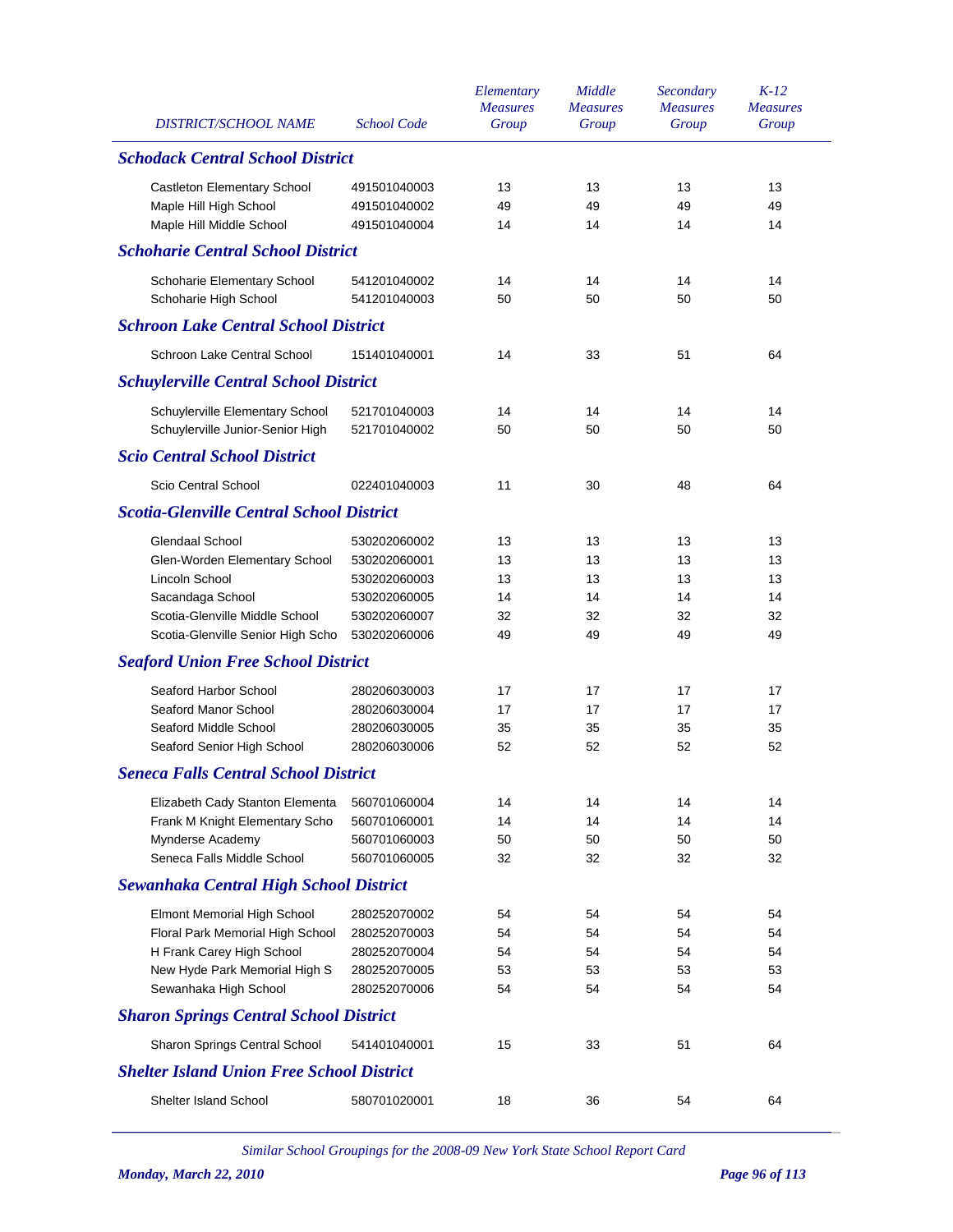| DISTRICT/SCHOOL NAME | School Code | Elementary Measures Group | Middle Measures Group | Secondary Measures Group | K-12 Measures Group |
|---|---|---|---|---|---|
| ***Schodack Central School District*** | | | | | |
| Castleton Elementary School | 491501040003 | 13 | 13 | 13 | 13 |
| Maple Hill High School | 491501040002 | 49 | 49 | 49 | 49 |
| Maple Hill Middle School | 491501040004 | 14 | 14 | 14 | 14 |
| ***Schoharie Central School District*** | | | | | |
| Schoharie Elementary School | 541201040002 | 14 | 14 | 14 | 14 |
| Schoharie High School | 541201040003 | 50 | 50 | 50 | 50 |
| ***Schroon Lake Central School District*** | | | | | |
| Schroon Lake Central School | 151401040001 | 14 | 33 | 51 | 64 |
| ***Schuylerville Central School District*** | | | | | |
| Schuylerville Elementary School | 521701040003 | 14 | 14 | 14 | 14 |
| Schuylerville Junior-Senior High | 521701040002 | 50 | 50 | 50 | 50 |
| ***Scio Central School District*** | | | | | |
| Scio Central School | 022401040003 | 11 | 30 | 48 | 64 |
| ***Scotia-Glenville Central School District*** | | | | | |
| Glendaal School | 530202060002 | 13 | 13 | 13 | 13 |
| Glen-Worden Elementary School | 530202060001 | 13 | 13 | 13 | 13 |
| Lincoln School | 530202060003 | 13 | 13 | 13 | 13 |
| Sacandaga School | 530202060005 | 14 | 14 | 14 | 14 |
| Scotia-Glenville Middle School | 530202060007 | 32 | 32 | 32 | 32 |
| Scotia-Glenville Senior High Scho | 530202060006 | 49 | 49 | 49 | 49 |
| ***Seaford Union Free School District*** | | | | | |
| Seaford Harbor School | 280206030003 | 17 | 17 | 17 | 17 |
| Seaford Manor School | 280206030004 | 17 | 17 | 17 | 17 |
| Seaford Middle School | 280206030005 | 35 | 35 | 35 | 35 |
| Seaford Senior High School | 280206030006 | 52 | 52 | 52 | 52 |
| ***Seneca Falls Central School District*** | | | | | |
| Elizabeth Cady Stanton Elementa | 560701060004 | 14 | 14 | 14 | 14 |
| Frank M Knight Elementary Scho | 560701060001 | 14 | 14 | 14 | 14 |
| Mynderse Academy | 560701060003 | 50 | 50 | 50 | 50 |
| Seneca Falls Middle School | 560701060005 | 32 | 32 | 32 | 32 |
| ***Sewanhaka Central High School District*** | | | | | |
| Elmont Memorial High School | 280252070002 | 54 | 54 | 54 | 54 |
| Floral Park Memorial High School | 280252070003 | 54 | 54 | 54 | 54 |
| H Frank Carey High School | 280252070004 | 54 | 54 | 54 | 54 |
| New Hyde Park Memorial High S | 280252070005 | 53 | 53 | 53 | 53 |
| Sewanhaka High School | 280252070006 | 54 | 54 | 54 | 54 |
| ***Sharon Springs Central School District*** | | | | | |
| Sharon Springs Central School | 541401040001 | 15 | 33 | 51 | 64 |
| ***Shelter Island Union Free School District*** | | | | | |
| Shelter Island School | 580701020001 | 18 | 36 | 54 | 64 |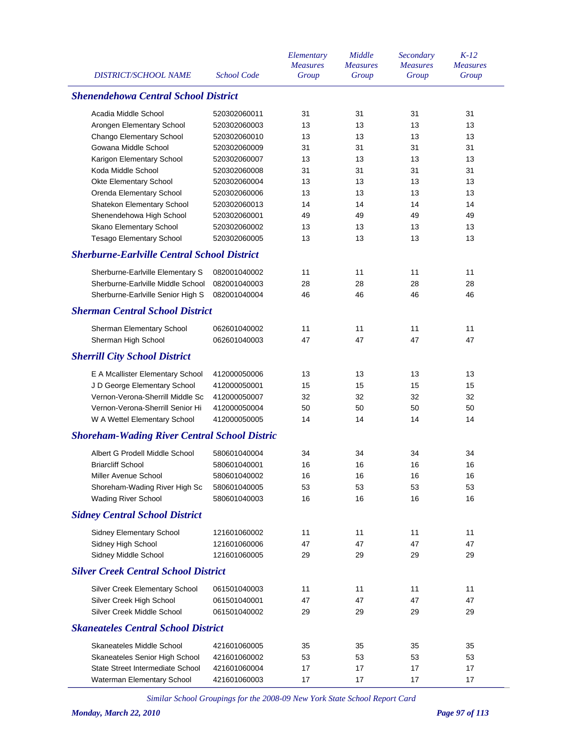| DISTRICT/SCHOOL NAME | School Code | Elementary Measures Group | Middle Measures Group | Secondary Measures Group | K-12 Measures Group |
|---|---|---|---|---|---|
| ***Shenendehowa Central School District*** | | | | | |
| Acadia Middle School | 520302060011 | 31 | 31 | 31 | 31 |
| Arongen Elementary School | 520302060003 | 13 | 13 | 13 | 13 |
| Chango Elementary School | 520302060010 | 13 | 13 | 13 | 13 |
| Gowana Middle School | 520302060009 | 31 | 31 | 31 | 31 |
| Karigon Elementary School | 520302060007 | 13 | 13 | 13 | 13 |
| Koda Middle School | 520302060008 | 31 | 31 | 31 | 31 |
| Okte Elementary School | 520302060004 | 13 | 13 | 13 | 13 |
| Orenda Elementary School | 520302060006 | 13 | 13 | 13 | 13 |
| Shatekon Elementary School | 520302060013 | 14 | 14 | 14 | 14 |
| Shenendehowa High School | 520302060001 | 49 | 49 | 49 | 49 |
| Skano Elementary School | 520302060002 | 13 | 13 | 13 | 13 |
| Tesago Elementary School | 520302060005 | 13 | 13 | 13 | 13 |
| ***Sherburne-Earlville Central School District*** | | | | | |
| Sherburne-Earlville Elementary S | 082001040002 | 11 | 11 | 11 | 11 |
| Sherburne-Earlville Middle School | 082001040003 | 28 | 28 | 28 | 28 |
| Sherburne-Earlville Senior High S | 082001040004 | 46 | 46 | 46 | 46 |
| ***Sherman Central School District*** | | | | | |
| Sherman Elementary School | 062601040002 | 11 | 11 | 11 | 11 |
| Sherman High School | 062601040003 | 47 | 47 | 47 | 47 |
| ***Sherrill City School District*** | | | | | |
| E A Mcallister Elementary School | 412000050006 | 13 | 13 | 13 | 13 |
| J D George Elementary School | 412000050001 | 15 | 15 | 15 | 15 |
| Vernon-Verona-Sherrill Middle Sc | 412000050007 | 32 | 32 | 32 | 32 |
| Vernon-Verona-Sherrill Senior Hi | 412000050004 | 50 | 50 | 50 | 50 |
| W A Wettel Elementary School | 412000050005 | 14 | 14 | 14 | 14 |
| ***Shoreham-Wading River Central School Distric*** | | | | | |
| Albert G Prodell Middle School | 580601040004 | 34 | 34 | 34 | 34 |
| Briarcliff School | 580601040001 | 16 | 16 | 16 | 16 |
| Miller Avenue School | 580601040002 | 16 | 16 | 16 | 16 |
| Shoreham-Wading River High Sc | 580601040005 | 53 | 53 | 53 | 53 |
| Wading River School | 580601040003 | 16 | 16 | 16 | 16 |
| ***Sidney Central School District*** | | | | | |
| Sidney Elementary School | 121601060002 | 11 | 11 | 11 | 11 |
| Sidney High School | 121601060006 | 47 | 47 | 47 | 47 |
| Sidney Middle School | 121601060005 | 29 | 29 | 29 | 29 |
| ***Silver Creek Central School District*** | | | | | |
| Silver Creek Elementary School | 061501040003 | 11 | 11 | 11 | 11 |
| Silver Creek High School | 061501040001 | 47 | 47 | 47 | 47 |
| Silver Creek Middle School | 061501040002 | 29 | 29 | 29 | 29 |
| ***Skaneateles Central School District*** | | | | | |
| Skaneateles Middle School | 421601060005 | 35 | 35 | 35 | 35 |
| Skaneateles Senior High School | 421601060002 | 53 | 53 | 53 | 53 |
| State Street Intermediate School | 421601060004 | 17 | 17 | 17 | 17 |
| Waterman Elementary School | 421601060003 | 17 | 17 | 17 | 17 |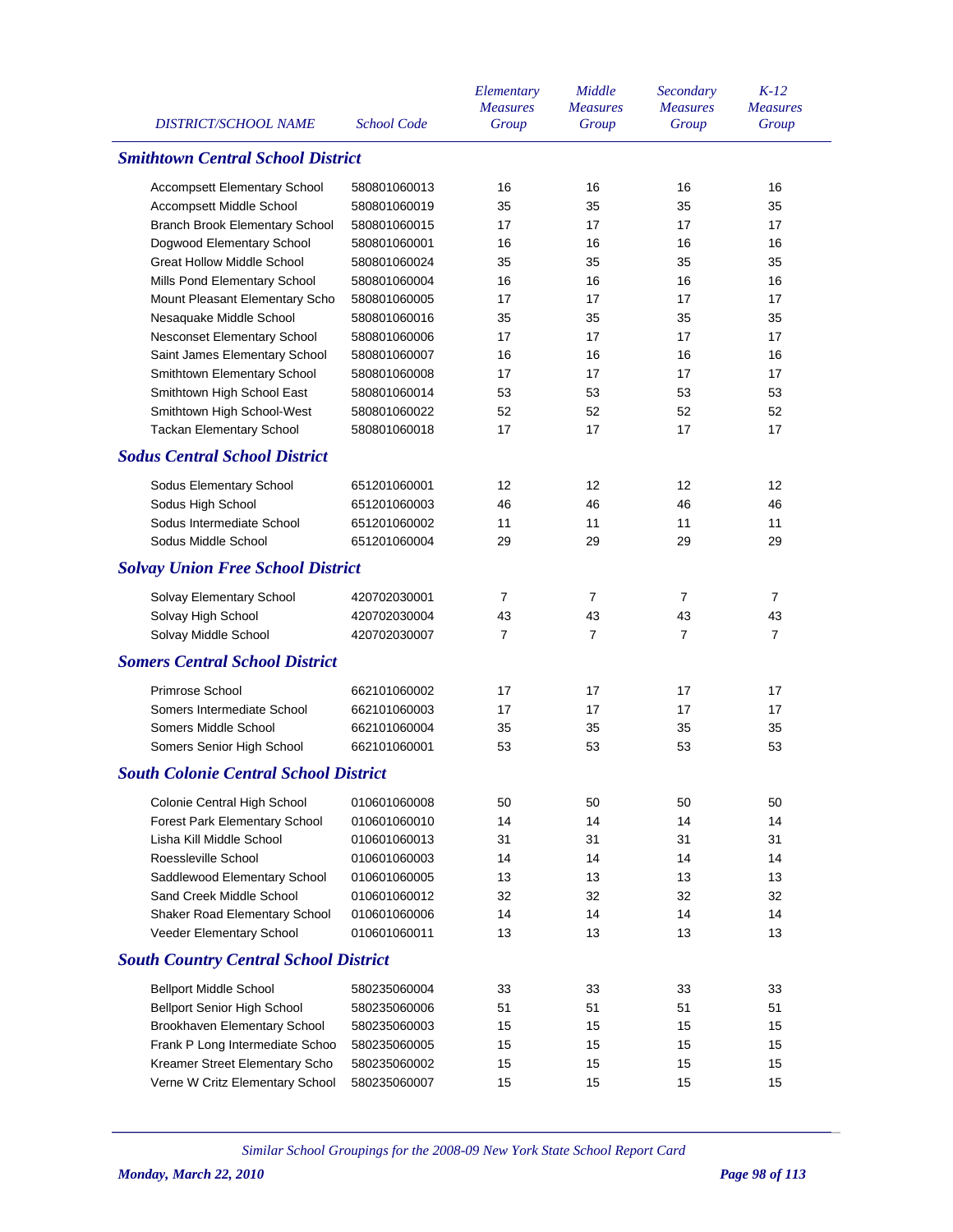| DISTRICT/SCHOOL NAME | School Code | Elementary Measures Group | Middle Measures Group | Secondary Measures Group | K-12 Measures Group |
|---|---|---|---|---|---|
| ***Smithtown Central School District*** | | | | | |
| Accompsett Elementary School | 580801060013 | 16 | 16 | 16 | 16 |
| Accompsett Middle School | 580801060019 | 35 | 35 | 35 | 35 |
| Branch Brook Elementary School | 580801060015 | 17 | 17 | 17 | 17 |
| Dogwood Elementary School | 580801060001 | 16 | 16 | 16 | 16 |
| Great Hollow Middle School | 580801060024 | 35 | 35 | 35 | 35 |
| Mills Pond Elementary School | 580801060004 | 16 | 16 | 16 | 16 |
| Mount Pleasant Elementary Scho | 580801060005 | 17 | 17 | 17 | 17 |
| Nesaquake Middle School | 580801060016 | 35 | 35 | 35 | 35 |
| Nesconset Elementary School | 580801060006 | 17 | 17 | 17 | 17 |
| Saint James Elementary School | 580801060007 | 16 | 16 | 16 | 16 |
| Smithtown Elementary School | 580801060008 | 17 | 17 | 17 | 17 |
| Smithtown High School East | 580801060014 | 53 | 53 | 53 | 53 |
| Smithtown High School-West | 580801060022 | 52 | 52 | 52 | 52 |
| Tackan Elementary School | 580801060018 | 17 | 17 | 17 | 17 |
| ***Sodus Central School District*** | | | | | |
| Sodus Elementary School | 651201060001 | 12 | 12 | 12 | 12 |
| Sodus High School | 651201060003 | 46 | 46 | 46 | 46 |
| Sodus Intermediate School | 651201060002 | 11 | 11 | 11 | 11 |
| Sodus Middle School | 651201060004 | 29 | 29 | 29 | 29 |
| ***Solvay Union Free School District*** | | | | | |
| Solvay Elementary School | 420702030001 | 7 | 7 | 7 | 7 |
| Solvay High School | 420702030004 | 43 | 43 | 43 | 43 |
| Solvay Middle School | 420702030007 | 7 | 7 | 7 | 7 |
| ***Somers Central School District*** | | | | | |
| Primrose School | 662101060002 | 17 | 17 | 17 | 17 |
| Somers Intermediate School | 662101060003 | 17 | 17 | 17 | 17 |
| Somers Middle School | 662101060004 | 35 | 35 | 35 | 35 |
| Somers Senior High School | 662101060001 | 53 | 53 | 53 | 53 |
| ***South Colonie Central School District*** | | | | | |
| Colonie Central High School | 010601060008 | 50 | 50 | 50 | 50 |
| Forest Park Elementary School | 010601060010 | 14 | 14 | 14 | 14 |
| Lisha Kill Middle School | 010601060013 | 31 | 31 | 31 | 31 |
| Roessleville School | 010601060003 | 14 | 14 | 14 | 14 |
| Saddlewood Elementary School | 010601060005 | 13 | 13 | 13 | 13 |
| Sand Creek Middle School | 010601060012 | 32 | 32 | 32 | 32 |
| Shaker Road Elementary School | 010601060006 | 14 | 14 | 14 | 14 |
| Veeder Elementary School | 010601060011 | 13 | 13 | 13 | 13 |
| ***South Country Central School District*** | | | | | |
| Bellport Middle School | 580235060004 | 33 | 33 | 33 | 33 |
| Bellport Senior High School | 580235060006 | 51 | 51 | 51 | 51 |
| Brookhaven Elementary School | 580235060003 | 15 | 15 | 15 | 15 |
| Frank P Long Intermediate Schoo | 580235060005 | 15 | 15 | 15 | 15 |
| Kreamer Street Elementary Scho | 580235060002 | 15 | 15 | 15 | 15 |
| Verne W Critz Elementary School | 580235060007 | 15 | 15 | 15 | 15 |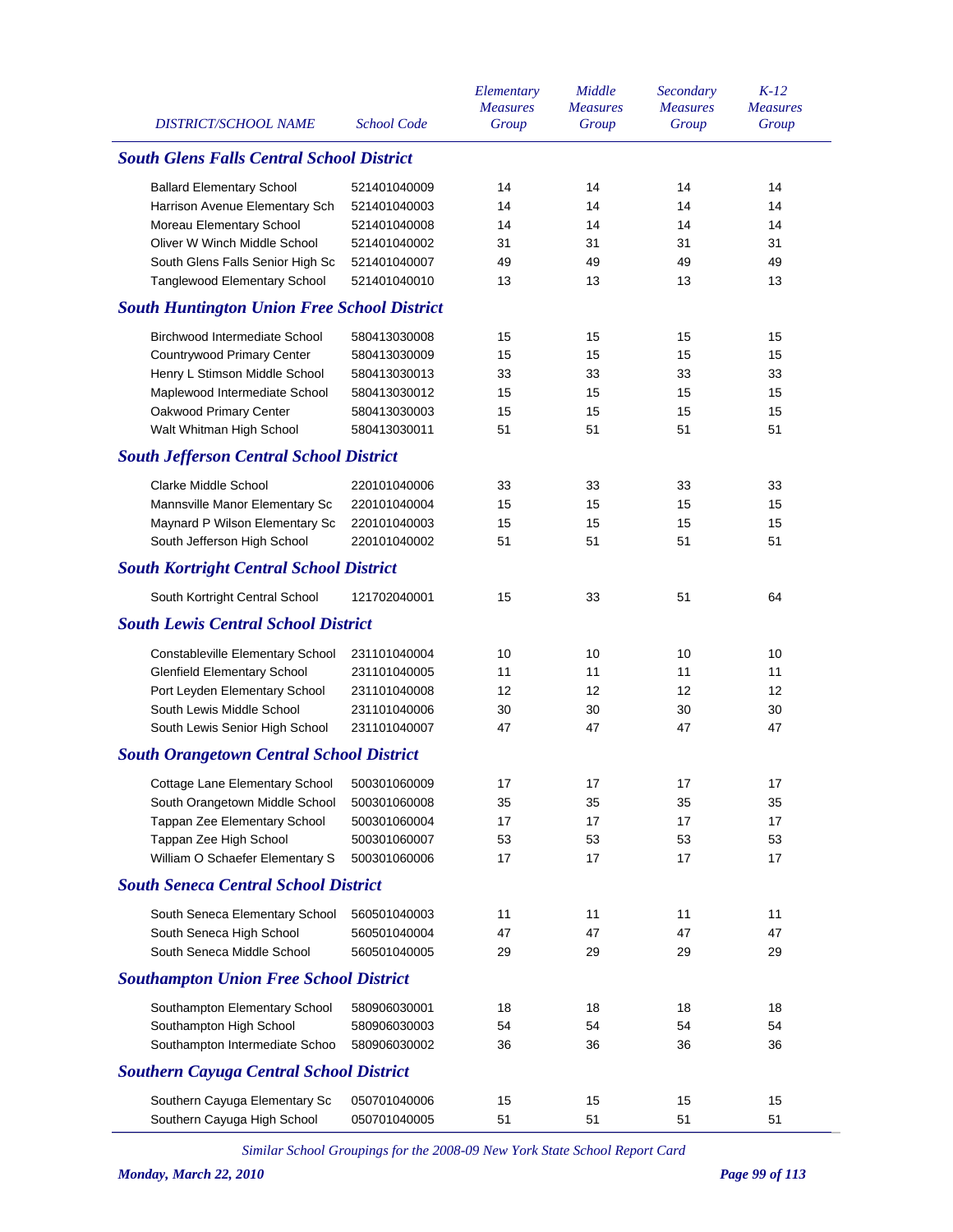| DISTRICT/SCHOOL NAME | School Code | Elementary Measures Group | Middle Measures Group | Secondary Measures Group | K-12 Measures Group |
|---|---|---|---|---|---|
| ***South Glens Falls Central School District*** | | | | | |
| Ballard Elementary School | 521401040009 | 14 | 14 | 14 | 14 |
| Harrison Avenue Elementary Sch | 521401040003 | 14 | 14 | 14 | 14 |
| Moreau Elementary School | 521401040008 | 14 | 14 | 14 | 14 |
| Oliver W Winch Middle School | 521401040002 | 31 | 31 | 31 | 31 |
| South Glens Falls Senior High Sc | 521401040007 | 49 | 49 | 49 | 49 |
| Tanglewood Elementary School | 521401040010 | 13 | 13 | 13 | 13 |
| ***South Huntington Union Free School District*** | | | | | |
| Birchwood Intermediate School | 580413030008 | 15 | 15 | 15 | 15 |
| Countrywood Primary Center | 580413030009 | 15 | 15 | 15 | 15 |
| Henry L Stimson Middle School | 580413030013 | 33 | 33 | 33 | 33 |
| Maplewood Intermediate School | 580413030012 | 15 | 15 | 15 | 15 |
| Oakwood Primary Center | 580413030003 | 15 | 15 | 15 | 15 |
| Walt Whitman High School | 580413030011 | 51 | 51 | 51 | 51 |
| ***South Jefferson Central School District*** | | | | | |
| Clarke Middle School | 220101040006 | 33 | 33 | 33 | 33 |
| Mannsville Manor Elementary Sc | 220101040004 | 15 | 15 | 15 | 15 |
| Maynard P Wilson Elementary Sc | 220101040003 | 15 | 15 | 15 | 15 |
| South Jefferson High School | 220101040002 | 51 | 51 | 51 | 51 |
| ***South Kortright Central School District*** | | | | | |
| South Kortright Central School | 121702040001 | 15 | 33 | 51 | 64 |
| ***South Lewis Central School District*** | | | | | |
| Constableville Elementary School | 231101040004 | 10 | 10 | 10 | 10 |
| Glenfield Elementary School | 231101040005 | 11 | 11 | 11 | 11 |
| Port Leyden Elementary School | 231101040008 | 12 | 12 | 12 | 12 |
| South Lewis Middle School | 231101040006 | 30 | 30 | 30 | 30 |
| South Lewis Senior High School | 231101040007 | 47 | 47 | 47 | 47 |
| ***South Orangetown Central School District*** | | | | | |
| Cottage Lane Elementary School | 500301060009 | 17 | 17 | 17 | 17 |
| South Orangetown Middle School | 500301060008 | 35 | 35 | 35 | 35 |
| Tappan Zee Elementary School | 500301060004 | 17 | 17 | 17 | 17 |
| Tappan Zee High School | 500301060007 | 53 | 53 | 53 | 53 |
| William O Schaefer Elementary S | 500301060006 | 17 | 17 | 17 | 17 |
| ***South Seneca Central School District*** | | | | | |
| South Seneca Elementary School | 560501040003 | 11 | 11 | 11 | 11 |
| South Seneca High School | 560501040004 | 47 | 47 | 47 | 47 |
| South Seneca Middle School | 560501040005 | 29 | 29 | 29 | 29 |
| ***Southampton Union Free School District*** | | | | | |
| Southampton Elementary School | 580906030001 | 18 | 18 | 18 | 18 |
| Southampton High School | 580906030003 | 54 | 54 | 54 | 54 |
| Southampton Intermediate Schoo | 580906030002 | 36 | 36 | 36 | 36 |
| ***Southern Cayuga Central School District*** | | | | | |
| Southern Cayuga Elementary Sc | 050701040006 | 15 | 15 | 15 | 15 |
| Southern Cayuga High School | 050701040005 | 51 | 51 | 51 | 51 |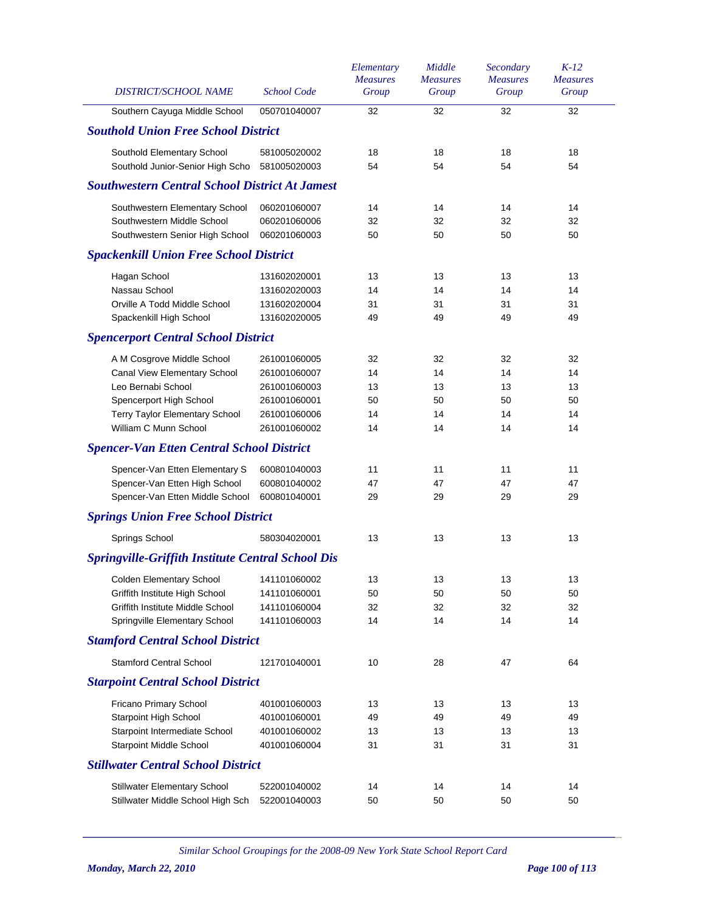| DISTRICT/SCHOOL NAME | School Code | Elementary Measures Group | Middle Measures Group | Secondary Measures Group | K-12 Measures Group |
|---|---|---|---|---|---|
| Southern Cayuga Middle School | 050701040007 | 32 | 32 | 32 | 32 |
| ***Southold Union Free School District*** | | | | | |
| Southold Elementary School | 581005020002 | 18 | 18 | 18 | 18 |
| Southold Junior-Senior High Scho | 581005020003 | 54 | 54 | 54 | 54 |
| ***Southwestern Central School District At Jamest*** | | | | | |
| Southwestern Elementary School | 060201060007 | 14 | 14 | 14 | 14 |
| Southwestern Middle School | 060201060006 | 32 | 32 | 32 | 32 |
| Southwestern Senior High School | 060201060003 | 50 | 50 | 50 | 50 |
| ***Spackenkill Union Free School District*** | | | | | |
| Hagan School | 131602020001 | 13 | 13 | 13 | 13 |
| Nassau School | 131602020003 | 14 | 14 | 14 | 14 |
| Orville A Todd Middle School | 131602020004 | 31 | 31 | 31 | 31 |
| Spackenkill High School | 131602020005 | 49 | 49 | 49 | 49 |
| ***Spencerport Central School District*** | | | | | |
| A M Cosgrove Middle School | 261001060005 | 32 | 32 | 32 | 32 |
| Canal View Elementary School | 261001060007 | 14 | 14 | 14 | 14 |
| Leo Bernabi School | 261001060003 | 13 | 13 | 13 | 13 |
| Spencerport High School | 261001060001 | 50 | 50 | 50 | 50 |
| Terry Taylor Elementary School | 261001060006 | 14 | 14 | 14 | 14 |
| William C Munn School | 261001060002 | 14 | 14 | 14 | 14 |
| ***Spencer-Van Etten Central School District*** | | | | | |
| Spencer-Van Etten Elementary S | 600801040003 | 11 | 11 | 11 | 11 |
| Spencer-Van Etten High School | 600801040002 | 47 | 47 | 47 | 47 |
| Spencer-Van Etten Middle School | 600801040001 | 29 | 29 | 29 | 29 |
| ***Springs Union Free School District*** | | | | | |
| Springs School | 580304020001 | 13 | 13 | 13 | 13 |
| ***Springville-Griffith Institute Central School Dis*** | | | | | |
| Colden Elementary School | 141101060002 | 13 | 13 | 13 | 13 |
| Griffith Institute High School | 141101060001 | 50 | 50 | 50 | 50 |
| Griffith Institute Middle School | 141101060004 | 32 | 32 | 32 | 32 |
| Springville Elementary School | 141101060003 | 14 | 14 | 14 | 14 |
| ***Stamford Central School District*** | | | | | |
| Stamford Central School | 121701040001 | 10 | 28 | 47 | 64 |
| ***Starpoint Central School District*** | | | | | |
| Fricano Primary School | 401001060003 | 13 | 13 | 13 | 13 |
| Starpoint High School | 401001060001 | 49 | 49 | 49 | 49 |
| Starpoint Intermediate School | 401001060002 | 13 | 13 | 13 | 13 |
| Starpoint Middle School | 401001060004 | 31 | 31 | 31 | 31 |
| ***Stillwater Central School District*** | | | | | |
| Stillwater Elementary School | 522001040002 | 14 | 14 | 14 | 14 |
| Stillwater Middle School High Sch | 522001040003 | 50 | 50 | 50 | 50 |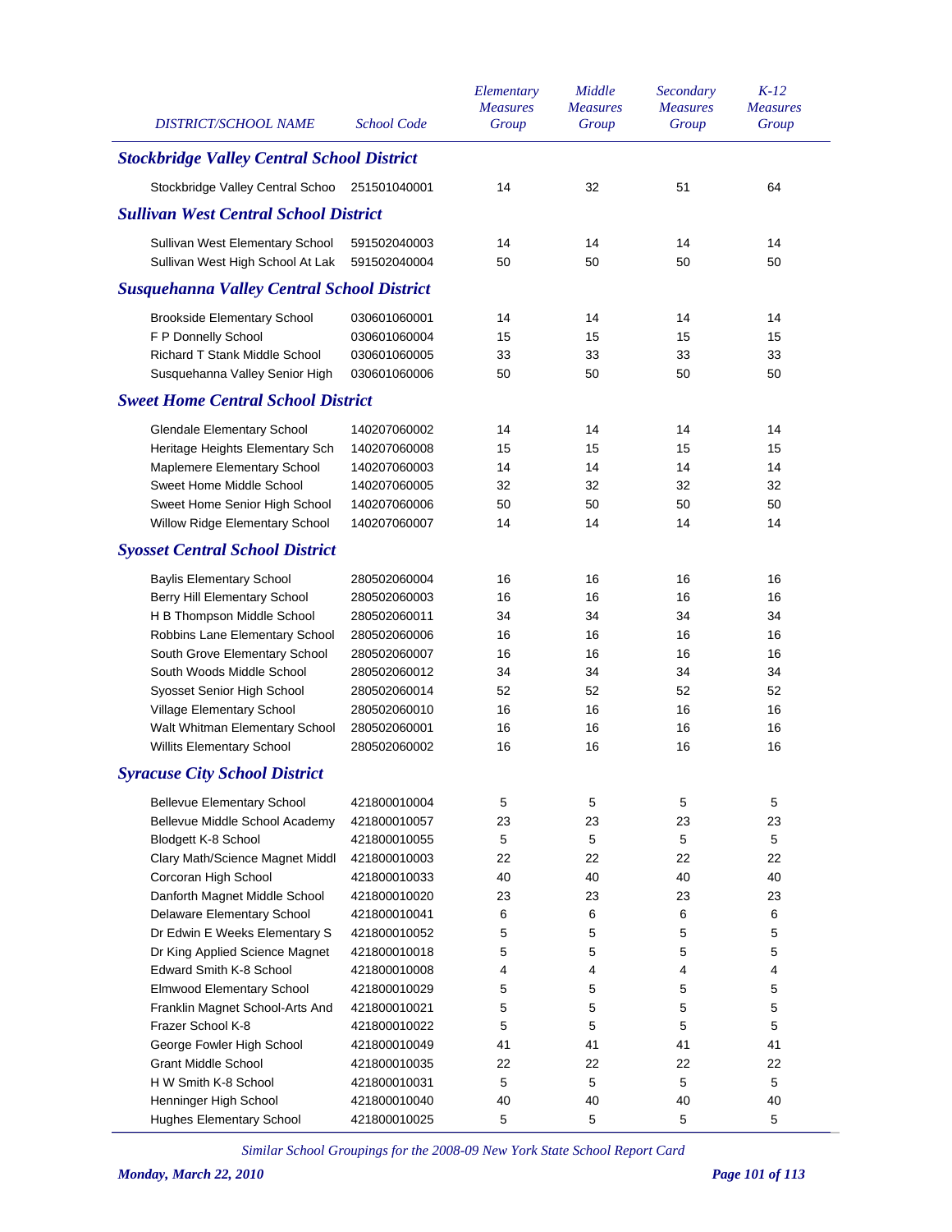| DISTRICT/SCHOOL NAME | School Code | Elementary Measures Group | Middle Measures Group | Secondary Measures Group | K-12 Measures Group |
|---|---|---|---|---|---|
| ***Stockbridge Valley Central School District*** | | | | | |
| Stockbridge Valley Central Schoo | 251501040001 | 14 | 32 | 51 | 64 |
| ***Sullivan West Central School District*** | | | | | |
| Sullivan West Elementary School | 591502040003 | 14 | 14 | 14 | 14 |
| Sullivan West High School At Lak | 591502040004 | 50 | 50 | 50 | 50 |
| ***Susquehanna Valley Central School District*** | | | | | |
| Brookside Elementary School | 030601060001 | 14 | 14 | 14 | 14 |
| F P Donnelly School | 030601060004 | 15 | 15 | 15 | 15 |
| Richard T Stank Middle School | 030601060005 | 33 | 33 | 33 | 33 |
| Susquehanna Valley Senior High | 030601060006 | 50 | 50 | 50 | 50 |
| ***Sweet Home Central School District*** | | | | | |
| Glendale Elementary School | 140207060002 | 14 | 14 | 14 | 14 |
| Heritage Heights Elementary Sch | 140207060008 | 15 | 15 | 15 | 15 |
| Maplemere Elementary School | 140207060003 | 14 | 14 | 14 | 14 |
| Sweet Home Middle School | 140207060005 | 32 | 32 | 32 | 32 |
| Sweet Home Senior High School | 140207060006 | 50 | 50 | 50 | 50 |
| Willow Ridge Elementary School | 140207060007 | 14 | 14 | 14 | 14 |
| ***Syosset Central School District*** | | | | | |
| Baylis Elementary School | 280502060004 | 16 | 16 | 16 | 16 |
| Berry Hill Elementary School | 280502060003 | 16 | 16 | 16 | 16 |
| H B Thompson Middle School | 280502060011 | 34 | 34 | 34 | 34 |
| Robbins Lane Elementary School | 280502060006 | 16 | 16 | 16 | 16 |
| South Grove Elementary School | 280502060007 | 16 | 16 | 16 | 16 |
| South Woods Middle School | 280502060012 | 34 | 34 | 34 | 34 |
| Syosset Senior High School | 280502060014 | 52 | 52 | 52 | 52 |
| Village Elementary School | 280502060010 | 16 | 16 | 16 | 16 |
| Walt Whitman Elementary School | 280502060001 | 16 | 16 | 16 | 16 |
| Willits Elementary School | 280502060002 | 16 | 16 | 16 | 16 |
| ***Syracuse City School District*** | | | | | |
| Bellevue Elementary School | 421800010004 | 5 | 5 | 5 | 5 |
| Bellevue Middle School Academy | 421800010057 | 23 | 23 | 23 | 23 |
| Blodgett K-8 School | 421800010055 | 5 | 5 | 5 | 5 |
| Clary Math/Science Magnet Middl | 421800010003 | 22 | 22 | 22 | 22 |
| Corcoran High School | 421800010033 | 40 | 40 | 40 | 40 |
| Danforth Magnet Middle School | 421800010020 | 23 | 23 | 23 | 23 |
| Delaware Elementary School | 421800010041 | 6 | 6 | 6 | 6 |
| Dr Edwin E Weeks Elementary S | 421800010052 | 5 | 5 | 5 | 5 |
| Dr King Applied Science Magnet | 421800010018 | 5 | 5 | 5 | 5 |
| Edward Smith K-8 School | 421800010008 | 4 | 4 | 4 | 4 |
| Elmwood Elementary School | 421800010029 | 5 | 5 | 5 | 5 |
| Franklin Magnet School-Arts And | 421800010021 | 5 | 5 | 5 | 5 |
| Frazer School K-8 | 421800010022 | 5 | 5 | 5 | 5 |
| George Fowler High School | 421800010049 | 41 | 41 | 41 | 41 |
| Grant Middle School | 421800010035 | 22 | 22 | 22 | 22 |
| H W Smith K-8 School | 421800010031 | 5 | 5 | 5 | 5 |
| Henninger High School | 421800010040 | 40 | 40 | 40 | 40 |
| Hughes Elementary School | 421800010025 | 5 | 5 | 5 | 5 |

*Similar School Groupings for the 2008-09 New York State School Report Card*

***Monday, March 22, 2010***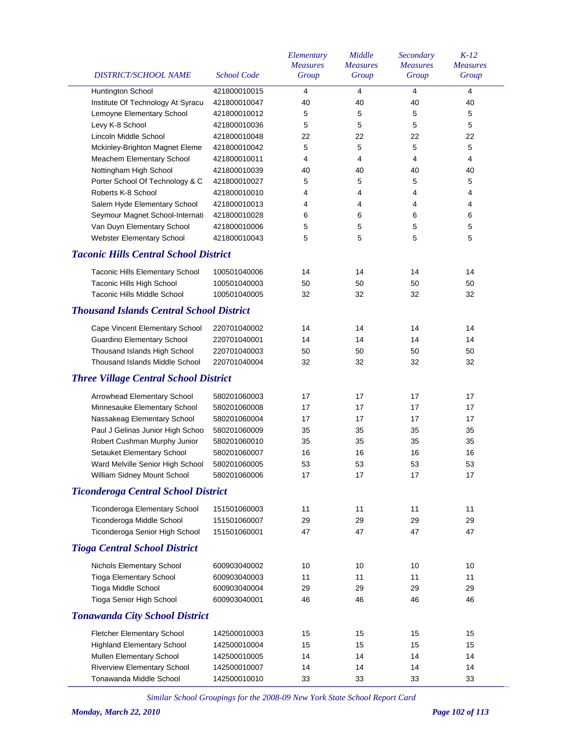| DISTRICT/SCHOOL NAME | School Code | Elementary Measures Group | Middle Measures Group | Secondary Measures Group | K-12 Measures Group |
|---|---|---|---|---|---|
| Huntington School | 421800010015 | 4 | 4 | 4 | 4 |
| Institute Of Technology At Syracu | 421800010047 | 40 | 40 | 40 | 40 |
| Lemoyne Elementary School | 421800010012 | 5 | 5 | 5 | 5 |
| Levy K-8 School | 421800010036 | 5 | 5 | 5 | 5 |
| Lincoln Middle School | 421800010048 | 22 | 22 | 22 | 22 |
| Mckinley-Brighton Magnet Eleme | 421800010042 | 5 | 5 | 5 | 5 |
| Meachem Elementary School | 421800010011 | 4 | 4 | 4 | 4 |
| Nottingham High School | 421800010039 | 40 | 40 | 40 | 40 |
| Porter School Of Technology & C | 421800010027 | 5 | 5 | 5 | 5 |
| Roberts K-8 School | 421800010010 | 4 | 4 | 4 | 4 |
| Salem Hyde Elementary School | 421800010013 | 4 | 4 | 4 | 4 |
| Seymour Magnet School-Internati | 421800010028 | 6 | 6 | 6 | 6 |
| Van Duyn Elementary School | 421800010006 | 5 | 5 | 5 | 5 |
| Webster Elementary School | 421800010043 | 5 | 5 | 5 | 5 |
| ***Taconic Hills Central School District*** | | | | | |
| Taconic Hills Elementary School | 100501040006 | 14 | 14 | 14 | 14 |
| Taconic Hills High School | 100501040003 | 50 | 50 | 50 | 50 |
| Taconic Hills Middle School | 100501040005 | 32 | 32 | 32 | 32 |
| ***Thousand Islands Central School District*** | | | | | |
| Cape Vincent Elementary School | 220701040002 | 14 | 14 | 14 | 14 |
| Guardino Elementary School | 220701040001 | 14 | 14 | 14 | 14 |
| Thousand Islands High School | 220701040003 | 50 | 50 | 50 | 50 |
| Thousand Islands Middle School | 220701040004 | 32 | 32 | 32 | 32 |
| ***Three Village Central School District*** | | | | | |
| Arrowhead Elementary School | 580201060003 | 17 | 17 | 17 | 17 |
| Minnesauke Elementary School | 580201060008 | 17 | 17 | 17 | 17 |
| Nassakeag Elementary School | 580201060004 | 17 | 17 | 17 | 17 |
| Paul J Gelinas Junior High Schoo | 580201060009 | 35 | 35 | 35 | 35 |
| Robert Cushman Murphy Junior | 580201060010 | 35 | 35 | 35 | 35 |
| Setauket Elementary School | 580201060007 | 16 | 16 | 16 | 16 |
| Ward Melville Senior High School | 580201060005 | 53 | 53 | 53 | 53 |
| William Sidney Mount School | 580201060006 | 17 | 17 | 17 | 17 |
| ***Ticonderoga Central School District*** | | | | | |
| Ticonderoga Elementary School | 151501060003 | 11 | 11 | 11 | 11 |
| Ticonderoga Middle School | 151501060007 | 29 | 29 | 29 | 29 |
| Ticonderoga Senior High School | 151501060001 | 47 | 47 | 47 | 47 |
| ***Tioga Central School District*** | | | | | |
| Nichols Elementary School | 600903040002 | 10 | 10 | 10 | 10 |
| Tioga Elementary School | 600903040003 | 11 | 11 | 11 | 11 |
| Tioga Middle School | 600903040004 | 29 | 29 | 29 | 29 |
| Tioga Senior High School | 600903040001 | 46 | 46 | 46 | 46 |
| ***Tonawanda City School District*** | | | | | |
| Fletcher Elementary School | 142500010003 | 15 | 15 | 15 | 15 |
| Highland Elementary School | 142500010004 | 15 | 15 | 15 | 15 |
| Mullen Elementary School | 142500010005 | 14 | 14 | 14 | 14 |
| Riverview Elementary School | 142500010007 | 14 | 14 | 14 | 14 |
| Tonawanda Middle School | 142500010010 | 33 | 33 | 33 | 33 |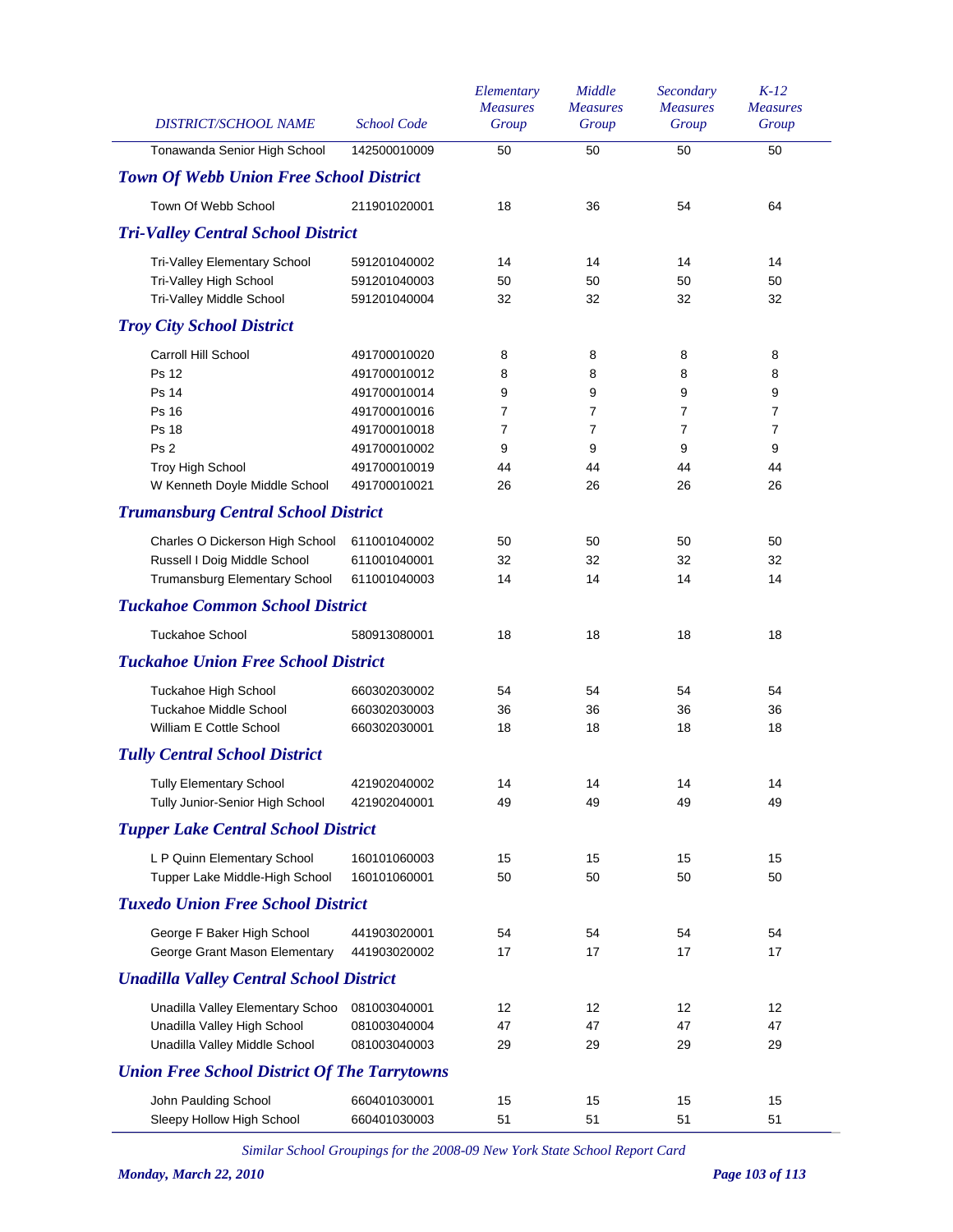| DISTRICT/SCHOOL NAME | School Code | Elementary Measures Group | Middle Measures Group | Secondary Measures Group | K-12 Measures Group |
|---|---|---|---|---|---|
| Tonawanda Senior High School | 142500010009 | 50 | 50 | 50 | 50 |

## *Town Of Webb Union Free School District*

| DISTRICT/SCHOOL NAME | School Code | Elementary Measures Group | Middle Measures Group | Secondary Measures Group | K-12 Measures Group |
|---|---|---|---|---|---|
| Town Of Webb School | 211901020001 | 18 | 36 | 54 | 64 |

## *Tri-Valley Central School District*

| DISTRICT/SCHOOL NAME | School Code | Elementary Measures Group | Middle Measures Group | Secondary Measures Group | K-12 Measures Group |
|---|---|---|---|---|---|
| Tri-Valley Elementary School | 591201040002 | 14 | 14 | 14 | 14 |
| Tri-Valley High School | 591201040003 | 50 | 50 | 50 | 50 |
| Tri-Valley Middle School | 591201040004 | 32 | 32 | 32 | 32 |

## *Troy City School District*

| DISTRICT/SCHOOL NAME | School Code | Elementary Measures Group | Middle Measures Group | Secondary Measures Group | K-12 Measures Group |
|---|---|---|---|---|---|
| Carroll Hill School | 491700010020 | 8 | 8 | 8 | 8 |
| Ps 12 | 491700010012 | 8 | 8 | 8 | 8 |
| Ps 14 | 491700010014 | 9 | 9 | 9 | 9 |
| Ps 16 | 491700010016 | 7 | 7 | 7 | 7 |
| Ps 18 | 491700010018 | 7 | 7 | 7 | 7 |
| Ps 2 | 491700010002 | 9 | 9 | 9 | 9 |
| Troy High School | 491700010019 | 44 | 44 | 44 | 44 |
| W Kenneth Doyle Middle School | 491700010021 | 26 | 26 | 26 | 26 |

## *Trumansburg Central School District*

| DISTRICT/SCHOOL NAME | School Code | Elementary Measures Group | Middle Measures Group | Secondary Measures Group | K-12 Measures Group |
|---|---|---|---|---|---|
| Charles O Dickerson High School | 611001040002 | 50 | 50 | 50 | 50 |
| Russell I Doig Middle School | 611001040001 | 32 | 32 | 32 | 32 |
| Trumansburg Elementary School | 611001040003 | 14 | 14 | 14 | 14 |

## *Tuckahoe Common School District*

| DISTRICT/SCHOOL NAME | School Code | Elementary Measures Group | Middle Measures Group | Secondary Measures Group | K-12 Measures Group |
|---|---|---|---|---|---|
| Tuckahoe School | 580913080001 | 18 | 18 | 18 | 18 |

## *Tuckahoe Union Free School District*

| DISTRICT/SCHOOL NAME | School Code | Elementary Measures Group | Middle Measures Group | Secondary Measures Group | K-12 Measures Group |
|---|---|---|---|---|---|
| Tuckahoe High School | 660302030002 | 54 | 54 | 54 | 54 |
| Tuckahoe Middle School | 660302030003 | 36 | 36 | 36 | 36 |
| William E Cottle School | 660302030001 | 18 | 18 | 18 | 18 |

## *Tully Central School District*

| DISTRICT/SCHOOL NAME | School Code | Elementary Measures Group | Middle Measures Group | Secondary Measures Group | K-12 Measures Group |
|---|---|---|---|---|---|
| Tully Elementary School | 421902040002 | 14 | 14 | 14 | 14 |
| Tully Junior-Senior High School | 421902040001 | 49 | 49 | 49 | 49 |

## *Tupper Lake Central School District*

| DISTRICT/SCHOOL NAME | School Code | Elementary Measures Group | Middle Measures Group | Secondary Measures Group | K-12 Measures Group |
|---|---|---|---|---|---|
| L P Quinn Elementary School | 160101060003 | 15 | 15 | 15 | 15 |
| Tupper Lake Middle-High School | 160101060001 | 50 | 50 | 50 | 50 |

## *Tuxedo Union Free School District*

| DISTRICT/SCHOOL NAME | School Code | Elementary Measures Group | Middle Measures Group | Secondary Measures Group | K-12 Measures Group |
|---|---|---|---|---|---|
| George F Baker High School | 441903020001 | 54 | 54 | 54 | 54 |
| George Grant Mason Elementary | 441903020002 | 17 | 17 | 17 | 17 |

## *Unadilla Valley Central School District*

| DISTRICT/SCHOOL NAME | School Code | Elementary Measures Group | Middle Measures Group | Secondary Measures Group | K-12 Measures Group |
|---|---|---|---|---|---|
| Unadilla Valley Elementary Schoo | 081003040001 | 12 | 12 | 12 | 12 |
| Unadilla Valley High School | 081003040004 | 47 | 47 | 47 | 47 |
| Unadilla Valley Middle School | 081003040003 | 29 | 29 | 29 | 29 |

## *Union Free School District Of The Tarrytowns*

| DISTRICT/SCHOOL NAME | School Code | Elementary Measures Group | Middle Measures Group | Secondary Measures Group | K-12 Measures Group |
|---|---|---|---|---|---|
| John Paulding School | 660401030001 | 15 | 15 | 15 | 15 |
| Sleepy Hollow High School | 660401030003 | 51 | 51 | 51 | 51 |

*Similar School Groupings for the 2008-09 New York State School Report Card*

***Monday, March 22, 2010***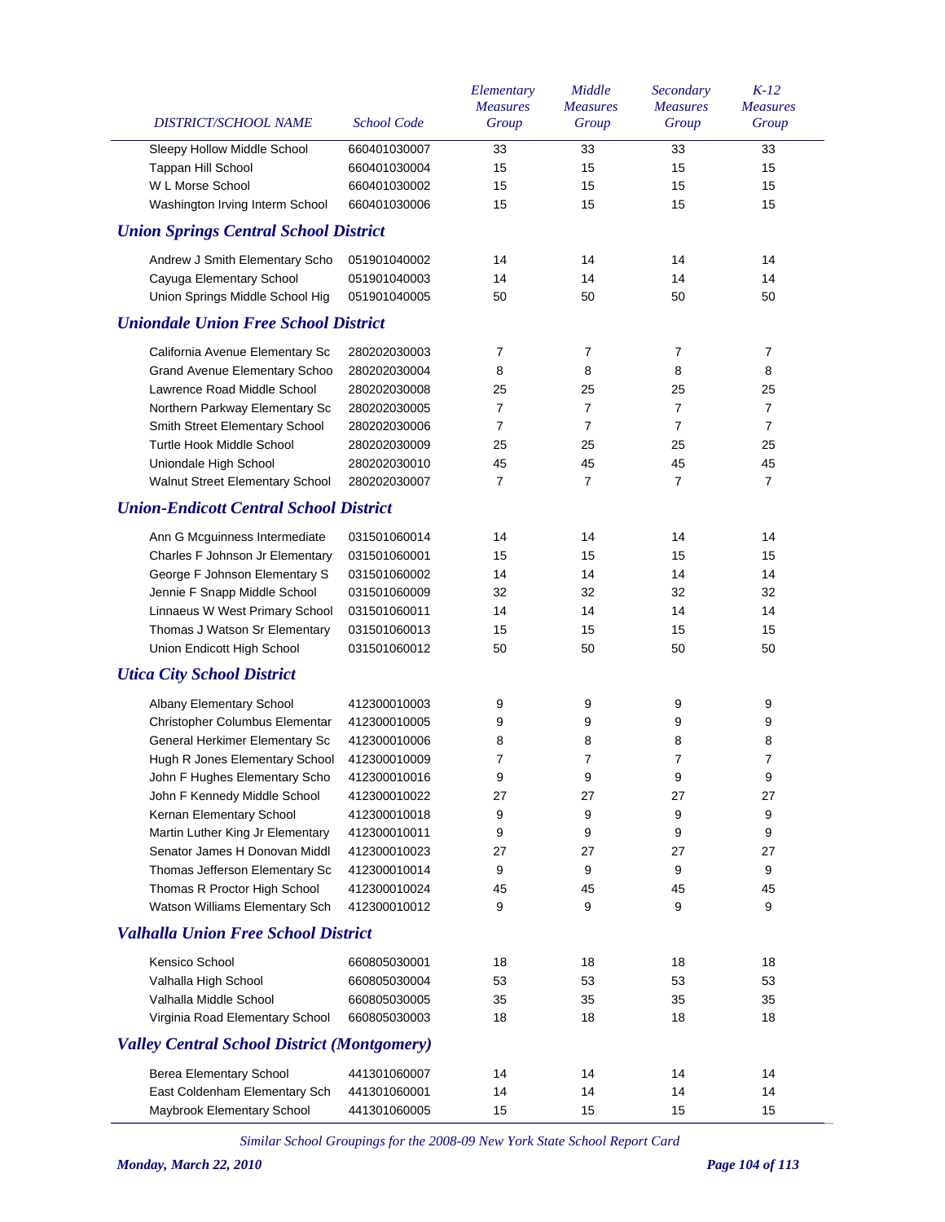| DISTRICT/SCHOOL NAME | School Code | Elementary Measures Group | Middle Measures Group | Secondary Measures Group | K-12 Measures Group |
|---|---|---|---|---|---|
| Sleepy Hollow Middle School | 660401030007 | 33 | 33 | 33 | 33 |
| Tappan Hill School | 660401030004 | 15 | 15 | 15 | 15 |
| W L Morse School | 660401030002 | 15 | 15 | 15 | 15 |
| Washington Irving Interm School | 660401030006 | 15 | 15 | 15 | 15 |

## Union Springs Central School District

| DISTRICT/SCHOOL NAME | School Code | Elementary Measures Group | Middle Measures Group | Secondary Measures Group | K-12 Measures Group |
|---|---|---|---|---|---|
| Andrew J Smith Elementary Scho | 051901040002 | 14 | 14 | 14 | 14 |
| Cayuga Elementary School | 051901040003 | 14 | 14 | 14 | 14 |
| Union Springs Middle School Hig | 051901040005 | 50 | 50 | 50 | 50 |

## Uniondale Union Free School District

| DISTRICT/SCHOOL NAME | School Code | Elementary Measures Group | Middle Measures Group | Secondary Measures Group | K-12 Measures Group |
|---|---|---|---|---|---|
| California Avenue Elementary Sc | 280202030003 | 7 | 7 | 7 | 7 |
| Grand Avenue Elementary Schoo | 280202030004 | 8 | 8 | 8 | 8 |
| Lawrence Road Middle School | 280202030008 | 25 | 25 | 25 | 25 |
| Northern Parkway Elementary Sc | 280202030005 | 7 | 7 | 7 | 7 |
| Smith Street Elementary School | 280202030006 | 7 | 7 | 7 | 7 |
| Turtle Hook Middle School | 280202030009 | 25 | 25 | 25 | 25 |
| Uniondale High School | 280202030010 | 45 | 45 | 45 | 45 |
| Walnut Street Elementary School | 280202030007 | 7 | 7 | 7 | 7 |

## Union-Endicott Central School District

| DISTRICT/SCHOOL NAME | School Code | Elementary Measures Group | Middle Measures Group | Secondary Measures Group | K-12 Measures Group |
|---|---|---|---|---|---|
| Ann G Mcguinness Intermediate | 031501060014 | 14 | 14 | 14 | 14 |
| Charles F Johnson Jr Elementary | 031501060001 | 15 | 15 | 15 | 15 |
| George F Johnson Elementary S | 031501060002 | 14 | 14 | 14 | 14 |
| Jennie F Snapp Middle School | 031501060009 | 32 | 32 | 32 | 32 |
| Linnaeus W West Primary School | 031501060011 | 14 | 14 | 14 | 14 |
| Thomas J Watson Sr Elementary | 031501060013 | 15 | 15 | 15 | 15 |
| Union Endicott High School | 031501060012 | 50 | 50 | 50 | 50 |

## Utica City School District

| DISTRICT/SCHOOL NAME | School Code | Elementary Measures Group | Middle Measures Group | Secondary Measures Group | K-12 Measures Group |
|---|---|---|---|---|---|
| Albany Elementary School | 412300010003 | 9 | 9 | 9 | 9 |
| Christopher Columbus Elementar | 412300010005 | 9 | 9 | 9 | 9 |
| General Herkimer Elementary Sc | 412300010006 | 8 | 8 | 8 | 8 |
| Hugh R Jones Elementary School | 412300010009 | 7 | 7 | 7 | 7 |
| John F Hughes Elementary Scho | 412300010016 | 9 | 9 | 9 | 9 |
| John F Kennedy Middle School | 412300010022 | 27 | 27 | 27 | 27 |
| Kernan Elementary School | 412300010018 | 9 | 9 | 9 | 9 |
| Martin Luther King Jr Elementary | 412300010011 | 9 | 9 | 9 | 9 |
| Senator James H Donovan Middl | 412300010023 | 27 | 27 | 27 | 27 |
| Thomas Jefferson Elementary Sc | 412300010014 | 9 | 9 | 9 | 9 |
| Thomas R Proctor High School | 412300010024 | 45 | 45 | 45 | 45 |
| Watson Williams Elementary Sch | 412300010012 | 9 | 9 | 9 | 9 |

## Valhalla Union Free School District

| DISTRICT/SCHOOL NAME | School Code | Elementary Measures Group | Middle Measures Group | Secondary Measures Group | K-12 Measures Group |
|---|---|---|---|---|---|
| Kensico School | 660805030001 | 18 | 18 | 18 | 18 |
| Valhalla High School | 660805030004 | 53 | 53 | 53 | 53 |
| Valhalla Middle School | 660805030005 | 35 | 35 | 35 | 35 |
| Virginia Road Elementary School | 660805030003 | 18 | 18 | 18 | 18 |

## Valley Central School District (Montgomery)

| DISTRICT/SCHOOL NAME | School Code | Elementary Measures Group | Middle Measures Group | Secondary Measures Group | K-12 Measures Group |
|---|---|---|---|---|---|
| Berea Elementary School | 441301060007 | 14 | 14 | 14 | 14 |
| East Coldenham Elementary Sch | 441301060001 | 14 | 14 | 14 | 14 |
| Maybrook Elementary School | 441301060005 | 15 | 15 | 15 | 15 |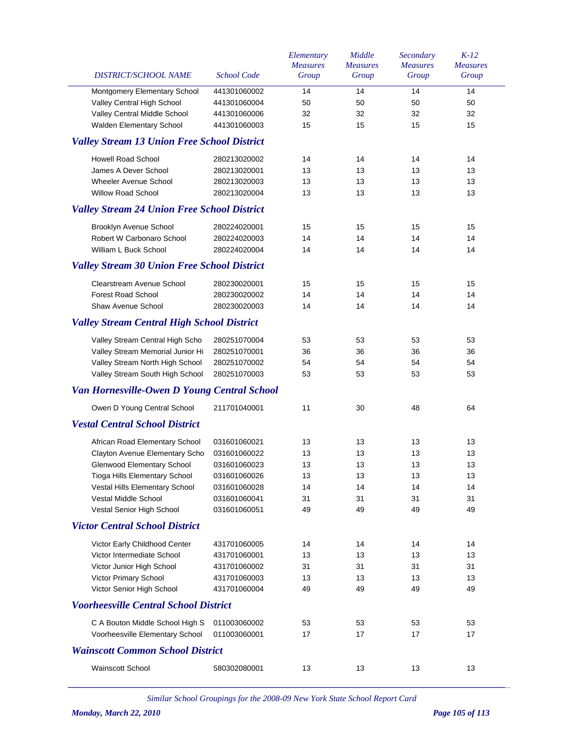| DISTRICT/SCHOOL NAME | School Code | Elementary Measures Group | Middle Measures Group | Secondary Measures Group | K-12 Measures Group |
|---|---|---|---|---|---|
| Montgomery Elementary School | 441301060002 | 14 | 14 | 14 | 14 |
| Valley Central High School | 441301060004 | 50 | 50 | 50 | 50 |
| Valley Central Middle School | 441301060006 | 32 | 32 | 32 | 32 |
| Walden Elementary School | 441301060003 | 15 | 15 | 15 | 15 |

## *Valley Stream 13 Union Free School District*

| DISTRICT/SCHOOL NAME | School Code | Elementary Measures Group | Middle Measures Group | Secondary Measures Group | K-12 Measures Group |
|---|---|---|---|---|---|
| Howell Road School | 280213020002 | 14 | 14 | 14 | 14 |
| James A Dever School | 280213020001 | 13 | 13 | 13 | 13 |
| Wheeler Avenue School | 280213020003 | 13 | 13 | 13 | 13 |
| Willow Road School | 280213020004 | 13 | 13 | 13 | 13 |

## *Valley Stream 24 Union Free School District*

| DISTRICT/SCHOOL NAME | School Code | Elementary Measures Group | Middle Measures Group | Secondary Measures Group | K-12 Measures Group |
|---|---|---|---|---|---|
| Brooklyn Avenue School | 280224020001 | 15 | 15 | 15 | 15 |
| Robert W Carbonaro School | 280224020003 | 14 | 14 | 14 | 14 |
| William L Buck School | 280224020004 | 14 | 14 | 14 | 14 |

## *Valley Stream 30 Union Free School District*

| DISTRICT/SCHOOL NAME | School Code | Elementary Measures Group | Middle Measures Group | Secondary Measures Group | K-12 Measures Group |
|---|---|---|---|---|---|
| Clearstream Avenue School | 280230020001 | 15 | 15 | 15 | 15 |
| Forest Road School | 280230020002 | 14 | 14 | 14 | 14 |
| Shaw Avenue School | 280230020003 | 14 | 14 | 14 | 14 |

## *Valley Stream Central High School District*

| DISTRICT/SCHOOL NAME | School Code | Elementary Measures Group | Middle Measures Group | Secondary Measures Group | K-12 Measures Group |
|---|---|---|---|---|---|
| Valley Stream Central High Scho | 280251070004 | 53 | 53 | 53 | 53 |
| Valley Stream Memorial Junior Hi | 280251070001 | 36 | 36 | 36 | 36 |
| Valley Stream North High School | 280251070002 | 54 | 54 | 54 | 54 |
| Valley Stream South High School | 280251070003 | 53 | 53 | 53 | 53 |

## *Van Hornesville-Owen D Young Central School*

| DISTRICT/SCHOOL NAME | School Code | Elementary Measures Group | Middle Measures Group | Secondary Measures Group | K-12 Measures Group |
|---|---|---|---|---|---|
| Owen D Young Central School | 211701040001 | 11 | 30 | 48 | 64 |

## *Vestal Central School District*

| DISTRICT/SCHOOL NAME | School Code | Elementary Measures Group | Middle Measures Group | Secondary Measures Group | K-12 Measures Group |
|---|---|---|---|---|---|
| African Road Elementary School | 031601060021 | 13 | 13 | 13 | 13 |
| Clayton Avenue Elementary Scho | 031601060022 | 13 | 13 | 13 | 13 |
| Glenwood Elementary School | 031601060023 | 13 | 13 | 13 | 13 |
| Tioga Hills Elementary School | 031601060026 | 13 | 13 | 13 | 13 |
| Vestal Hills Elementary School | 031601060028 | 14 | 14 | 14 | 14 |
| Vestal Middle School | 031601060041 | 31 | 31 | 31 | 31 |
| Vestal Senior High School | 031601060051 | 49 | 49 | 49 | 49 |

## *Victor Central School District*

| DISTRICT/SCHOOL NAME | School Code | Elementary Measures Group | Middle Measures Group | Secondary Measures Group | K-12 Measures Group |
|---|---|---|---|---|---|
| Victor Early Childhood Center | 431701060005 | 14 | 14 | 14 | 14 |
| Victor Intermediate School | 431701060001 | 13 | 13 | 13 | 13 |
| Victor Junior High School | 431701060002 | 31 | 31 | 31 | 31 |
| Victor Primary School | 431701060003 | 13 | 13 | 13 | 13 |
| Victor Senior High School | 431701060004 | 49 | 49 | 49 | 49 |

## *Voorheesville Central School District*

| DISTRICT/SCHOOL NAME | School Code | Elementary Measures Group | Middle Measures Group | Secondary Measures Group | K-12 Measures Group |
|---|---|---|---|---|---|
| C A Bouton Middle School High S | 011003060002 | 53 | 53 | 53 | 53 |
| Voorheesville Elementary School | 011003060001 | 17 | 17 | 17 | 17 |

## *Wainscott Common School District*

| DISTRICT/SCHOOL NAME | School Code | Elementary Measures Group | Middle Measures Group | Secondary Measures Group | K-12 Measures Group |
|---|---|---|---|---|---|
| Wainscott School | 580302080001 | 13 | 13 | 13 | 13 |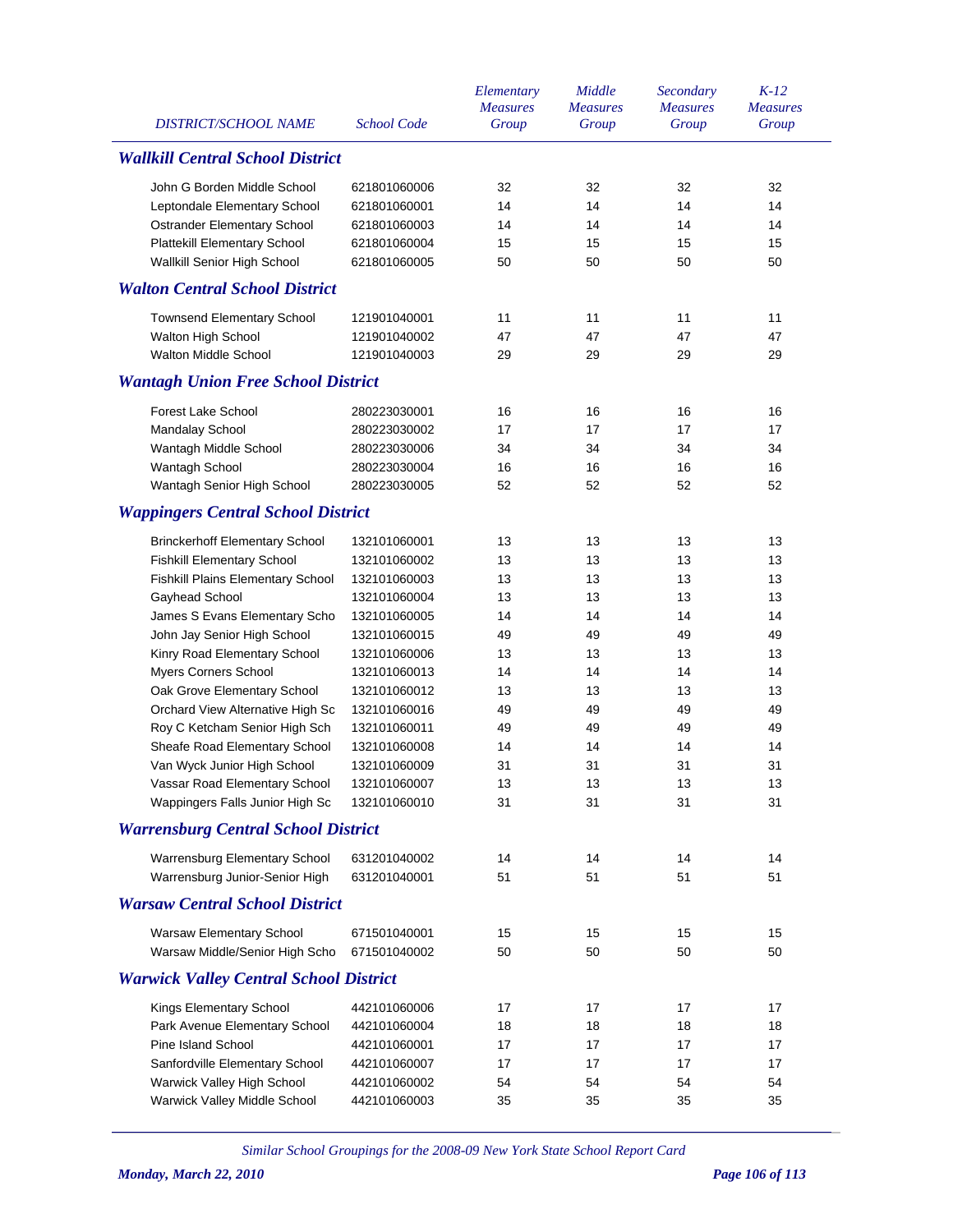| DISTRICT/SCHOOL NAME | School Code | Elementary Measures Group | Middle Measures Group | Secondary Measures Group | K-12 Measures Group |
|---|---|---|---|---|---|
| ***Wallkill Central School District*** | | | | | |
| John G Borden Middle School | 621801060006 | 32 | 32 | 32 | 32 |
| Leptondale Elementary School | 621801060001 | 14 | 14 | 14 | 14 |
| Ostrander Elementary School | 621801060003 | 14 | 14 | 14 | 14 |
| Plattekill Elementary School | 621801060004 | 15 | 15 | 15 | 15 |
| Wallkill Senior High School | 621801060005 | 50 | 50 | 50 | 50 |
| ***Walton Central School District*** | | | | | |
| Townsend Elementary School | 121901040001 | 11 | 11 | 11 | 11 |
| Walton High School | 121901040002 | 47 | 47 | 47 | 47 |
| Walton Middle School | 121901040003 | 29 | 29 | 29 | 29 |
| ***Wantagh Union Free School District*** | | | | | |
| Forest Lake School | 280223030001 | 16 | 16 | 16 | 16 |
| Mandalay School | 280223030002 | 17 | 17 | 17 | 17 |
| Wantagh Middle School | 280223030006 | 34 | 34 | 34 | 34 |
| Wantagh School | 280223030004 | 16 | 16 | 16 | 16 |
| Wantagh Senior High School | 280223030005 | 52 | 52 | 52 | 52 |
| ***Wappingers Central School District*** | | | | | |
| Brinckerhoff Elementary School | 132101060001 | 13 | 13 | 13 | 13 |
| Fishkill Elementary School | 132101060002 | 13 | 13 | 13 | 13 |
| Fishkill Plains Elementary School | 132101060003 | 13 | 13 | 13 | 13 |
| Gayhead School | 132101060004 | 13 | 13 | 13 | 13 |
| James S Evans Elementary Scho | 132101060005 | 14 | 14 | 14 | 14 |
| John Jay Senior High School | 132101060015 | 49 | 49 | 49 | 49 |
| Kinry Road Elementary School | 132101060006 | 13 | 13 | 13 | 13 |
| Myers Corners School | 132101060013 | 14 | 14 | 14 | 14 |
| Oak Grove Elementary School | 132101060012 | 13 | 13 | 13 | 13 |
| Orchard View Alternative High Sc | 132101060016 | 49 | 49 | 49 | 49 |
| Roy C Ketcham Senior High Sch | 132101060011 | 49 | 49 | 49 | 49 |
| Sheafe Road Elementary School | 132101060008 | 14 | 14 | 14 | 14 |
| Van Wyck Junior High School | 132101060009 | 31 | 31 | 31 | 31 |
| Vassar Road Elementary School | 132101060007 | 13 | 13 | 13 | 13 |
| Wappingers Falls Junior High Sc | 132101060010 | 31 | 31 | 31 | 31 |
| ***Warrensburg Central School District*** | | | | | |
| Warrensburg Elementary School | 631201040002 | 14 | 14 | 14 | 14 |
| Warrensburg Junior-Senior High | 631201040001 | 51 | 51 | 51 | 51 |
| ***Warsaw Central School District*** | | | | | |
| Warsaw Elementary School | 671501040001 | 15 | 15 | 15 | 15 |
| Warsaw Middle/Senior High Scho | 671501040002 | 50 | 50 | 50 | 50 |
| ***Warwick Valley Central School District*** | | | | | |
| Kings Elementary School | 442101060006 | 17 | 17 | 17 | 17 |
| Park Avenue Elementary School | 442101060004 | 18 | 18 | 18 | 18 |
| Pine Island School | 442101060001 | 17 | 17 | 17 | 17 |
| Sanfordville Elementary School | 442101060007 | 17 | 17 | 17 | 17 |
| Warwick Valley High School | 442101060002 | 54 | 54 | 54 | 54 |
| Warwick Valley Middle School | 442101060003 | 35 | 35 | 35 | 35 |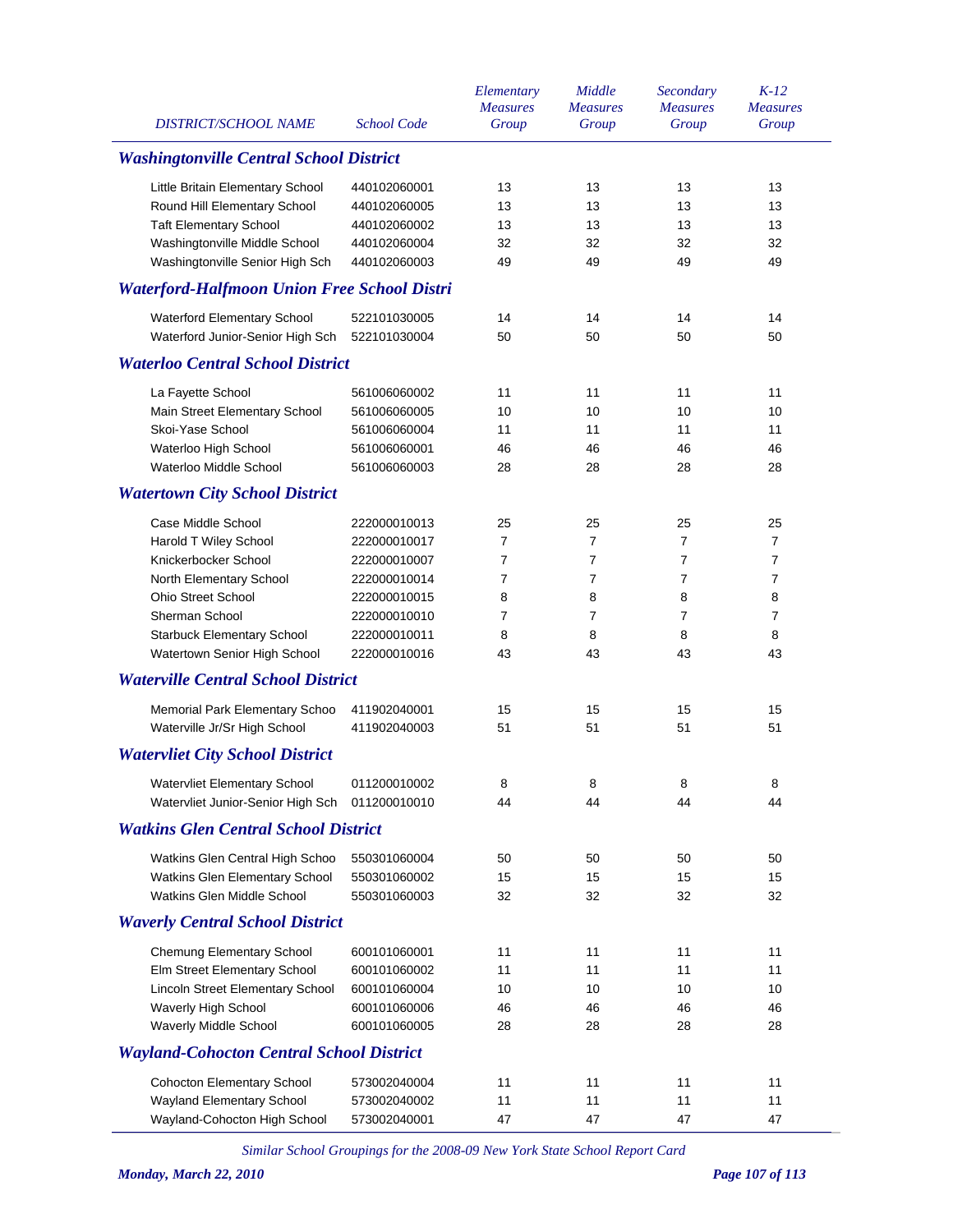| DISTRICT/SCHOOL NAME | School Code | Elementary Measures Group | Middle Measures Group | Secondary Measures Group | K-12 Measures Group |
|---|---|---|---|---|---|
| ***Washingtonville Central School District*** | | | | | |
| Little Britain Elementary School | 440102060001 | 13 | 13 | 13 | 13 |
| Round Hill Elementary School | 440102060005 | 13 | 13 | 13 | 13 |
| Taft Elementary School | 440102060002 | 13 | 13 | 13 | 13 |
| Washingtonville Middle School | 440102060004 | 32 | 32 | 32 | 32 |
| Washingtonville Senior High Sch | 440102060003 | 49 | 49 | 49 | 49 |
| ***Waterford-Halfmoon Union Free School Distri*** | | | | | |
| Waterford Elementary School | 522101030005 | 14 | 14 | 14 | 14 |
| Waterford Junior-Senior High Sch | 522101030004 | 50 | 50 | 50 | 50 |
| ***Waterloo Central School District*** | | | | | |
| La Fayette School | 561006060002 | 11 | 11 | 11 | 11 |
| Main Street Elementary School | 561006060005 | 10 | 10 | 10 | 10 |
| Skoi-Yase School | 561006060004 | 11 | 11 | 11 | 11 |
| Waterloo High School | 561006060001 | 46 | 46 | 46 | 46 |
| Waterloo Middle School | 561006060003 | 28 | 28 | 28 | 28 |
| ***Watertown City School District*** | | | | | |
| Case Middle School | 222000010013 | 25 | 25 | 25 | 25 |
| Harold T Wiley School | 222000010017 | 7 | 7 | 7 | 7 |
| Knickerbocker School | 222000010007 | 7 | 7 | 7 | 7 |
| North Elementary School | 222000010014 | 7 | 7 | 7 | 7 |
| Ohio Street School | 222000010015 | 8 | 8 | 8 | 8 |
| Sherman School | 222000010010 | 7 | 7 | 7 | 7 |
| Starbuck Elementary School | 222000010011 | 8 | 8 | 8 | 8 |
| Watertown Senior High School | 222000010016 | 43 | 43 | 43 | 43 |
| ***Waterville Central School District*** | | | | | |
| Memorial Park Elementary Schoo | 411902040001 | 15 | 15 | 15 | 15 |
| Waterville Jr/Sr High School | 411902040003 | 51 | 51 | 51 | 51 |
| ***Watervliet City School District*** | | | | | |
| Watervliet Elementary School | 011200010002 | 8 | 8 | 8 | 8 |
| Watervliet Junior-Senior High Sch | 011200010010 | 44 | 44 | 44 | 44 |
| ***Watkins Glen Central School District*** | | | | | |
| Watkins Glen Central High Schoo | 550301060004 | 50 | 50 | 50 | 50 |
| Watkins Glen Elementary School | 550301060002 | 15 | 15 | 15 | 15 |
| Watkins Glen Middle School | 550301060003 | 32 | 32 | 32 | 32 |
| ***Waverly Central School District*** | | | | | |
| Chemung Elementary School | 600101060001 | 11 | 11 | 11 | 11 |
| Elm Street Elementary School | 600101060002 | 11 | 11 | 11 | 11 |
| Lincoln Street Elementary School | 600101060004 | 10 | 10 | 10 | 10 |
| Waverly High School | 600101060006 | 46 | 46 | 46 | 46 |
| Waverly Middle School | 600101060005 | 28 | 28 | 28 | 28 |
| ***Wayland-Cohocton Central School District*** | | | | | |
| Cohocton Elementary School | 573002040004 | 11 | 11 | 11 | 11 |
| Wayland Elementary School | 573002040002 | 11 | 11 | 11 | 11 |
| Wayland-Cohocton High School | 573002040001 | 47 | 47 | 47 | 47 |

*Similar School Groupings for the 2008-09 New York State School Report Card*

***Monday, March 22, 2010***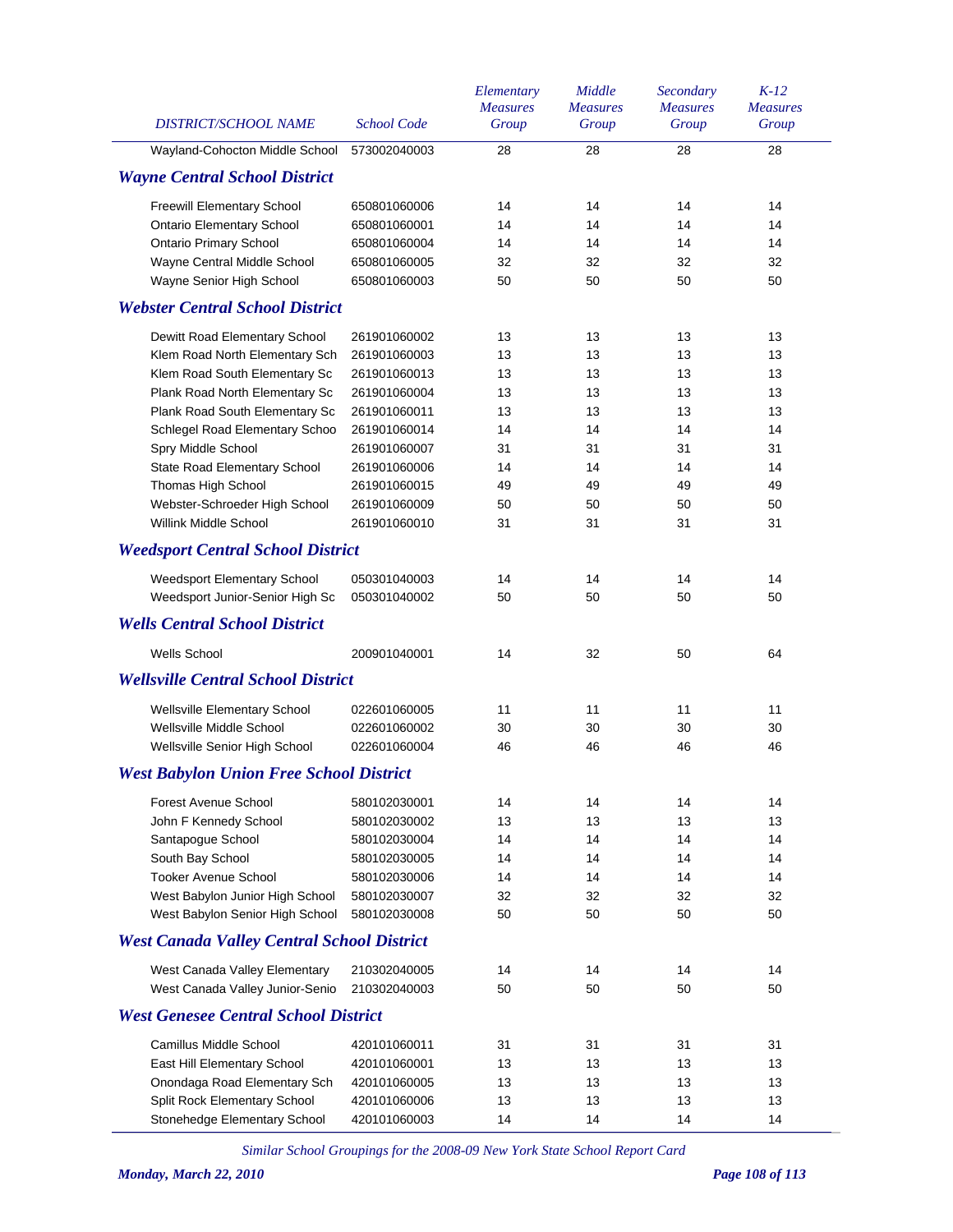| DISTRICT/SCHOOL NAME | School Code | Elementary Measures Group | Middle Measures Group | Secondary Measures Group | K-12 Measures Group |
|---|---|---|---|---|---|
| Wayland-Cohocton Middle School | 573002040003 | 28 | 28 | 28 | 28 |
| ***Wayne Central School District*** | | | | | |
| Freewill Elementary School | 650801060006 | 14 | 14 | 14 | 14 |
| Ontario Elementary School | 650801060001 | 14 | 14 | 14 | 14 |
| Ontario Primary School | 650801060004 | 14 | 14 | 14 | 14 |
| Wayne Central Middle School | 650801060005 | 32 | 32 | 32 | 32 |
| Wayne Senior High School | 650801060003 | 50 | 50 | 50 | 50 |
| ***Webster Central School District*** | | | | | |
| Dewitt Road Elementary School | 261901060002 | 13 | 13 | 13 | 13 |
| Klem Road North Elementary Sch | 261901060003 | 13 | 13 | 13 | 13 |
| Klem Road South Elementary Sc | 261901060013 | 13 | 13 | 13 | 13 |
| Plank Road North Elementary Sc | 261901060004 | 13 | 13 | 13 | 13 |
| Plank Road South Elementary Sc | 261901060011 | 13 | 13 | 13 | 13 |
| Schlegel Road Elementary Schoo | 261901060014 | 14 | 14 | 14 | 14 |
| Spry Middle School | 261901060007 | 31 | 31 | 31 | 31 |
| State Road Elementary School | 261901060006 | 14 | 14 | 14 | 14 |
| Thomas High School | 261901060015 | 49 | 49 | 49 | 49 |
| Webster-Schroeder High School | 261901060009 | 50 | 50 | 50 | 50 |
| Willink Middle School | 261901060010 | 31 | 31 | 31 | 31 |
| ***Weedsport Central School District*** | | | | | |
| Weedsport Elementary School | 050301040003 | 14 | 14 | 14 | 14 |
| Weedsport Junior-Senior High Sc | 050301040002 | 50 | 50 | 50 | 50 |
| ***Wells Central School District*** | | | | | |
| Wells School | 200901040001 | 14 | 32 | 50 | 64 |
| ***Wellsville Central School District*** | | | | | |
| Wellsville Elementary School | 022601060005 | 11 | 11 | 11 | 11 |
| Wellsville Middle School | 022601060002 | 30 | 30 | 30 | 30 |
| Wellsville Senior High School | 022601060004 | 46 | 46 | 46 | 46 |
| ***West Babylon Union Free School District*** | | | | | |
| Forest Avenue School | 580102030001 | 14 | 14 | 14 | 14 |
| John F Kennedy School | 580102030002 | 13 | 13 | 13 | 13 |
| Santapogue School | 580102030004 | 14 | 14 | 14 | 14 |
| South Bay School | 580102030005 | 14 | 14 | 14 | 14 |
| Tooker Avenue School | 580102030006 | 14 | 14 | 14 | 14 |
| West Babylon Junior High School | 580102030007 | 32 | 32 | 32 | 32 |
| West Babylon Senior High School | 580102030008 | 50 | 50 | 50 | 50 |
| ***West Canada Valley Central School District*** | | | | | |
| West Canada Valley Elementary | 210302040005 | 14 | 14 | 14 | 14 |
| West Canada Valley Junior-Senio | 210302040003 | 50 | 50 | 50 | 50 |
| ***West Genesee Central School District*** | | | | | |
| Camillus Middle School | 420101060011 | 31 | 31 | 31 | 31 |
| East Hill Elementary School | 420101060001 | 13 | 13 | 13 | 13 |
| Onondaga Road Elementary Sch | 420101060005 | 13 | 13 | 13 | 13 |
| Split Rock Elementary School | 420101060006 | 13 | 13 | 13 | 13 |
| Stonehedge Elementary School | 420101060003 | 14 | 14 | 14 | 14 |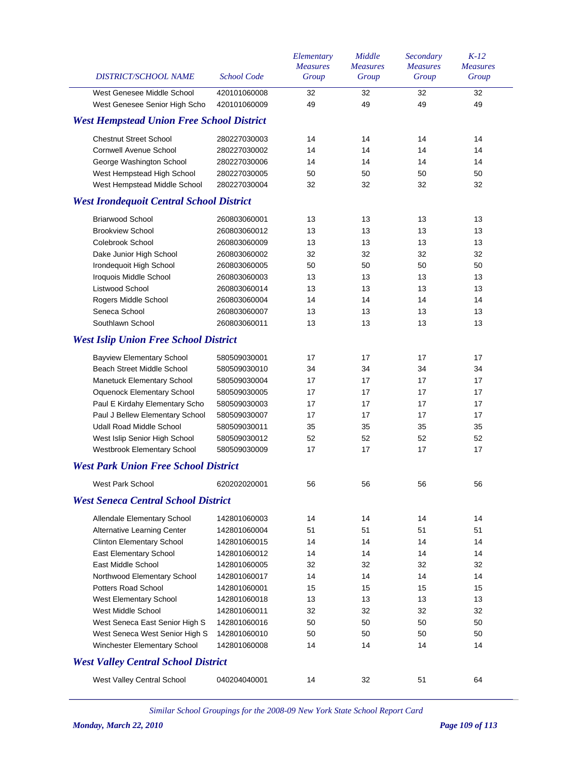| DISTRICT/SCHOOL NAME | School Code | Elementary Measures Group | Middle Measures Group | Secondary Measures Group | K-12 Measures Group |
|---|---|---|---|---|---|
| West Genesee Middle School | 420101060008 | 32 | 32 | 32 | 32 |
| West Genesee Senior High Scho | 420101060009 | 49 | 49 | 49 | 49 |

## West Hempstead Union Free School District

| DISTRICT/SCHOOL NAME | School Code | Elementary Measures Group | Middle Measures Group | Secondary Measures Group | K-12 Measures Group |
|---|---|---|---|---|---|
| Chestnut Street School | 280227030003 | 14 | 14 | 14 | 14 |
| Cornwell Avenue School | 280227030002 | 14 | 14 | 14 | 14 |
| George Washington School | 280227030006 | 14 | 14 | 14 | 14 |
| West Hempstead High School | 280227030005 | 50 | 50 | 50 | 50 |
| West Hempstead Middle School | 280227030004 | 32 | 32 | 32 | 32 |

## West Irondequoit Central School District

| DISTRICT/SCHOOL NAME | School Code | Elementary Measures Group | Middle Measures Group | Secondary Measures Group | K-12 Measures Group |
|---|---|---|---|---|---|
| Briarwood School | 260803060001 | 13 | 13 | 13 | 13 |
| Brookview School | 260803060012 | 13 | 13 | 13 | 13 |
| Colebrook School | 260803060009 | 13 | 13 | 13 | 13 |
| Dake Junior High School | 260803060002 | 32 | 32 | 32 | 32 |
| Irondequoit High School | 260803060005 | 50 | 50 | 50 | 50 |
| Iroquois Middle School | 260803060003 | 13 | 13 | 13 | 13 |
| Listwood School | 260803060014 | 13 | 13 | 13 | 13 |
| Rogers Middle School | 260803060004 | 14 | 14 | 14 | 14 |
| Seneca School | 260803060007 | 13 | 13 | 13 | 13 |
| Southlawn School | 260803060011 | 13 | 13 | 13 | 13 |

## West Islip Union Free School District

| DISTRICT/SCHOOL NAME | School Code | Elementary Measures Group | Middle Measures Group | Secondary Measures Group | K-12 Measures Group |
|---|---|---|---|---|---|
| Bayview Elementary School | 580509030001 | 17 | 17 | 17 | 17 |
| Beach Street Middle School | 580509030010 | 34 | 34 | 34 | 34 |
| Manetuck Elementary School | 580509030004 | 17 | 17 | 17 | 17 |
| Oquenock Elementary School | 580509030005 | 17 | 17 | 17 | 17 |
| Paul E Kirdahy Elementary Scho | 580509030003 | 17 | 17 | 17 | 17 |
| Paul J Bellew Elementary School | 580509030007 | 17 | 17 | 17 | 17 |
| Udall Road Middle School | 580509030011 | 35 | 35 | 35 | 35 |
| West Islip Senior High School | 580509030012 | 52 | 52 | 52 | 52 |
| Westbrook Elementary School | 580509030009 | 17 | 17 | 17 | 17 |

## West Park Union Free School District

| DISTRICT/SCHOOL NAME | School Code | Elementary Measures Group | Middle Measures Group | Secondary Measures Group | K-12 Measures Group |
|---|---|---|---|---|---|
| West Park School | 620202020001 | 56 | 56 | 56 | 56 |

## West Seneca Central School District

| DISTRICT/SCHOOL NAME | School Code | Elementary Measures Group | Middle Measures Group | Secondary Measures Group | K-12 Measures Group |
|---|---|---|---|---|---|
| Allendale Elementary School | 142801060003 | 14 | 14 | 14 | 14 |
| Alternative Learning Center | 142801060004 | 51 | 51 | 51 | 51 |
| Clinton Elementary School | 142801060015 | 14 | 14 | 14 | 14 |
| East Elementary School | 142801060012 | 14 | 14 | 14 | 14 |
| East Middle School | 142801060005 | 32 | 32 | 32 | 32 |
| Northwood Elementary School | 142801060017 | 14 | 14 | 14 | 14 |
| Potters Road School | 142801060001 | 15 | 15 | 15 | 15 |
| West Elementary School | 142801060018 | 13 | 13 | 13 | 13 |
| West Middle School | 142801060011 | 32 | 32 | 32 | 32 |
| West Seneca East Senior High S | 142801060016 | 50 | 50 | 50 | 50 |
| West Seneca West Senior High S | 142801060010 | 50 | 50 | 50 | 50 |
| Winchester Elementary School | 142801060008 | 14 | 14 | 14 | 14 |

## West Valley Central School District

| DISTRICT/SCHOOL NAME | School Code | Elementary Measures Group | Middle Measures Group | Secondary Measures Group | K-12 Measures Group |
|---|---|---|---|---|---|
| West Valley Central School | 040204040001 | 14 | 32 | 51 | 64 |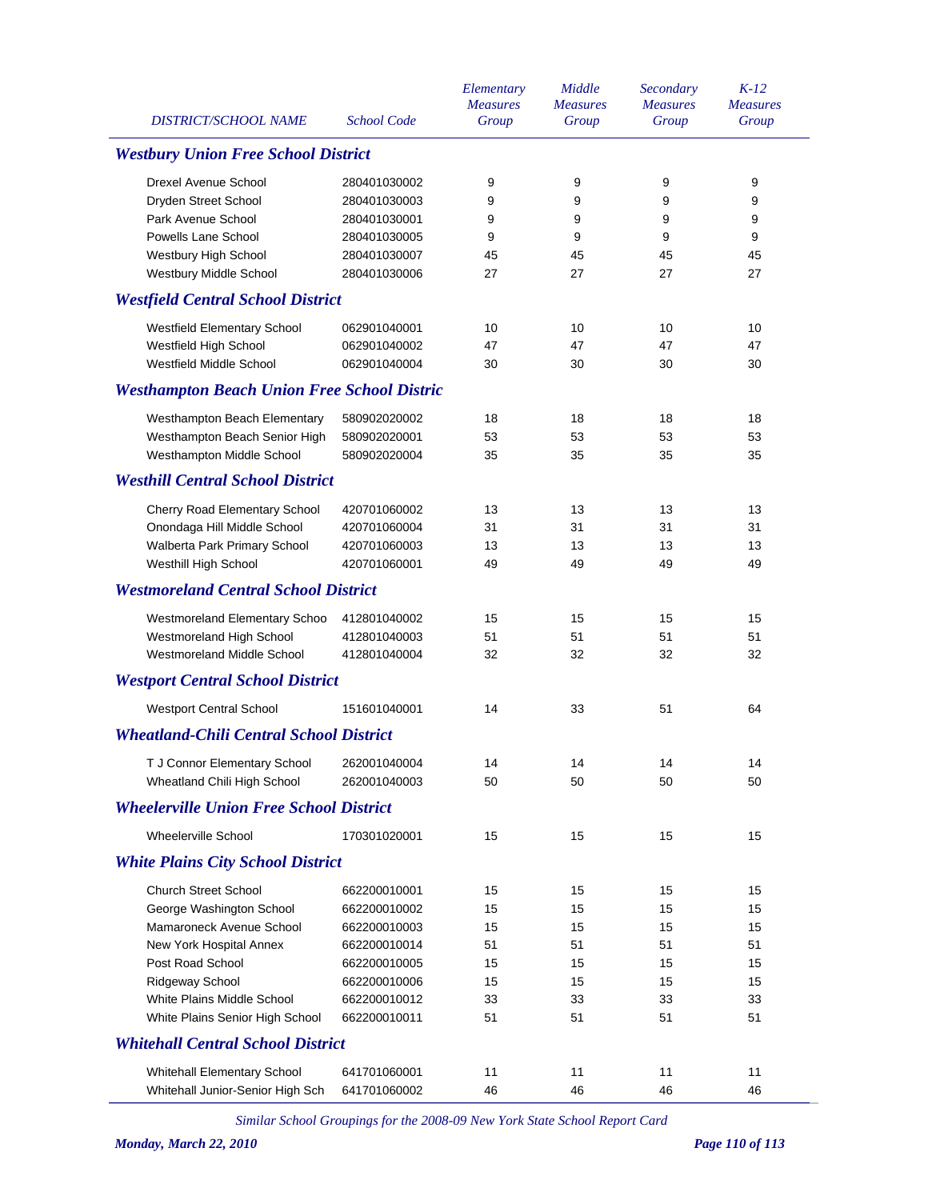| DISTRICT/SCHOOL NAME | School Code | Elementary Measures Group | Middle Measures Group | Secondary Measures Group | K-12 Measures Group |
|---|---|---|---|---|---|
| ***Westbury Union Free School District*** | | | | | |
| Drexel Avenue School | 280401030002 | 9 | 9 | 9 | 9 |
| Dryden Street School | 280401030003 | 9 | 9 | 9 | 9 |
| Park Avenue School | 280401030001 | 9 | 9 | 9 | 9 |
| Powells Lane School | 280401030005 | 9 | 9 | 9 | 9 |
| Westbury High School | 280401030007 | 45 | 45 | 45 | 45 |
| Westbury Middle School | 280401030006 | 27 | 27 | 27 | 27 |
| ***Westfield Central School District*** | | | | | |
| Westfield Elementary School | 062901040001 | 10 | 10 | 10 | 10 |
| Westfield High School | 062901040002 | 47 | 47 | 47 | 47 |
| Westfield Middle School | 062901040004 | 30 | 30 | 30 | 30 |
| ***Westhampton Beach Union Free School Distric*** | | | | | |
| Westhampton Beach Elementary | 580902020002 | 18 | 18 | 18 | 18 |
| Westhampton Beach Senior High | 580902020001 | 53 | 53 | 53 | 53 |
| Westhampton Middle School | 580902020004 | 35 | 35 | 35 | 35 |
| ***Westhill Central School District*** | | | | | |
| Cherry Road Elementary School | 420701060002 | 13 | 13 | 13 | 13 |
| Onondaga Hill Middle School | 420701060004 | 31 | 31 | 31 | 31 |
| Walberta Park Primary School | 420701060003 | 13 | 13 | 13 | 13 |
| Westhill High School | 420701060001 | 49 | 49 | 49 | 49 |
| ***Westmoreland Central School District*** | | | | | |
| Westmoreland Elementary Schoo | 412801040002 | 15 | 15 | 15 | 15 |
| Westmoreland High School | 412801040003 | 51 | 51 | 51 | 51 |
| Westmoreland Middle School | 412801040004 | 32 | 32 | 32 | 32 |
| ***Westport Central School District*** | | | | | |
| Westport Central School | 151601040001 | 14 | 33 | 51 | 64 |
| ***Wheatland-Chili Central School District*** | | | | | |
| T J Connor Elementary School | 262001040004 | 14 | 14 | 14 | 14 |
| Wheatland Chili High School | 262001040003 | 50 | 50 | 50 | 50 |
| ***Wheelerville Union Free School District*** | | | | | |
| Wheelerville School | 170301020001 | 15 | 15 | 15 | 15 |
| ***White Plains City School District*** | | | | | |
| Church Street School | 662200010001 | 15 | 15 | 15 | 15 |
| George Washington School | 662200010002 | 15 | 15 | 15 | 15 |
| Mamaroneck Avenue School | 662200010003 | 15 | 15 | 15 | 15 |
| New York Hospital Annex | 662200010014 | 51 | 51 | 51 | 51 |
| Post Road School | 662200010005 | 15 | 15 | 15 | 15 |
| Ridgeway School | 662200010006 | 15 | 15 | 15 | 15 |
| White Plains Middle School | 662200010012 | 33 | 33 | 33 | 33 |
| White Plains Senior High School | 662200010011 | 51 | 51 | 51 | 51 |
| ***Whitehall Central School District*** | | | | | |
| Whitehall Elementary School | 641701060001 | 11 | 11 | 11 | 11 |
| Whitehall Junior-Senior High Sch | 641701060002 | 46 | 46 | 46 | 46 |

*Similar School Groupings for the 2008-09 New York State School Report Card*

***Monday, March 22, 2010***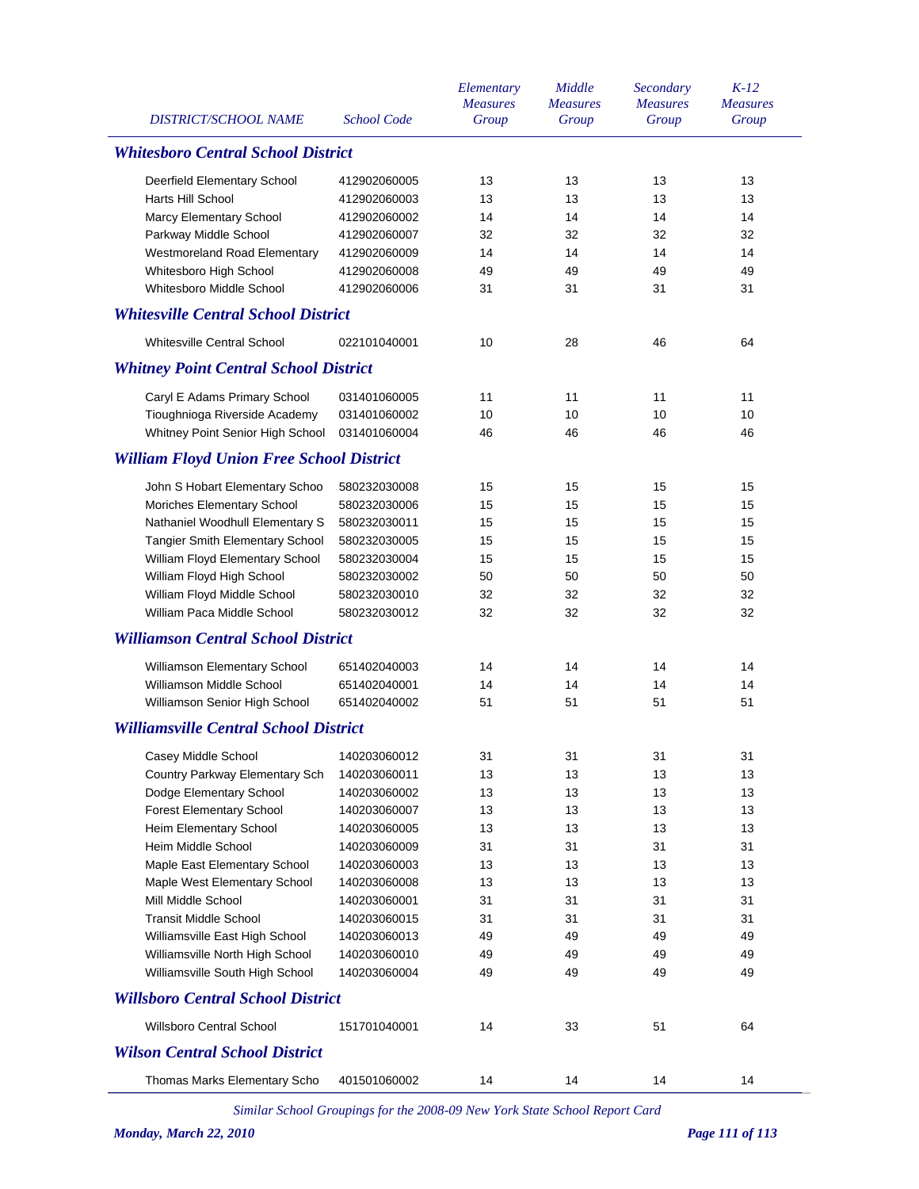| DISTRICT/SCHOOL NAME | School Code | Elementary Measures Group | Middle Measures Group | Secondary Measures Group | K-12 Measures Group |
|---|---|---|---|---|---|
| ***Whitesboro Central School District*** | | | | | |
| Deerfield Elementary School | 412902060005 | 13 | 13 | 13 | 13 |
| Harts Hill School | 412902060003 | 13 | 13 | 13 | 13 |
| Marcy Elementary School | 412902060002 | 14 | 14 | 14 | 14 |
| Parkway Middle School | 412902060007 | 32 | 32 | 32 | 32 |
| Westmoreland Road Elementary | 412902060009 | 14 | 14 | 14 | 14 |
| Whitesboro High School | 412902060008 | 49 | 49 | 49 | 49 |
| Whitesboro Middle School | 412902060006 | 31 | 31 | 31 | 31 |
| ***Whitesville Central School District*** | | | | | |
| Whitesville Central School | 022101040001 | 10 | 28 | 46 | 64 |
| ***Whitney Point Central School District*** | | | | | |
| Caryl E Adams Primary School | 031401060005 | 11 | 11 | 11 | 11 |
| Tioughnioga Riverside Academy | 031401060002 | 10 | 10 | 10 | 10 |
| Whitney Point Senior High School | 031401060004 | 46 | 46 | 46 | 46 |
| ***William Floyd Union Free School District*** | | | | | |
| John S Hobart Elementary Schoo | 580232030008 | 15 | 15 | 15 | 15 |
| Moriches Elementary School | 580232030006 | 15 | 15 | 15 | 15 |
| Nathaniel Woodhull Elementary S | 580232030011 | 15 | 15 | 15 | 15 |
| Tangier Smith Elementary School | 580232030005 | 15 | 15 | 15 | 15 |
| William Floyd Elementary School | 580232030004 | 15 | 15 | 15 | 15 |
| William Floyd High School | 580232030002 | 50 | 50 | 50 | 50 |
| William Floyd Middle School | 580232030010 | 32 | 32 | 32 | 32 |
| William Paca Middle School | 580232030012 | 32 | 32 | 32 | 32 |
| ***Williamson Central School District*** | | | | | |
| Williamson Elementary School | 651402040003 | 14 | 14 | 14 | 14 |
| Williamson Middle School | 651402040001 | 14 | 14 | 14 | 14 |
| Williamson Senior High School | 651402040002 | 51 | 51 | 51 | 51 |
| ***Williamsville Central School District*** | | | | | |
| Casey Middle School | 140203060012 | 31 | 31 | 31 | 31 |
| Country Parkway Elementary Sch | 140203060011 | 13 | 13 | 13 | 13 |
| Dodge Elementary School | 140203060002 | 13 | 13 | 13 | 13 |
| Forest Elementary School | 140203060007 | 13 | 13 | 13 | 13 |
| Heim Elementary School | 140203060005 | 13 | 13 | 13 | 13 |
| Heim Middle School | 140203060009 | 31 | 31 | 31 | 31 |
| Maple East Elementary School | 140203060003 | 13 | 13 | 13 | 13 |
| Maple West Elementary School | 140203060008 | 13 | 13 | 13 | 13 |
| Mill Middle School | 140203060001 | 31 | 31 | 31 | 31 |
| Transit Middle School | 140203060015 | 31 | 31 | 31 | 31 |
| Williamsville East High School | 140203060013 | 49 | 49 | 49 | 49 |
| Williamsville North High School | 140203060010 | 49 | 49 | 49 | 49 |
| Williamsville South High School | 140203060004 | 49 | 49 | 49 | 49 |
| ***Willsboro Central School District*** | | | | | |
| Willsboro Central School | 151701040001 | 14 | 33 | 51 | 64 |
| ***Wilson Central School District*** | | | | | |
| Thomas Marks Elementary Scho | 401501060002 | 14 | 14 | 14 | 14 |

*Similar School Groupings for the 2008-09 New York State School Report Card*

***Monday, March 22, 2010***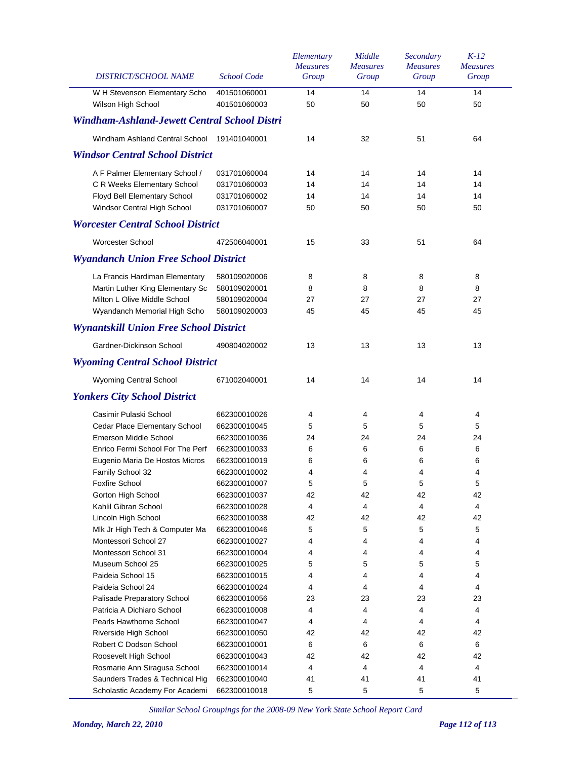| DISTRICT/SCHOOL NAME | School Code | Elementary Measures Group | Middle Measures Group | Secondary Measures Group | K-12 Measures Group |
|---|---|---|---|---|---|
| W H Stevenson Elementary Scho | 401501060001 | 14 | 14 | 14 | 14 |
| Wilson High School | 401501060003 | 50 | 50 | 50 | 50 |
| ***Windham-Ashland-Jewett Central School Distri*** | | | | | |
| Windham Ashland Central School | 191401040001 | 14 | 32 | 51 | 64 |
| ***Windsor Central School District*** | | | | | |
| A F Palmer Elementary School / | 031701060004 | 14 | 14 | 14 | 14 |
| C R Weeks Elementary School | 031701060003 | 14 | 14 | 14 | 14 |
| Floyd Bell Elementary School | 031701060002 | 14 | 14 | 14 | 14 |
| Windsor Central High School | 031701060007 | 50 | 50 | 50 | 50 |
| ***Worcester Central School District*** | | | | | |
| Worcester School | 472506040001 | 15 | 33 | 51 | 64 |
| ***Wyandanch Union Free School District*** | | | | | |
| La Francis Hardiman Elementary | 580109020006 | 8 | 8 | 8 | 8 |
| Martin Luther King Elementary Sc | 580109020001 | 8 | 8 | 8 | 8 |
| Milton L Olive Middle School | 580109020004 | 27 | 27 | 27 | 27 |
| Wyandanch Memorial High Scho | 580109020003 | 45 | 45 | 45 | 45 |
| ***Wynantskill Union Free School District*** | | | | | |
| Gardner-Dickinson School | 490804020002 | 13 | 13 | 13 | 13 |
| ***Wyoming Central School District*** | | | | | |
| Wyoming Central School | 671002040001 | 14 | 14 | 14 | 14 |
| ***Yonkers City School District*** | | | | | |
| Casimir Pulaski School | 662300010026 | 4 | 4 | 4 | 4 |
| Cedar Place Elementary School | 662300010045 | 5 | 5 | 5 | 5 |
| Emerson Middle School | 662300010036 | 24 | 24 | 24 | 24 |
| Enrico Fermi School For The Perf | 662300010033 | 6 | 6 | 6 | 6 |
| Eugenio Maria De Hostos Micros | 662300010019 | 6 | 6 | 6 | 6 |
| Family School 32 | 662300010002 | 4 | 4 | 4 | 4 |
| Foxfire School | 662300010007 | 5 | 5 | 5 | 5 |
| Gorton High School | 662300010037 | 42 | 42 | 42 | 42 |
| Kahlil Gibran School | 662300010028 | 4 | 4 | 4 | 4 |
| Lincoln High School | 662300010038 | 42 | 42 | 42 | 42 |
| Mlk Jr High Tech & Computer Ma | 662300010046 | 5 | 5 | 5 | 5 |
| Montessori School 27 | 662300010027 | 4 | 4 | 4 | 4 |
| Montessori School 31 | 662300010004 | 4 | 4 | 4 | 4 |
| Museum School 25 | 662300010025 | 5 | 5 | 5 | 5 |
| Paideia School 15 | 662300010015 | 4 | 4 | 4 | 4 |
| Paideia School 24 | 662300010024 | 4 | 4 | 4 | 4 |
| Palisade Preparatory School | 662300010056 | 23 | 23 | 23 | 23 |
| Patricia A Dichiaro School | 662300010008 | 4 | 4 | 4 | 4 |
| Pearls Hawthorne School | 662300010047 | 4 | 4 | 4 | 4 |
| Riverside High School | 662300010050 | 42 | 42 | 42 | 42 |
| Robert C Dodson School | 662300010001 | 6 | 6 | 6 | 6 |
| Roosevelt High School | 662300010043 | 42 | 42 | 42 | 42 |
| Rosmarie Ann Siragusa School | 662300010014 | 4 | 4 | 4 | 4 |
| Saunders Trades & Technical Hig | 662300010040 | 41 | 41 | 41 | 41 |
| Scholastic Academy For Academi | 662300010018 | 5 | 5 | 5 | 5 |

*Similar School Groupings for the 2008-09 New York State School Report Card*

***Monday, March 22, 2010***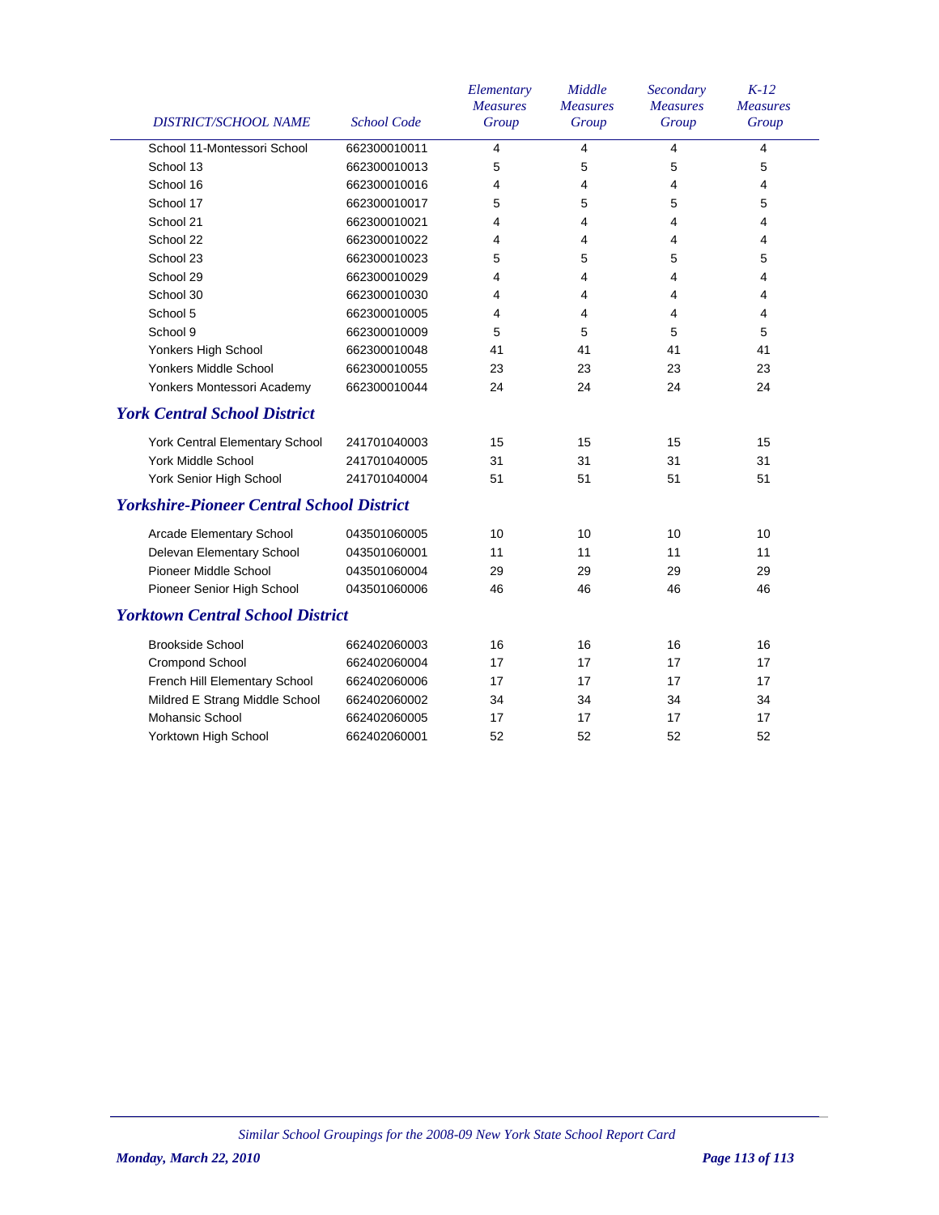| DISTRICT/SCHOOL NAME | School Code | Elementary Measures Group | Middle Measures Group | Secondary Measures Group | K-12 Measures Group |
|---|---|---|---|---|---|
| School 11-Montessori School | 662300010011 | 4 | 4 | 4 | 4 |
| School 13 | 662300010013 | 5 | 5 | 5 | 5 |
| School 16 | 662300010016 | 4 | 4 | 4 | 4 |
| School 17 | 662300010017 | 5 | 5 | 5 | 5 |
| School 21 | 662300010021 | 4 | 4 | 4 | 4 |
| School 22 | 662300010022 | 4 | 4 | 4 | 4 |
| School 23 | 662300010023 | 5 | 5 | 5 | 5 |
| School 29 | 662300010029 | 4 | 4 | 4 | 4 |
| School 30 | 662300010030 | 4 | 4 | 4 | 4 |
| School 5 | 662300010005 | 4 | 4 | 4 | 4 |
| School 9 | 662300010009 | 5 | 5 | 5 | 5 |
| Yonkers High School | 662300010048 | 41 | 41 | 41 | 41 |
| Yonkers Middle School | 662300010055 | 23 | 23 | 23 | 23 |
| Yonkers Montessori Academy | 662300010044 | 24 | 24 | 24 | 24 |
| ***York Central School District*** | | | | | |
| York Central Elementary School | 241701040003 | 15 | 15 | 15 | 15 |
| York Middle School | 241701040005 | 31 | 31 | 31 | 31 |
| York Senior High School | 241701040004 | 51 | 51 | 51 | 51 |
| ***Yorkshire-Pioneer Central School District*** | | | | | |
| Arcade Elementary School | 043501060005 | 10 | 10 | 10 | 10 |
| Delevan Elementary School | 043501060001 | 11 | 11 | 11 | 11 |
| Pioneer Middle School | 043501060004 | 29 | 29 | 29 | 29 |
| Pioneer Senior High School | 043501060006 | 46 | 46 | 46 | 46 |
| ***Yorktown Central School District*** | | | | | |
| Brookside School | 662402060003 | 16 | 16 | 16 | 16 |
| Crompond School | 662402060004 | 17 | 17 | 17 | 17 |
| French Hill Elementary School | 662402060006 | 17 | 17 | 17 | 17 |
| Mildred E Strang Middle School | 662402060002 | 34 | 34 | 34 | 34 |
| Mohansic School | 662402060005 | 17 | 17 | 17 | 17 |
| Yorktown High School | 662402060001 | 52 | 52 | 52 | 52 |